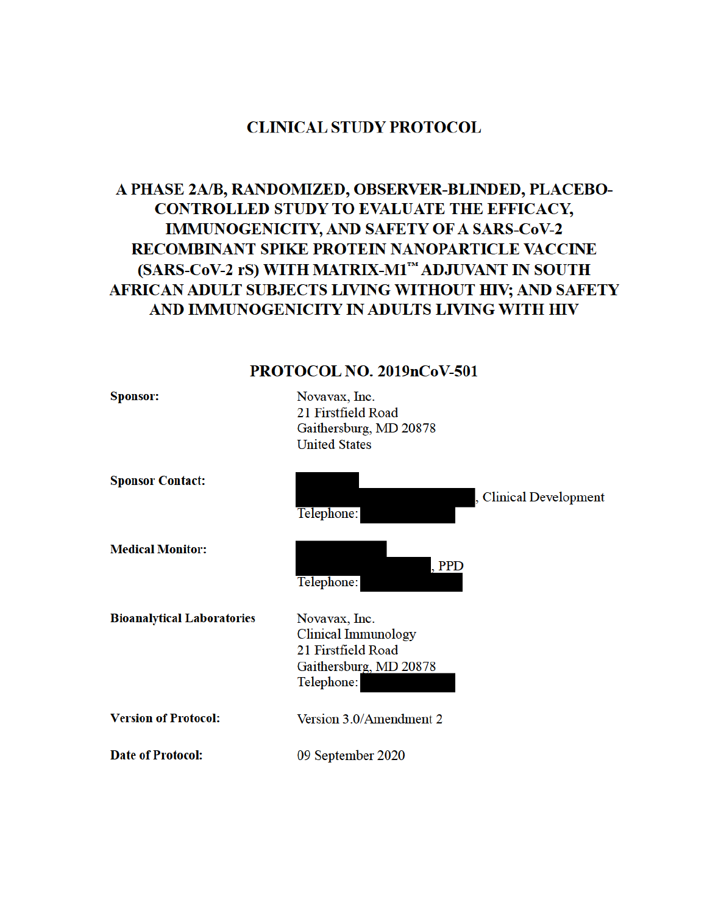# CLINICAL STUDY PROTOCOL

## A PHASE 2A/B, RANDOMIZED, OBSERVER-BLINDED, PLACEBO-CONTROLLED STUDY TO EVALUATE THE EFFICACY, IMMUNOGENICITY, AND SAFETY OF A SARS-CoV-2 RECOMBINANT SPIKE PROTEIN NANOPARTICLE VACCINE (SARS-CoV-2 rS) WITH MATRIX-M1™ ADJUVANT IN SOUTH AFRICAN ADULT SUBJECTS LIVING WITHOUT HIV; AND SAFETY AND IMMUNOGENICITY IN ADULTS LIVING WITH HIV

## PROTOCOL NO. 2019nCoV-501

| | |
|---|---|
| **Sponsor:** | Novavax, Inc.<br>21 Firstfield Road<br>Gaithersburg, MD 20878<br>United States |
| **Sponsor Contact:** | [REDACTED]<br>[REDACTED], Clinical Development<br>Telephone: [REDACTED] |
| **Medical Monitor:** | [REDACTED]<br>[REDACTED], PPD<br>Telephone: [REDACTED] |
| **Bioanalytical Laboratories** | Novavax, Inc.<br>Clinical Immunology<br>21 Firstfield Road<br>Gaithersburg, MD 20878<br>Telephone: [REDACTED] |
| **Version of Protocol:** | Version 3.0/Amendment 2 |
| **Date of Protocol:** | 09 September 2020 |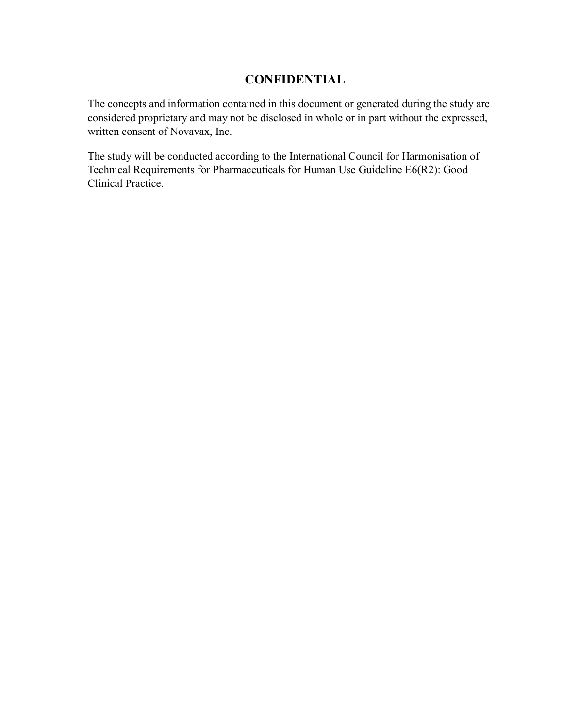# CONFIDENTIAL

The concepts and information contained in this document or generated during the study are considered proprietary and may not be disclosed in whole or in part without the expressed, written consent of Novavax, Inc.

The study will be conducted according to the International Council for Harmonisation of Technical Requirements for Pharmaceuticals for Human Use Guideline E6(R2): Good Clinical Practice.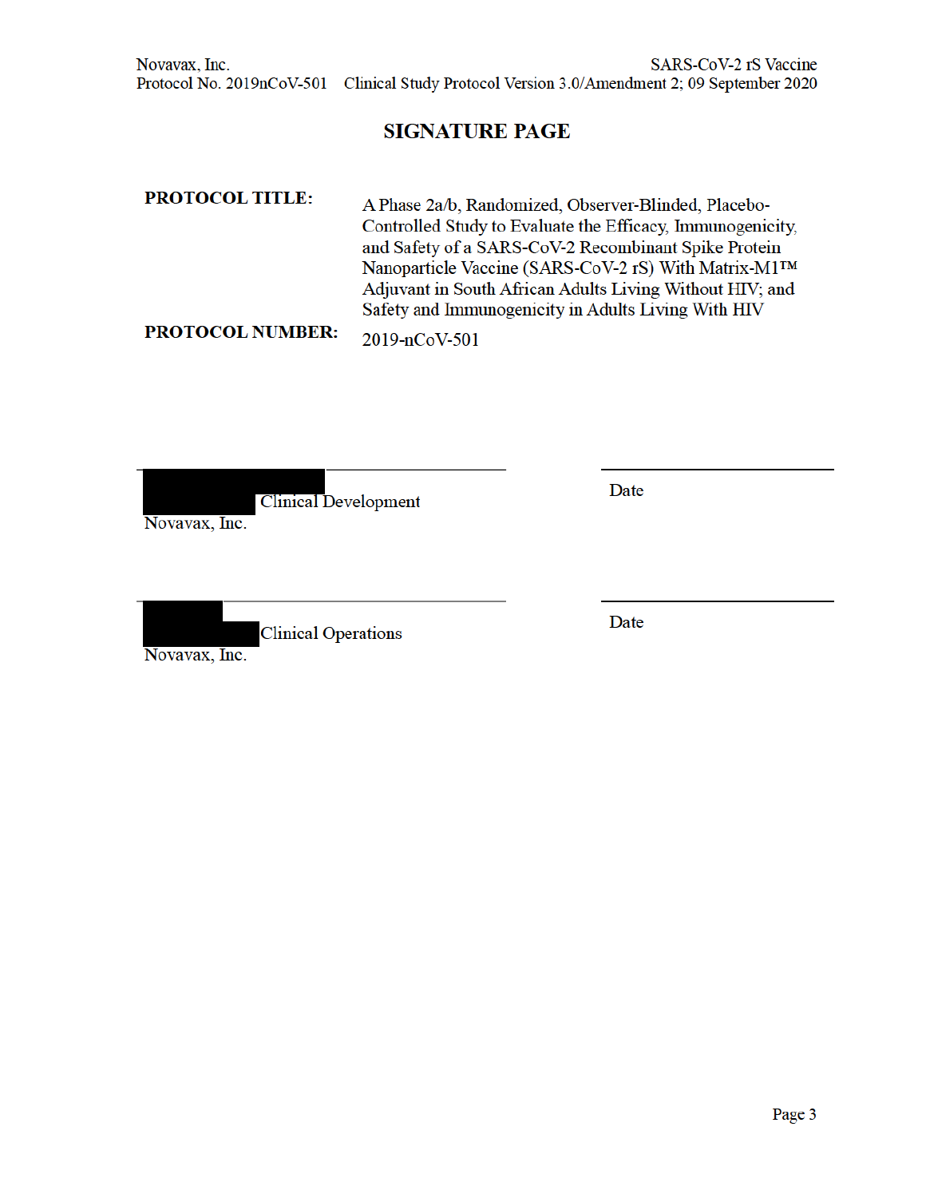# SIGNATURE PAGE

**PROTOCOL TITLE:** A Phase 2a/b, Randomized, Observer-Blinded, Placebo-Controlled Study to Evaluate the Efficacy, Immunogenicity, and Safety of a SARS-CoV-2 Recombinant Spike Protein Nanoparticle Vaccine (SARS-CoV-2 rS) With Matrix-M1™ Adjuvant in South African Adults Living Without HIV; and Safety and Immunogenicity in Adults Living With HIV

**PROTOCOL NUMBER:** 2019-nCoV-501

______________________________ ______________________

Clinical Development Date
Novavax, Inc.

______________________________ ______________________

Clinical Operations Date
Novavax, Inc.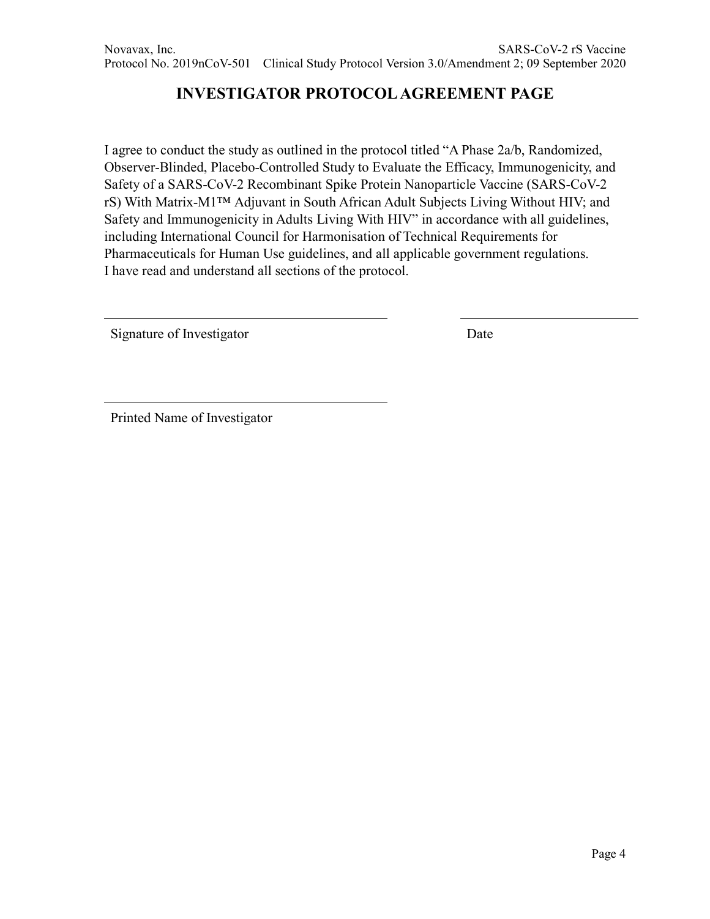# INVESTIGATOR PROTOCOL AGREEMENT PAGE

I agree to conduct the study as outlined in the protocol titled "A Phase 2a/b, Randomized, Observer-Blinded, Placebo-Controlled Study to Evaluate the Efficacy, Immunogenicity, and Safety of a SARS-CoV-2 Recombinant Spike Protein Nanoparticle Vaccine (SARS-CoV-2 rS) With Matrix-M1™ Adjuvant in South African Adult Subjects Living Without HIV; and Safety and Immunogenicity in Adults Living With HIV" in accordance with all guidelines, including International Council for Harmonisation of Technical Requirements for Pharmaceuticals for Human Use guidelines, and all applicable government regulations.
I have read and understand all sections of the protocol.

\_\_\_\_\_\_\_\_\_\_\_\_\_\_\_\_\_\_\_\_\_\_\_\_\_\_\_\_\_\_\_\_\_\_\_\_\_\_\_\_ \_\_\_\_\_\_\_\_\_\_\_\_\_\_\_\_\_\_\_\_\_\_\_\_\_\_

Signature of Investigator Date

\_\_\_\_\_\_\_\_\_\_\_\_\_\_\_\_\_\_\_\_\_\_\_\_\_\_\_\_\_\_\_\_\_\_\_\_\_\_\_\_

Printed Name of Investigator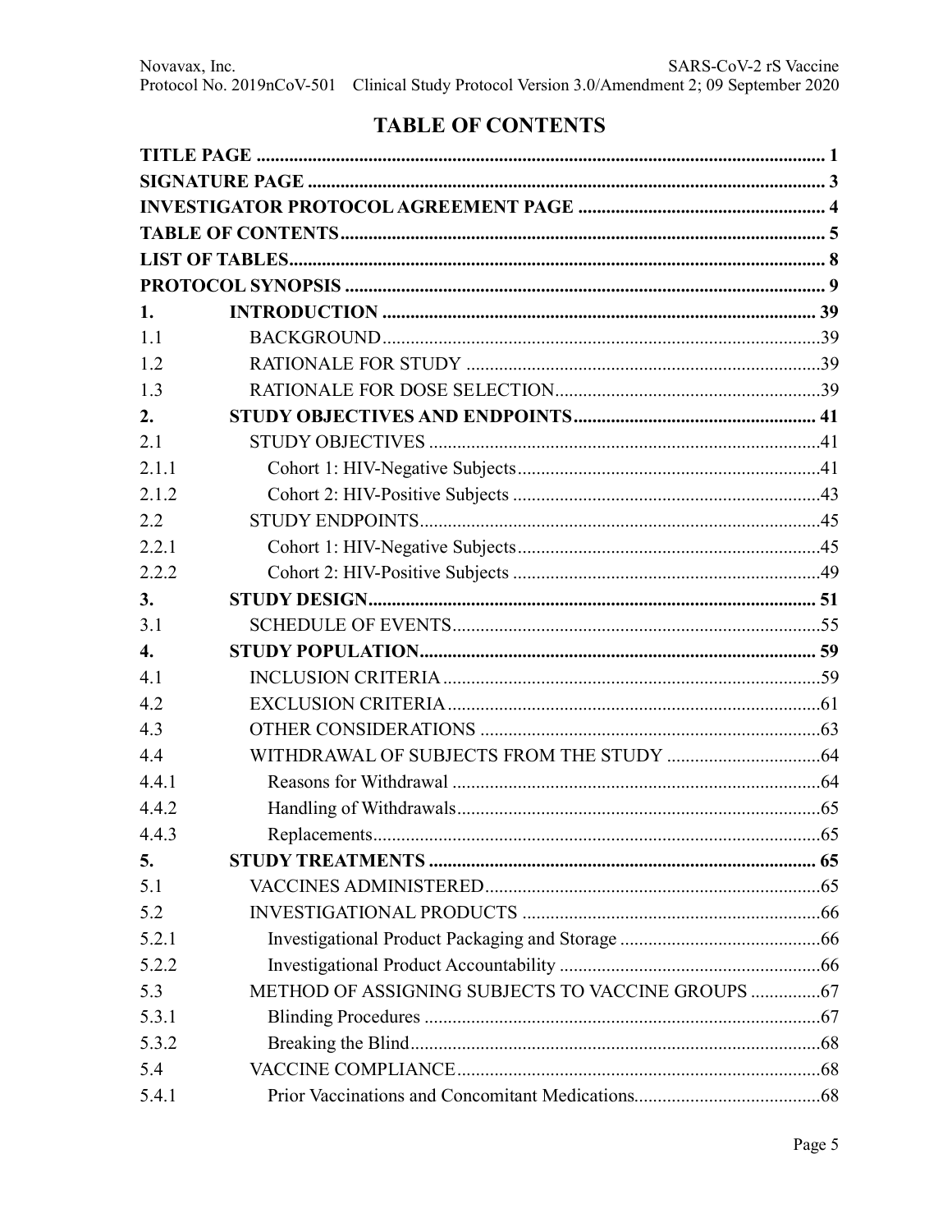# TABLE OF CONTENTS

| | | |
|---|---|---|
| **TITLE PAGE** | | **1** |
| **SIGNATURE PAGE** | | **3** |
| **INVESTIGATOR PROTOCOL AGREEMENT PAGE** | | **4** |
| **TABLE OF CONTENTS** | | **5** |
| **LIST OF TABLES** | | **8** |
| **PROTOCOL SYNOPSIS** | | **9** |
| **1.** | **INTRODUCTION** | **39** |
| 1.1 | BACKGROUND | 39 |
| 1.2 | RATIONALE FOR STUDY | 39 |
| 1.3 | RATIONALE FOR DOSE SELECTION | 39 |
| **2.** | **STUDY OBJECTIVES AND ENDPOINTS** | **41** |
| 2.1 | STUDY OBJECTIVES | 41 |
| 2.1.1 | Cohort 1: HIV-Negative Subjects | 41 |
| 2.1.2 | Cohort 2: HIV-Positive Subjects | 43 |
| 2.2 | STUDY ENDPOINTS | 45 |
| 2.2.1 | Cohort 1: HIV-Negative Subjects | 45 |
| 2.2.2 | Cohort 2: HIV-Positive Subjects | 49 |
| **3.** | **STUDY DESIGN** | **51** |
| 3.1 | SCHEDULE OF EVENTS | 55 |
| **4.** | **STUDY POPULATION** | **59** |
| 4.1 | INCLUSION CRITERIA | 59 |
| 4.2 | EXCLUSION CRITERIA | 61 |
| 4.3 | OTHER CONSIDERATIONS | 63 |
| 4.4 | WITHDRAWAL OF SUBJECTS FROM THE STUDY | 64 |
| 4.4.1 | Reasons for Withdrawal | 64 |
| 4.4.2 | Handling of Withdrawals | 65 |
| 4.4.3 | Replacements | 65 |
| **5.** | **STUDY TREATMENTS** | **65** |
| 5.1 | VACCINES ADMINISTERED | 65 |
| 5.2 | INVESTIGATIONAL PRODUCTS | 66 |
| 5.2.1 | Investigational Product Packaging and Storage | 66 |
| 5.2.2 | Investigational Product Accountability | 66 |
| 5.3 | METHOD OF ASSIGNING SUBJECTS TO VACCINE GROUPS | 67 |
| 5.3.1 | Blinding Procedures | 67 |
| 5.3.2 | Breaking the Blind | 68 |
| 5.4 | VACCINE COMPLIANCE | 68 |
| 5.4.1 | Prior Vaccinations and Concomitant Medications | 68 |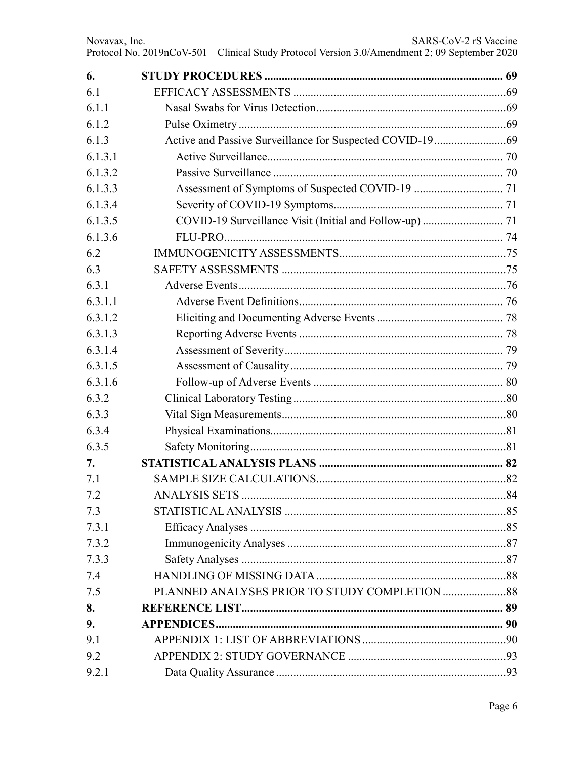| | | |
|---|---|---|
| **6.** | **STUDY PROCEDURES** | **69** |
| 6.1 | EFFICACY ASSESSMENTS | 69 |
| 6.1.1 | Nasal Swabs for Virus Detection | 69 |
| 6.1.2 | Pulse Oximetry | 69 |
| 6.1.3 | Active and Passive Surveillance for Suspected COVID-19 | 69 |
| 6.1.3.1 | Active Surveillance | 70 |
| 6.1.3.2 | Passive Surveillance | 70 |
| 6.1.3.3 | Assessment of Symptoms of Suspected COVID-19 | 71 |
| 6.1.3.4 | Severity of COVID-19 Symptoms | 71 |
| 6.1.3.5 | COVID-19 Surveillance Visit (Initial and Follow-up) | 71 |
| 6.1.3.6 | FLU-PRO | 74 |
| 6.2 | IMMUNOGENICITY ASSESSMENTS | 75 |
| 6.3 | SAFETY ASSESSMENTS | 75 |
| 6.3.1 | Adverse Events | 76 |
| 6.3.1.1 | Adverse Event Definitions | 76 |
| 6.3.1.2 | Eliciting and Documenting Adverse Events | 78 |
| 6.3.1.3 | Reporting Adverse Events | 78 |
| 6.3.1.4 | Assessment of Severity | 79 |
| 6.3.1.5 | Assessment of Causality | 79 |
| 6.3.1.6 | Follow-up of Adverse Events | 80 |
| 6.3.2 | Clinical Laboratory Testing | 80 |
| 6.3.3 | Vital Sign Measurements | 80 |
| 6.3.4 | Physical Examinations | 81 |
| 6.3.5 | Safety Monitoring | 81 |
| **7.** | **STATISTICAL ANALYSIS PLANS** | **82** |
| 7.1 | SAMPLE SIZE CALCULATIONS | 82 |
| 7.2 | ANALYSIS SETS | 84 |
| 7.3 | STATISTICAL ANALYSIS | 85 |
| 7.3.1 | Efficacy Analyses | 85 |
| 7.3.2 | Immunogenicity Analyses | 87 |
| 7.3.3 | Safety Analyses | 87 |
| 7.4 | HANDLING OF MISSING DATA | 88 |
| 7.5 | PLANNED ANALYSES PRIOR TO STUDY COMPLETION | 88 |
| **8.** | **REFERENCE LIST** | **89** |
| **9.** | **APPENDICES** | **90** |
| 9.1 | APPENDIX 1: LIST OF ABBREVIATIONS | 90 |
| 9.2 | APPENDIX 2: STUDY GOVERNANCE | 93 |
| 9.2.1 | Data Quality Assurance | 93 |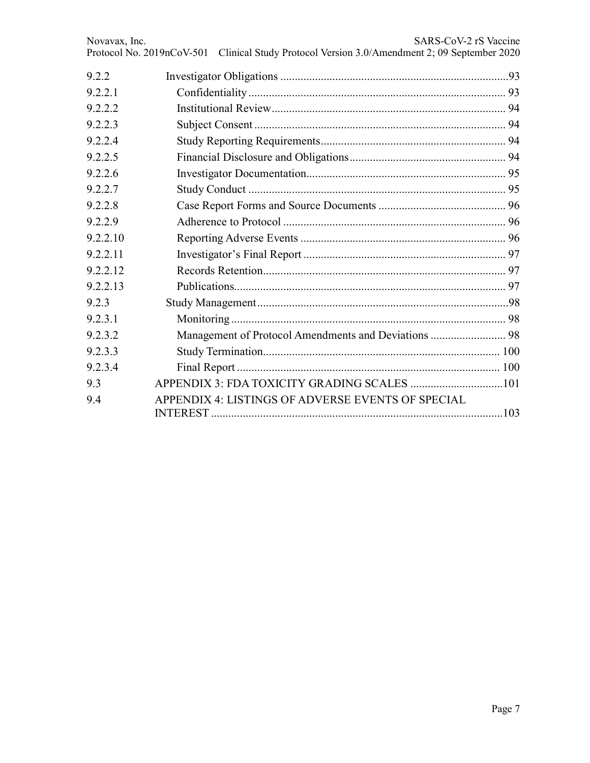| | | |
|---|---|---|
| 9.2.2 | Investigator Obligations | 93 |
| 9.2.2.1 | Confidentiality | 93 |
| 9.2.2.2 | Institutional Review | 94 |
| 9.2.2.3 | Subject Consent | 94 |
| 9.2.2.4 | Study Reporting Requirements | 94 |
| 9.2.2.5 | Financial Disclosure and Obligations | 94 |
| 9.2.2.6 | Investigator Documentation | 95 |
| 9.2.2.7 | Study Conduct | 95 |
| 9.2.2.8 | Case Report Forms and Source Documents | 96 |
| 9.2.2.9 | Adherence to Protocol | 96 |
| 9.2.2.10 | Reporting Adverse Events | 96 |
| 9.2.2.11 | Investigator's Final Report | 97 |
| 9.2.2.12 | Records Retention | 97 |
| 9.2.2.13 | Publications | 97 |
| 9.2.3 | Study Management | 98 |
| 9.2.3.1 | Monitoring | 98 |
| 9.2.3.2 | Management of Protocol Amendments and Deviations | 98 |
| 9.2.3.3 | Study Termination | 100 |
| 9.2.3.4 | Final Report | 100 |
| 9.3 | APPENDIX 3: FDA TOXICITY GRADING SCALES | 101 |
| 9.4 | APPENDIX 4: LISTINGS OF ADVERSE EVENTS OF SPECIAL INTEREST | 103 |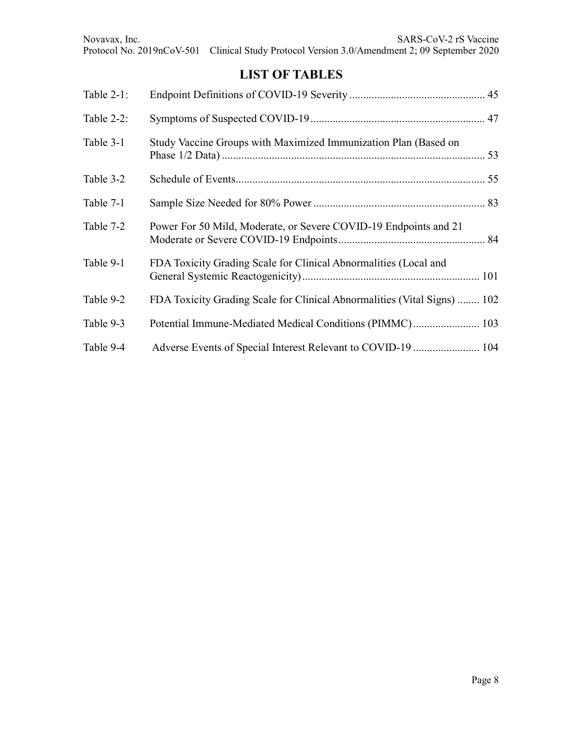# LIST OF TABLES

| | | |
|---|---|---|
| Table 2-1: | Endpoint Definitions of COVID-19 Severity | 45 |
| Table 2-2: | Symptoms of Suspected COVID-19 | 47 |
| Table 3-1 | Study Vaccine Groups with Maximized Immunization Plan (Based on Phase 1/2 Data) | 53 |
| Table 3-2 | Schedule of Events | 55 |
| Table 7-1 | Sample Size Needed for 80% Power | 83 |
| Table 7-2 | Power For 50 Mild, Moderate, or Severe COVID-19 Endpoints and 21 Moderate or Severe COVID-19 Endpoints | 84 |
| Table 9-1 | FDA Toxicity Grading Scale for Clinical Abnormalities (Local and General Systemic Reactogenicity) | 101 |
| Table 9-2 | FDA Toxicity Grading Scale for Clinical Abnormalities (Vital Signs) | 102 |
| Table 9-3 | Potential Immune-Mediated Medical Conditions (PIMMC) | 103 |
| Table 9-4 | Adverse Events of Special Interest Relevant to COVID-19 | 104 |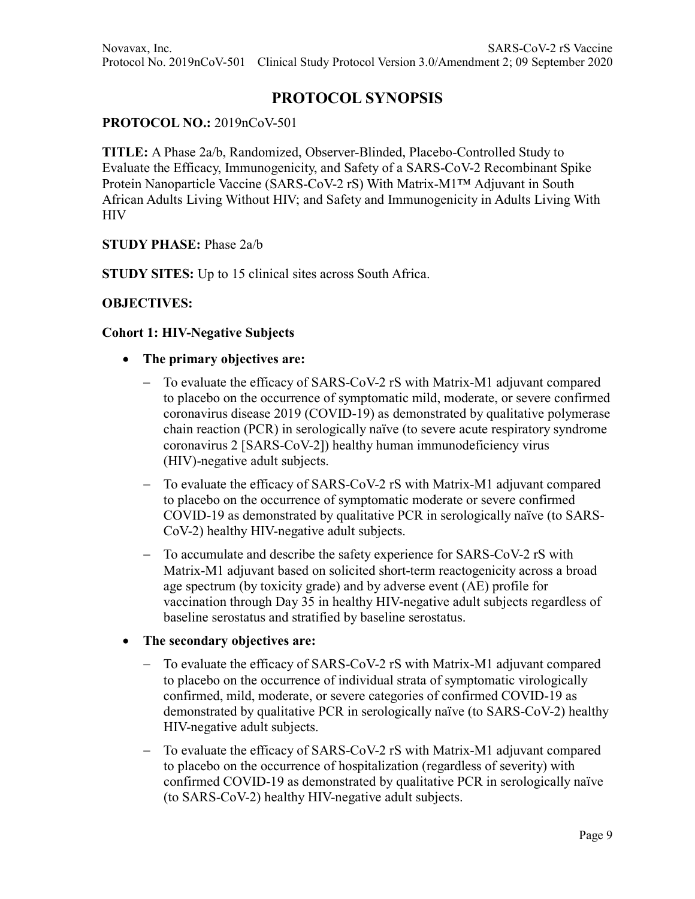# PROTOCOL SYNOPSIS

**PROTOCOL NO.:** 2019nCoV-501

**TITLE:** A Phase 2a/b, Randomized, Observer-Blinded, Placebo-Controlled Study to Evaluate the Efficacy, Immunogenicity, and Safety of a SARS-CoV-2 Recombinant Spike Protein Nanoparticle Vaccine (SARS-CoV-2 rS) With Matrix-M1™ Adjuvant in South African Adults Living Without HIV; and Safety and Immunogenicity in Adults Living With HIV

**STUDY PHASE:** Phase 2a/b

**STUDY SITES:** Up to 15 clinical sites across South Africa.

**OBJECTIVES:**

**Cohort 1: HIV-Negative Subjects**

- **The primary objectives are:**
  - To evaluate the efficacy of SARS-CoV-2 rS with Matrix-M1 adjuvant compared to placebo on the occurrence of symptomatic mild, moderate, or severe confirmed coronavirus disease 2019 (COVID-19) as demonstrated by qualitative polymerase chain reaction (PCR) in serologically naïve (to severe acute respiratory syndrome coronavirus 2 [SARS-CoV-2]) healthy human immunodeficiency virus (HIV)-negative adult subjects.
  - To evaluate the efficacy of SARS-CoV-2 rS with Matrix-M1 adjuvant compared to placebo on the occurrence of symptomatic moderate or severe confirmed COVID-19 as demonstrated by qualitative PCR in serologically naïve (to SARS-CoV-2) healthy HIV-negative adult subjects.
  - To accumulate and describe the safety experience for SARS-CoV-2 rS with Matrix-M1 adjuvant based on solicited short-term reactogenicity across a broad age spectrum (by toxicity grade) and by adverse event (AE) profile for vaccination through Day 35 in healthy HIV-negative adult subjects regardless of baseline serostatus and stratified by baseline serostatus.
- **The secondary objectives are:**
  - To evaluate the efficacy of SARS-CoV-2 rS with Matrix-M1 adjuvant compared to placebo on the occurrence of individual strata of symptomatic virologically confirmed, mild, moderate, or severe categories of confirmed COVID-19 as demonstrated by qualitative PCR in serologically naïve (to SARS-CoV-2) healthy HIV-negative adult subjects.
  - To evaluate the efficacy of SARS-CoV-2 rS with Matrix-M1 adjuvant compared to placebo on the occurrence of hospitalization (regardless of severity) with confirmed COVID-19 as demonstrated by qualitative PCR in serologically naïve (to SARS-CoV-2) healthy HIV-negative adult subjects.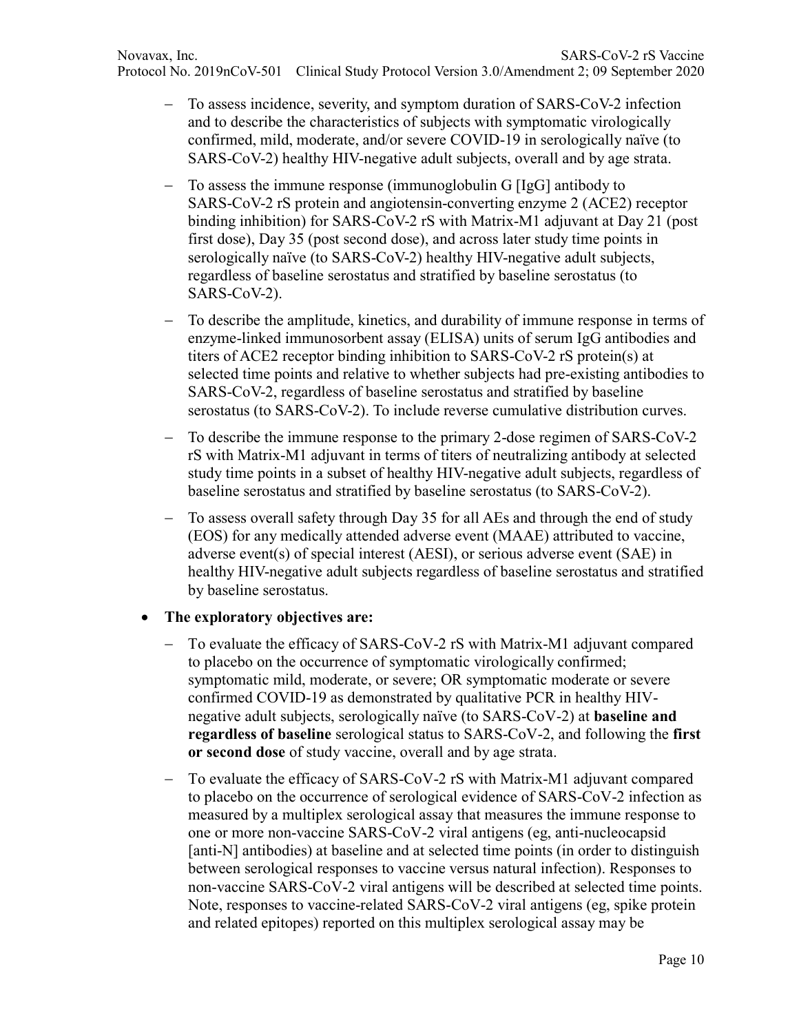- To assess incidence, severity, and symptom duration of SARS-CoV-2 infection and to describe the characteristics of subjects with symptomatic virologically confirmed, mild, moderate, and/or severe COVID-19 in serologically naïve (to SARS-CoV-2) healthy HIV-negative adult subjects, overall and by age strata.
- To assess the immune response (immunoglobulin G [IgG] antibody to SARS-CoV-2 rS protein and angiotensin-converting enzyme 2 (ACE2) receptor binding inhibition) for SARS-CoV-2 rS with Matrix-M1 adjuvant at Day 21 (post first dose), Day 35 (post second dose), and across later study time points in serologically naïve (to SARS-CoV-2) healthy HIV-negative adult subjects, regardless of baseline serostatus and stratified by baseline serostatus (to SARS-CoV-2).
- To describe the amplitude, kinetics, and durability of immune response in terms of enzyme-linked immunosorbent assay (ELISA) units of serum IgG antibodies and titers of ACE2 receptor binding inhibition to SARS-CoV-2 rS protein(s) at selected time points and relative to whether subjects had pre-existing antibodies to SARS-CoV-2, regardless of baseline serostatus and stratified by baseline serostatus (to SARS-CoV-2). To include reverse cumulative distribution curves.
- To describe the immune response to the primary 2-dose regimen of SARS-CoV-2 rS with Matrix-M1 adjuvant in terms of titers of neutralizing antibody at selected study time points in a subset of healthy HIV-negative adult subjects, regardless of baseline serostatus and stratified by baseline serostatus (to SARS-CoV-2).
- To assess overall safety through Day 35 for all AEs and through the end of study (EOS) for any medically attended adverse event (MAAE) attributed to vaccine, adverse event(s) of special interest (AESI), or serious adverse event (SAE) in healthy HIV-negative adult subjects regardless of baseline serostatus and stratified by baseline serostatus.

- **The exploratory objectives are:**
  - To evaluate the efficacy of SARS-CoV-2 rS with Matrix-M1 adjuvant compared to placebo on the occurrence of symptomatic virologically confirmed; symptomatic mild, moderate, or severe; OR symptomatic moderate or severe confirmed COVID-19 as demonstrated by qualitative PCR in healthy HIV-negative adult subjects, serologically naïve (to SARS-CoV-2) at **baseline and regardless of baseline** serological status to SARS-CoV-2, and following the **first or second dose** of study vaccine, overall and by age strata.
  - To evaluate the efficacy of SARS-CoV-2 rS with Matrix-M1 adjuvant compared to placebo on the occurrence of serological evidence of SARS-CoV-2 infection as measured by a multiplex serological assay that measures the immune response to one or more non-vaccine SARS-CoV-2 viral antigens (eg, anti-nucleocapsid [anti-N] antibodies) at baseline and at selected time points (in order to distinguish between serological responses to vaccine versus natural infection). Responses to non-vaccine SARS-CoV-2 viral antigens will be described at selected time points. Note, responses to vaccine-related SARS-CoV-2 viral antigens (eg, spike protein and related epitopes) reported on this multiplex serological assay may be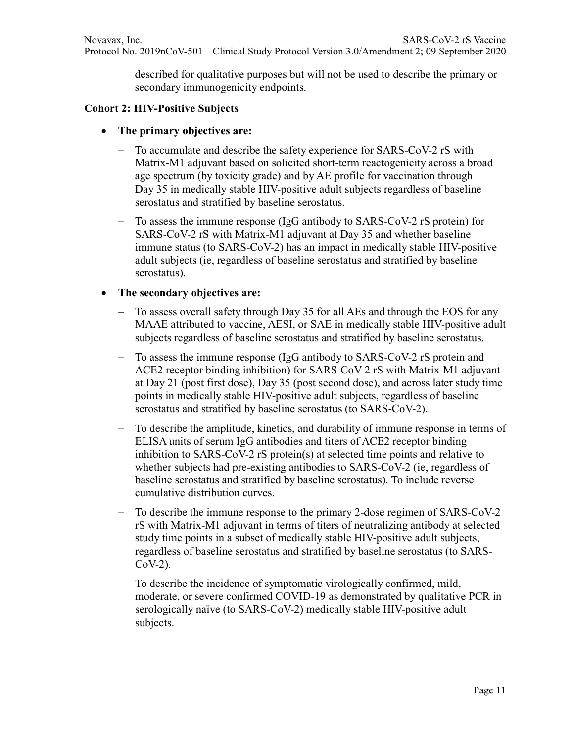described for qualitative purposes but will not be used to describe the primary or secondary immunogenicity endpoints.

**Cohort 2: HIV-Positive Subjects**

- **The primary objectives are:**
  - To accumulate and describe the safety experience for SARS-CoV-2 rS with Matrix-M1 adjuvant based on solicited short-term reactogenicity across a broad age spectrum (by toxicity grade) and by AE profile for vaccination through Day 35 in medically stable HIV-positive adult subjects regardless of baseline serostatus and stratified by baseline serostatus.
  - To assess the immune response (IgG antibody to SARS-CoV-2 rS protein) for SARS-CoV-2 rS with Matrix-M1 adjuvant at Day 35 and whether baseline immune status (to SARS-CoV-2) has an impact in medically stable HIV-positive adult subjects (ie, regardless of baseline serostatus and stratified by baseline serostatus).
- **The secondary objectives are:**
  - To assess overall safety through Day 35 for all AEs and through the EOS for any MAAE attributed to vaccine, AESI, or SAE in medically stable HIV-positive adult subjects regardless of baseline serostatus and stratified by baseline serostatus.
  - To assess the immune response (IgG antibody to SARS-CoV-2 rS protein and ACE2 receptor binding inhibition) for SARS-CoV-2 rS with Matrix-M1 adjuvant at Day 21 (post first dose), Day 35 (post second dose), and across later study time points in medically stable HIV-positive adult subjects, regardless of baseline serostatus and stratified by baseline serostatus (to SARS-CoV-2).
  - To describe the amplitude, kinetics, and durability of immune response in terms of ELISA units of serum IgG antibodies and titers of ACE2 receptor binding inhibition to SARS-CoV-2 rS protein(s) at selected time points and relative to whether subjects had pre-existing antibodies to SARS-CoV-2 (ie, regardless of baseline serostatus and stratified by baseline serostatus). To include reverse cumulative distribution curves.
  - To describe the immune response to the primary 2-dose regimen of SARS-CoV-2 rS with Matrix-M1 adjuvant in terms of titers of neutralizing antibody at selected study time points in a subset of medically stable HIV-positive adult subjects, regardless of baseline serostatus and stratified by baseline serostatus (to SARS-CoV-2).
  - To describe the incidence of symptomatic virologically confirmed, mild, moderate, or severe confirmed COVID-19 as demonstrated by qualitative PCR in serologically naïve (to SARS-CoV-2) medically stable HIV-positive adult subjects.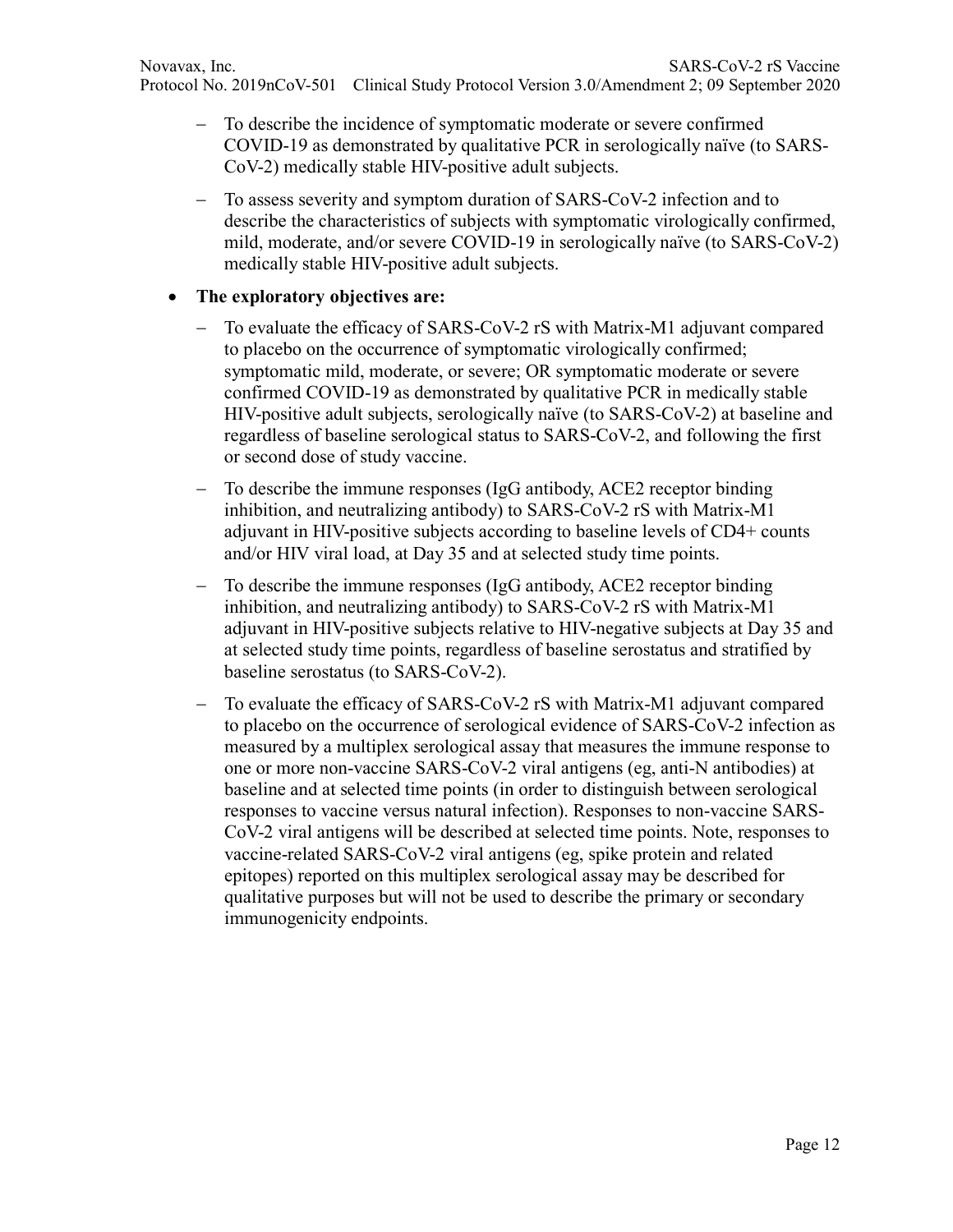- To describe the incidence of symptomatic moderate or severe confirmed COVID-19 as demonstrated by qualitative PCR in serologically naïve (to SARS-CoV-2) medically stable HIV-positive adult subjects.
- To assess severity and symptom duration of SARS-CoV-2 infection and to describe the characteristics of subjects with symptomatic virologically confirmed, mild, moderate, and/or severe COVID-19 in serologically naïve (to SARS-CoV-2) medically stable HIV-positive adult subjects.

- **The exploratory objectives are:**
  - To evaluate the efficacy of SARS-CoV-2 rS with Matrix-M1 adjuvant compared to placebo on the occurrence of symptomatic virologically confirmed; symptomatic mild, moderate, or severe; OR symptomatic moderate or severe confirmed COVID-19 as demonstrated by qualitative PCR in medically stable HIV-positive adult subjects, serologically naïve (to SARS-CoV-2) at baseline and regardless of baseline serological status to SARS-CoV-2, and following the first or second dose of study vaccine.
  - To describe the immune responses (IgG antibody, ACE2 receptor binding inhibition, and neutralizing antibody) to SARS-CoV-2 rS with Matrix-M1 adjuvant in HIV-positive subjects according to baseline levels of CD4+ counts and/or HIV viral load, at Day 35 and at selected study time points.
  - To describe the immune responses (IgG antibody, ACE2 receptor binding inhibition, and neutralizing antibody) to SARS-CoV-2 rS with Matrix-M1 adjuvant in HIV-positive subjects relative to HIV-negative subjects at Day 35 and at selected study time points, regardless of baseline serostatus and stratified by baseline serostatus (to SARS-CoV-2).
  - To evaluate the efficacy of SARS-CoV-2 rS with Matrix-M1 adjuvant compared to placebo on the occurrence of serological evidence of SARS-CoV-2 infection as measured by a multiplex serological assay that measures the immune response to one or more non-vaccine SARS-CoV-2 viral antigens (eg, anti-N antibodies) at baseline and at selected time points (in order to distinguish between serological responses to vaccine versus natural infection). Responses to non-vaccine SARS-CoV-2 viral antigens will be described at selected time points. Note, responses to vaccine-related SARS-CoV-2 viral antigens (eg, spike protein and related epitopes) reported on this multiplex serological assay may be described for qualitative purposes but will not be used to describe the primary or secondary immunogenicity endpoints.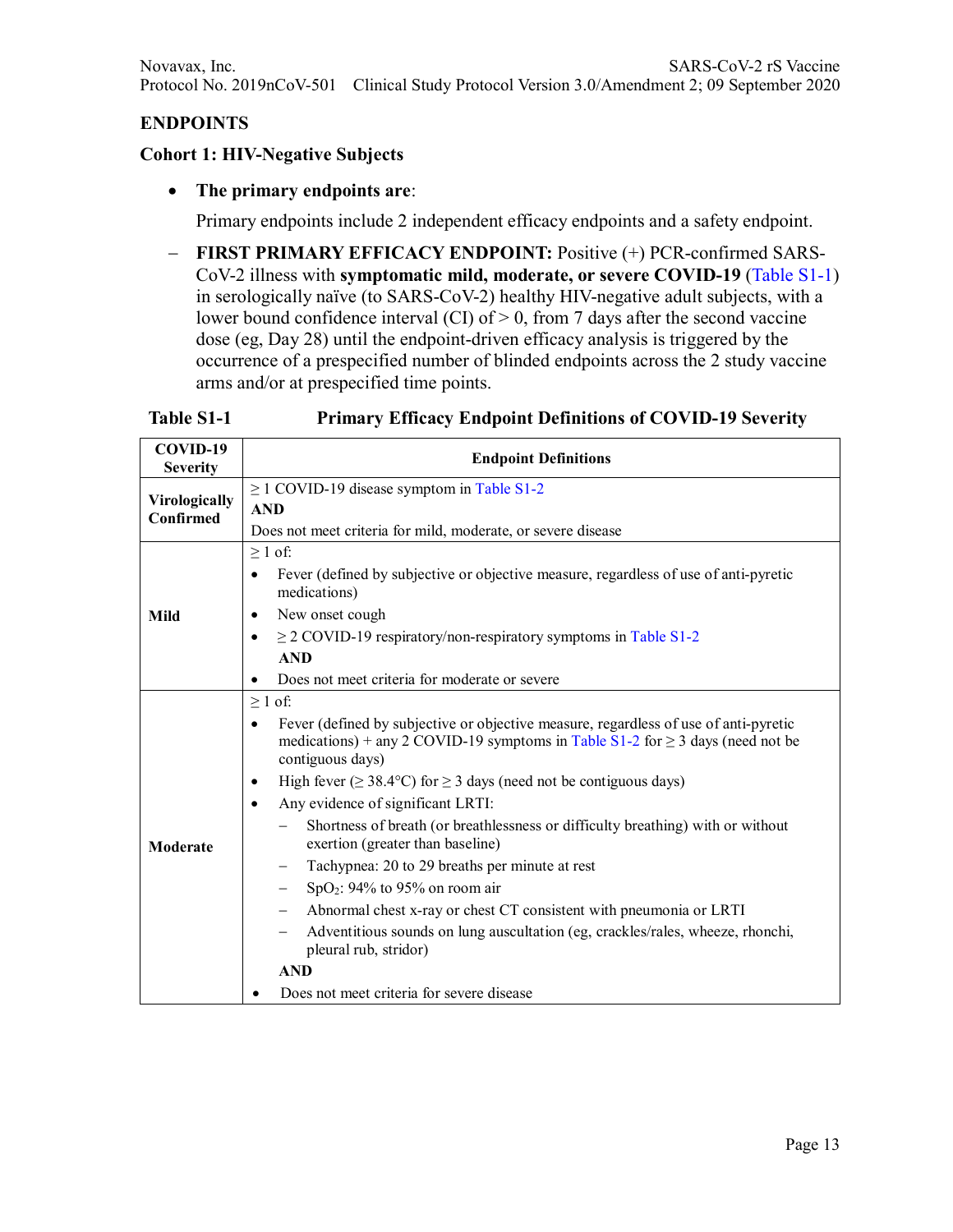## ENDPOINTS

### Cohort 1: HIV-Negative Subjects

- **The primary endpoints are**:

  Primary endpoints include 2 independent efficacy endpoints and a safety endpoint.

– **FIRST PRIMARY EFFICACY ENDPOINT:** Positive (+) PCR-confirmed SARS-CoV-2 illness with **symptomatic mild, moderate, or severe COVID-19** (Table S1-1) in serologically naïve (to SARS-CoV-2) healthy HIV-negative adult subjects, with a lower bound confidence interval (CI) of > 0, from 7 days after the second vaccine dose (eg, Day 28) until the endpoint-driven efficacy analysis is triggered by the occurrence of a prespecified number of blinded endpoints across the 2 study vaccine arms and/or at prespecified time points.

**Table S1-1 Primary Efficacy Endpoint Definitions of COVID-19 Severity**

| COVID-19 Severity | Endpoint Definitions |
| --- | --- |
| **Virologically Confirmed** | ≥ 1 COVID-19 disease symptom in Table S1-2 <br> **AND** <br> Does not meet criteria for mild, moderate, or severe disease |
| **Mild** | ≥ 1 of: <br> • Fever (defined by subjective or objective measure, regardless of use of anti-pyretic medications) <br> • New onset cough <br> • ≥ 2 COVID-19 respiratory/non-respiratory symptoms in Table S1-2 <br> **AND** <br> • Does not meet criteria for moderate or severe |
| **Moderate** | ≥ 1 of: <br> • Fever (defined by subjective or objective measure, regardless of use of anti-pyretic medications) + any 2 COVID-19 symptoms in Table S1-2 for ≥ 3 days (need not be contiguous days) <br> • High fever (≥ 38.4°C) for ≥ 3 days (need not be contiguous days) <br> • Any evidence of significant LRTI: <br> – Shortness of breath (or breathlessness or difficulty breathing) with or without exertion (greater than baseline) <br> – Tachypnea: 20 to 29 breaths per minute at rest <br> – $SpO_2$: 94% to 95% on room air <br> – Abnormal chest x-ray or chest CT consistent with pneumonia or LRTI <br> – Adventitious sounds on lung auscultation (eg, crackles/rales, wheeze, rhonchi, pleural rub, stridor) <br> **AND** <br> • Does not meet criteria for severe disease |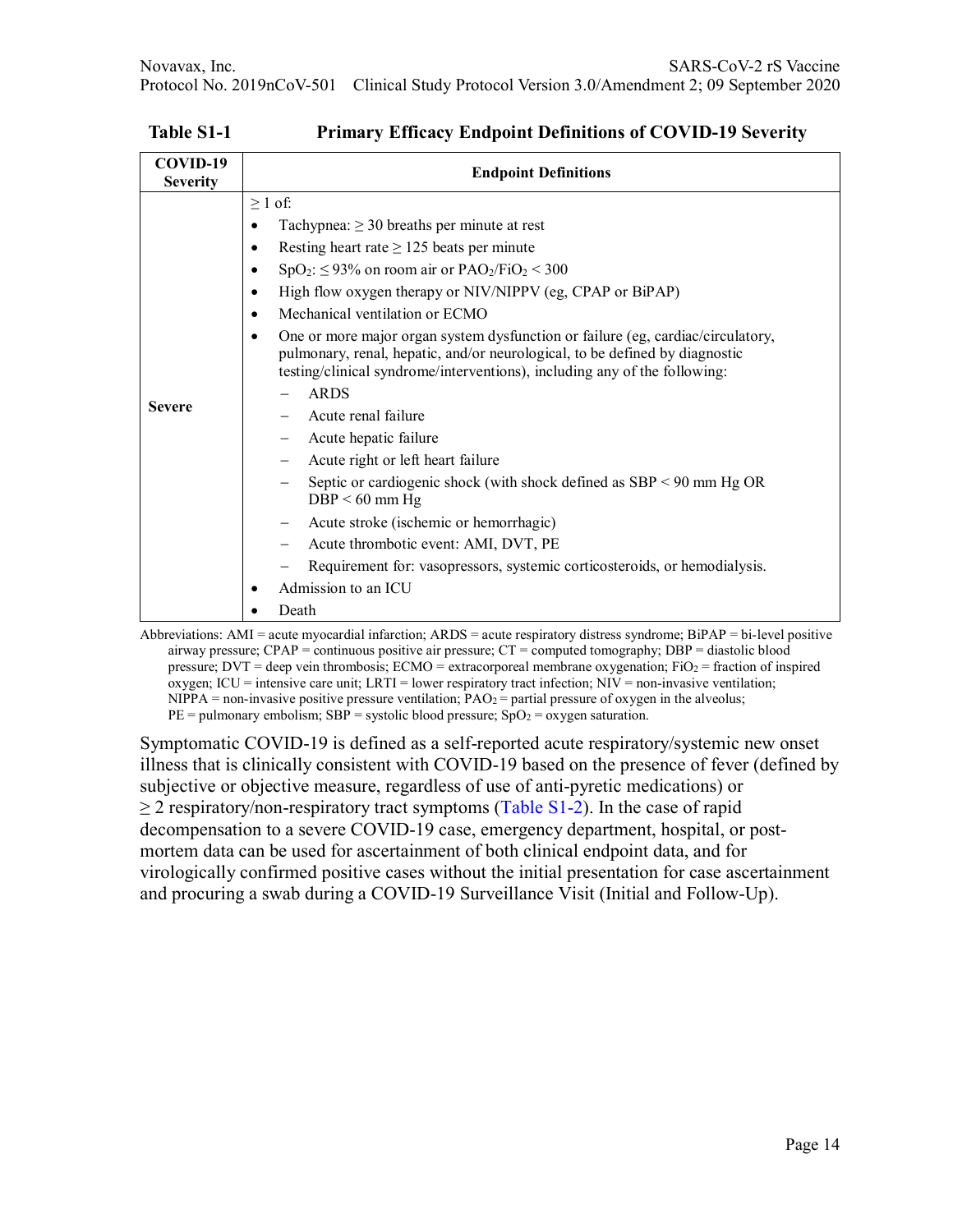**Table S1-1 Primary Efficacy Endpoint Definitions of COVID-19 Severity**

| COVID-19 Severity | Endpoint Definitions |
|---|---|
| **Severe** | $\geq$ 1 of:<br>• Tachypnea: $\geq$ 30 breaths per minute at rest<br>• Resting heart rate $\geq$ 125 beats per minute<br>• $SpO_2$: $\leq$ 93% on room air or $PAO_2/FiO_2 < 300$<br>• High flow oxygen therapy or NIV/NIPPV (eg, CPAP or BiPAP)<br>• Mechanical ventilation or ECMO<br>• One or more major organ system dysfunction or failure (eg, cardiac/circulatory, pulmonary, renal, hepatic, and/or neurological, to be defined by diagnostic testing/clinical syndrome/interventions), including any of the following:<br>  – ARDS<br>  – Acute renal failure<br>  – Acute hepatic failure<br>  – Acute right or left heart failure<br>  – Septic or cardiogenic shock (with shock defined as SBP < 90 mm Hg OR DBP < 60 mm Hg<br>  – Acute stroke (ischemic or hemorrhagic)<br>  – Acute thrombotic event: AMI, DVT, PE<br>  – Requirement for: vasopressors, systemic corticosteroids, or hemodialysis.<br>• Admission to an ICU<br>• Death |

Abbreviations: AMI = acute myocardial infarction; ARDS = acute respiratory distress syndrome; BiPAP = bi-level positive airway pressure; CPAP = continuous positive air pressure; CT = computed tomography; DBP = diastolic blood pressure; DVT = deep vein thrombosis; ECMO = extracorporeal membrane oxygenation; $FiO_2$ = fraction of inspired oxygen; ICU = intensive care unit; LRTI = lower respiratory tract infection; NIV = non-invasive ventilation; NIPPA = non-invasive positive pressure ventilation; $PAO_2$ = partial pressure of oxygen in the alveolus; PE = pulmonary embolism; SBP = systolic blood pressure; $SpO_2$ = oxygen saturation.

Symptomatic COVID-19 is defined as a self-reported acute respiratory/systemic new onset illness that is clinically consistent with COVID-19 based on the presence of fever (defined by subjective or objective measure, regardless of use of anti-pyretic medications) or $\geq$ 2 respiratory/non-respiratory tract symptoms (Table S1-2). In the case of rapid decompensation to a severe COVID-19 case, emergency department, hospital, or post-mortem data can be used for ascertainment of both clinical endpoint data, and for virologically confirmed positive cases without the initial presentation for case ascertainment and procuring a swab during a COVID-19 Surveillance Visit (Initial and Follow-Up).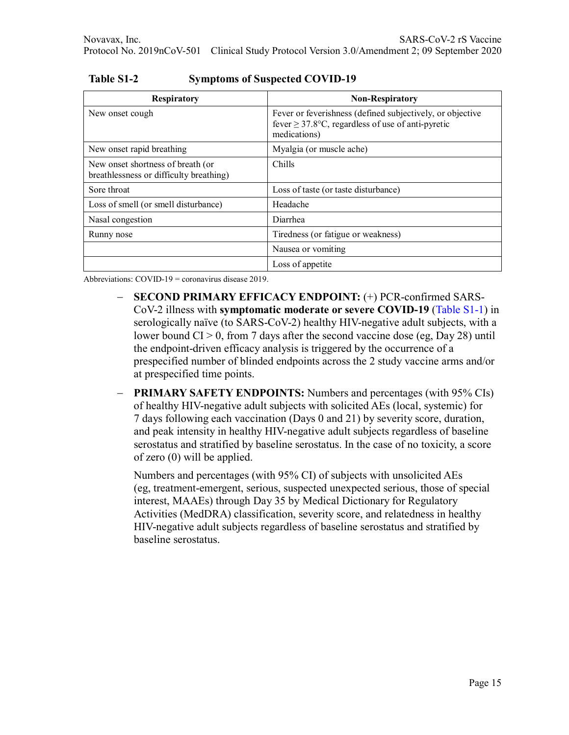**Table S1-2 Symptoms of Suspected COVID-19**

| Respiratory | Non-Respiratory |
|---|---|
| New onset cough | Fever or feverishness (defined subjectively, or objective fever ≥ 37.8°C, regardless of use of anti-pyretic medications) |
| New onset rapid breathing | Myalgia (or muscle ache) |
| New onset shortness of breath (or breathlessness or difficulty breathing) | Chills |
| Sore throat | Loss of taste (or taste disturbance) |
| Loss of smell (or smell disturbance) | Headache |
| Nasal congestion | Diarrhea |
| Runny nose | Tiredness (or fatigue or weakness) |
| | Nausea or vomiting |
| | Loss of appetite |

Abbreviations: COVID-19 = coronavirus disease 2019.

- **SECOND PRIMARY EFFICACY ENDPOINT:** (+) PCR-confirmed SARS-CoV-2 illness with **symptomatic moderate or severe COVID-19** (Table S1-1) in serologically naïve (to SARS-CoV-2) healthy HIV-negative adult subjects, with a lower bound CI > 0, from 7 days after the second vaccine dose (eg, Day 28) until the endpoint-driven efficacy analysis is triggered by the occurrence of a prespecified number of blinded endpoints across the 2 study vaccine arms and/or at prespecified time points.
- **PRIMARY SAFETY ENDPOINTS:** Numbers and percentages (with 95% CIs) of healthy HIV-negative adult subjects with solicited AEs (local, systemic) for 7 days following each vaccination (Days 0 and 21) by severity score, duration, and peak intensity in healthy HIV-negative adult subjects regardless of baseline serostatus and stratified by baseline serostatus. In the case of no toxicity, a score of zero (0) will be applied.

  Numbers and percentages (with 95% CI) of subjects with unsolicited AEs (eg, treatment-emergent, serious, suspected unexpected serious, those of special interest, MAAEs) through Day 35 by Medical Dictionary for Regulatory Activities (MedDRA) classification, severity score, and relatedness in healthy HIV-negative adult subjects regardless of baseline serostatus and stratified by baseline serostatus.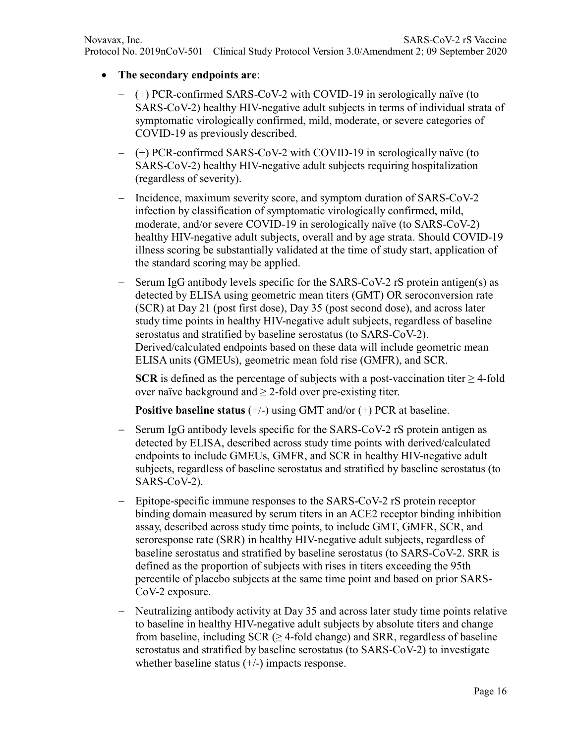- **The secondary endpoints are**:
  - (+) PCR-confirmed SARS-CoV-2 with COVID-19 in serologically naïve (to SARS-CoV-2) healthy HIV-negative adult subjects in terms of individual strata of symptomatic virologically confirmed, mild, moderate, or severe categories of COVID-19 as previously described.
  - (+) PCR-confirmed SARS-CoV-2 with COVID-19 in serologically naïve (to SARS-CoV-2) healthy HIV-negative adult subjects requiring hospitalization (regardless of severity).
  - Incidence, maximum severity score, and symptom duration of SARS-CoV-2 infection by classification of symptomatic virologically confirmed, mild, moderate, and/or severe COVID-19 in serologically naïve (to SARS-CoV-2) healthy HIV-negative adult subjects, overall and by age strata. Should COVID-19 illness scoring be substantially validated at the time of study start, application of the standard scoring may be applied.
  - Serum IgG antibody levels specific for the SARS-CoV-2 rS protein antigen(s) as detected by ELISA using geometric mean titers (GMT) OR seroconversion rate (SCR) at Day 21 (post first dose), Day 35 (post second dose), and across later study time points in healthy HIV-negative adult subjects, regardless of baseline serostatus and stratified by baseline serostatus (to SARS-CoV-2). Derived/calculated endpoints based on these data will include geometric mean ELISA units (GMEUs), geometric mean fold rise (GMFR), and SCR.

    **SCR** is defined as the percentage of subjects with a post-vaccination titer $\geq$ 4-fold over naïve background and $\geq$ 2-fold over pre-existing titer.

    **Positive baseline status** (+/-) using GMT and/or (+) PCR at baseline.
  - Serum IgG antibody levels specific for the SARS-CoV-2 rS protein antigen as detected by ELISA, described across study time points with derived/calculated endpoints to include GMEUs, GMFR, and SCR in healthy HIV-negative adult subjects, regardless of baseline serostatus and stratified by baseline serostatus (to SARS-CoV-2).
  - Epitope-specific immune responses to the SARS-CoV-2 rS protein receptor binding domain measured by serum titers in an ACE2 receptor binding inhibition assay, described across study time points, to include GMT, GMFR, SCR, and seroresponse rate (SRR) in healthy HIV-negative adult subjects, regardless of baseline serostatus and stratified by baseline serostatus (to SARS-CoV-2. SRR is defined as the proportion of subjects with rises in titers exceeding the 95th percentile of placebo subjects at the same time point and based on prior SARS-CoV-2 exposure.
  - Neutralizing antibody activity at Day 35 and across later study time points relative to baseline in healthy HIV-negative adult subjects by absolute titers and change from baseline, including SCR ($\geq$ 4-fold change) and SRR, regardless of baseline serostatus and stratified by baseline serostatus (to SARS-CoV-2) to investigate whether baseline status (+/-) impacts response.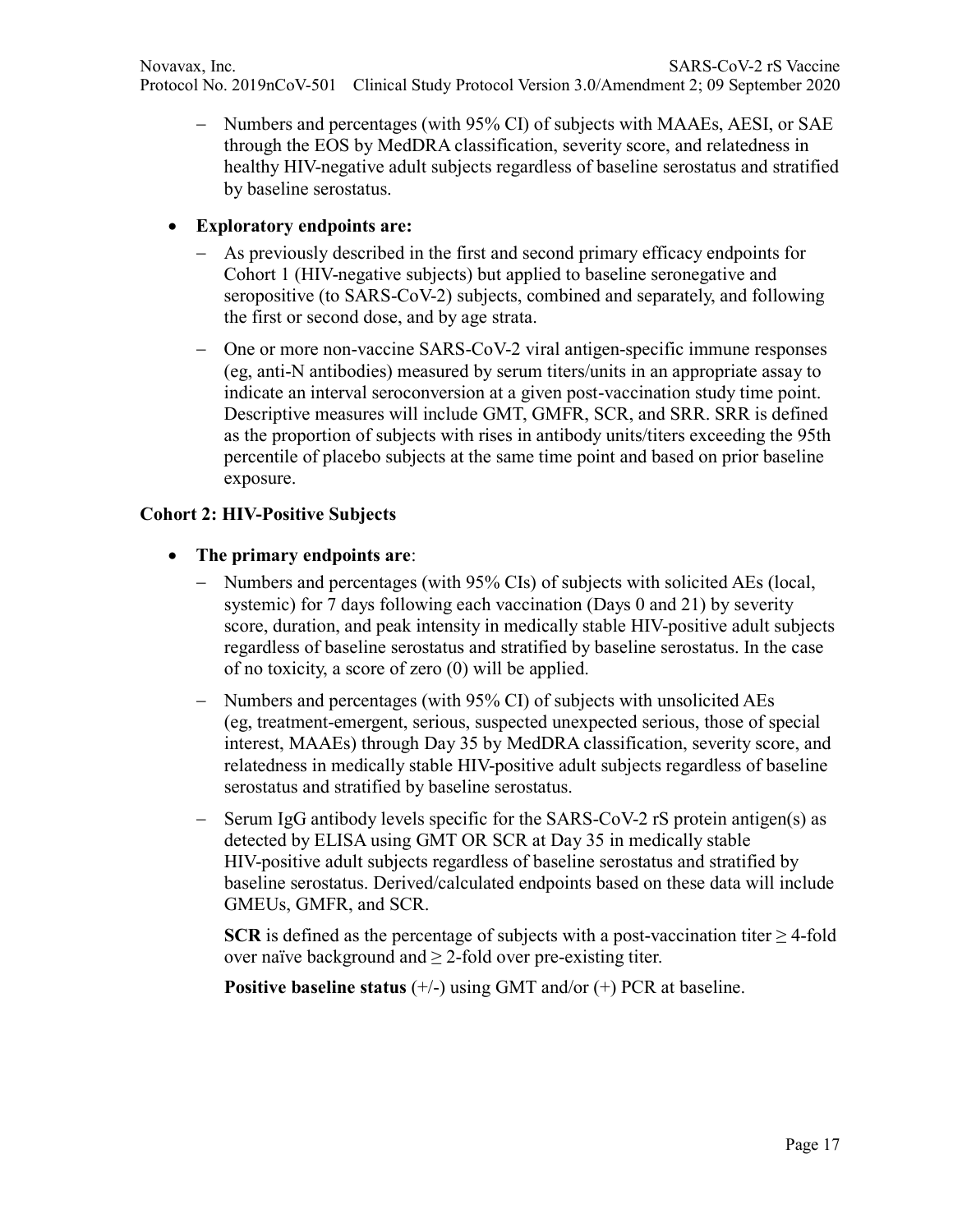- Numbers and percentages (with 95% CI) of subjects with MAAEs, AESI, or SAE through the EOS by MedDRA classification, severity score, and relatedness in healthy HIV-negative adult subjects regardless of baseline serostatus and stratified by baseline serostatus.

- **Exploratory endpoints are:**
  - As previously described in the first and second primary efficacy endpoints for Cohort 1 (HIV-negative subjects) but applied to baseline seronegative and seropositive (to SARS-CoV-2) subjects, combined and separately, and following the first or second dose, and by age strata.
  - One or more non-vaccine SARS-CoV-2 viral antigen-specific immune responses (eg, anti-N antibodies) measured by serum titers/units in an appropriate assay to indicate an interval seroconversion at a given post-vaccination study time point. Descriptive measures will include GMT, GMFR, SCR, and SRR. SRR is defined as the proportion of subjects with rises in antibody units/titers exceeding the 95th percentile of placebo subjects at the same time point and based on prior baseline exposure.

**Cohort 2: HIV-Positive Subjects**

- **The primary endpoints are**:
  - Numbers and percentages (with 95% CIs) of subjects with solicited AEs (local, systemic) for 7 days following each vaccination (Days 0 and 21) by severity score, duration, and peak intensity in medically stable HIV-positive adult subjects regardless of baseline serostatus and stratified by baseline serostatus. In the case of no toxicity, a score of zero (0) will be applied.
  - Numbers and percentages (with 95% CI) of subjects with unsolicited AEs (eg, treatment-emergent, serious, suspected unexpected serious, those of special interest, MAAEs) through Day 35 by MedDRA classification, severity score, and relatedness in medically stable HIV-positive adult subjects regardless of baseline serostatus and stratified by baseline serostatus.
  - Serum IgG antibody levels specific for the SARS-CoV-2 rS protein antigen(s) as detected by ELISA using GMT OR SCR at Day 35 in medically stable HIV-positive adult subjects regardless of baseline serostatus and stratified by baseline serostatus. Derived/calculated endpoints based on these data will include GMEUs, GMFR, and SCR.

    **SCR** is defined as the percentage of subjects with a post-vaccination titer $\geq$ 4-fold over naïve background and $\geq$ 2-fold over pre-existing titer.

    **Positive baseline status** (+/-) using GMT and/or (+) PCR at baseline.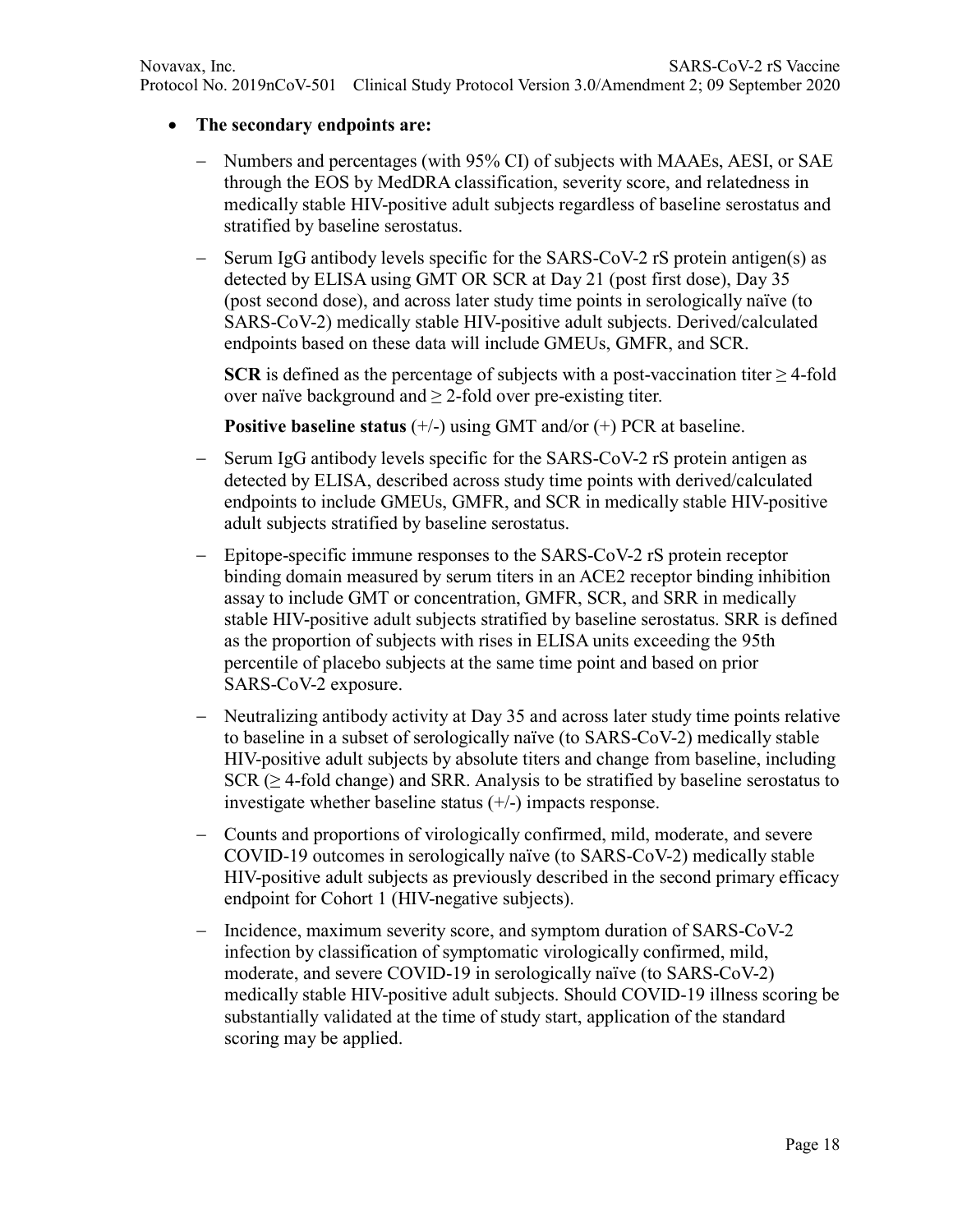- **The secondary endpoints are:**
  - Numbers and percentages (with 95% CI) of subjects with MAAEs, AESI, or SAE through the EOS by MedDRA classification, severity score, and relatedness in medically stable HIV-positive adult subjects regardless of baseline serostatus and stratified by baseline serostatus.
  - Serum IgG antibody levels specific for the SARS-CoV-2 rS protein antigen(s) as detected by ELISA using GMT OR SCR at Day 21 (post first dose), Day 35 (post second dose), and across later study time points in serologically naïve (to SARS-CoV-2) medically stable HIV-positive adult subjects. Derived/calculated endpoints based on these data will include GMEUs, GMFR, and SCR.

    **SCR** is defined as the percentage of subjects with a post-vaccination titer ≥ 4-fold over naïve background and ≥ 2-fold over pre-existing titer.

    **Positive baseline status** (+/-) using GMT and/or (+) PCR at baseline.
  - Serum IgG antibody levels specific for the SARS-CoV-2 rS protein antigen as detected by ELISA, described across study time points with derived/calculated endpoints to include GMEUs, GMFR, and SCR in medically stable HIV-positive adult subjects stratified by baseline serostatus.
  - Epitope-specific immune responses to the SARS-CoV-2 rS protein receptor binding domain measured by serum titers in an ACE2 receptor binding inhibition assay to include GMT or concentration, GMFR, SCR, and SRR in medically stable HIV-positive adult subjects stratified by baseline serostatus. SRR is defined as the proportion of subjects with rises in ELISA units exceeding the 95th percentile of placebo subjects at the same time point and based on prior SARS-CoV-2 exposure.
  - Neutralizing antibody activity at Day 35 and across later study time points relative to baseline in a subset of serologically naïve (to SARS-CoV-2) medically stable HIV-positive adult subjects by absolute titers and change from baseline, including SCR (≥ 4-fold change) and SRR. Analysis to be stratified by baseline serostatus to investigate whether baseline status (+/-) impacts response.
  - Counts and proportions of virologically confirmed, mild, moderate, and severe COVID-19 outcomes in serologically naïve (to SARS-CoV-2) medically stable HIV-positive adult subjects as previously described in the second primary efficacy endpoint for Cohort 1 (HIV-negative subjects).
  - Incidence, maximum severity score, and symptom duration of SARS-CoV-2 infection by classification of symptomatic virologically confirmed, mild, moderate, and severe COVID-19 in serologically naïve (to SARS-CoV-2) medically stable HIV-positive adult subjects. Should COVID-19 illness scoring be substantially validated at the time of study start, application of the standard scoring may be applied.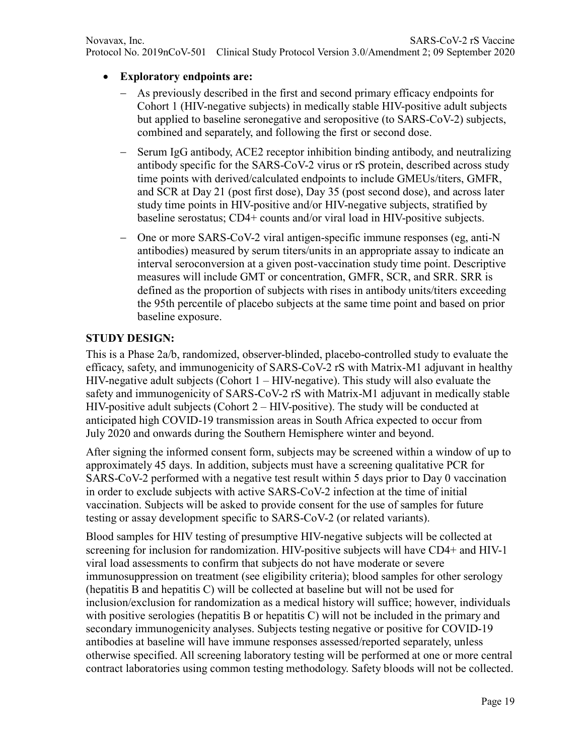- **Exploratory endpoints are:**
  - As previously described in the first and second primary efficacy endpoints for Cohort 1 (HIV-negative subjects) in medically stable HIV-positive adult subjects but applied to baseline seronegative and seropositive (to SARS-CoV-2) subjects, combined and separately, and following the first or second dose.
  - Serum IgG antibody, ACE2 receptor inhibition binding antibody, and neutralizing antibody specific for the SARS-CoV-2 virus or rS protein, described across study time points with derived/calculated endpoints to include GMEUs/titers, GMFR, and SCR at Day 21 (post first dose), Day 35 (post second dose), and across later study time points in HIV-positive and/or HIV-negative subjects, stratified by baseline serostatus; CD4+ counts and/or viral load in HIV-positive subjects.
  - One or more SARS-CoV-2 viral antigen-specific immune responses (eg, anti-N antibodies) measured by serum titers/units in an appropriate assay to indicate an interval seroconversion at a given post-vaccination study time point. Descriptive measures will include GMT or concentration, GMFR, SCR, and SRR. SRR is defined as the proportion of subjects with rises in antibody units/titers exceeding the 95th percentile of placebo subjects at the same time point and based on prior baseline exposure.

**STUDY DESIGN:**

This is a Phase 2a/b, randomized, observer-blinded, placebo-controlled study to evaluate the efficacy, safety, and immunogenicity of SARS-CoV-2 rS with Matrix-M1 adjuvant in healthy HIV-negative adult subjects (Cohort 1 – HIV-negative). This study will also evaluate the safety and immunogenicity of SARS-CoV-2 rS with Matrix-M1 adjuvant in medically stable HIV-positive adult subjects (Cohort 2 – HIV-positive). The study will be conducted at anticipated high COVID-19 transmission areas in South Africa expected to occur from July 2020 and onwards during the Southern Hemisphere winter and beyond.

After signing the informed consent form, subjects may be screened within a window of up to approximately 45 days. In addition, subjects must have a screening qualitative PCR for SARS-CoV-2 performed with a negative test result within 5 days prior to Day 0 vaccination in order to exclude subjects with active SARS-CoV-2 infection at the time of initial vaccination. Subjects will be asked to provide consent for the use of samples for future testing or assay development specific to SARS-CoV-2 (or related variants).

Blood samples for HIV testing of presumptive HIV-negative subjects will be collected at screening for inclusion for randomization. HIV-positive subjects will have CD4+ and HIV-1 viral load assessments to confirm that subjects do not have moderate or severe immunosuppression on treatment (see eligibility criteria); blood samples for other serology (hepatitis B and hepatitis C) will be collected at baseline but will not be used for inclusion/exclusion for randomization as a medical history will suffice; however, individuals with positive serologies (hepatitis B or hepatitis C) will not be included in the primary and secondary immunogenicity analyses. Subjects testing negative or positive for COVID-19 antibodies at baseline will have immune responses assessed/reported separately, unless otherwise specified. All screening laboratory testing will be performed at one or more central contract laboratories using common testing methodology. Safety bloods will not be collected.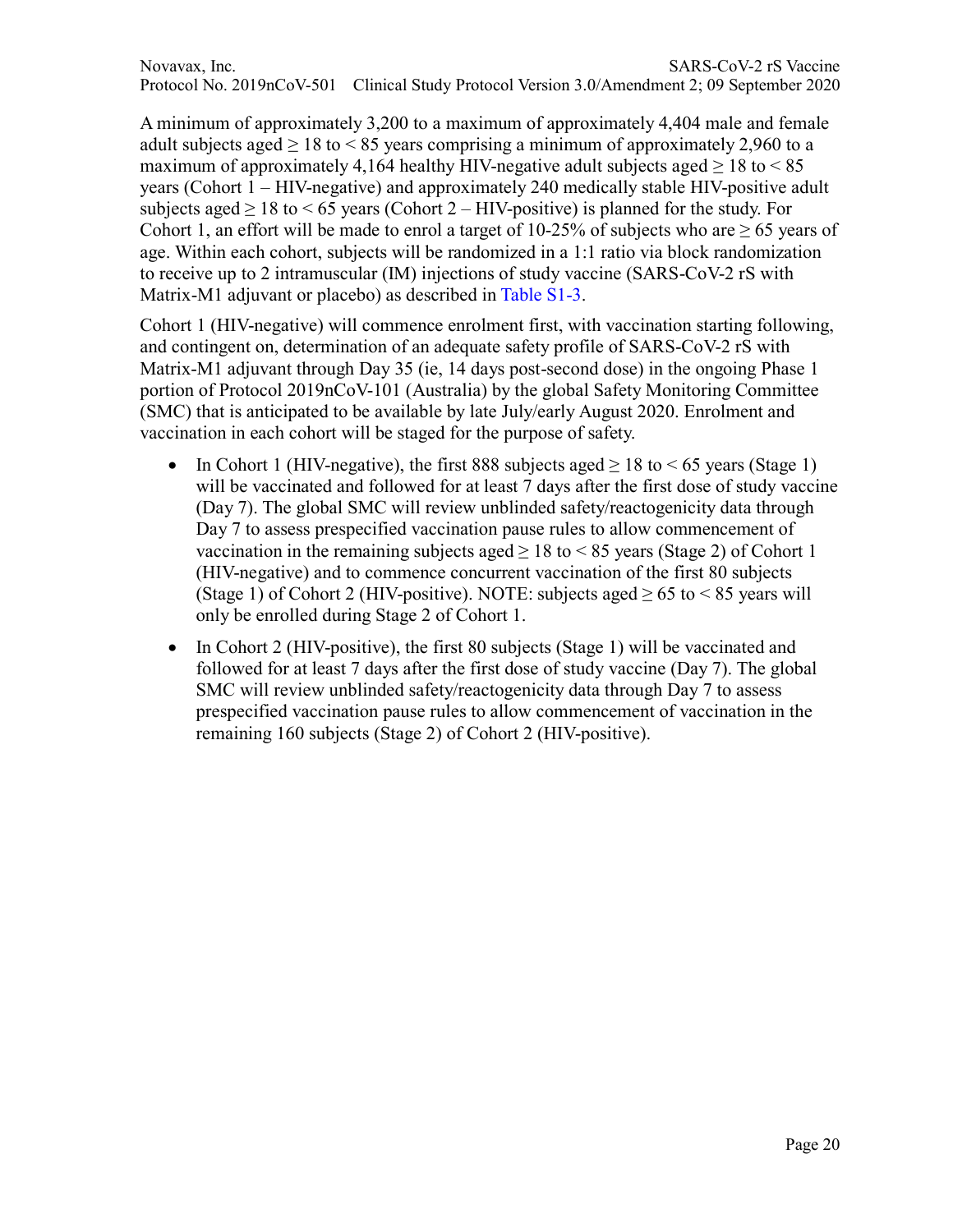A minimum of approximately 3,200 to a maximum of approximately 4,404 male and female adult subjects aged ≥ 18 to < 85 years comprising a minimum of approximately 2,960 to a maximum of approximately 4,164 healthy HIV-negative adult subjects aged ≥ 18 to < 85 years (Cohort 1 – HIV-negative) and approximately 240 medically stable HIV-positive adult subjects aged ≥ 18 to < 65 years (Cohort 2 – HIV-positive) is planned for the study. For Cohort 1, an effort will be made to enrol a target of 10-25% of subjects who are ≥ 65 years of age. Within each cohort, subjects will be randomized in a 1:1 ratio via block randomization to receive up to 2 intramuscular (IM) injections of study vaccine (SARS-CoV-2 rS with Matrix-M1 adjuvant or placebo) as described in Table S1-3.

Cohort 1 (HIV-negative) will commence enrolment first, with vaccination starting following, and contingent on, determination of an adequate safety profile of SARS-CoV-2 rS with Matrix-M1 adjuvant through Day 35 (ie, 14 days post-second dose) in the ongoing Phase 1 portion of Protocol 2019nCoV-101 (Australia) by the global Safety Monitoring Committee (SMC) that is anticipated to be available by late July/early August 2020. Enrolment and vaccination in each cohort will be staged for the purpose of safety.

- In Cohort 1 (HIV-negative), the first 888 subjects aged ≥ 18 to < 65 years (Stage 1) will be vaccinated and followed for at least 7 days after the first dose of study vaccine (Day 7). The global SMC will review unblinded safety/reactogenicity data through Day 7 to assess prespecified vaccination pause rules to allow commencement of vaccination in the remaining subjects aged ≥ 18 to < 85 years (Stage 2) of Cohort 1 (HIV-negative) and to commence concurrent vaccination of the first 80 subjects (Stage 1) of Cohort 2 (HIV-positive). NOTE: subjects aged ≥ 65 to < 85 years will only be enrolled during Stage 2 of Cohort 1.
- In Cohort 2 (HIV-positive), the first 80 subjects (Stage 1) will be vaccinated and followed for at least 7 days after the first dose of study vaccine (Day 7). The global SMC will review unblinded safety/reactogenicity data through Day 7 to assess prespecified vaccination pause rules to allow commencement of vaccination in the remaining 160 subjects (Stage 2) of Cohort 2 (HIV-positive).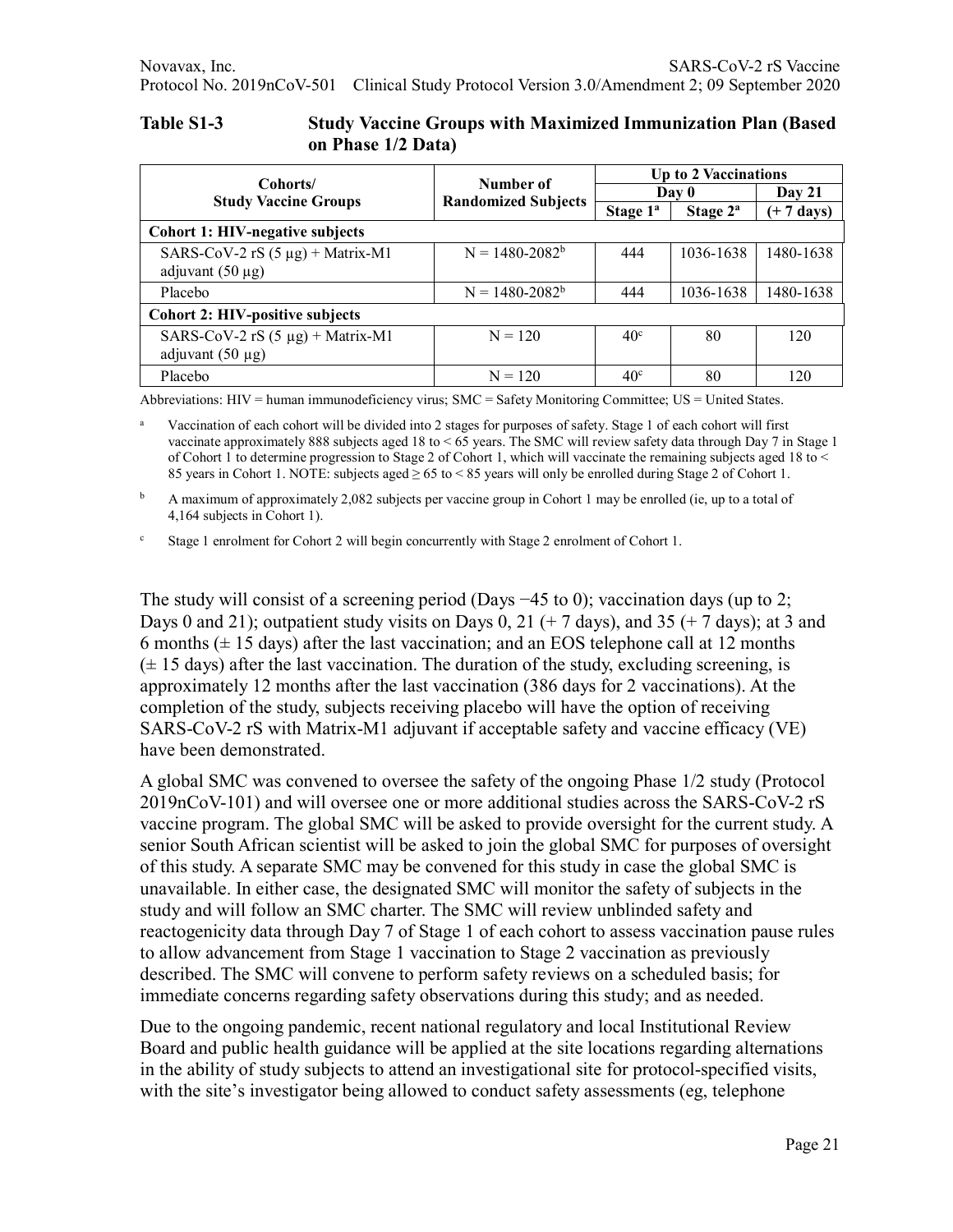**Table S1-3 Study Vaccine Groups with Maximized Immunization Plan (Based on Phase 1/2 Data)**

| Cohorts/ Study Vaccine Groups | Number of Randomized Subjects | Up to 2 Vaccinations | | |
|---|---|---|---|---|
| | | Day 0 | | Day 21 |
| | | Stage 1[a] | Stage 2[a] | (+ 7 days) |
| **Cohort 1: HIV-negative subjects** | | | | |
| SARS-CoV-2 rS (5 µg) + Matrix-M1 adjuvant (50 µg) | N = 1480-2082[b] | 444 | 1036-1638 | 1480-1638 |
| Placebo | N = 1480-2082[b] | 444 | 1036-1638 | 1480-1638 |
| **Cohort 2: HIV-positive subjects** | | | | |
| SARS-CoV-2 rS (5 µg) + Matrix-M1 adjuvant (50 µg) | N = 120 | 40[c] | 80 | 120 |
| Placebo | N = 120 | 40[c] | 80 | 120 |

Abbreviations: HIV = human immunodeficiency virus; SMC = Safety Monitoring Committee; US = United States.

[a] Vaccination of each cohort will be divided into 2 stages for purposes of safety. Stage 1 of each cohort will first vaccinate approximately 888 subjects aged 18 to < 65 years. The SMC will review safety data through Day 7 in Stage 1 of Cohort 1 to determine progression to Stage 2 of Cohort 1, which will vaccinate the remaining subjects aged 18 to < 85 years in Cohort 1. NOTE: subjects aged ≥ 65 to < 85 years will only be enrolled during Stage 2 of Cohort 1.

[b] A maximum of approximately 2,082 subjects per vaccine group in Cohort 1 may be enrolled (ie, up to a total of 4,164 subjects in Cohort 1).

[c] Stage 1 enrolment for Cohort 2 will begin concurrently with Stage 2 enrolment of Cohort 1.

The study will consist of a screening period (Days −45 to 0); vaccination days (up to 2; Days 0 and 21); outpatient study visits on Days 0, 21 (+ 7 days), and 35 (+ 7 days); at 3 and 6 months (± 15 days) after the last vaccination; and an EOS telephone call at 12 months (± 15 days) after the last vaccination. The duration of the study, excluding screening, is approximately 12 months after the last vaccination (386 days for 2 vaccinations). At the completion of the study, subjects receiving placebo will have the option of receiving SARS-CoV-2 rS with Matrix-M1 adjuvant if acceptable safety and vaccine efficacy (VE) have been demonstrated.

A global SMC was convened to oversee the safety of the ongoing Phase 1/2 study (Protocol 2019nCoV-101) and will oversee one or more additional studies across the SARS-CoV-2 rS vaccine program. The global SMC will be asked to provide oversight for the current study. A senior South African scientist will be asked to join the global SMC for purposes of oversight of this study. A separate SMC may be convened for this study in case the global SMC is unavailable. In either case, the designated SMC will monitor the safety of subjects in the study and will follow an SMC charter. The SMC will review unblinded safety and reactogenicity data through Day 7 of Stage 1 of each cohort to assess vaccination pause rules to allow advancement from Stage 1 vaccination to Stage 2 vaccination as previously described. The SMC will convene to perform safety reviews on a scheduled basis; for immediate concerns regarding safety observations during this study; and as needed.

Due to the ongoing pandemic, recent national regulatory and local Institutional Review Board and public health guidance will be applied at the site locations regarding alternations in the ability of study subjects to attend an investigational site for protocol-specified visits, with the site's investigator being allowed to conduct safety assessments (eg, telephone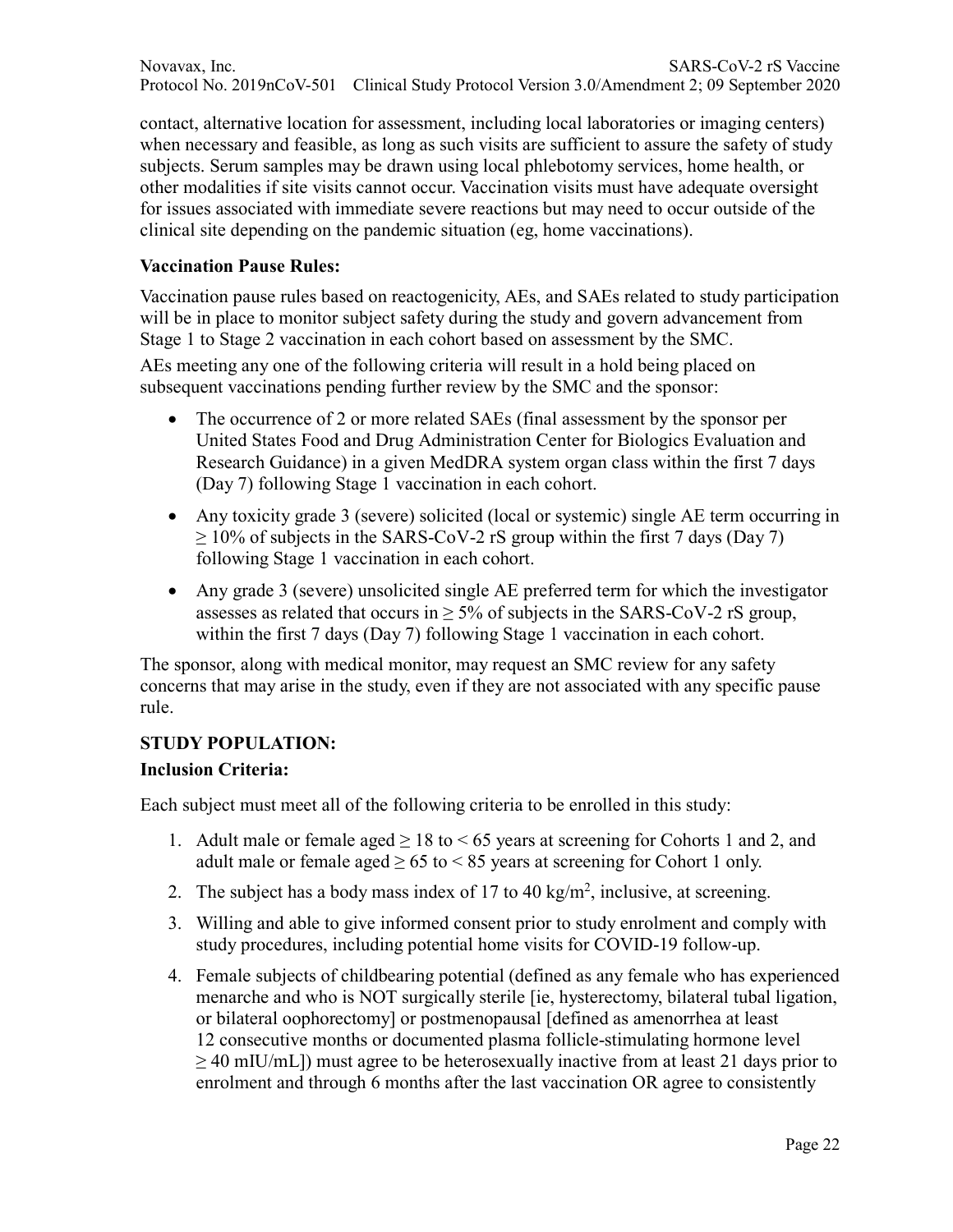contact, alternative location for assessment, including local laboratories or imaging centers) when necessary and feasible, as long as such visits are sufficient to assure the safety of study subjects. Serum samples may be drawn using local phlebotomy services, home health, or other modalities if site visits cannot occur. Vaccination visits must have adequate oversight for issues associated with immediate severe reactions but may need to occur outside of the clinical site depending on the pandemic situation (eg, home vaccinations).

**Vaccination Pause Rules:**

Vaccination pause rules based on reactogenicity, AEs, and SAEs related to study participation will be in place to monitor subject safety during the study and govern advancement from Stage 1 to Stage 2 vaccination in each cohort based on assessment by the SMC.

AEs meeting any one of the following criteria will result in a hold being placed on subsequent vaccinations pending further review by the SMC and the sponsor:

- The occurrence of 2 or more related SAEs (final assessment by the sponsor per United States Food and Drug Administration Center for Biologics Evaluation and Research Guidance) in a given MedDRA system organ class within the first 7 days (Day 7) following Stage 1 vaccination in each cohort.
- Any toxicity grade 3 (severe) solicited (local or systemic) single AE term occurring in $\geq$ 10% of subjects in the SARS-CoV-2 rS group within the first 7 days (Day 7) following Stage 1 vaccination in each cohort.
- Any grade 3 (severe) unsolicited single AE preferred term for which the investigator assesses as related that occurs in $\geq$ 5% of subjects in the SARS-CoV-2 rS group, within the first 7 days (Day 7) following Stage 1 vaccination in each cohort.

The sponsor, along with medical monitor, may request an SMC review for any safety concerns that may arise in the study, even if they are not associated with any specific pause rule.

**STUDY POPULATION:**

**Inclusion Criteria:**

Each subject must meet all of the following criteria to be enrolled in this study:

1. Adult male or female aged $\geq$ 18 to < 65 years at screening for Cohorts 1 and 2, and adult male or female aged $\geq$ 65 to < 85 years at screening for Cohort 1 only.
2. The subject has a body mass index of 17 to 40 $kg/m^2$, inclusive, at screening.
3. Willing and able to give informed consent prior to study enrolment and comply with study procedures, including potential home visits for COVID-19 follow-up.
4. Female subjects of childbearing potential (defined as any female who has experienced menarche and who is NOT surgically sterile [ie, hysterectomy, bilateral tubal ligation, or bilateral oophorectomy] or postmenopausal [defined as amenorrhea at least 12 consecutive months or documented plasma follicle-stimulating hormone level $\geq$ 40 mIU/mL]) must agree to be heterosexually inactive from at least 21 days prior to enrolment and through 6 months after the last vaccination OR agree to consistently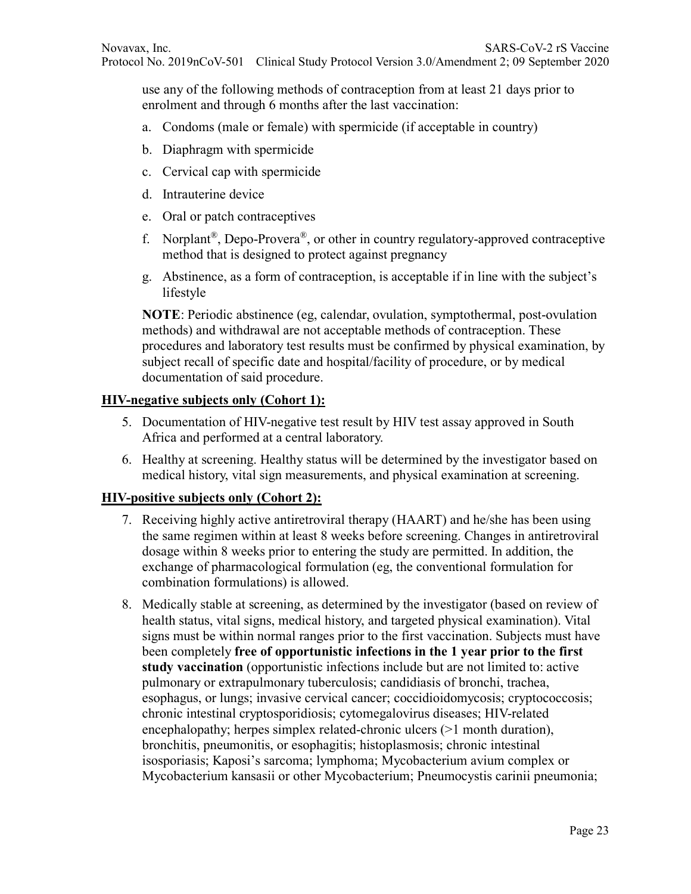use any of the following methods of contraception from at least 21 days prior to enrolment and through 6 months after the last vaccination:

a. Condoms (male or female) with spermicide (if acceptable in country)

b. Diaphragm with spermicide

c. Cervical cap with spermicide

d. Intrauterine device

e. Oral or patch contraceptives

f. Norplant®, Depo-Provera®, or other in country regulatory-approved contraceptive method that is designed to protect against pregnancy

g. Abstinence, as a form of contraception, is acceptable if in line with the subject's lifestyle

**NOTE**: Periodic abstinence (eg, calendar, ovulation, symptothermal, post-ovulation methods) and withdrawal are not acceptable methods of contraception. These procedures and laboratory test results must be confirmed by physical examination, by subject recall of specific date and hospital/facility of procedure, or by medical documentation of said procedure.

**HIV-negative subjects only (Cohort 1):**

5. Documentation of HIV-negative test result by HIV test assay approved in South Africa and performed at a central laboratory.

6. Healthy at screening. Healthy status will be determined by the investigator based on medical history, vital sign measurements, and physical examination at screening.

**HIV-positive subjects only (Cohort 2):**

7. Receiving highly active antiretroviral therapy (HAART) and he/she has been using the same regimen within at least 8 weeks before screening. Changes in antiretroviral dosage within 8 weeks prior to entering the study are permitted. In addition, the exchange of pharmacological formulation (eg, the conventional formulation for combination formulations) is allowed.

8. Medically stable at screening, as determined by the investigator (based on review of health status, vital signs, medical history, and targeted physical examination). Vital signs must be within normal ranges prior to the first vaccination. Subjects must have been completely **free of opportunistic infections in the 1 year prior to the first study vaccination** (opportunistic infections include but are not limited to: active pulmonary or extrapulmonary tuberculosis; candidiasis of bronchi, trachea, esophagus, or lungs; invasive cervical cancer; coccidioidomycosis; cryptococcosis; chronic intestinal cryptosporidiosis; cytomegalovirus diseases; HIV-related encephalopathy; herpes simplex related-chronic ulcers (>1 month duration), bronchitis, pneumonitis, or esophagitis; histoplasmosis; chronic intestinal isosporiasis; Kaposi's sarcoma; lymphoma; Mycobacterium avium complex or Mycobacterium kansasii or other Mycobacterium; Pneumocystis carinii pneumonia;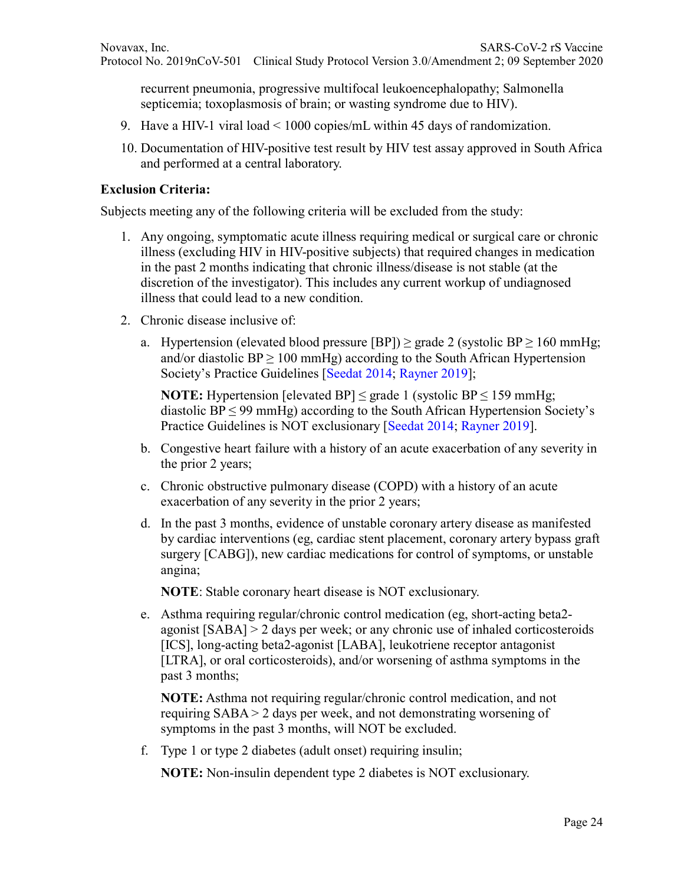recurrent pneumonia, progressive multifocal leukoencephalopathy; Salmonella septicemia; toxoplasmosis of brain; or wasting syndrome due to HIV).

9. Have a HIV-1 viral load < 1000 copies/mL within 45 days of randomization.
10. Documentation of HIV-positive test result by HIV test assay approved in South Africa and performed at a central laboratory.

**Exclusion Criteria:**

Subjects meeting any of the following criteria will be excluded from the study:

1. Any ongoing, symptomatic acute illness requiring medical or surgical care or chronic illness (excluding HIV in HIV-positive subjects) that required changes in medication in the past 2 months indicating that chronic illness/disease is not stable (at the discretion of the investigator). This includes any current workup of undiagnosed illness that could lead to a new condition.
2. Chronic disease inclusive of:
   a. Hypertension (elevated blood pressure [BP]) ≥ grade 2 (systolic BP ≥ 160 mmHg; and/or diastolic BP ≥ 100 mmHg) according to the South African Hypertension Society's Practice Guidelines [Seedat 2014; Rayner 2019];

      **NOTE:** Hypertension [elevated BP] ≤ grade 1 (systolic BP ≤ 159 mmHg; diastolic BP ≤ 99 mmHg) according to the South African Hypertension Society's Practice Guidelines is NOT exclusionary [Seedat 2014; Rayner 2019].

   b. Congestive heart failure with a history of an acute exacerbation of any severity in the prior 2 years;
   c. Chronic obstructive pulmonary disease (COPD) with a history of an acute exacerbation of any severity in the prior 2 years;
   d. In the past 3 months, evidence of unstable coronary artery disease as manifested by cardiac interventions (eg, cardiac stent placement, coronary artery bypass graft surgery [CABG]), new cardiac medications for control of symptoms, or unstable angina;

      **NOTE**: Stable coronary heart disease is NOT exclusionary.

   e. Asthma requiring regular/chronic control medication (eg, short-acting beta2-agonist [SABA] > 2 days per week; or any chronic use of inhaled corticosteroids [ICS], long-acting beta2-agonist [LABA], leukotriene receptor antagonist [LTRA], or oral corticosteroids), and/or worsening of asthma symptoms in the past 3 months;

      **NOTE:** Asthma not requiring regular/chronic control medication, and not requiring SABA > 2 days per week, and not demonstrating worsening of symptoms in the past 3 months, will NOT be excluded.

   f. Type 1 or type 2 diabetes (adult onset) requiring insulin;

      **NOTE:** Non-insulin dependent type 2 diabetes is NOT exclusionary.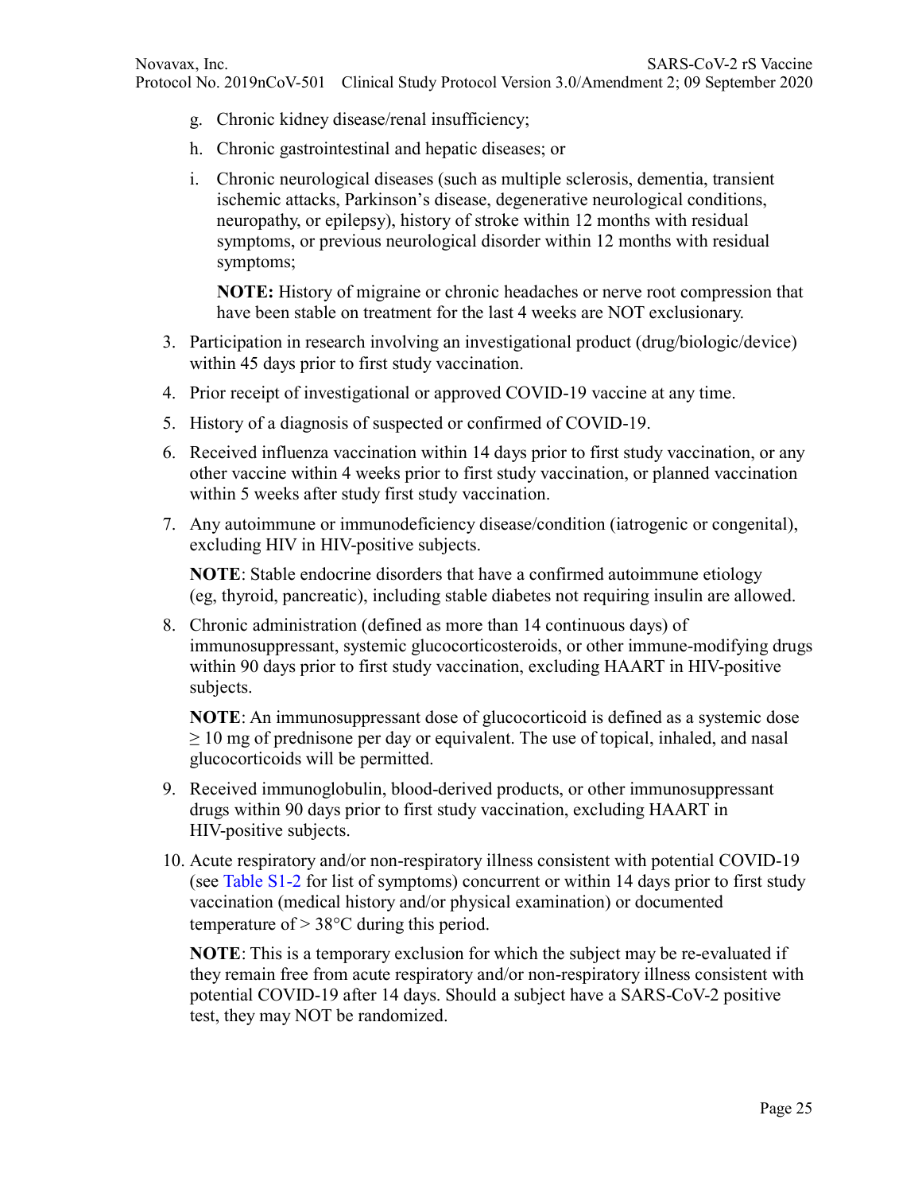g. Chronic kidney disease/renal insufficiency;

   h. Chronic gastrointestinal and hepatic diseases; or

   i. Chronic neurological diseases (such as multiple sclerosis, dementia, transient ischemic attacks, Parkinson's disease, degenerative neurological conditions, neuropathy, or epilepsy), history of stroke within 12 months with residual symptoms, or previous neurological disorder within 12 months with residual symptoms;

      **NOTE:** History of migraine or chronic headaches or nerve root compression that have been stable on treatment for the last 4 weeks are NOT exclusionary.

3. Participation in research involving an investigational product (drug/biologic/device) within 45 days prior to first study vaccination.

4. Prior receipt of investigational or approved COVID-19 vaccine at any time.

5. History of a diagnosis of suspected or confirmed of COVID-19.

6. Received influenza vaccination within 14 days prior to first study vaccination, or any other vaccine within 4 weeks prior to first study vaccination, or planned vaccination within 5 weeks after study first study vaccination.

7. Any autoimmune or immunodeficiency disease/condition (iatrogenic or congenital), excluding HIV in HIV-positive subjects.

   **NOTE**: Stable endocrine disorders that have a confirmed autoimmune etiology (eg, thyroid, pancreatic), including stable diabetes not requiring insulin are allowed.

8. Chronic administration (defined as more than 14 continuous days) of immunosuppressant, systemic glucocorticosteroids, or other immune-modifying drugs within 90 days prior to first study vaccination, excluding HAART in HIV-positive subjects.

   **NOTE**: An immunosuppressant dose of glucocorticoid is defined as a systemic dose ≥ 10 mg of prednisone per day or equivalent. The use of topical, inhaled, and nasal glucocorticoids will be permitted.

9. Received immunoglobulin, blood-derived products, or other immunosuppressant drugs within 90 days prior to first study vaccination, excluding HAART in HIV-positive subjects.

10. Acute respiratory and/or non-respiratory illness consistent with potential COVID-19 (see Table S1-2 for list of symptoms) concurrent or within 14 days prior to first study vaccination (medical history and/or physical examination) or documented temperature of > 38°C during this period.

    **NOTE**: This is a temporary exclusion for which the subject may be re-evaluated if they remain free from acute respiratory and/or non-respiratory illness consistent with potential COVID-19 after 14 days. Should a subject have a SARS-CoV-2 positive test, they may NOT be randomized.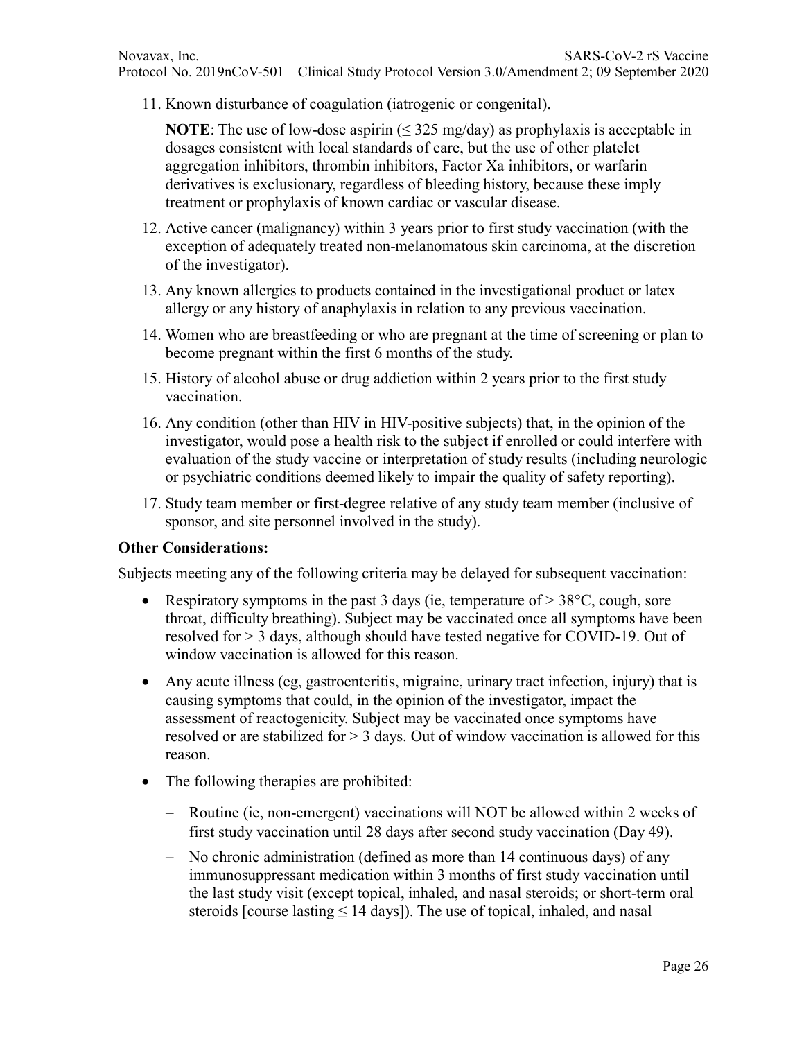11. Known disturbance of coagulation (iatrogenic or congenital).

    **NOTE**: The use of low-dose aspirin (≤ 325 mg/day) as prophylaxis is acceptable in dosages consistent with local standards of care, but the use of other platelet aggregation inhibitors, thrombin inhibitors, Factor Xa inhibitors, or warfarin derivatives is exclusionary, regardless of bleeding history, because these imply treatment or prophylaxis of known cardiac or vascular disease.

12. Active cancer (malignancy) within 3 years prior to first study vaccination (with the exception of adequately treated non-melanomatous skin carcinoma, at the discretion of the investigator).
13. Any known allergies to products contained in the investigational product or latex allergy or any history of anaphylaxis in relation to any previous vaccination.
14. Women who are breastfeeding or who are pregnant at the time of screening or plan to become pregnant within the first 6 months of the study.
15. History of alcohol abuse or drug addiction within 2 years prior to the first study vaccination.
16. Any condition (other than HIV in HIV-positive subjects) that, in the opinion of the investigator, would pose a health risk to the subject if enrolled or could interfere with evaluation of the study vaccine or interpretation of study results (including neurologic or psychiatric conditions deemed likely to impair the quality of safety reporting).
17. Study team member or first-degree relative of any study team member (inclusive of sponsor, and site personnel involved in the study).

**Other Considerations:**

Subjects meeting any of the following criteria may be delayed for subsequent vaccination:

- Respiratory symptoms in the past 3 days (ie, temperature of > 38°C, cough, sore throat, difficulty breathing). Subject may be vaccinated once all symptoms have been resolved for > 3 days, although should have tested negative for COVID-19. Out of window vaccination is allowed for this reason.
- Any acute illness (eg, gastroenteritis, migraine, urinary tract infection, injury) that is causing symptoms that could, in the opinion of the investigator, impact the assessment of reactogenicity. Subject may be vaccinated once symptoms have resolved or are stabilized for > 3 days. Out of window vaccination is allowed for this reason.
- The following therapies are prohibited:
  - Routine (ie, non-emergent) vaccinations will NOT be allowed within 2 weeks of first study vaccination until 28 days after second study vaccination (Day 49).
  - No chronic administration (defined as more than 14 continuous days) of any immunosuppressant medication within 3 months of first study vaccination until the last study visit (except topical, inhaled, and nasal steroids; or short-term oral steroids [course lasting ≤ 14 days]). The use of topical, inhaled, and nasal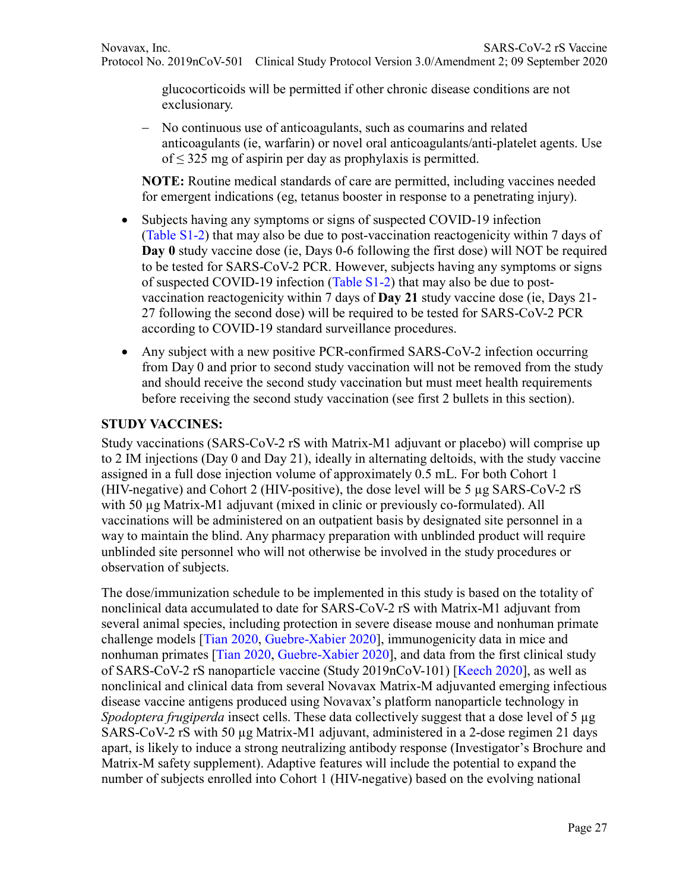glucocorticoids will be permitted if other chronic disease conditions are not exclusionary.

- No continuous use of anticoagulants, such as coumarins and related anticoagulants (ie, warfarin) or novel oral anticoagulants/anti-platelet agents. Use of ≤ 325 mg of aspirin per day as prophylaxis is permitted.

**NOTE:** Routine medical standards of care are permitted, including vaccines needed for emergent indications (eg, tetanus booster in response to a penetrating injury).

- Subjects having any symptoms or signs of suspected COVID-19 infection (Table S1-2) that may also be due to post-vaccination reactogenicity within 7 days of **Day 0** study vaccine dose (ie, Days 0-6 following the first dose) will NOT be required to be tested for SARS-CoV-2 PCR. However, subjects having any symptoms or signs of suspected COVID-19 infection (Table S1-2) that may also be due to post-vaccination reactogenicity within 7 days of **Day 21** study vaccine dose (ie, Days 21-27 following the second dose) will be required to be tested for SARS-CoV-2 PCR according to COVID-19 standard surveillance procedures.
- Any subject with a new positive PCR-confirmed SARS-CoV-2 infection occurring from Day 0 and prior to second study vaccination will not be removed from the study and should receive the second study vaccination but must meet health requirements before receiving the second study vaccination (see first 2 bullets in this section).

**STUDY VACCINES:**

Study vaccinations (SARS-CoV-2 rS with Matrix-M1 adjuvant or placebo) will comprise up to 2 IM injections (Day 0 and Day 21), ideally in alternating deltoids, with the study vaccine assigned in a full dose injection volume of approximately 0.5 mL. For both Cohort 1 (HIV-negative) and Cohort 2 (HIV-positive), the dose level will be 5 µg SARS-CoV-2 rS with 50 µg Matrix-M1 adjuvant (mixed in clinic or previously co-formulated). All vaccinations will be administered on an outpatient basis by designated site personnel in a way to maintain the blind. Any pharmacy preparation with unblinded product will require unblinded site personnel who will not otherwise be involved in the study procedures or observation of subjects.

The dose/immunization schedule to be implemented in this study is based on the totality of nonclinical data accumulated to date for SARS-CoV-2 rS with Matrix-M1 adjuvant from several animal species, including protection in severe disease mouse and nonhuman primate challenge models [Tian 2020, Guebre-Xabier 2020], immunogenicity data in mice and nonhuman primates [Tian 2020, Guebre-Xabier 2020], and data from the first clinical study of SARS-CoV-2 rS nanoparticle vaccine (Study 2019nCoV-101) [Keech 2020], as well as nonclinical and clinical data from several Novavax Matrix-M adjuvanted emerging infectious disease vaccine antigens produced using Novavax's platform nanoparticle technology in *Spodoptera frugiperda* insect cells. These data collectively suggest that a dose level of 5 µg SARS-CoV-2 rS with 50 µg Matrix-M1 adjuvant, administered in a 2-dose regimen 21 days apart, is likely to induce a strong neutralizing antibody response (Investigator's Brochure and Matrix-M safety supplement). Adaptive features will include the potential to expand the number of subjects enrolled into Cohort 1 (HIV-negative) based on the evolving national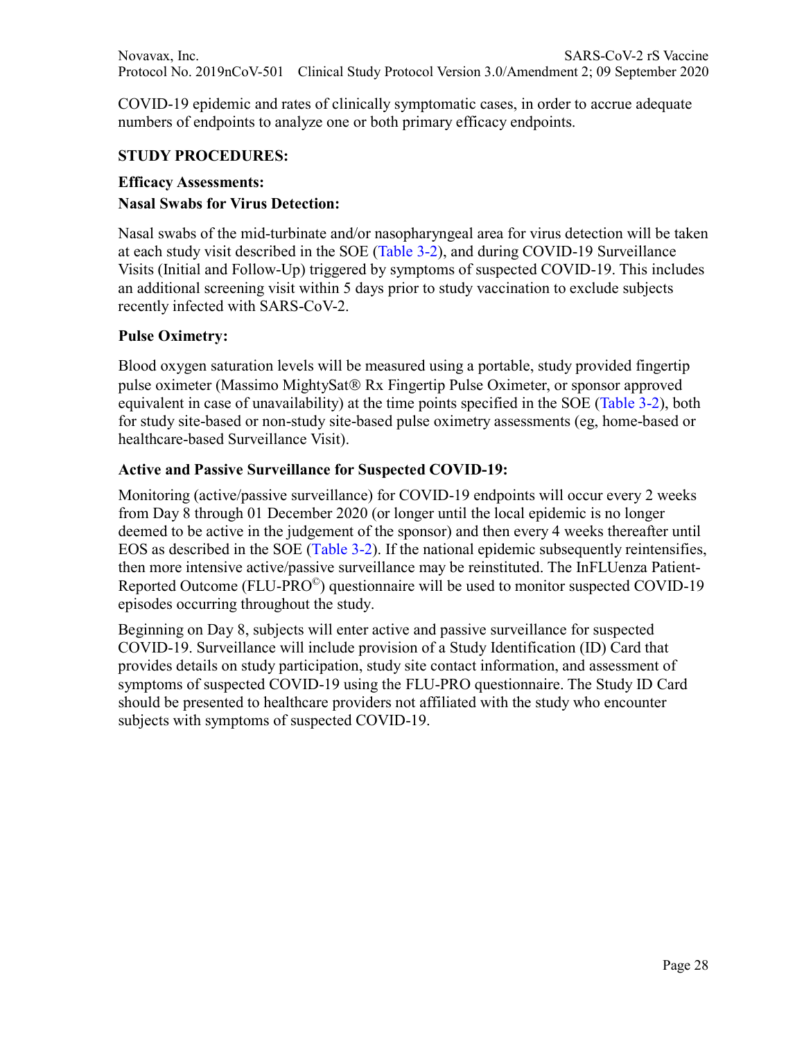COVID-19 epidemic and rates of clinically symptomatic cases, in order to accrue adequate numbers of endpoints to analyze one or both primary efficacy endpoints.

**STUDY PROCEDURES:**

**Efficacy Assessments:**

**Nasal Swabs for Virus Detection:**

Nasal swabs of the mid-turbinate and/or nasopharyngeal area for virus detection will be taken at each study visit described in the SOE (Table 3-2), and during COVID-19 Surveillance Visits (Initial and Follow-Up) triggered by symptoms of suspected COVID-19. This includes an additional screening visit within 5 days prior to study vaccination to exclude subjects recently infected with SARS-CoV-2.

**Pulse Oximetry:**

Blood oxygen saturation levels will be measured using a portable, study provided fingertip pulse oximeter (Massimo MightySat® Rx Fingertip Pulse Oximeter, or sponsor approved equivalent in case of unavailability) at the time points specified in the SOE (Table 3-2), both for study site-based or non-study site-based pulse oximetry assessments (eg, home-based or healthcare-based Surveillance Visit).

**Active and Passive Surveillance for Suspected COVID-19:**

Monitoring (active/passive surveillance) for COVID-19 endpoints will occur every 2 weeks from Day 8 through 01 December 2020 (or longer until the local epidemic is no longer deemed to be active in the judgement of the sponsor) and then every 4 weeks thereafter until EOS as described in the SOE (Table 3-2). If the national epidemic subsequently reintensifies, then more intensive active/passive surveillance may be reinstituted. The InFLUenza Patient-Reported Outcome (FLU-PRO©) questionnaire will be used to monitor suspected COVID-19 episodes occurring throughout the study.

Beginning on Day 8, subjects will enter active and passive surveillance for suspected COVID-19. Surveillance will include provision of a Study Identification (ID) Card that provides details on study participation, study site contact information, and assessment of symptoms of suspected COVID-19 using the FLU-PRO questionnaire. The Study ID Card should be presented to healthcare providers not affiliated with the study who encounter subjects with symptoms of suspected COVID-19.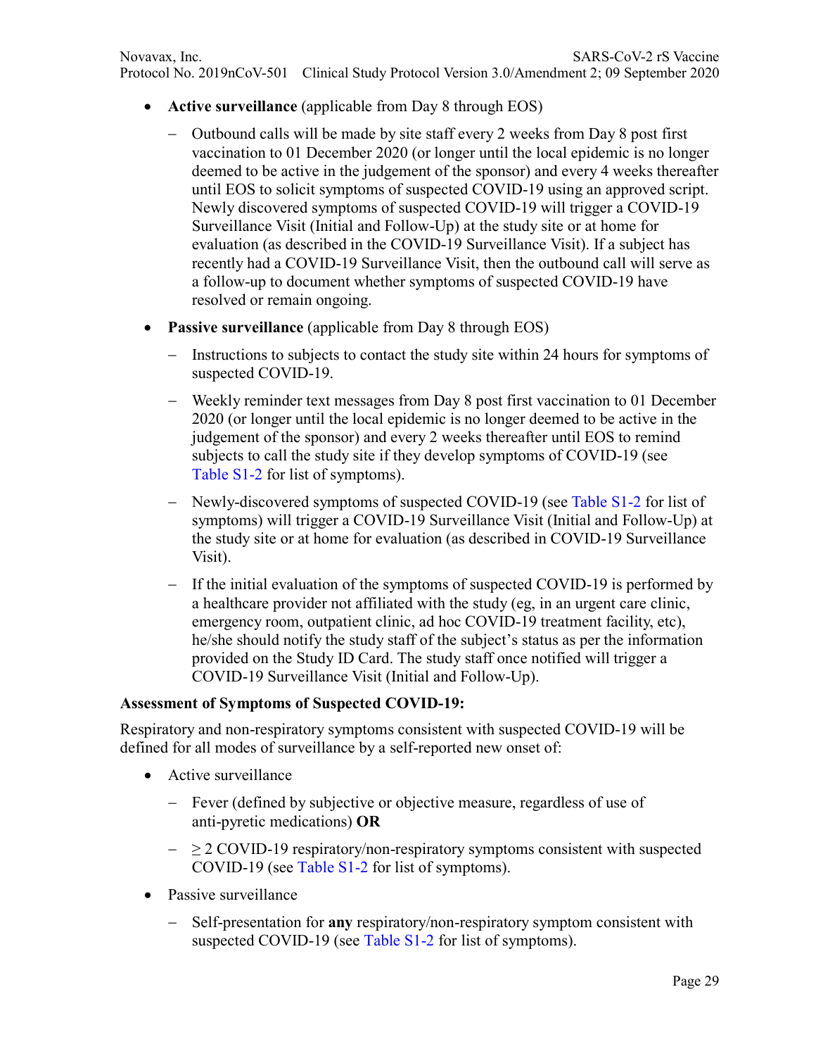- **Active surveillance** (applicable from Day 8 through EOS)
  - Outbound calls will be made by site staff every 2 weeks from Day 8 post first vaccination to 01 December 2020 (or longer until the local epidemic is no longer deemed to be active in the judgement of the sponsor) and every 4 weeks thereafter until EOS to solicit symptoms of suspected COVID-19 using an approved script. Newly discovered symptoms of suspected COVID-19 will trigger a COVID-19 Surveillance Visit (Initial and Follow-Up) at the study site or at home for evaluation (as described in the COVID-19 Surveillance Visit). If a subject has recently had a COVID-19 Surveillance Visit, then the outbound call will serve as a follow-up to document whether symptoms of suspected COVID-19 have resolved or remain ongoing.
- **Passive surveillance** (applicable from Day 8 through EOS)
  - Instructions to subjects to contact the study site within 24 hours for symptoms of suspected COVID-19.
  - Weekly reminder text messages from Day 8 post first vaccination to 01 December 2020 (or longer until the local epidemic is no longer deemed to be active in the judgement of the sponsor) and every 2 weeks thereafter until EOS to remind subjects to call the study site if they develop symptoms of COVID-19 (see Table S1-2 for list of symptoms).
  - Newly-discovered symptoms of suspected COVID-19 (see Table S1-2 for list of symptoms) will trigger a COVID-19 Surveillance Visit (Initial and Follow-Up) at the study site or at home for evaluation (as described in COVID-19 Surveillance Visit).
  - If the initial evaluation of the symptoms of suspected COVID-19 is performed by a healthcare provider not affiliated with the study (eg, in an urgent care clinic, emergency room, outpatient clinic, ad hoc COVID-19 treatment facility, etc), he/she should notify the study staff of the subject's status as per the information provided on the Study ID Card. The study staff once notified will trigger a COVID-19 Surveillance Visit (Initial and Follow-Up).

**Assessment of Symptoms of Suspected COVID-19:**

Respiratory and non-respiratory symptoms consistent with suspected COVID-19 will be defined for all modes of surveillance by a self-reported new onset of:

- Active surveillance
  - Fever (defined by subjective or objective measure, regardless of use of anti-pyretic medications) **OR**
  - ≥ 2 COVID-19 respiratory/non-respiratory symptoms consistent with suspected COVID-19 (see Table S1-2 for list of symptoms).
- Passive surveillance
  - Self-presentation for **any** respiratory/non-respiratory symptom consistent with suspected COVID-19 (see Table S1-2 for list of symptoms).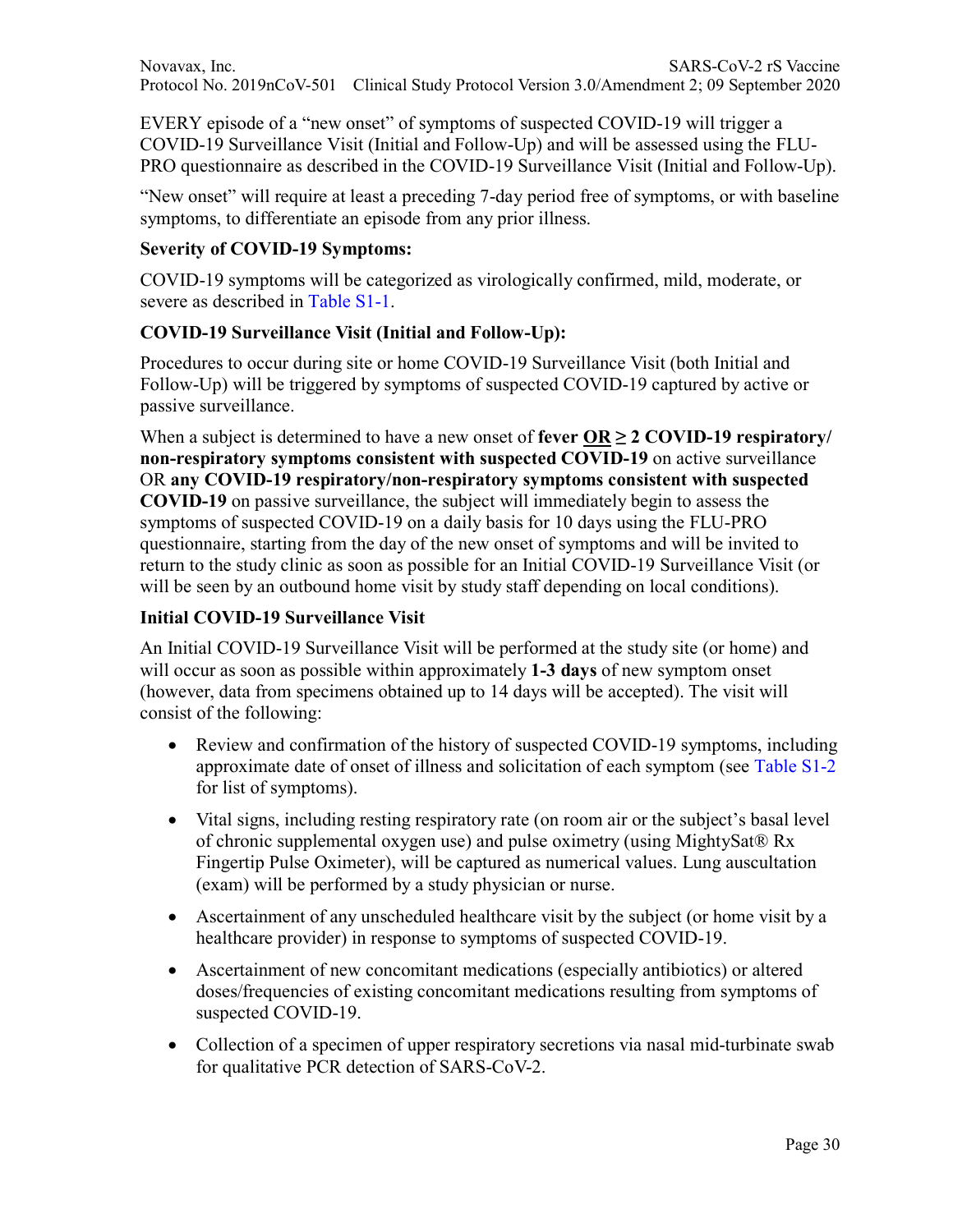EVERY episode of a "new onset" of symptoms of suspected COVID-19 will trigger a COVID-19 Surveillance Visit (Initial and Follow-Up) and will be assessed using the FLU-PRO questionnaire as described in the COVID-19 Surveillance Visit (Initial and Follow-Up).

"New onset" will require at least a preceding 7-day period free of symptoms, or with baseline symptoms, to differentiate an episode from any prior illness.

**Severity of COVID-19 Symptoms:**

COVID-19 symptoms will be categorized as virologically confirmed, mild, moderate, or severe as described in Table S1-1.

**COVID-19 Surveillance Visit (Initial and Follow-Up):**

Procedures to occur during site or home COVID-19 Surveillance Visit (both Initial and Follow-Up) will be triggered by symptoms of suspected COVID-19 captured by active or passive surveillance.

When a subject is determined to have a new onset of **fever <u>OR</u> ≥ 2 COVID-19 respiratory/ non-respiratory symptoms consistent with suspected COVID-19** on active surveillance OR **any COVID-19 respiratory/non-respiratory symptoms consistent with suspected COVID-19** on passive surveillance, the subject will immediately begin to assess the symptoms of suspected COVID-19 on a daily basis for 10 days using the FLU-PRO questionnaire, starting from the day of the new onset of symptoms and will be invited to return to the study clinic as soon as possible for an Initial COVID-19 Surveillance Visit (or will be seen by an outbound home visit by study staff depending on local conditions).

**Initial COVID-19 Surveillance Visit**

An Initial COVID-19 Surveillance Visit will be performed at the study site (or home) and will occur as soon as possible within approximately **1-3 days** of new symptom onset (however, data from specimens obtained up to 14 days will be accepted). The visit will consist of the following:

- Review and confirmation of the history of suspected COVID-19 symptoms, including approximate date of onset of illness and solicitation of each symptom (see Table S1-2 for list of symptoms).
- Vital signs, including resting respiratory rate (on room air or the subject's basal level of chronic supplemental oxygen use) and pulse oximetry (using MightySat® Rx Fingertip Pulse Oximeter), will be captured as numerical values. Lung auscultation (exam) will be performed by a study physician or nurse.
- Ascertainment of any unscheduled healthcare visit by the subject (or home visit by a healthcare provider) in response to symptoms of suspected COVID-19.
- Ascertainment of new concomitant medications (especially antibiotics) or altered doses/frequencies of existing concomitant medications resulting from symptoms of suspected COVID-19.
- Collection of a specimen of upper respiratory secretions via nasal mid-turbinate swab for qualitative PCR detection of SARS-CoV-2.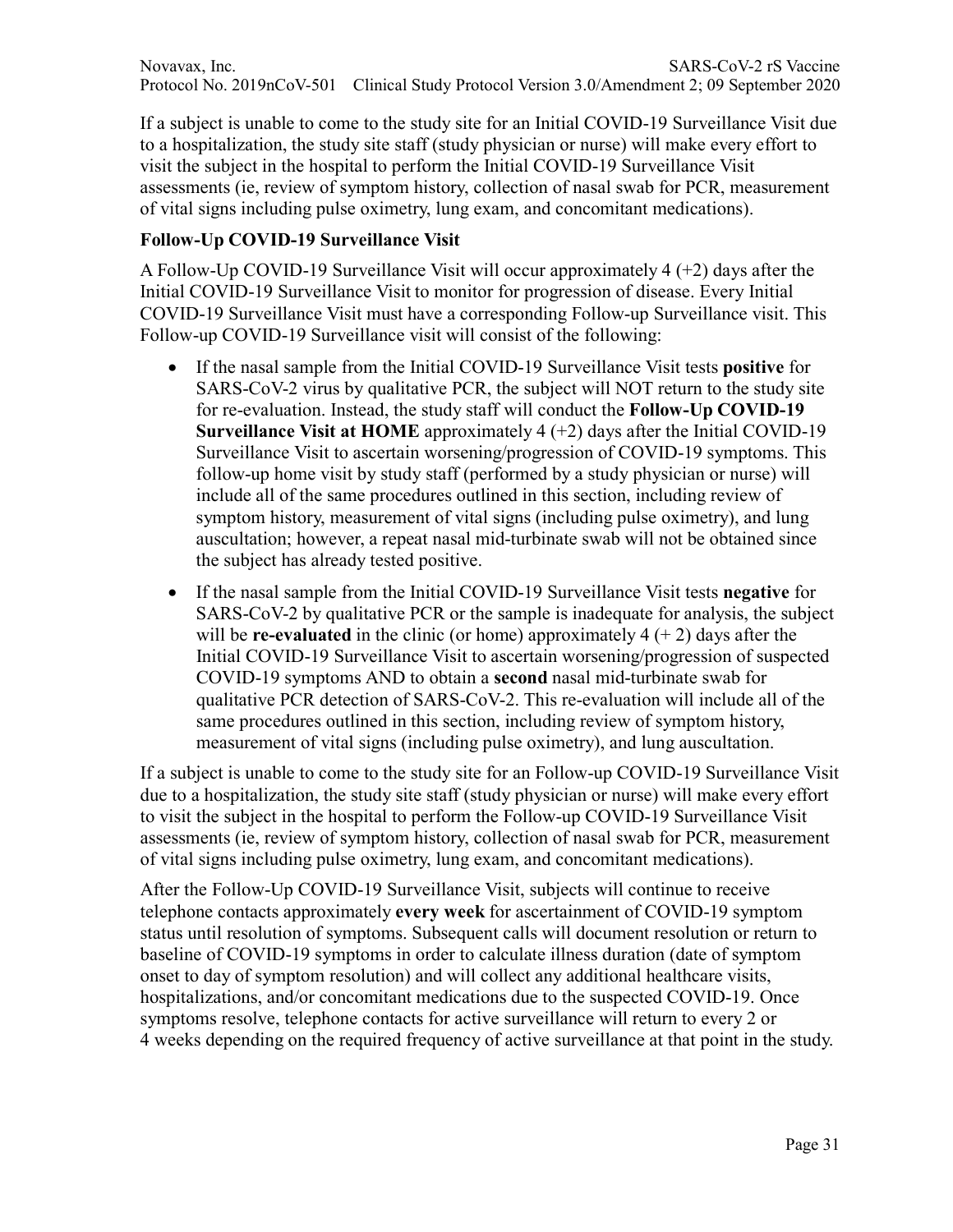If a subject is unable to come to the study site for an Initial COVID-19 Surveillance Visit due to a hospitalization, the study site staff (study physician or nurse) will make every effort to visit the subject in the hospital to perform the Initial COVID-19 Surveillance Visit assessments (ie, review of symptom history, collection of nasal swab for PCR, measurement of vital signs including pulse oximetry, lung exam, and concomitant medications).

**Follow-Up COVID-19 Surveillance Visit**

A Follow-Up COVID-19 Surveillance Visit will occur approximately 4 (+2) days after the Initial COVID-19 Surveillance Visit to monitor for progression of disease. Every Initial COVID-19 Surveillance Visit must have a corresponding Follow-up Surveillance visit. This Follow-up COVID-19 Surveillance visit will consist of the following:

- If the nasal sample from the Initial COVID-19 Surveillance Visit tests **positive** for SARS-CoV-2 virus by qualitative PCR, the subject will NOT return to the study site for re-evaluation. Instead, the study staff will conduct the **Follow-Up COVID-19 Surveillance Visit at HOME** approximately 4 (+2) days after the Initial COVID-19 Surveillance Visit to ascertain worsening/progression of COVID-19 symptoms. This follow-up home visit by study staff (performed by a study physician or nurse) will include all of the same procedures outlined in this section, including review of symptom history, measurement of vital signs (including pulse oximetry), and lung auscultation; however, a repeat nasal mid-turbinate swab will not be obtained since the subject has already tested positive.
- If the nasal sample from the Initial COVID-19 Surveillance Visit tests **negative** for SARS-CoV-2 by qualitative PCR or the sample is inadequate for analysis, the subject will be **re-evaluated** in the clinic (or home) approximately 4 (+ 2) days after the Initial COVID-19 Surveillance Visit to ascertain worsening/progression of suspected COVID-19 symptoms AND to obtain a **second** nasal mid-turbinate swab for qualitative PCR detection of SARS-CoV-2. This re-evaluation will include all of the same procedures outlined in this section, including review of symptom history, measurement of vital signs (including pulse oximetry), and lung auscultation.

If a subject is unable to come to the study site for an Follow-up COVID-19 Surveillance Visit due to a hospitalization, the study site staff (study physician or nurse) will make every effort to visit the subject in the hospital to perform the Follow-up COVID-19 Surveillance Visit assessments (ie, review of symptom history, collection of nasal swab for PCR, measurement of vital signs including pulse oximetry, lung exam, and concomitant medications).

After the Follow-Up COVID-19 Surveillance Visit, subjects will continue to receive telephone contacts approximately **every week** for ascertainment of COVID-19 symptom status until resolution of symptoms. Subsequent calls will document resolution or return to baseline of COVID-19 symptoms in order to calculate illness duration (date of symptom onset to day of symptom resolution) and will collect any additional healthcare visits, hospitalizations, and/or concomitant medications due to the suspected COVID-19. Once symptoms resolve, telephone contacts for active surveillance will return to every 2 or 4 weeks depending on the required frequency of active surveillance at that point in the study.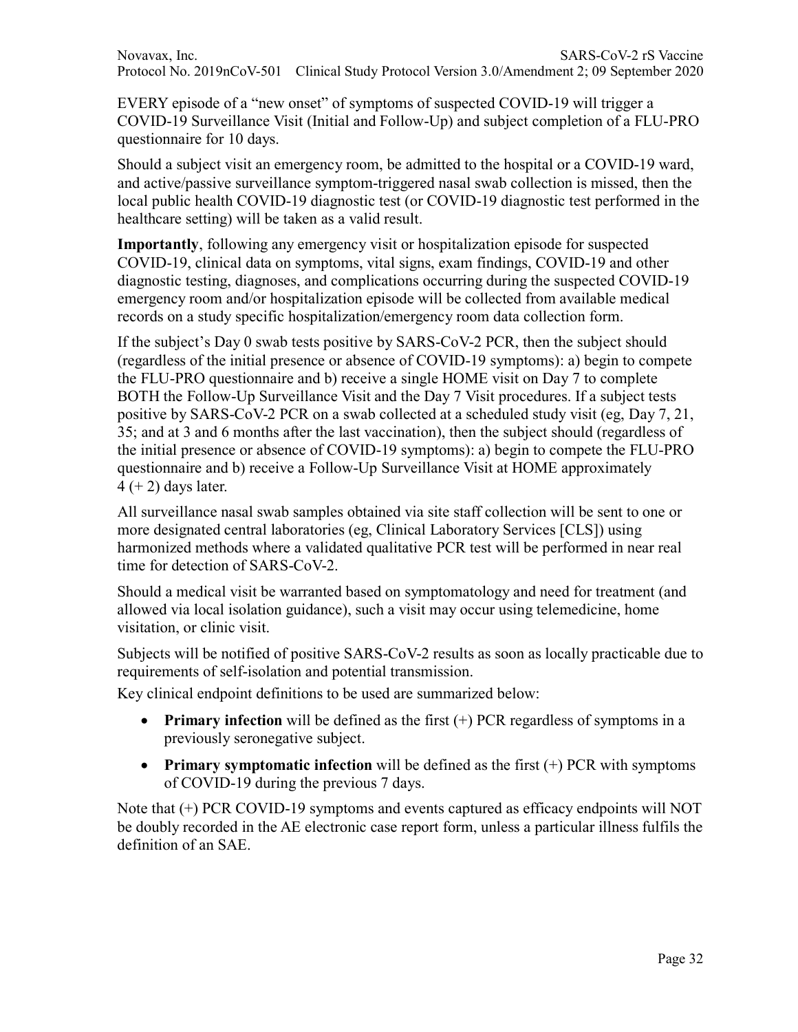EVERY episode of a "new onset" of symptoms of suspected COVID-19 will trigger a COVID-19 Surveillance Visit (Initial and Follow-Up) and subject completion of a FLU-PRO questionnaire for 10 days.

Should a subject visit an emergency room, be admitted to the hospital or a COVID-19 ward, and active/passive surveillance symptom-triggered nasal swab collection is missed, then the local public health COVID-19 diagnostic test (or COVID-19 diagnostic test performed in the healthcare setting) will be taken as a valid result.

**Importantly**, following any emergency visit or hospitalization episode for suspected COVID-19, clinical data on symptoms, vital signs, exam findings, COVID-19 and other diagnostic testing, diagnoses, and complications occurring during the suspected COVID-19 emergency room and/or hospitalization episode will be collected from available medical records on a study specific hospitalization/emergency room data collection form.

If the subject's Day 0 swab tests positive by SARS-CoV-2 PCR, then the subject should (regardless of the initial presence or absence of COVID-19 symptoms): a) begin to compete the FLU-PRO questionnaire and b) receive a single HOME visit on Day 7 to complete BOTH the Follow-Up Surveillance Visit and the Day 7 Visit procedures. If a subject tests positive by SARS-CoV-2 PCR on a swab collected at a scheduled study visit (eg, Day 7, 21, 35; and at 3 and 6 months after the last vaccination), then the subject should (regardless of the initial presence or absence of COVID-19 symptoms): a) begin to compete the FLU-PRO questionnaire and b) receive a Follow-Up Surveillance Visit at HOME approximately 4 (+ 2) days later.

All surveillance nasal swab samples obtained via site staff collection will be sent to one or more designated central laboratories (eg, Clinical Laboratory Services [CLS]) using harmonized methods where a validated qualitative PCR test will be performed in near real time for detection of SARS-CoV-2.

Should a medical visit be warranted based on symptomatology and need for treatment (and allowed via local isolation guidance), such a visit may occur using telemedicine, home visitation, or clinic visit.

Subjects will be notified of positive SARS-CoV-2 results as soon as locally practicable due to requirements of self-isolation and potential transmission.

Key clinical endpoint definitions to be used are summarized below:

- **Primary infection** will be defined as the first (+) PCR regardless of symptoms in a previously seronegative subject.
- **Primary symptomatic infection** will be defined as the first (+) PCR with symptoms of COVID-19 during the previous 7 days.

Note that (+) PCR COVID-19 symptoms and events captured as efficacy endpoints will NOT be doubly recorded in the AE electronic case report form, unless a particular illness fulfils the definition of an SAE.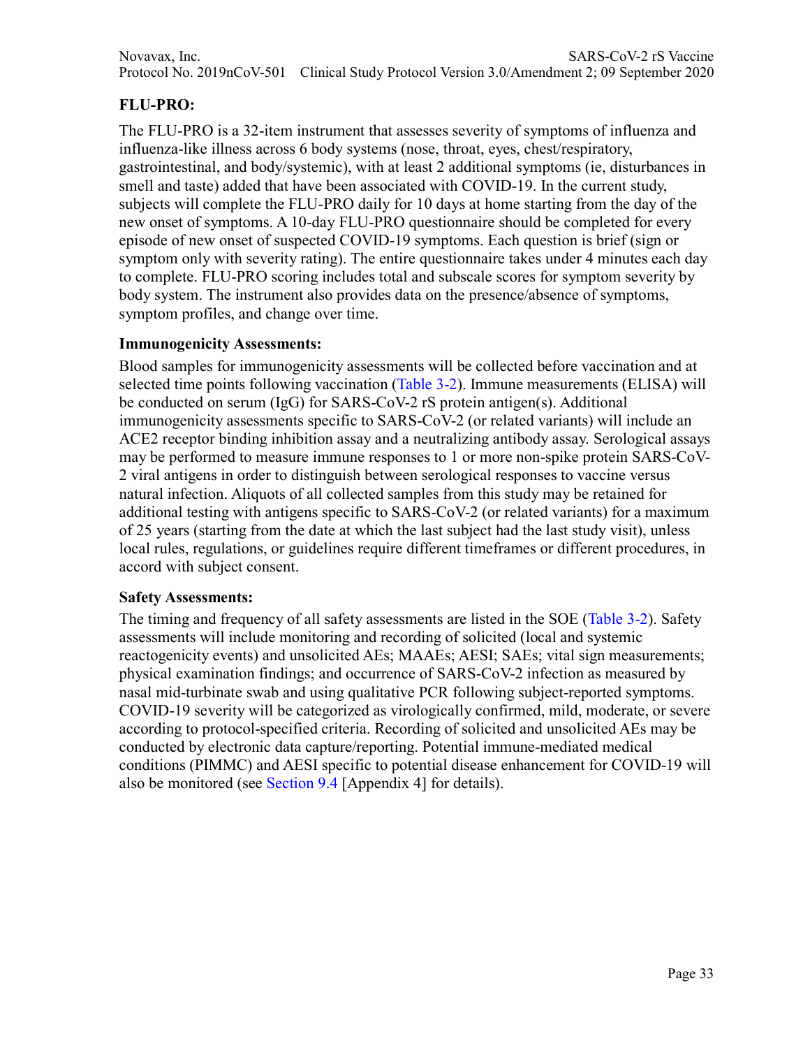**FLU-PRO:**

The FLU-PRO is a 32-item instrument that assesses severity of symptoms of influenza and influenza-like illness across 6 body systems (nose, throat, eyes, chest/respiratory, gastrointestinal, and body/systemic), with at least 2 additional symptoms (ie, disturbances in smell and taste) added that have been associated with COVID-19. In the current study, subjects will complete the FLU-PRO daily for 10 days at home starting from the day of the new onset of symptoms. A 10-day FLU-PRO questionnaire should be completed for every episode of new onset of suspected COVID-19 symptoms. Each question is brief (sign or symptom only with severity rating). The entire questionnaire takes under 4 minutes each day to complete. FLU-PRO scoring includes total and subscale scores for symptom severity by body system. The instrument also provides data on the presence/absence of symptoms, symptom profiles, and change over time.

**Immunogenicity Assessments:**

Blood samples for immunogenicity assessments will be collected before vaccination and at selected time points following vaccination (Table 3-2). Immune measurements (ELISA) will be conducted on serum (IgG) for SARS-CoV-2 rS protein antigen(s). Additional immunogenicity assessments specific to SARS-CoV-2 (or related variants) will include an ACE2 receptor binding inhibition assay and a neutralizing antibody assay. Serological assays may be performed to measure immune responses to 1 or more non-spike protein SARS-CoV-2 viral antigens in order to distinguish between serological responses to vaccine versus natural infection. Aliquots of all collected samples from this study may be retained for additional testing with antigens specific to SARS-CoV-2 (or related variants) for a maximum of 25 years (starting from the date at which the last subject had the last study visit), unless local rules, regulations, or guidelines require different timeframes or different procedures, in accord with subject consent.

**Safety Assessments:**

The timing and frequency of all safety assessments are listed in the SOE (Table 3-2). Safety assessments will include monitoring and recording of solicited (local and systemic reactogenicity events) and unsolicited AEs; MAAEs; AESI; SAEs; vital sign measurements; physical examination findings; and occurrence of SARS-CoV-2 infection as measured by nasal mid-turbinate swab and using qualitative PCR following subject-reported symptoms. COVID-19 severity will be categorized as virologically confirmed, mild, moderate, or severe according to protocol-specified criteria. Recording of solicited and unsolicited AEs may be conducted by electronic data capture/reporting. Potential immune-mediated medical conditions (PIMMC) and AESI specific to potential disease enhancement for COVID-19 will also be monitored (see Section 9.4 [Appendix 4] for details).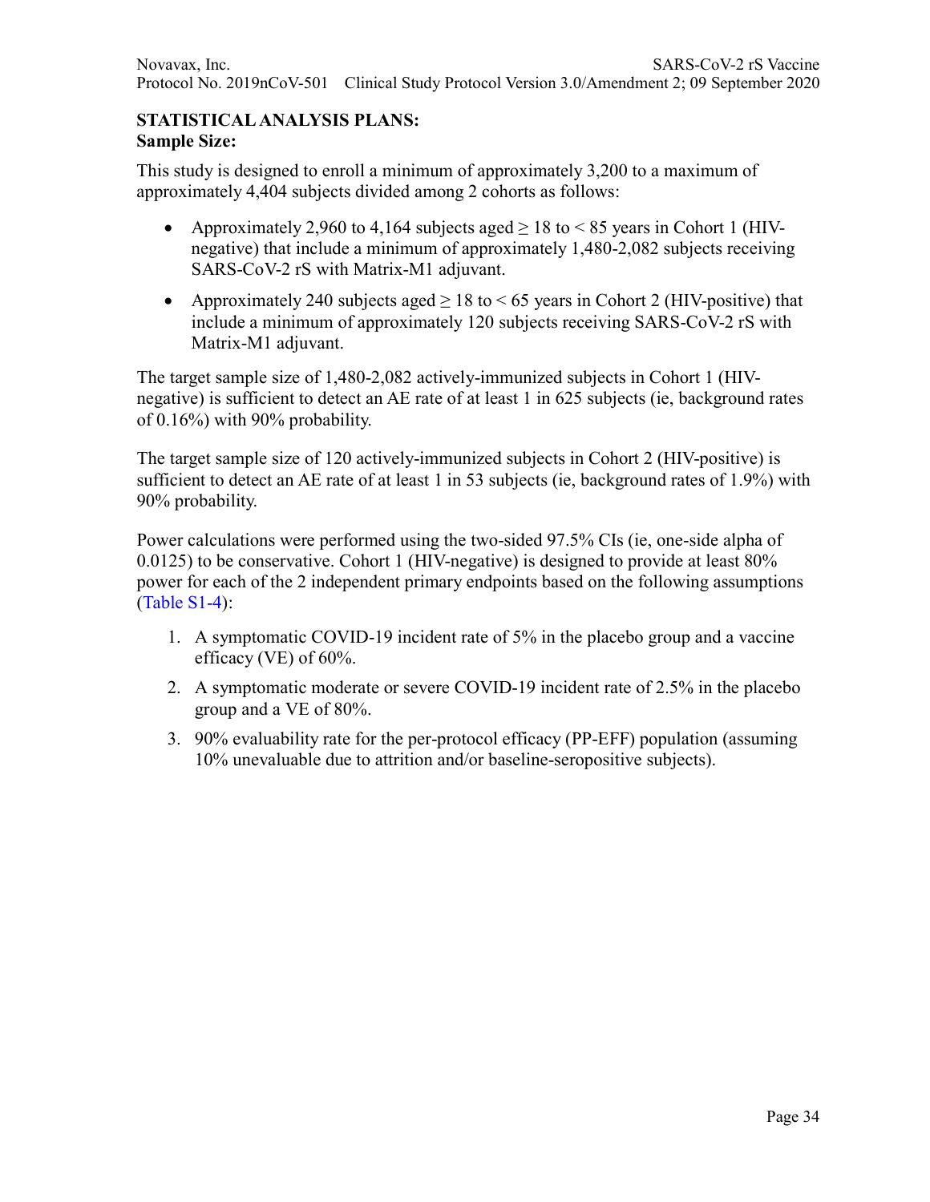**STATISTICAL ANALYSIS PLANS:**

**Sample Size:**

This study is designed to enroll a minimum of approximately 3,200 to a maximum of approximately 4,404 subjects divided among 2 cohorts as follows:

- Approximately 2,960 to 4,164 subjects aged ≥ 18 to < 85 years in Cohort 1 (HIV-negative) that include a minimum of approximately 1,480-2,082 subjects receiving SARS-CoV-2 rS with Matrix-M1 adjuvant.
- Approximately 240 subjects aged ≥ 18 to < 65 years in Cohort 2 (HIV-positive) that include a minimum of approximately 120 subjects receiving SARS-CoV-2 rS with Matrix-M1 adjuvant.

The target sample size of 1,480-2,082 actively-immunized subjects in Cohort 1 (HIV-negative) is sufficient to detect an AE rate of at least 1 in 625 subjects (ie, background rates of 0.16%) with 90% probability.

The target sample size of 120 actively-immunized subjects in Cohort 2 (HIV-positive) is sufficient to detect an AE rate of at least 1 in 53 subjects (ie, background rates of 1.9%) with 90% probability.

Power calculations were performed using the two-sided 97.5% CIs (ie, one-side alpha of 0.0125) to be conservative. Cohort 1 (HIV-negative) is designed to provide at least 80% power for each of the 2 independent primary endpoints based on the following assumptions (Table S1-4):

1. A symptomatic COVID-19 incident rate of 5% in the placebo group and a vaccine efficacy (VE) of 60%.
2. A symptomatic moderate or severe COVID-19 incident rate of 2.5% in the placebo group and a VE of 80%.
3. 90% evaluability rate for the per-protocol efficacy (PP-EFF) population (assuming 10% unevaluable due to attrition and/or baseline-seropositive subjects).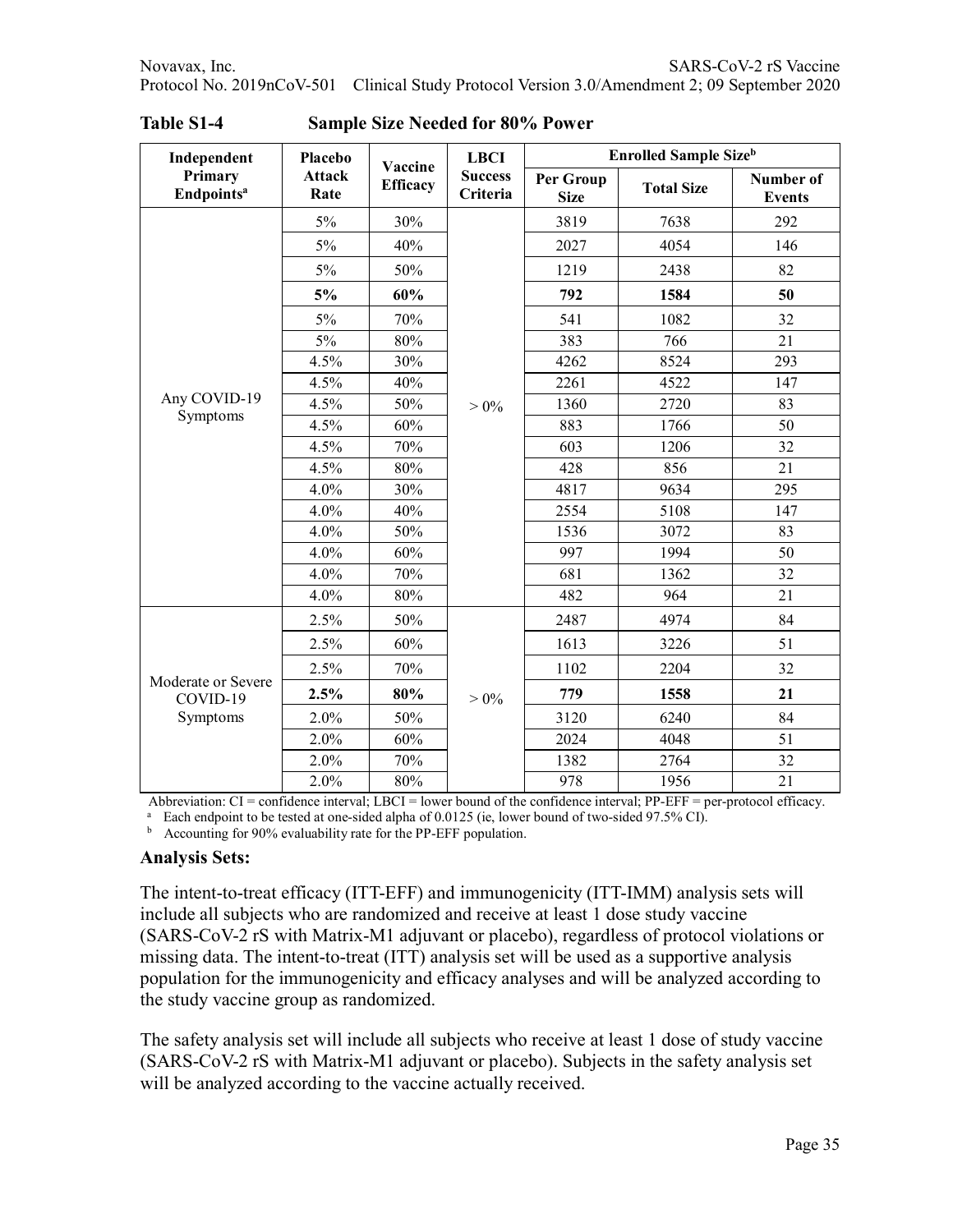**Table S1-4 Sample Size Needed for 80% Power**

| Independent Primary Endpoints[a] | Placebo Attack Rate | Vaccine Efficacy | LBCI Success Criteria | Enrolled Sample Size[b] | | |
|---|---|---|---|---|---|---|
| | | | | Per Group Size | Total Size | Number of Events |
| Any COVID-19 Symptoms | 5% | 30% | > 0% | 3819 | 7638 | 292 |
| | 5% | 40% | | 2027 | 4054 | 146 |
| | 5% | 50% | | 1219 | 2438 | 82 |
| | **5%** | **60%** | | **792** | **1584** | **50** |
| | 5% | 70% | | 541 | 1082 | 32 |
| | 5% | 80% | | 383 | 766 | 21 |
| | 4.5% | 30% | | 4262 | 8524 | 293 |
| | 4.5% | 40% | | 2261 | 4522 | 147 |
| | 4.5% | 50% | | 1360 | 2720 | 83 |
| | 4.5% | 60% | | 883 | 1766 | 50 |
| | 4.5% | 70% | | 603 | 1206 | 32 |
| | 4.5% | 80% | | 428 | 856 | 21 |
| | 4.0% | 30% | | 4817 | 9634 | 295 |
| | 4.0% | 40% | | 2554 | 5108 | 147 |
| | 4.0% | 50% | | 1536 | 3072 | 83 |
| | 4.0% | 60% | | 997 | 1994 | 50 |
| | 4.0% | 70% | | 681 | 1362 | 32 |
| | 4.0% | 80% | | 482 | 964 | 21 |
| Moderate or Severe COVID-19 Symptoms | 2.5% | 50% | > 0% | 2487 | 4974 | 84 |
| | 2.5% | 60% | | 1613 | 3226 | 51 |
| | 2.5% | 70% | | 1102 | 2204 | 32 |
| | **2.5%** | **80%** | | **779** | **1558** | **21** |
| | 2.0% | 50% | | 3120 | 6240 | 84 |
| | 2.0% | 60% | | 2024 | 4048 | 51 |
| | 2.0% | 70% | | 1382 | 2764 | 32 |
| | 2.0% | 80% | | 978 | 1956 | 21 |

Abbreviation: CI = confidence interval; LBCI = lower bound of the confidence interval; PP-EFF = per-protocol efficacy.
[a] Each endpoint to be tested at one-sided alpha of 0.0125 (ie, lower bound of two-sided 97.5% CI).
[b] Accounting for 90% evaluability rate for the PP-EFF population.

**Analysis Sets:**

The intent-to-treat efficacy (ITT-EFF) and immunogenicity (ITT-IMM) analysis sets will include all subjects who are randomized and receive at least 1 dose study vaccine (SARS-CoV-2 rS with Matrix-M1 adjuvant or placebo), regardless of protocol violations or missing data. The intent-to-treat (ITT) analysis set will be used as a supportive analysis population for the immunogenicity and efficacy analyses and will be analyzed according to the study vaccine group as randomized.

The safety analysis set will include all subjects who receive at least 1 dose of study vaccine (SARS-CoV-2 rS with Matrix-M1 adjuvant or placebo). Subjects in the safety analysis set will be analyzed according to the vaccine actually received.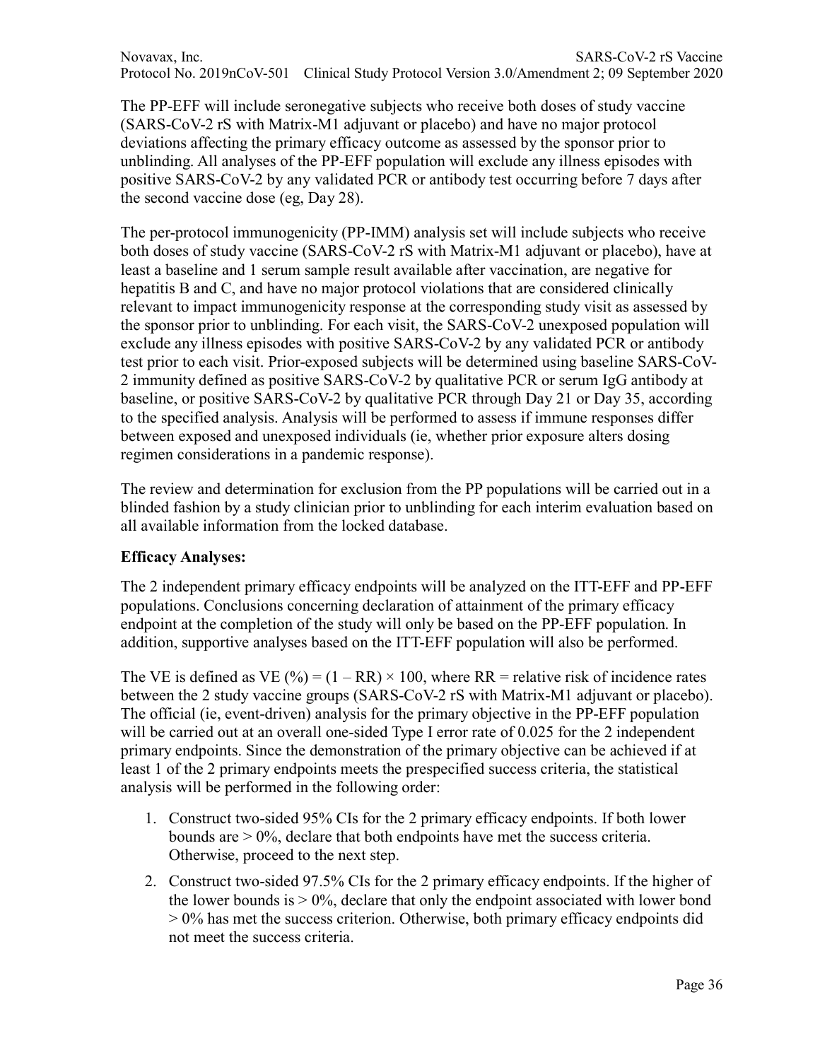The PP-EFF will include seronegative subjects who receive both doses of study vaccine (SARS-CoV-2 rS with Matrix-M1 adjuvant or placebo) and have no major protocol deviations affecting the primary efficacy outcome as assessed by the sponsor prior to unblinding. All analyses of the PP-EFF population will exclude any illness episodes with positive SARS-CoV-2 by any validated PCR or antibody test occurring before 7 days after the second vaccine dose (eg, Day 28).

The per-protocol immunogenicity (PP-IMM) analysis set will include subjects who receive both doses of study vaccine (SARS-CoV-2 rS with Matrix-M1 adjuvant or placebo), have at least a baseline and 1 serum sample result available after vaccination, are negative for hepatitis B and C, and have no major protocol violations that are considered clinically relevant to impact immunogenicity response at the corresponding study visit as assessed by the sponsor prior to unblinding. For each visit, the SARS-CoV-2 unexposed population will exclude any illness episodes with positive SARS-CoV-2 by any validated PCR or antibody test prior to each visit. Prior-exposed subjects will be determined using baseline SARS-CoV-2 immunity defined as positive SARS-CoV-2 by qualitative PCR or serum IgG antibody at baseline, or positive SARS-CoV-2 by qualitative PCR through Day 21 or Day 35, according to the specified analysis. Analysis will be performed to assess if immune responses differ between exposed and unexposed individuals (ie, whether prior exposure alters dosing regimen considerations in a pandemic response).

The review and determination for exclusion from the PP populations will be carried out in a blinded fashion by a study clinician prior to unblinding for each interim evaluation based on all available information from the locked database.

**Efficacy Analyses:**

The 2 independent primary efficacy endpoints will be analyzed on the ITT-EFF and PP-EFF populations. Conclusions concerning declaration of attainment of the primary efficacy endpoint at the completion of the study will only be based on the PP-EFF population. In addition, supportive analyses based on the ITT-EFF population will also be performed.

The VE is defined as VE (%) = $(1 – \text{RR}) \times 100$, where RR = relative risk of incidence rates between the 2 study vaccine groups (SARS-CoV-2 rS with Matrix-M1 adjuvant or placebo). The official (ie, event-driven) analysis for the primary objective in the PP-EFF population will be carried out at an overall one-sided Type I error rate of 0.025 for the 2 independent primary endpoints. Since the demonstration of the primary objective can be achieved if at least 1 of the 2 primary endpoints meets the prespecified success criteria, the statistical analysis will be performed in the following order:

1. Construct two-sided 95% CIs for the 2 primary efficacy endpoints. If both lower bounds are > 0%, declare that both endpoints have met the success criteria. Otherwise, proceed to the next step.
2. Construct two-sided 97.5% CIs for the 2 primary efficacy endpoints. If the higher of the lower bounds is > 0%, declare that only the endpoint associated with lower bond > 0% has met the success criterion. Otherwise, both primary efficacy endpoints did not meet the success criteria.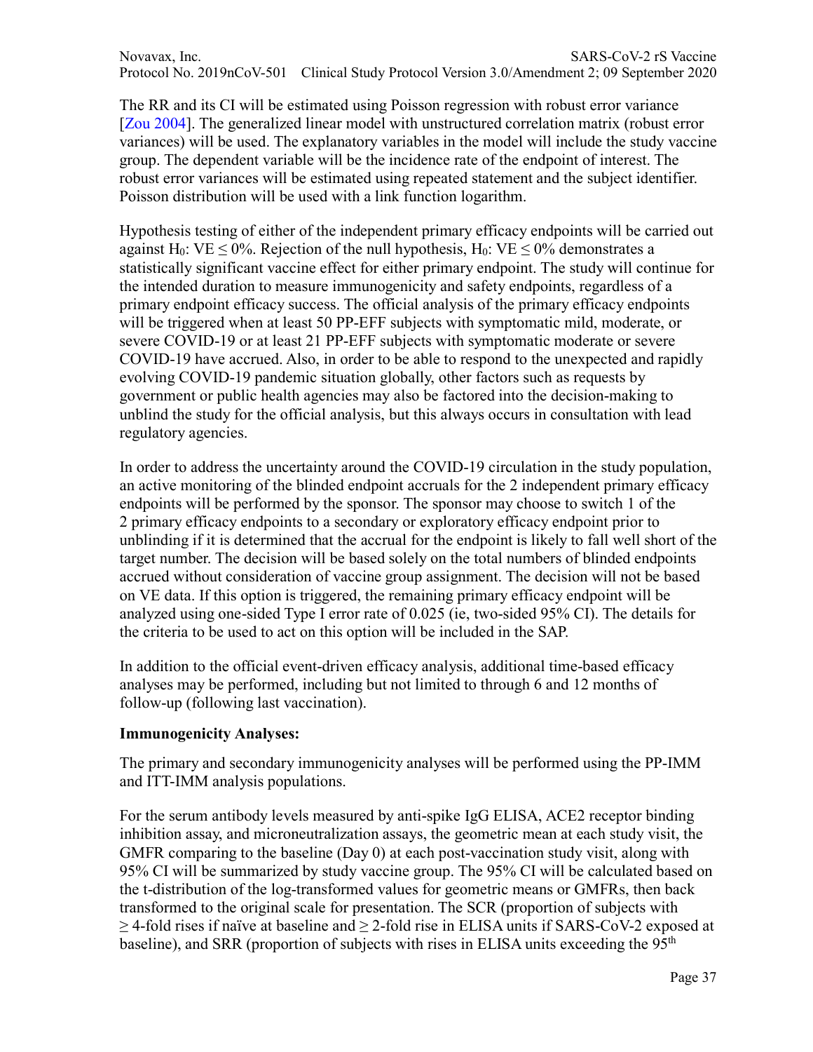The RR and its CI will be estimated using Poisson regression with robust error variance [Zou 2004]. The generalized linear model with unstructured correlation matrix (robust error variances) will be used. The explanatory variables in the model will include the study vaccine group. The dependent variable will be the incidence rate of the endpoint of interest. The robust error variances will be estimated using repeated statement and the subject identifier. Poisson distribution will be used with a link function logarithm.

Hypothesis testing of either of the independent primary efficacy endpoints will be carried out against $H_0$: VE ≤ 0%. Rejection of the null hypothesis, $H_0$: VE ≤ 0% demonstrates a statistically significant vaccine effect for either primary endpoint. The study will continue for the intended duration to measure immunogenicity and safety endpoints, regardless of a primary endpoint efficacy success. The official analysis of the primary efficacy endpoints will be triggered when at least 50 PP-EFF subjects with symptomatic mild, moderate, or severe COVID-19 or at least 21 PP-EFF subjects with symptomatic moderate or severe COVID-19 have accrued. Also, in order to be able to respond to the unexpected and rapidly evolving COVID-19 pandemic situation globally, other factors such as requests by government or public health agencies may also be factored into the decision-making to unblind the study for the official analysis, but this always occurs in consultation with lead regulatory agencies.

In order to address the uncertainty around the COVID-19 circulation in the study population, an active monitoring of the blinded endpoint accruals for the 2 independent primary efficacy endpoints will be performed by the sponsor. The sponsor may choose to switch 1 of the 2 primary efficacy endpoints to a secondary or exploratory efficacy endpoint prior to unblinding if it is determined that the accrual for the endpoint is likely to fall well short of the target number. The decision will be based solely on the total numbers of blinded endpoints accrued without consideration of vaccine group assignment. The decision will not be based on VE data. If this option is triggered, the remaining primary efficacy endpoint will be analyzed using one-sided Type I error rate of 0.025 (ie, two-sided 95% CI). The details for the criteria to be used to act on this option will be included in the SAP.

In addition to the official event-driven efficacy analysis, additional time-based efficacy analyses may be performed, including but not limited to through 6 and 12 months of follow-up (following last vaccination).

**Immunogenicity Analyses:**

The primary and secondary immunogenicity analyses will be performed using the PP-IMM and ITT-IMM analysis populations.

For the serum antibody levels measured by anti-spike IgG ELISA, ACE2 receptor binding inhibition assay, and microneutralization assays, the geometric mean at each study visit, the GMFR comparing to the baseline (Day 0) at each post-vaccination study visit, along with 95% CI will be summarized by study vaccine group. The 95% CI will be calculated based on the t-distribution of the log-transformed values for geometric means or GMFRs, then back transformed to the original scale for presentation. The SCR (proportion of subjects with ≥ 4-fold rises if naïve at baseline and ≥ 2-fold rise in ELISA units if SARS-CoV-2 exposed at baseline), and SRR (proportion of subjects with rises in ELISA units exceeding the 95$^{th}$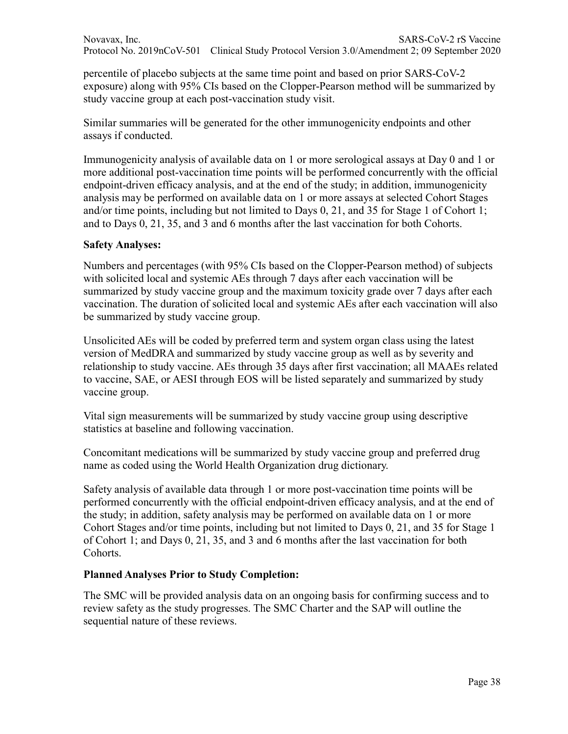percentile of placebo subjects at the same time point and based on prior SARS-CoV-2 exposure) along with 95% CIs based on the Clopper-Pearson method will be summarized by study vaccine group at each post-vaccination study visit.

Similar summaries will be generated for the other immunogenicity endpoints and other assays if conducted.

Immunogenicity analysis of available data on 1 or more serological assays at Day 0 and 1 or more additional post-vaccination time points will be performed concurrently with the official endpoint-driven efficacy analysis, and at the end of the study; in addition, immunogenicity analysis may be performed on available data on 1 or more assays at selected Cohort Stages and/or time points, including but not limited to Days 0, 21, and 35 for Stage 1 of Cohort 1; and to Days 0, 21, 35, and 3 and 6 months after the last vaccination for both Cohorts.

**Safety Analyses:**

Numbers and percentages (with 95% CIs based on the Clopper-Pearson method) of subjects with solicited local and systemic AEs through 7 days after each vaccination will be summarized by study vaccine group and the maximum toxicity grade over 7 days after each vaccination. The duration of solicited local and systemic AEs after each vaccination will also be summarized by study vaccine group.

Unsolicited AEs will be coded by preferred term and system organ class using the latest version of MedDRA and summarized by study vaccine group as well as by severity and relationship to study vaccine. AEs through 35 days after first vaccination; all MAAEs related to vaccine, SAE, or AESI through EOS will be listed separately and summarized by study vaccine group.

Vital sign measurements will be summarized by study vaccine group using descriptive statistics at baseline and following vaccination.

Concomitant medications will be summarized by study vaccine group and preferred drug name as coded using the World Health Organization drug dictionary.

Safety analysis of available data through 1 or more post-vaccination time points will be performed concurrently with the official endpoint-driven efficacy analysis, and at the end of the study; in addition, safety analysis may be performed on available data on 1 or more Cohort Stages and/or time points, including but not limited to Days 0, 21, and 35 for Stage 1 of Cohort 1; and Days 0, 21, 35, and 3 and 6 months after the last vaccination for both Cohorts.

**Planned Analyses Prior to Study Completion:**

The SMC will be provided analysis data on an ongoing basis for confirming success and to review safety as the study progresses. The SMC Charter and the SAP will outline the sequential nature of these reviews.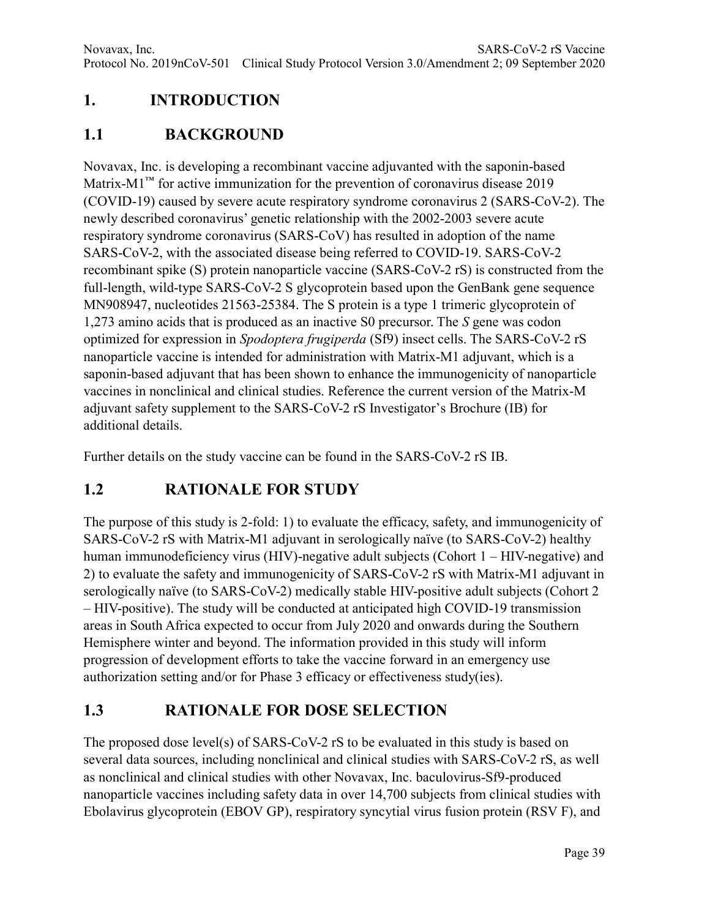# 1. INTRODUCTION

## 1.1 BACKGROUND

Novavax, Inc. is developing a recombinant vaccine adjuvanted with the saponin-based Matrix-M1™ for active immunization for the prevention of coronavirus disease 2019 (COVID-19) caused by severe acute respiratory syndrome coronavirus 2 (SARS-CoV-2). The newly described coronavirus' genetic relationship with the 2002-2003 severe acute respiratory syndrome coronavirus (SARS-CoV) has resulted in adoption of the name SARS-CoV-2, with the associated disease being referred to COVID-19. SARS-CoV-2 recombinant spike (S) protein nanoparticle vaccine (SARS-CoV-2 rS) is constructed from the full-length, wild-type SARS-CoV-2 S glycoprotein based upon the GenBank gene sequence MN908947, nucleotides 21563-25384. The S protein is a type 1 trimeric glycoprotein of 1,273 amino acids that is produced as an inactive S0 precursor. The *S* gene was codon optimized for expression in *Spodoptera frugiperda* (Sf9) insect cells. The SARS-CoV-2 rS nanoparticle vaccine is intended for administration with Matrix-M1 adjuvant, which is a saponin-based adjuvant that has been shown to enhance the immunogenicity of nanoparticle vaccines in nonclinical and clinical studies. Reference the current version of the Matrix-M adjuvant safety supplement to the SARS-CoV-2 rS Investigator's Brochure (IB) for additional details.

Further details on the study vaccine can be found in the SARS-CoV-2 rS IB.

## 1.2 RATIONALE FOR STUDY

The purpose of this study is 2-fold: 1) to evaluate the efficacy, safety, and immunogenicity of SARS-CoV-2 rS with Matrix-M1 adjuvant in serologically naïve (to SARS-CoV-2) healthy human immunodeficiency virus (HIV)-negative adult subjects (Cohort 1 – HIV-negative) and 2) to evaluate the safety and immunogenicity of SARS-CoV-2 rS with Matrix-M1 adjuvant in serologically naïve (to SARS-CoV-2) medically stable HIV-positive adult subjects (Cohort 2 – HIV-positive). The study will be conducted at anticipated high COVID-19 transmission areas in South Africa expected to occur from July 2020 and onwards during the Southern Hemisphere winter and beyond. The information provided in this study will inform progression of development efforts to take the vaccine forward in an emergency use authorization setting and/or for Phase 3 efficacy or effectiveness study(ies).

## 1.3 RATIONALE FOR DOSE SELECTION

The proposed dose level(s) of SARS-CoV-2 rS to be evaluated in this study is based on several data sources, including nonclinical and clinical studies with SARS-CoV-2 rS, as well as nonclinical and clinical studies with other Novavax, Inc. baculovirus-Sf9-produced nanoparticle vaccines including safety data in over 14,700 subjects from clinical studies with Ebolavirus glycoprotein (EBOV GP), respiratory syncytial virus fusion protein (RSV F), and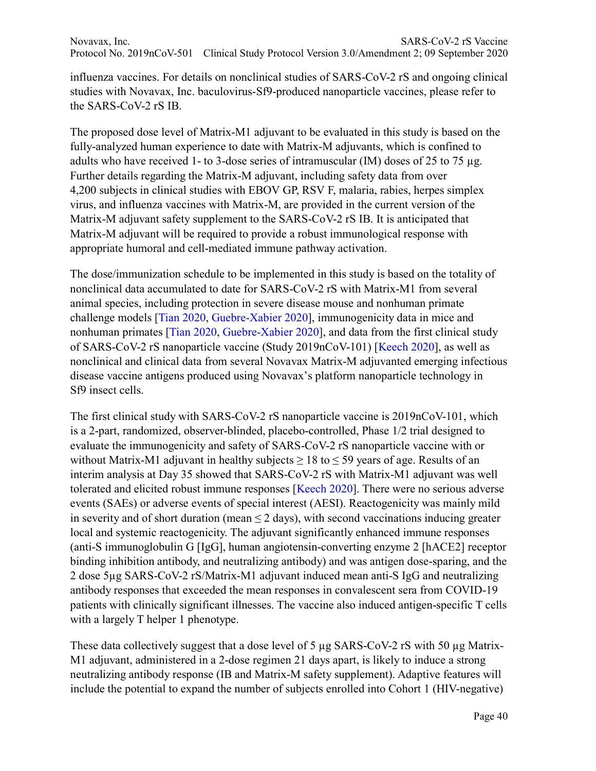influenza vaccines. For details on nonclinical studies of SARS-CoV-2 rS and ongoing clinical studies with Novavax, Inc. baculovirus-Sf9-produced nanoparticle vaccines, please refer to the SARS-CoV-2 rS IB.

The proposed dose level of Matrix-M1 adjuvant to be evaluated in this study is based on the fully-analyzed human experience to date with Matrix-M adjuvants, which is confined to adults who have received 1- to 3-dose series of intramuscular (IM) doses of 25 to 75 µg. Further details regarding the Matrix-M adjuvant, including safety data from over 4,200 subjects in clinical studies with EBOV GP, RSV F, malaria, rabies, herpes simplex virus, and influenza vaccines with Matrix-M, are provided in the current version of the Matrix-M adjuvant safety supplement to the SARS-CoV-2 rS IB. It is anticipated that Matrix-M adjuvant will be required to provide a robust immunological response with appropriate humoral and cell-mediated immune pathway activation.

The dose/immunization schedule to be implemented in this study is based on the totality of nonclinical data accumulated to date for SARS-CoV-2 rS with Matrix-M1 from several animal species, including protection in severe disease mouse and nonhuman primate challenge models [Tian 2020, Guebre-Xabier 2020], immunogenicity data in mice and nonhuman primates [Tian 2020, Guebre-Xabier 2020], and data from the first clinical study of SARS-CoV-2 rS nanoparticle vaccine (Study 2019nCoV-101) [Keech 2020], as well as nonclinical and clinical data from several Novavax Matrix-M adjuvanted emerging infectious disease vaccine antigens produced using Novavax's platform nanoparticle technology in Sf9 insect cells.

The first clinical study with SARS-CoV-2 rS nanoparticle vaccine is 2019nCoV-101, which is a 2-part, randomized, observer-blinded, placebo-controlled, Phase 1/2 trial designed to evaluate the immunogenicity and safety of SARS-CoV-2 rS nanoparticle vaccine with or without Matrix-M1 adjuvant in healthy subjects $\geq$ 18 to $\leq$ 59 years of age. Results of an interim analysis at Day 35 showed that SARS-CoV-2 rS with Matrix-M1 adjuvant was well tolerated and elicited robust immune responses [Keech 2020]. There were no serious adverse events (SAEs) or adverse events of special interest (AESI). Reactogenicity was mainly mild in severity and of short duration (mean $\leq$ 2 days), with second vaccinations inducing greater local and systemic reactogenicity. The adjuvant significantly enhanced immune responses (anti-S immunoglobulin G [IgG], human angiotensin-converting enzyme 2 [hACE2] receptor binding inhibition antibody, and neutralizing antibody) and was antigen dose-sparing, and the 2 dose 5µg SARS-CoV-2 rS/Matrix-M1 adjuvant induced mean anti-S IgG and neutralizing antibody responses that exceeded the mean responses in convalescent sera from COVID-19 patients with clinically significant illnesses. The vaccine also induced antigen-specific T cells with a largely T helper 1 phenotype.

These data collectively suggest that a dose level of 5 µg SARS-CoV-2 rS with 50 µg Matrix-M1 adjuvant, administered in a 2-dose regimen 21 days apart, is likely to induce a strong neutralizing antibody response (IB and Matrix-M safety supplement). Adaptive features will include the potential to expand the number of subjects enrolled into Cohort 1 (HIV-negative)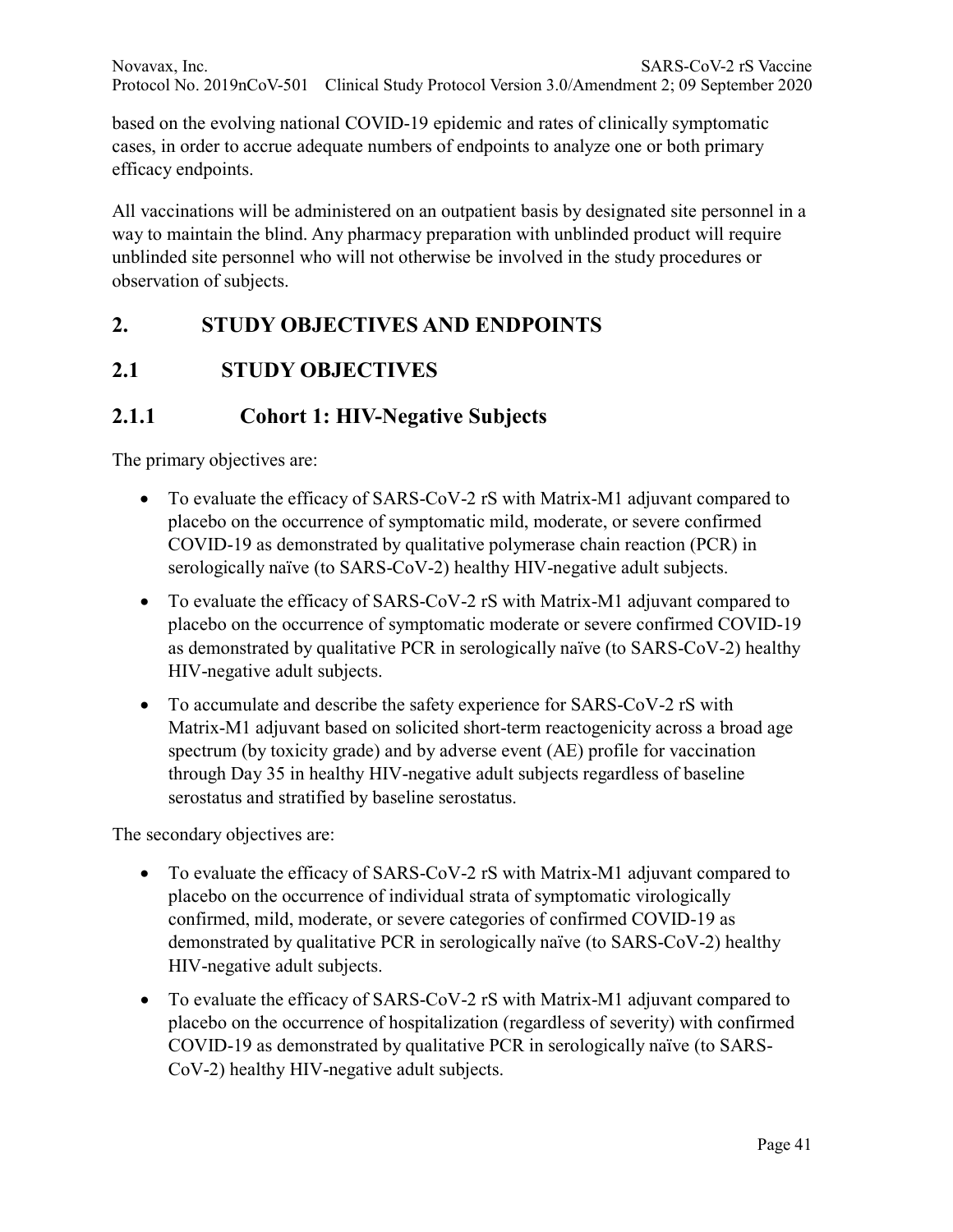based on the evolving national COVID-19 epidemic and rates of clinically symptomatic cases, in order to accrue adequate numbers of endpoints to analyze one or both primary efficacy endpoints.

All vaccinations will be administered on an outpatient basis by designated site personnel in a way to maintain the blind. Any pharmacy preparation with unblinded product will require unblinded site personnel who will not otherwise be involved in the study procedures or observation of subjects.

# 2. STUDY OBJECTIVES AND ENDPOINTS

## 2.1 STUDY OBJECTIVES

### 2.1.1 Cohort 1: HIV-Negative Subjects

The primary objectives are:

- To evaluate the efficacy of SARS-CoV-2 rS with Matrix-M1 adjuvant compared to placebo on the occurrence of symptomatic mild, moderate, or severe confirmed COVID-19 as demonstrated by qualitative polymerase chain reaction (PCR) in serologically naïve (to SARS-CoV-2) healthy HIV-negative adult subjects.
- To evaluate the efficacy of SARS-CoV-2 rS with Matrix-M1 adjuvant compared to placebo on the occurrence of symptomatic moderate or severe confirmed COVID-19 as demonstrated by qualitative PCR in serologically naïve (to SARS-CoV-2) healthy HIV-negative adult subjects.
- To accumulate and describe the safety experience for SARS-CoV-2 rS with Matrix-M1 adjuvant based on solicited short-term reactogenicity across a broad age spectrum (by toxicity grade) and by adverse event (AE) profile for vaccination through Day 35 in healthy HIV-negative adult subjects regardless of baseline serostatus and stratified by baseline serostatus.

The secondary objectives are:

- To evaluate the efficacy of SARS-CoV-2 rS with Matrix-M1 adjuvant compared to placebo on the occurrence of individual strata of symptomatic virologically confirmed, mild, moderate, or severe categories of confirmed COVID-19 as demonstrated by qualitative PCR in serologically naïve (to SARS-CoV-2) healthy HIV-negative adult subjects.
- To evaluate the efficacy of SARS-CoV-2 rS with Matrix-M1 adjuvant compared to placebo on the occurrence of hospitalization (regardless of severity) with confirmed COVID-19 as demonstrated by qualitative PCR in serologically naïve (to SARS-CoV-2) healthy HIV-negative adult subjects.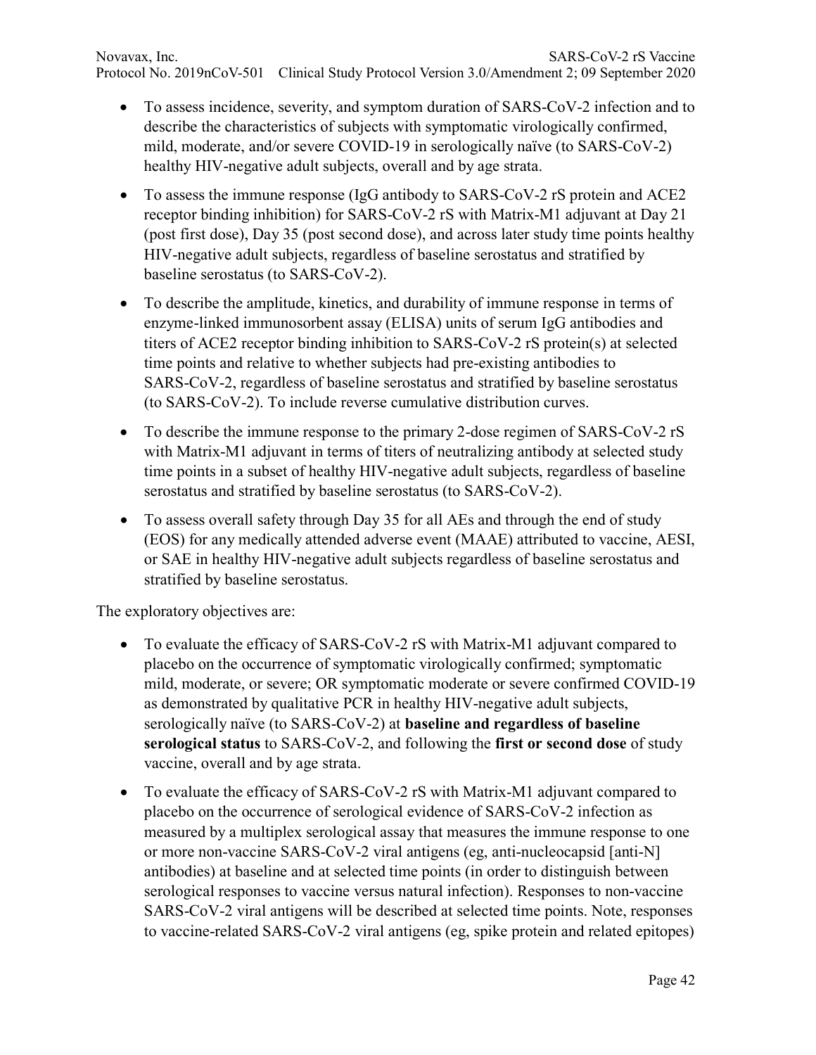- To assess incidence, severity, and symptom duration of SARS-CoV-2 infection and to describe the characteristics of subjects with symptomatic virologically confirmed, mild, moderate, and/or severe COVID-19 in serologically naïve (to SARS-CoV-2) healthy HIV-negative adult subjects, overall and by age strata.
- To assess the immune response (IgG antibody to SARS-CoV-2 rS protein and ACE2 receptor binding inhibition) for SARS-CoV-2 rS with Matrix-M1 adjuvant at Day 21 (post first dose), Day 35 (post second dose), and across later study time points healthy HIV-negative adult subjects, regardless of baseline serostatus and stratified by baseline serostatus (to SARS-CoV-2).
- To describe the amplitude, kinetics, and durability of immune response in terms of enzyme-linked immunosorbent assay (ELISA) units of serum IgG antibodies and titers of ACE2 receptor binding inhibition to SARS-CoV-2 rS protein(s) at selected time points and relative to whether subjects had pre-existing antibodies to SARS-CoV-2, regardless of baseline serostatus and stratified by baseline serostatus (to SARS-CoV-2). To include reverse cumulative distribution curves.
- To describe the immune response to the primary 2-dose regimen of SARS-CoV-2 rS with Matrix-M1 adjuvant in terms of titers of neutralizing antibody at selected study time points in a subset of healthy HIV-negative adult subjects, regardless of baseline serostatus and stratified by baseline serostatus (to SARS-CoV-2).
- To assess overall safety through Day 35 for all AEs and through the end of study (EOS) for any medically attended adverse event (MAAE) attributed to vaccine, AESI, or SAE in healthy HIV-negative adult subjects regardless of baseline serostatus and stratified by baseline serostatus.

The exploratory objectives are:

- To evaluate the efficacy of SARS-CoV-2 rS with Matrix-M1 adjuvant compared to placebo on the occurrence of symptomatic virologically confirmed; symptomatic mild, moderate, or severe; OR symptomatic moderate or severe confirmed COVID-19 as demonstrated by qualitative PCR in healthy HIV-negative adult subjects, serologically naïve (to SARS-CoV-2) at **baseline and regardless of baseline serological status** to SARS-CoV-2, and following the **first or second dose** of study vaccine, overall and by age strata.
- To evaluate the efficacy of SARS-CoV-2 rS with Matrix-M1 adjuvant compared to placebo on the occurrence of serological evidence of SARS-CoV-2 infection as measured by a multiplex serological assay that measures the immune response to one or more non-vaccine SARS-CoV-2 viral antigens (eg, anti-nucleocapsid [anti-N] antibodies) at baseline and at selected time points (in order to distinguish between serological responses to vaccine versus natural infection). Responses to non-vaccine SARS-CoV-2 viral antigens will be described at selected time points. Note, responses to vaccine-related SARS-CoV-2 viral antigens (eg, spike protein and related epitopes)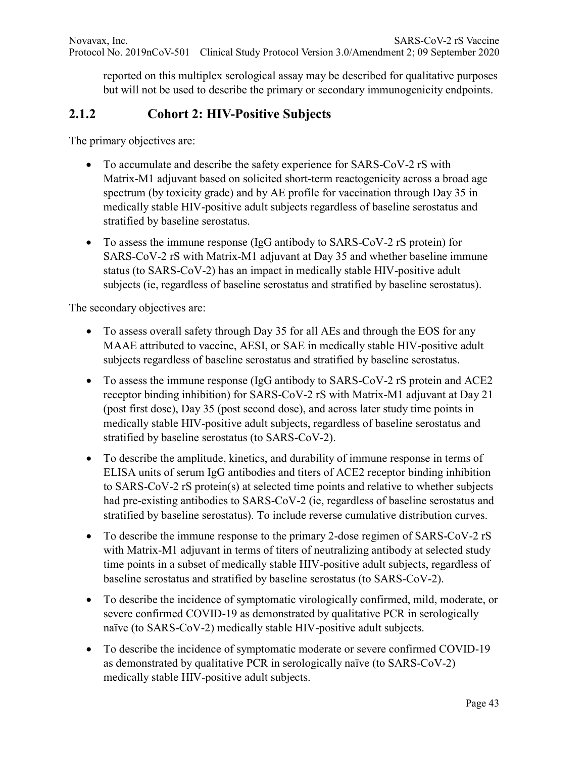reported on this multiplex serological assay may be described for qualitative purposes but will not be used to describe the primary or secondary immunogenicity endpoints.

### 2.1.2 Cohort 2: HIV-Positive Subjects

The primary objectives are:

- To accumulate and describe the safety experience for SARS-CoV-2 rS with Matrix-M1 adjuvant based on solicited short-term reactogenicity across a broad age spectrum (by toxicity grade) and by AE profile for vaccination through Day 35 in medically stable HIV-positive adult subjects regardless of baseline serostatus and stratified by baseline serostatus.
- To assess the immune response (IgG antibody to SARS-CoV-2 rS protein) for SARS-CoV-2 rS with Matrix-M1 adjuvant at Day 35 and whether baseline immune status (to SARS-CoV-2) has an impact in medically stable HIV-positive adult subjects (ie, regardless of baseline serostatus and stratified by baseline serostatus).

The secondary objectives are:

- To assess overall safety through Day 35 for all AEs and through the EOS for any MAAE attributed to vaccine, AESI, or SAE in medically stable HIV-positive adult subjects regardless of baseline serostatus and stratified by baseline serostatus.
- To assess the immune response (IgG antibody to SARS-CoV-2 rS protein and ACE2 receptor binding inhibition) for SARS-CoV-2 rS with Matrix-M1 adjuvant at Day 21 (post first dose), Day 35 (post second dose), and across later study time points in medically stable HIV-positive adult subjects, regardless of baseline serostatus and stratified by baseline serostatus (to SARS-CoV-2).
- To describe the amplitude, kinetics, and durability of immune response in terms of ELISA units of serum IgG antibodies and titers of ACE2 receptor binding inhibition to SARS-CoV-2 rS protein(s) at selected time points and relative to whether subjects had pre-existing antibodies to SARS-CoV-2 (ie, regardless of baseline serostatus and stratified by baseline serostatus). To include reverse cumulative distribution curves.
- To describe the immune response to the primary 2-dose regimen of SARS-CoV-2 rS with Matrix-M1 adjuvant in terms of titers of neutralizing antibody at selected study time points in a subset of medically stable HIV-positive adult subjects, regardless of baseline serostatus and stratified by baseline serostatus (to SARS-CoV-2).
- To describe the incidence of symptomatic virologically confirmed, mild, moderate, or severe confirmed COVID-19 as demonstrated by qualitative PCR in serologically naïve (to SARS-CoV-2) medically stable HIV-positive adult subjects.
- To describe the incidence of symptomatic moderate or severe confirmed COVID-19 as demonstrated by qualitative PCR in serologically naïve (to SARS-CoV-2) medically stable HIV-positive adult subjects.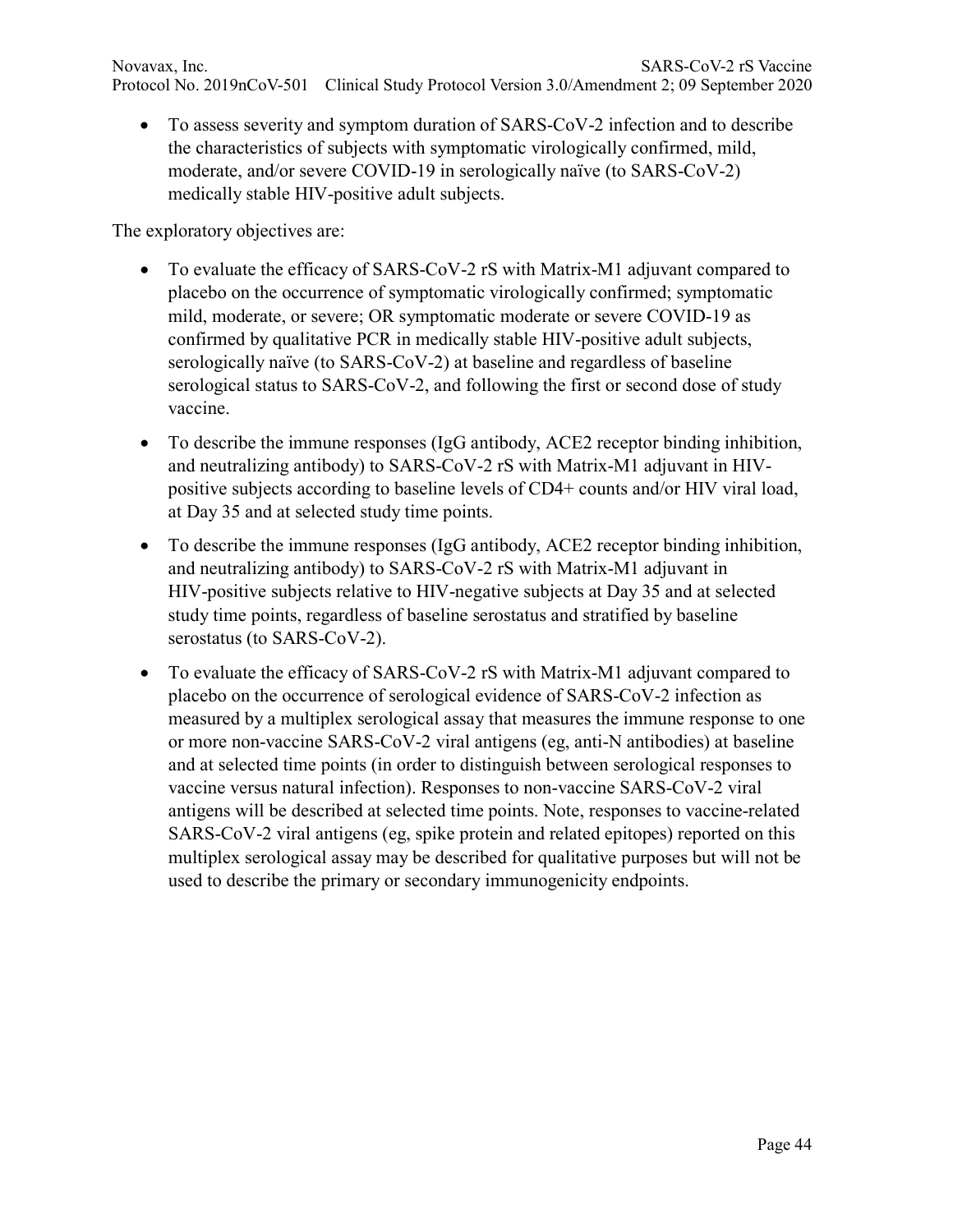- To assess severity and symptom duration of SARS-CoV-2 infection and to describe the characteristics of subjects with symptomatic virologically confirmed, mild, moderate, and/or severe COVID-19 in serologically naïve (to SARS-CoV-2) medically stable HIV-positive adult subjects.

The exploratory objectives are:

- To evaluate the efficacy of SARS-CoV-2 rS with Matrix-M1 adjuvant compared to placebo on the occurrence of symptomatic virologically confirmed; symptomatic mild, moderate, or severe; OR symptomatic moderate or severe COVID-19 as confirmed by qualitative PCR in medically stable HIV-positive adult subjects, serologically naïve (to SARS-CoV-2) at baseline and regardless of baseline serological status to SARS-CoV-2, and following the first or second dose of study vaccine.
- To describe the immune responses (IgG antibody, ACE2 receptor binding inhibition, and neutralizing antibody) to SARS-CoV-2 rS with Matrix-M1 adjuvant in HIV-positive subjects according to baseline levels of CD4+ counts and/or HIV viral load, at Day 35 and at selected study time points.
- To describe the immune responses (IgG antibody, ACE2 receptor binding inhibition, and neutralizing antibody) to SARS-CoV-2 rS with Matrix-M1 adjuvant in HIV-positive subjects relative to HIV-negative subjects at Day 35 and at selected study time points, regardless of baseline serostatus and stratified by baseline serostatus (to SARS-CoV-2).
- To evaluate the efficacy of SARS-CoV-2 rS with Matrix-M1 adjuvant compared to placebo on the occurrence of serological evidence of SARS-CoV-2 infection as measured by a multiplex serological assay that measures the immune response to one or more non-vaccine SARS-CoV-2 viral antigens (eg, anti-N antibodies) at baseline and at selected time points (in order to distinguish between serological responses to vaccine versus natural infection). Responses to non-vaccine SARS-CoV-2 viral antigens will be described at selected time points. Note, responses to vaccine-related SARS-CoV-2 viral antigens (eg, spike protein and related epitopes) reported on this multiplex serological assay may be described for qualitative purposes but will not be used to describe the primary or secondary immunogenicity endpoints.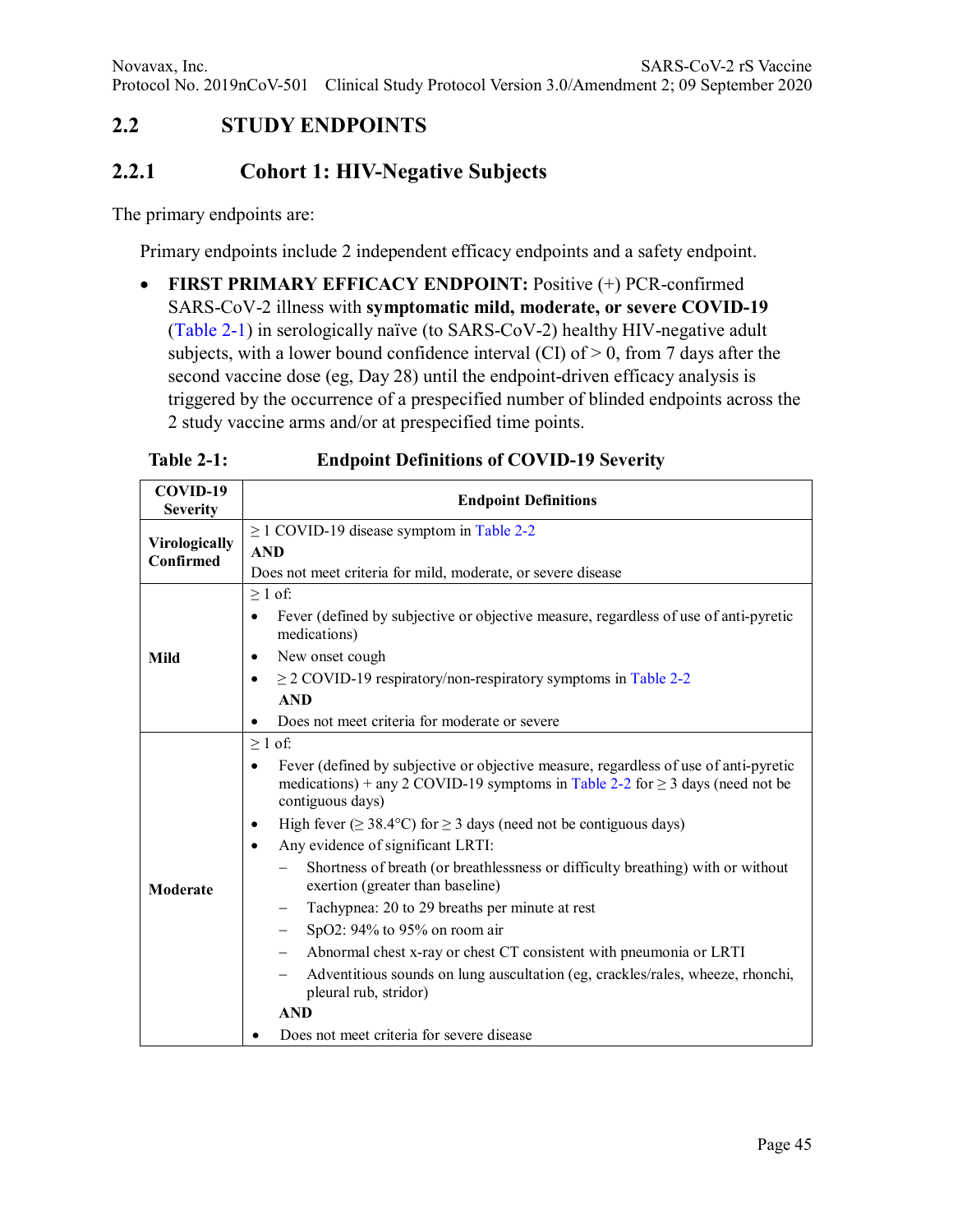## 2.2 STUDY ENDPOINTS

### 2.2.1 Cohort 1: HIV-Negative Subjects

The primary endpoints are:

Primary endpoints include 2 independent efficacy endpoints and a safety endpoint.

- **FIRST PRIMARY EFFICACY ENDPOINT:** Positive (+) PCR-confirmed SARS-CoV-2 illness with **symptomatic mild, moderate, or severe COVID-19** (Table 2-1) in serologically naïve (to SARS-CoV-2) healthy HIV-negative adult subjects, with a lower bound confidence interval (CI) of > 0, from 7 days after the second vaccine dose (eg, Day 28) until the endpoint-driven efficacy analysis is triggered by the occurrence of a prespecified number of blinded endpoints across the 2 study vaccine arms and/or at prespecified time points.

**Table 2-1: Endpoint Definitions of COVID-19 Severity**

| COVID-19 Severity | Endpoint Definitions |
|---|---|
| **Virologically Confirmed** | ≥ 1 COVID-19 disease symptom in Table 2-2<br>**AND**<br>Does not meet criteria for mild, moderate, or severe disease |
| **Mild** | ≥ 1 of:<br>• Fever (defined by subjective or objective measure, regardless of use of anti-pyretic medications)<br>• New onset cough<br>• ≥ 2 COVID-19 respiratory/non-respiratory symptoms in Table 2-2<br>**AND**<br>• Does not meet criteria for moderate or severe |
| **Moderate** | ≥ 1 of:<br>• Fever (defined by subjective or objective measure, regardless of use of anti-pyretic medications) + any 2 COVID-19 symptoms in Table 2-2 for ≥ 3 days (need not be contiguous days)<br>• High fever (≥ 38.4°C) for ≥ 3 days (need not be contiguous days)<br>• Any evidence of significant LRTI:<br>– Shortness of breath (or breathlessness or difficulty breathing) with or without exertion (greater than baseline)<br>– Tachypnea: 20 to 29 breaths per minute at rest<br>– SpO2: 94% to 95% on room air<br>– Abnormal chest x-ray or chest CT consistent with pneumonia or LRTI<br>– Adventitious sounds on lung auscultation (eg, crackles/rales, wheeze, rhonchi, pleural rub, stridor)<br>**AND**<br>• Does not meet criteria for severe disease |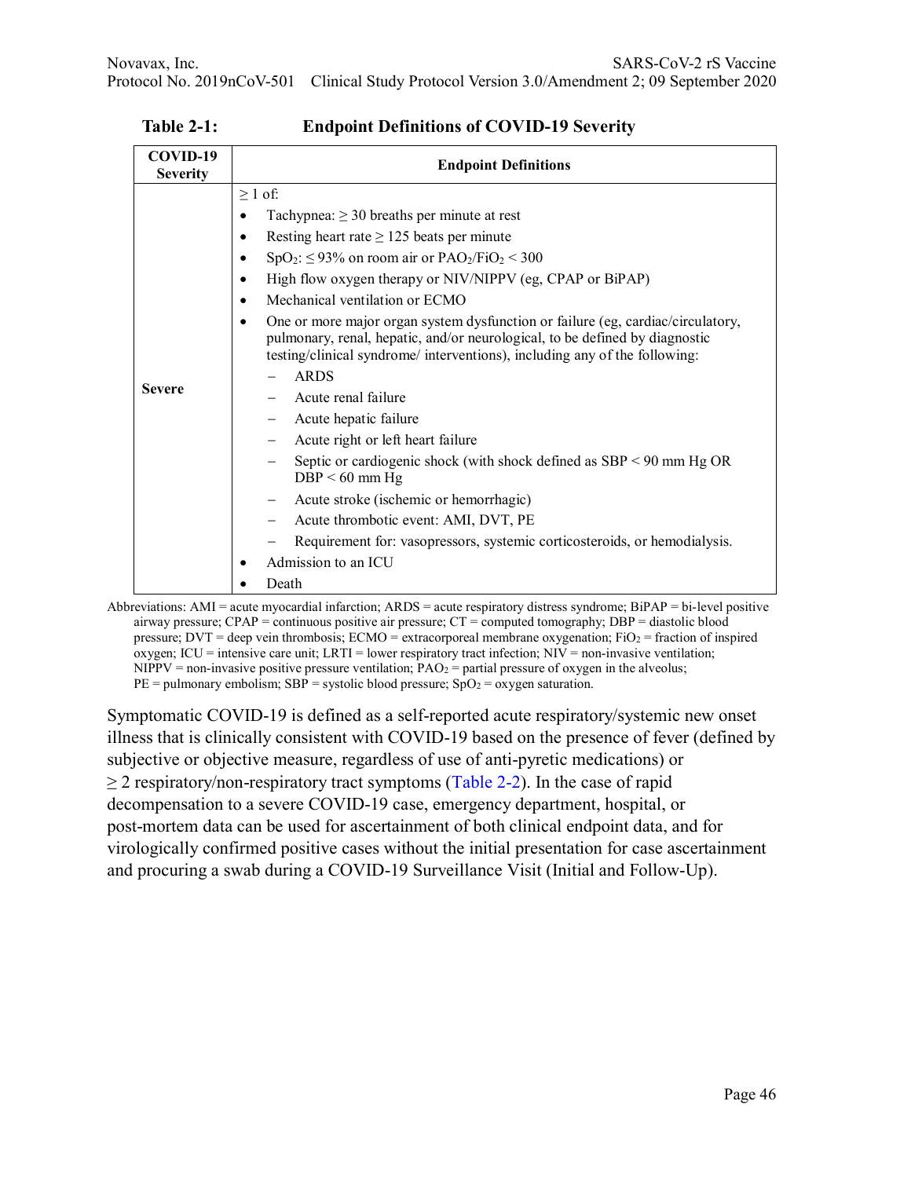**Table 2-1: Endpoint Definitions of COVID-19 Severity**

| COVID-19 Severity | Endpoint Definitions |
|---|---|
| Severe | $\geq$ 1 of:<br>• Tachypnea: $\geq$ 30 breaths per minute at rest<br>• Resting heart rate $\geq$ 125 beats per minute<br>• $SpO_2$: $\leq$ 93% on room air or $PAO_2/FiO_2 < 300$<br>• High flow oxygen therapy or NIV/NIPPV (eg, CPAP or BiPAP)<br>• Mechanical ventilation or ECMO<br>• One or more major organ system dysfunction or failure (eg, cardiac/circulatory, pulmonary, renal, hepatic, and/or neurological, to be defined by diagnostic testing/clinical syndrome/ interventions), including any of the following:<br>– ARDS<br>– Acute renal failure<br>– Acute hepatic failure<br>– Acute right or left heart failure<br>– Septic or cardiogenic shock (with shock defined as SBP < 90 mm Hg OR DBP < 60 mm Hg<br>– Acute stroke (ischemic or hemorrhagic)<br>– Acute thrombotic event: AMI, DVT, PE<br>– Requirement for: vasopressors, systemic corticosteroids, or hemodialysis.<br>• Admission to an ICU<br>• Death |

Abbreviations: AMI = acute myocardial infarction; ARDS = acute respiratory distress syndrome; BiPAP = bi-level positive airway pressure; CPAP = continuous positive air pressure; CT = computed tomography; DBP = diastolic blood pressure; DVT = deep vein thrombosis; ECMO = extracorporeal membrane oxygenation; $FiO_2$ = fraction of inspired oxygen; ICU = intensive care unit; LRTI = lower respiratory tract infection; NIV = non-invasive ventilation; NIPPV = non-invasive positive pressure ventilation; $PAO_2$ = partial pressure of oxygen in the alveolus; PE = pulmonary embolism; SBP = systolic blood pressure; $SpO_2$ = oxygen saturation.

Symptomatic COVID-19 is defined as a self-reported acute respiratory/systemic new onset illness that is clinically consistent with COVID-19 based on the presence of fever (defined by subjective or objective measure, regardless of use of anti-pyretic medications) or $\geq$ 2 respiratory/non-respiratory tract symptoms (Table 2-2). In the case of rapid decompensation to a severe COVID-19 case, emergency department, hospital, or post-mortem data can be used for ascertainment of both clinical endpoint data, and for virologically confirmed positive cases without the initial presentation for case ascertainment and procuring a swab during a COVID-19 Surveillance Visit (Initial and Follow-Up).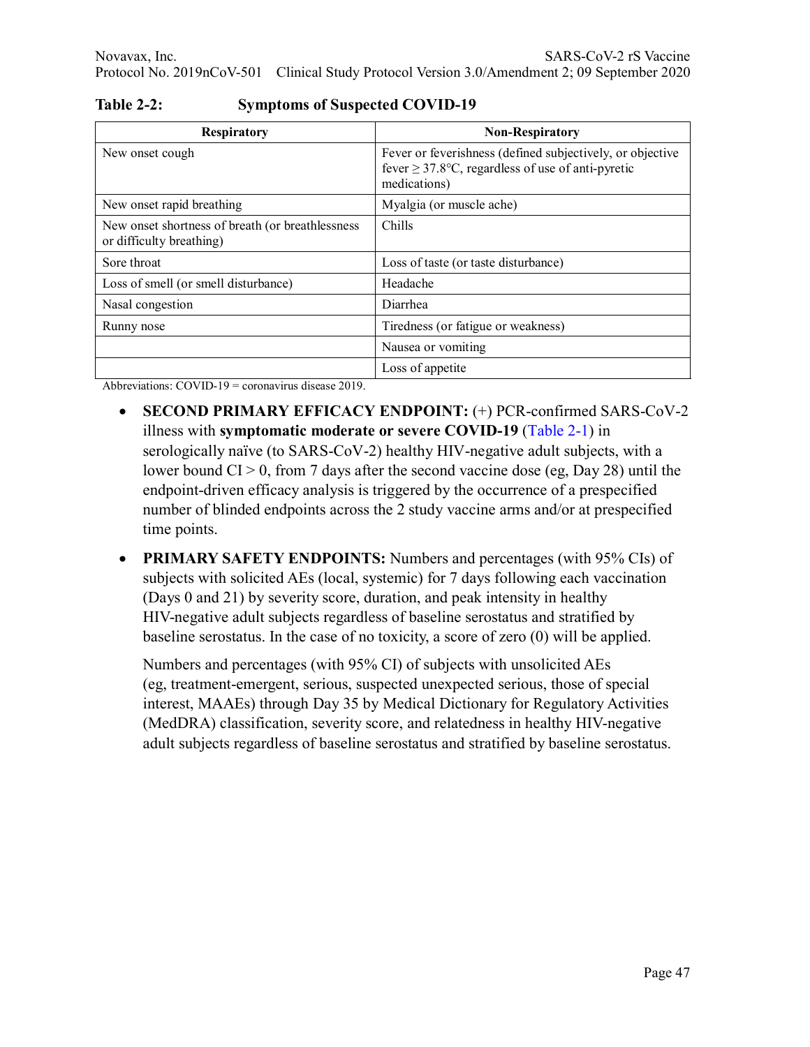**Table 2-2: Symptoms of Suspected COVID-19**

| Respiratory | Non-Respiratory |
|---|---|
| New onset cough | Fever or feverishness (defined subjectively, or objective fever ≥ 37.8°C, regardless of use of anti-pyretic medications) |
| New onset rapid breathing | Myalgia (or muscle ache) |
| New onset shortness of breath (or breathlessness or difficulty breathing) | Chills |
| Sore throat | Loss of taste (or taste disturbance) |
| Loss of smell (or smell disturbance) | Headache |
| Nasal congestion | Diarrhea |
| Runny nose | Tiredness (or fatigue or weakness) |
| | Nausea or vomiting |
| | Loss of appetite |

Abbreviations: COVID-19 = coronavirus disease 2019.

- **SECOND PRIMARY EFFICACY ENDPOINT:** (+) PCR-confirmed SARS-CoV-2 illness with **symptomatic moderate or severe COVID-19** (Table 2-1) in serologically naïve (to SARS-CoV-2) healthy HIV-negative adult subjects, with a lower bound CI > 0, from 7 days after the second vaccine dose (eg, Day 28) until the endpoint-driven efficacy analysis is triggered by the occurrence of a prespecified number of blinded endpoints across the 2 study vaccine arms and/or at prespecified time points.

- **PRIMARY SAFETY ENDPOINTS:** Numbers and percentages (with 95% CIs) of subjects with solicited AEs (local, systemic) for 7 days following each vaccination (Days 0 and 21) by severity score, duration, and peak intensity in healthy HIV-negative adult subjects regardless of baseline serostatus and stratified by baseline serostatus. In the case of no toxicity, a score of zero (0) will be applied.

  Numbers and percentages (with 95% CI) of subjects with unsolicited AEs (eg, treatment-emergent, serious, suspected unexpected serious, those of special interest, MAAEs) through Day 35 by Medical Dictionary for Regulatory Activities (MedDRA) classification, severity score, and relatedness in healthy HIV-negative adult subjects regardless of baseline serostatus and stratified by baseline serostatus.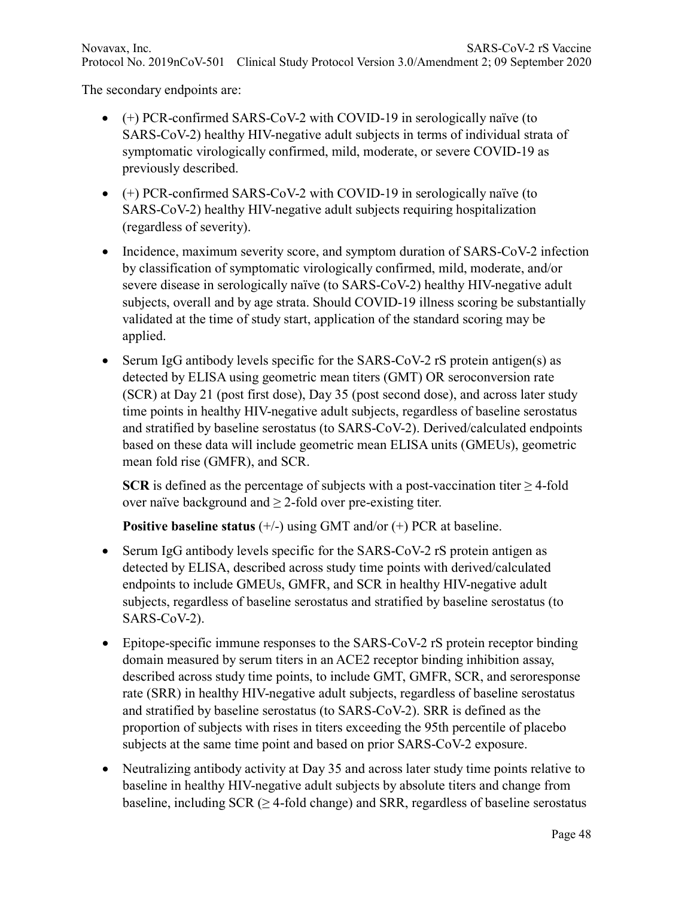The secondary endpoints are:

- (+) PCR-confirmed SARS-CoV-2 with COVID-19 in serologically naïve (to SARS-CoV-2) healthy HIV-negative adult subjects in terms of individual strata of symptomatic virologically confirmed, mild, moderate, or severe COVID-19 as previously described.
- (+) PCR-confirmed SARS-CoV-2 with COVID-19 in serologically naïve (to SARS-CoV-2) healthy HIV-negative adult subjects requiring hospitalization (regardless of severity).
- Incidence, maximum severity score, and symptom duration of SARS-CoV-2 infection by classification of symptomatic virologically confirmed, mild, moderate, and/or severe disease in serologically naïve (to SARS-CoV-2) healthy HIV-negative adult subjects, overall and by age strata. Should COVID-19 illness scoring be substantially validated at the time of study start, application of the standard scoring may be applied.
- Serum IgG antibody levels specific for the SARS-CoV-2 rS protein antigen(s) as detected by ELISA using geometric mean titers (GMT) OR seroconversion rate (SCR) at Day 21 (post first dose), Day 35 (post second dose), and across later study time points in healthy HIV-negative adult subjects, regardless of baseline serostatus and stratified by baseline serostatus (to SARS-CoV-2). Derived/calculated endpoints based on these data will include geometric mean ELISA units (GMEUs), geometric mean fold rise (GMFR), and SCR.

  **SCR** is defined as the percentage of subjects with a post-vaccination titer $\geq$ 4-fold over naïve background and $\geq$ 2-fold over pre-existing titer.

  **Positive baseline status** (+/-) using GMT and/or (+) PCR at baseline.

- Serum IgG antibody levels specific for the SARS-CoV-2 rS protein antigen as detected by ELISA, described across study time points with derived/calculated endpoints to include GMEUs, GMFR, and SCR in healthy HIV-negative adult subjects, regardless of baseline serostatus and stratified by baseline serostatus (to SARS-CoV-2).
- Epitope-specific immune responses to the SARS-CoV-2 rS protein receptor binding domain measured by serum titers in an ACE2 receptor binding inhibition assay, described across study time points, to include GMT, GMFR, SCR, and seroresponse rate (SRR) in healthy HIV-negative adult subjects, regardless of baseline serostatus and stratified by baseline serostatus (to SARS-CoV-2). SRR is defined as the proportion of subjects with rises in titers exceeding the 95th percentile of placebo subjects at the same time point and based on prior SARS-CoV-2 exposure.
- Neutralizing antibody activity at Day 35 and across later study time points relative to baseline in healthy HIV-negative adult subjects by absolute titers and change from baseline, including SCR ($\geq$ 4-fold change) and SRR, regardless of baseline serostatus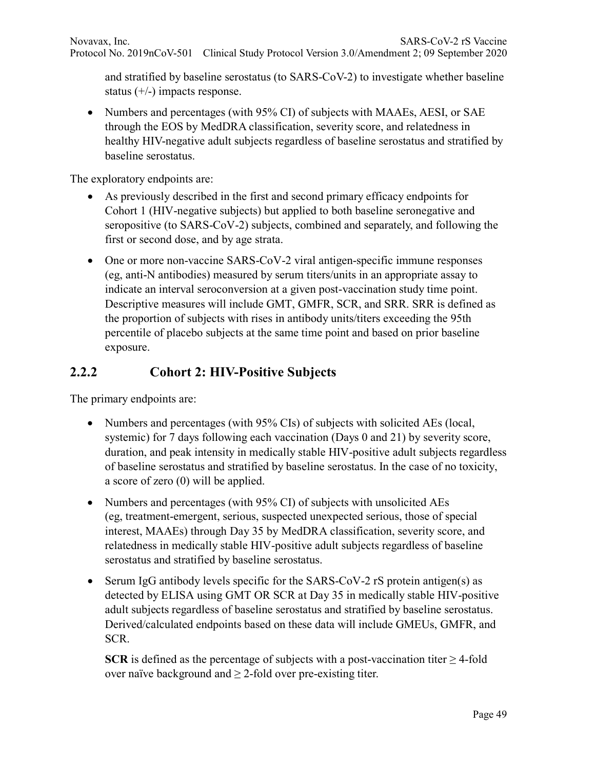and stratified by baseline serostatus (to SARS-CoV-2) to investigate whether baseline status (+/-) impacts response.

- Numbers and percentages (with 95% CI) of subjects with MAAEs, AESI, or SAE through the EOS by MedDRA classification, severity score, and relatedness in healthy HIV-negative adult subjects regardless of baseline serostatus and stratified by baseline serostatus.

The exploratory endpoints are:

- As previously described in the first and second primary efficacy endpoints for Cohort 1 (HIV-negative subjects) but applied to both baseline seronegative and seropositive (to SARS-CoV-2) subjects, combined and separately, and following the first or second dose, and by age strata.
- One or more non-vaccine SARS-CoV-2 viral antigen-specific immune responses (eg, anti-N antibodies) measured by serum titers/units in an appropriate assay to indicate an interval seroconversion at a given post-vaccination study time point. Descriptive measures will include GMT, GMFR, SCR, and SRR. SRR is defined as the proportion of subjects with rises in antibody units/titers exceeding the 95th percentile of placebo subjects at the same time point and based on prior baseline exposure.

### 2.2.2 Cohort 2: HIV-Positive Subjects

The primary endpoints are:

- Numbers and percentages (with 95% CIs) of subjects with solicited AEs (local, systemic) for 7 days following each vaccination (Days 0 and 21) by severity score, duration, and peak intensity in medically stable HIV-positive adult subjects regardless of baseline serostatus and stratified by baseline serostatus. In the case of no toxicity, a score of zero (0) will be applied.
- Numbers and percentages (with 95% CI) of subjects with unsolicited AEs (eg, treatment-emergent, serious, suspected unexpected serious, those of special interest, MAAEs) through Day 35 by MedDRA classification, severity score, and relatedness in medically stable HIV-positive adult subjects regardless of baseline serostatus and stratified by baseline serostatus.
- Serum IgG antibody levels specific for the SARS-CoV-2 rS protein antigen(s) as detected by ELISA using GMT OR SCR at Day 35 in medically stable HIV-positive adult subjects regardless of baseline serostatus and stratified by baseline serostatus. Derived/calculated endpoints based on these data will include GMEUs, GMFR, and SCR.

  **SCR** is defined as the percentage of subjects with a post-vaccination titer ≥ 4-fold over naïve background and ≥ 2-fold over pre-existing titer.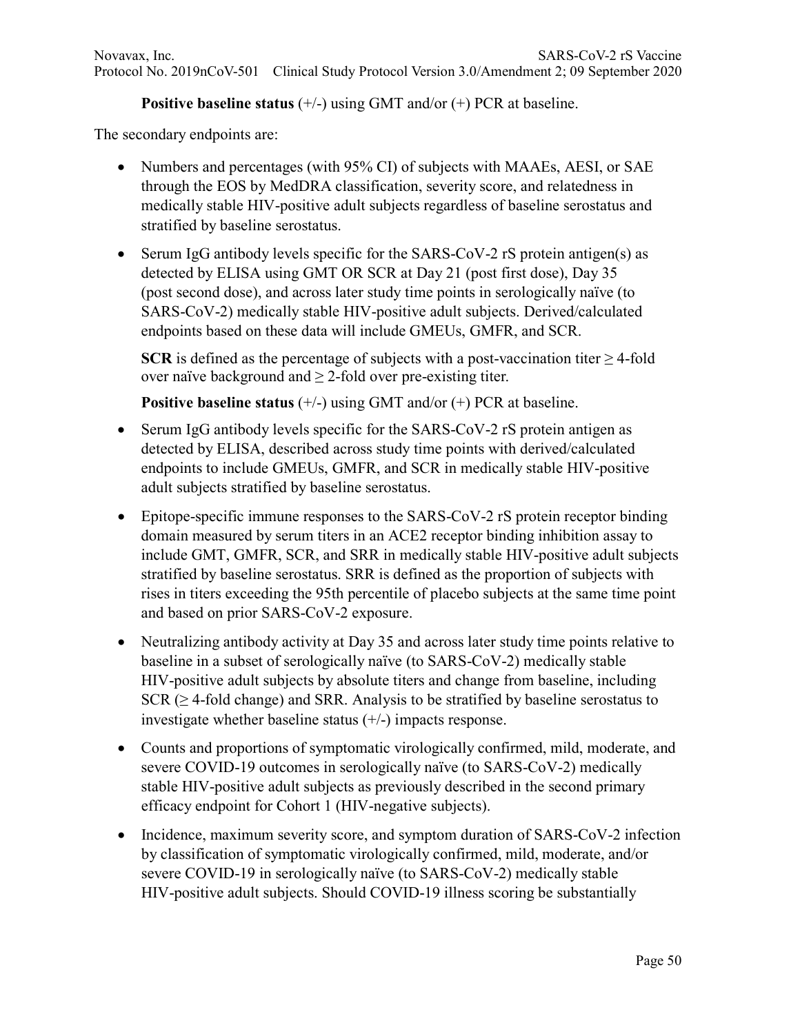**Positive baseline status** (+/-) using GMT and/or (+) PCR at baseline.

The secondary endpoints are:

- Numbers and percentages (with 95% CI) of subjects with MAAEs, AESI, or SAE through the EOS by MedDRA classification, severity score, and relatedness in medically stable HIV-positive adult subjects regardless of baseline serostatus and stratified by baseline serostatus.
- Serum IgG antibody levels specific for the SARS-CoV-2 rS protein antigen(s) as detected by ELISA using GMT OR SCR at Day 21 (post first dose), Day 35 (post second dose), and across later study time points in serologically naïve (to SARS-CoV-2) medically stable HIV-positive adult subjects. Derived/calculated endpoints based on these data will include GMEUs, GMFR, and SCR.

  **SCR** is defined as the percentage of subjects with a post-vaccination titer ≥ 4-fold over naïve background and ≥ 2-fold over pre-existing titer.

  **Positive baseline status** (+/-) using GMT and/or (+) PCR at baseline.

- Serum IgG antibody levels specific for the SARS-CoV-2 rS protein antigen as detected by ELISA, described across study time points with derived/calculated endpoints to include GMEUs, GMFR, and SCR in medically stable HIV-positive adult subjects stratified by baseline serostatus.
- Epitope-specific immune responses to the SARS-CoV-2 rS protein receptor binding domain measured by serum titers in an ACE2 receptor binding inhibition assay to include GMT, GMFR, SCR, and SRR in medically stable HIV-positive adult subjects stratified by baseline serostatus. SRR is defined as the proportion of subjects with rises in titers exceeding the 95th percentile of placebo subjects at the same time point and based on prior SARS-CoV-2 exposure.
- Neutralizing antibody activity at Day 35 and across later study time points relative to baseline in a subset of serologically naïve (to SARS-CoV-2) medically stable HIV-positive adult subjects by absolute titers and change from baseline, including SCR (≥ 4-fold change) and SRR. Analysis to be stratified by baseline serostatus to investigate whether baseline status (+/-) impacts response.
- Counts and proportions of symptomatic virologically confirmed, mild, moderate, and severe COVID-19 outcomes in serologically naïve (to SARS-CoV-2) medically stable HIV-positive adult subjects as previously described in the second primary efficacy endpoint for Cohort 1 (HIV-negative subjects).
- Incidence, maximum severity score, and symptom duration of SARS-CoV-2 infection by classification of symptomatic virologically confirmed, mild, moderate, and/or severe COVID-19 in serologically naïve (to SARS-CoV-2) medically stable HIV-positive adult subjects. Should COVID-19 illness scoring be substantially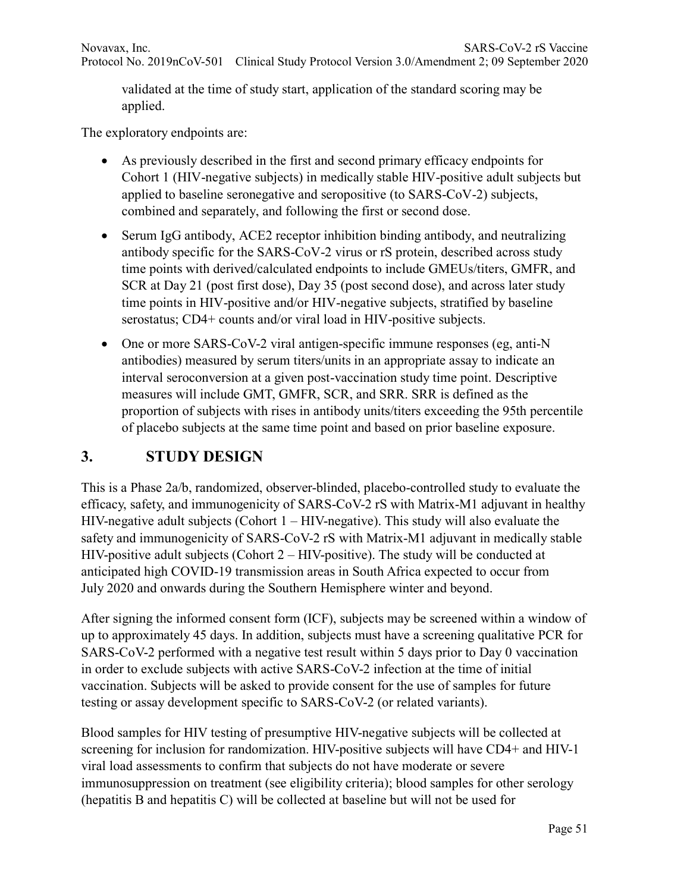validated at the time of study start, application of the standard scoring may be applied.

The exploratory endpoints are:

- As previously described in the first and second primary efficacy endpoints for Cohort 1 (HIV-negative subjects) in medically stable HIV-positive adult subjects but applied to baseline seronegative and seropositive (to SARS-CoV-2) subjects, combined and separately, and following the first or second dose.
- Serum IgG antibody, ACE2 receptor inhibition binding antibody, and neutralizing antibody specific for the SARS-CoV-2 virus or rS protein, described across study time points with derived/calculated endpoints to include GMEUs/titers, GMFR, and SCR at Day 21 (post first dose), Day 35 (post second dose), and across later study time points in HIV-positive and/or HIV-negative subjects, stratified by baseline serostatus; CD4+ counts and/or viral load in HIV-positive subjects.
- One or more SARS-CoV-2 viral antigen-specific immune responses (eg, anti-N antibodies) measured by serum titers/units in an appropriate assay to indicate an interval seroconversion at a given post-vaccination study time point. Descriptive measures will include GMT, GMFR, SCR, and SRR. SRR is defined as the proportion of subjects with rises in antibody units/titers exceeding the 95th percentile of placebo subjects at the same time point and based on prior baseline exposure.

# 3. STUDY DESIGN

This is a Phase 2a/b, randomized, observer-blinded, placebo-controlled study to evaluate the efficacy, safety, and immunogenicity of SARS-CoV-2 rS with Matrix-M1 adjuvant in healthy HIV-negative adult subjects (Cohort 1 – HIV-negative). This study will also evaluate the safety and immunogenicity of SARS-CoV-2 rS with Matrix-M1 adjuvant in medically stable HIV-positive adult subjects (Cohort 2 – HIV-positive). The study will be conducted at anticipated high COVID-19 transmission areas in South Africa expected to occur from July 2020 and onwards during the Southern Hemisphere winter and beyond.

After signing the informed consent form (ICF), subjects may be screened within a window of up to approximately 45 days. In addition, subjects must have a screening qualitative PCR for SARS-CoV-2 performed with a negative test result within 5 days prior to Day 0 vaccination in order to exclude subjects with active SARS-CoV-2 infection at the time of initial vaccination. Subjects will be asked to provide consent for the use of samples for future testing or assay development specific to SARS-CoV-2 (or related variants).

Blood samples for HIV testing of presumptive HIV-negative subjects will be collected at screening for inclusion for randomization. HIV-positive subjects will have CD4+ and HIV-1 viral load assessments to confirm that subjects do not have moderate or severe immunosuppression on treatment (see eligibility criteria); blood samples for other serology (hepatitis B and hepatitis C) will be collected at baseline but will not be used for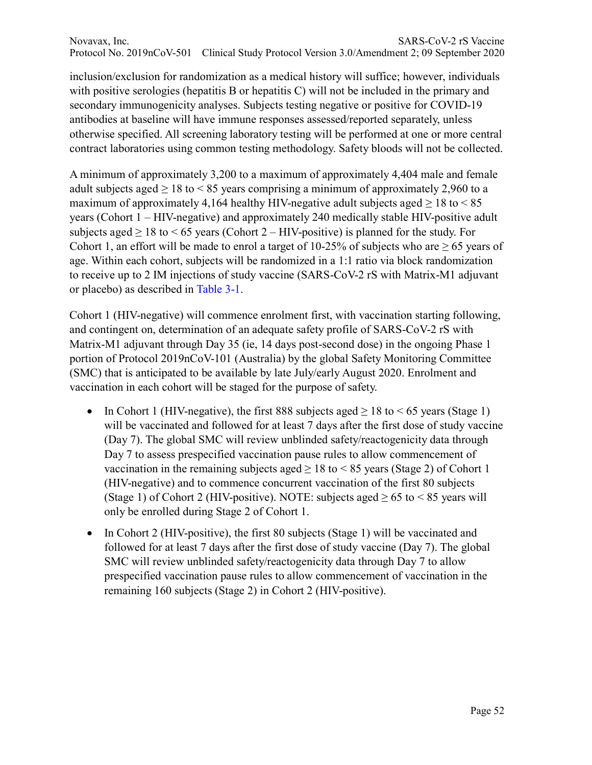inclusion/exclusion for randomization as a medical history will suffice; however, individuals with positive serologies (hepatitis B or hepatitis C) will not be included in the primary and secondary immunogenicity analyses. Subjects testing negative or positive for COVID-19 antibodies at baseline will have immune responses assessed/reported separately, unless otherwise specified. All screening laboratory testing will be performed at one or more central contract laboratories using common testing methodology. Safety bloods will not be collected.

A minimum of approximately 3,200 to a maximum of approximately 4,404 male and female adult subjects aged ≥ 18 to < 85 years comprising a minimum of approximately 2,960 to a maximum of approximately 4,164 healthy HIV-negative adult subjects aged ≥ 18 to < 85 years (Cohort 1 – HIV-negative) and approximately 240 medically stable HIV-positive adult subjects aged ≥ 18 to < 65 years (Cohort 2 – HIV-positive) is planned for the study. For Cohort 1, an effort will be made to enrol a target of 10-25% of subjects who are ≥ 65 years of age. Within each cohort, subjects will be randomized in a 1:1 ratio via block randomization to receive up to 2 IM injections of study vaccine (SARS-CoV-2 rS with Matrix-M1 adjuvant or placebo) as described in Table 3-1.

Cohort 1 (HIV-negative) will commence enrolment first, with vaccination starting following, and contingent on, determination of an adequate safety profile of SARS-CoV-2 rS with Matrix-M1 adjuvant through Day 35 (ie, 14 days post-second dose) in the ongoing Phase 1 portion of Protocol 2019nCoV-101 (Australia) by the global Safety Monitoring Committee (SMC) that is anticipated to be available by late July/early August 2020. Enrolment and vaccination in each cohort will be staged for the purpose of safety.

- In Cohort 1 (HIV-negative), the first 888 subjects aged ≥ 18 to < 65 years (Stage 1) will be vaccinated and followed for at least 7 days after the first dose of study vaccine (Day 7). The global SMC will review unblinded safety/reactogenicity data through Day 7 to assess prespecified vaccination pause rules to allow commencement of vaccination in the remaining subjects aged ≥ 18 to < 85 years (Stage 2) of Cohort 1 (HIV-negative) and to commence concurrent vaccination of the first 80 subjects (Stage 1) of Cohort 2 (HIV-positive). NOTE: subjects aged ≥ 65 to < 85 years will only be enrolled during Stage 2 of Cohort 1.
- In Cohort 2 (HIV-positive), the first 80 subjects (Stage 1) will be vaccinated and followed for at least 7 days after the first dose of study vaccine (Day 7). The global SMC will review unblinded safety/reactogenicity data through Day 7 to allow prespecified vaccination pause rules to allow commencement of vaccination in the remaining 160 subjects (Stage 2) in Cohort 2 (HIV-positive).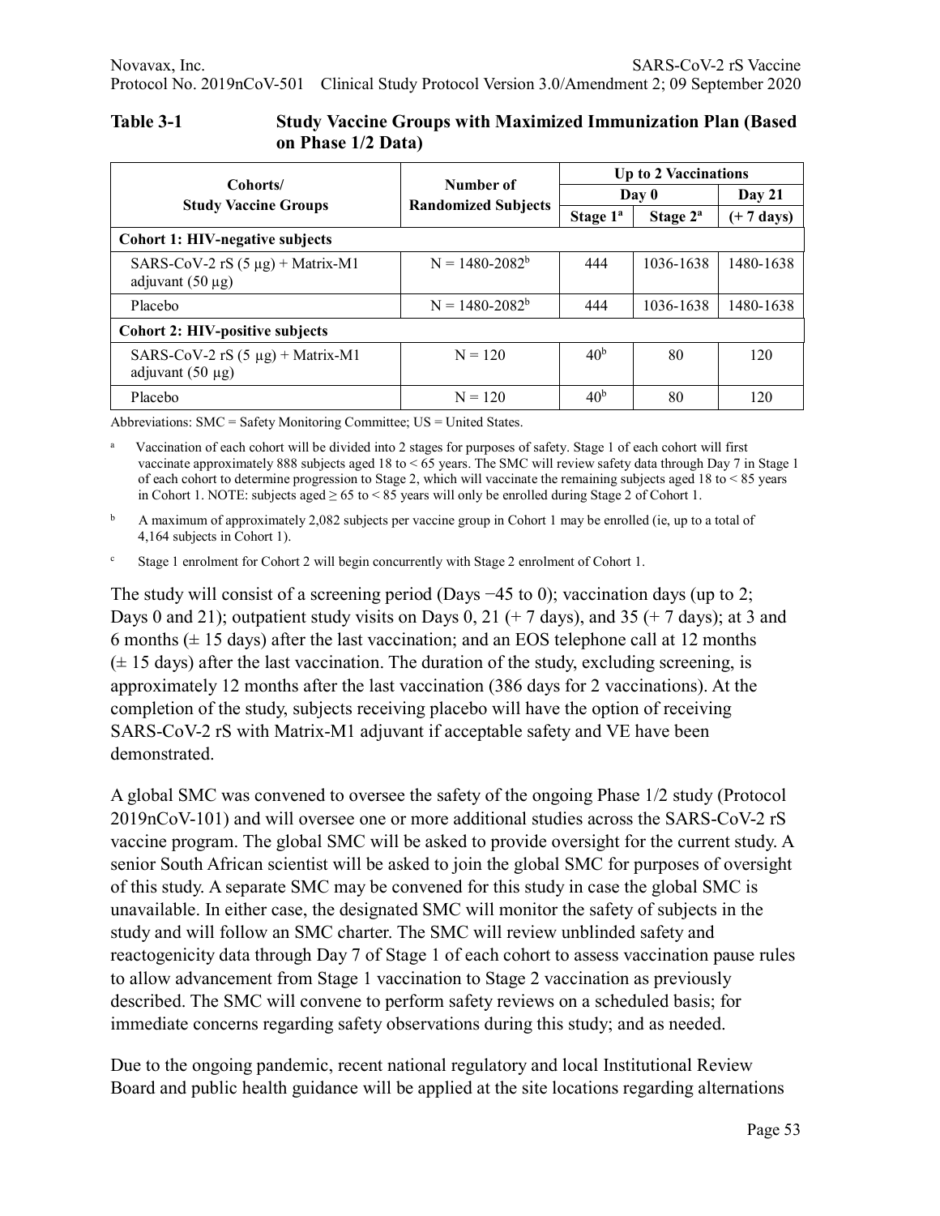**Table 3-1 Study Vaccine Groups with Maximized Immunization Plan (Based on Phase 1/2 Data)**

| Cohorts/ Study Vaccine Groups | Number of Randomized Subjects | Up to 2 Vaccinations | | |
|---|---|---|---|---|
| | | Day 0 | | Day 21 |
| | | Stage 1[a] | Stage 2[a] | (+ 7 days) |
| **Cohort 1: HIV-negative subjects** | | | | |
| SARS-CoV-2 rS (5 µg) + Matrix-M1 adjuvant (50 µg) | N = 1480-2082[b] | 444 | 1036-1638 | 1480-1638 |
| Placebo | N = 1480-2082[b] | 444 | 1036-1638 | 1480-1638 |
| **Cohort 2: HIV-positive subjects** | | | | |
| SARS-CoV-2 rS (5 µg) + Matrix-M1 adjuvant (50 µg) | N = 120 | 40[b] | 80 | 120 |
| Placebo | N = 120 | 40[b] | 80 | 120 |

Abbreviations: SMC = Safety Monitoring Committee; US = United States.

[a] Vaccination of each cohort will be divided into 2 stages for purposes of safety. Stage 1 of each cohort will first vaccinate approximately 888 subjects aged 18 to < 65 years. The SMC will review safety data through Day 7 in Stage 1 of each cohort to determine progression to Stage 2, which will vaccinate the remaining subjects aged 18 to < 85 years in Cohort 1. NOTE: subjects aged ≥ 65 to < 85 years will only be enrolled during Stage 2 of Cohort 1.

[b] A maximum of approximately 2,082 subjects per vaccine group in Cohort 1 may be enrolled (ie, up to a total of 4,164 subjects in Cohort 1).

[c] Stage 1 enrolment for Cohort 2 will begin concurrently with Stage 2 enrolment of Cohort 1.

The study will consist of a screening period (Days −45 to 0); vaccination days (up to 2; Days 0 and 21); outpatient study visits on Days 0, 21 (+ 7 days), and 35 (+ 7 days); at 3 and 6 months (± 15 days) after the last vaccination; and an EOS telephone call at 12 months (± 15 days) after the last vaccination. The duration of the study, excluding screening, is approximately 12 months after the last vaccination (386 days for 2 vaccinations). At the completion of the study, subjects receiving placebo will have the option of receiving SARS-CoV-2 rS with Matrix-M1 adjuvant if acceptable safety and VE have been demonstrated.

A global SMC was convened to oversee the safety of the ongoing Phase 1/2 study (Protocol 2019nCoV-101) and will oversee one or more additional studies across the SARS-CoV-2 rS vaccine program. The global SMC will be asked to provide oversight for the current study. A senior South African scientist will be asked to join the global SMC for purposes of oversight of this study. A separate SMC may be convened for this study in case the global SMC is unavailable. In either case, the designated SMC will monitor the safety of subjects in the study and will follow an SMC charter. The SMC will review unblinded safety and reactogenicity data through Day 7 of Stage 1 of each cohort to assess vaccination pause rules to allow advancement from Stage 1 vaccination to Stage 2 vaccination as previously described. The SMC will convene to perform safety reviews on a scheduled basis; for immediate concerns regarding safety observations during this study; and as needed.

Due to the ongoing pandemic, recent national regulatory and local Institutional Review Board and public health guidance will be applied at the site locations regarding alternations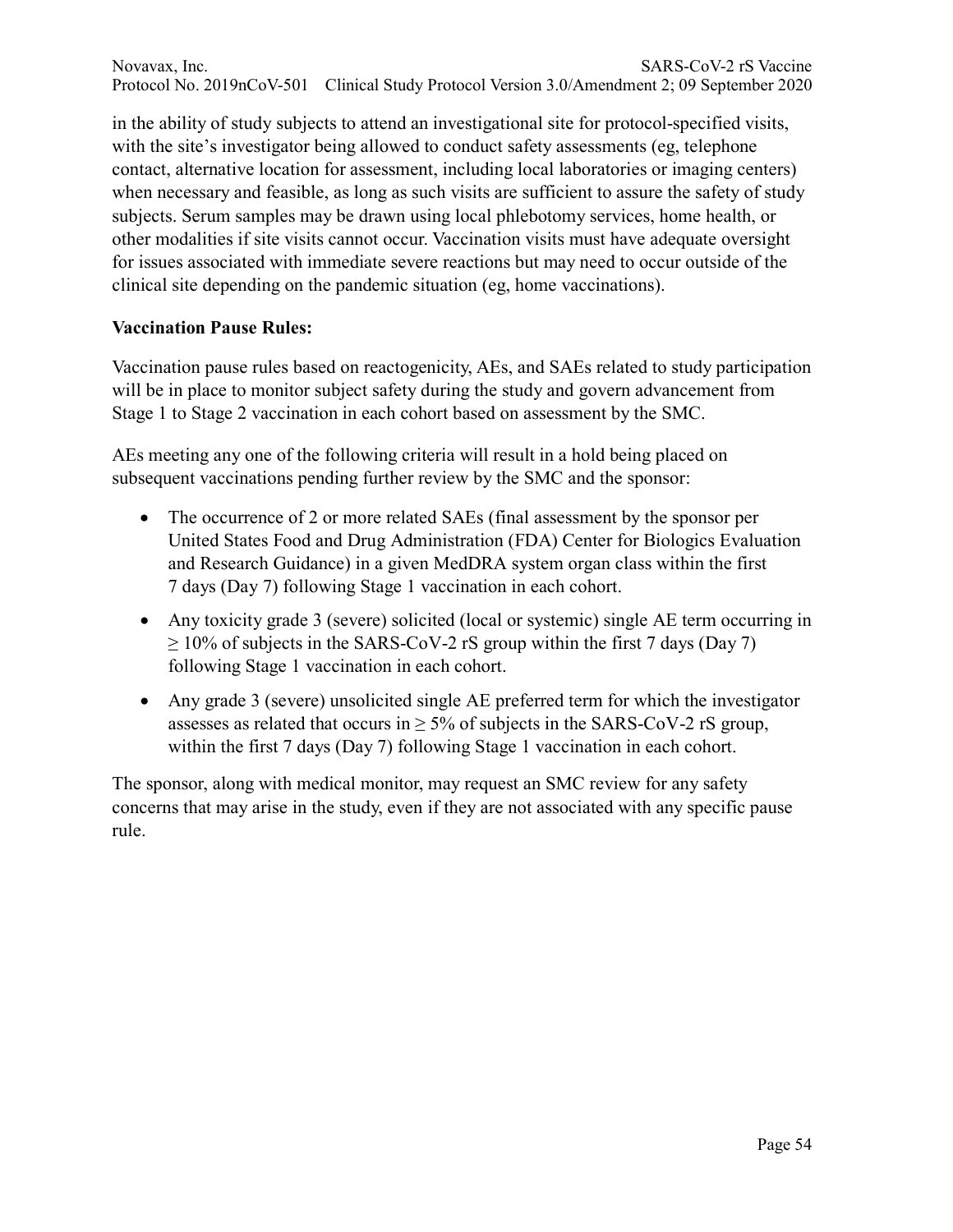in the ability of study subjects to attend an investigational site for protocol-specified visits, with the site's investigator being allowed to conduct safety assessments (eg, telephone contact, alternative location for assessment, including local laboratories or imaging centers) when necessary and feasible, as long as such visits are sufficient to assure the safety of study subjects. Serum samples may be drawn using local phlebotomy services, home health, or other modalities if site visits cannot occur. Vaccination visits must have adequate oversight for issues associated with immediate severe reactions but may need to occur outside of the clinical site depending on the pandemic situation (eg, home vaccinations).

**Vaccination Pause Rules:**

Vaccination pause rules based on reactogenicity, AEs, and SAEs related to study participation will be in place to monitor subject safety during the study and govern advancement from Stage 1 to Stage 2 vaccination in each cohort based on assessment by the SMC.

AEs meeting any one of the following criteria will result in a hold being placed on subsequent vaccinations pending further review by the SMC and the sponsor:

- The occurrence of 2 or more related SAEs (final assessment by the sponsor per United States Food and Drug Administration (FDA) Center for Biologics Evaluation and Research Guidance) in a given MedDRA system organ class within the first 7 days (Day 7) following Stage 1 vaccination in each cohort.
- Any toxicity grade 3 (severe) solicited (local or systemic) single AE term occurring in $\geq$ 10% of subjects in the SARS-CoV-2 rS group within the first 7 days (Day 7) following Stage 1 vaccination in each cohort.
- Any grade 3 (severe) unsolicited single AE preferred term for which the investigator assesses as related that occurs in $\geq$ 5% of subjects in the SARS-CoV-2 rS group, within the first 7 days (Day 7) following Stage 1 vaccination in each cohort.

The sponsor, along with medical monitor, may request an SMC review for any safety concerns that may arise in the study, even if they are not associated with any specific pause rule.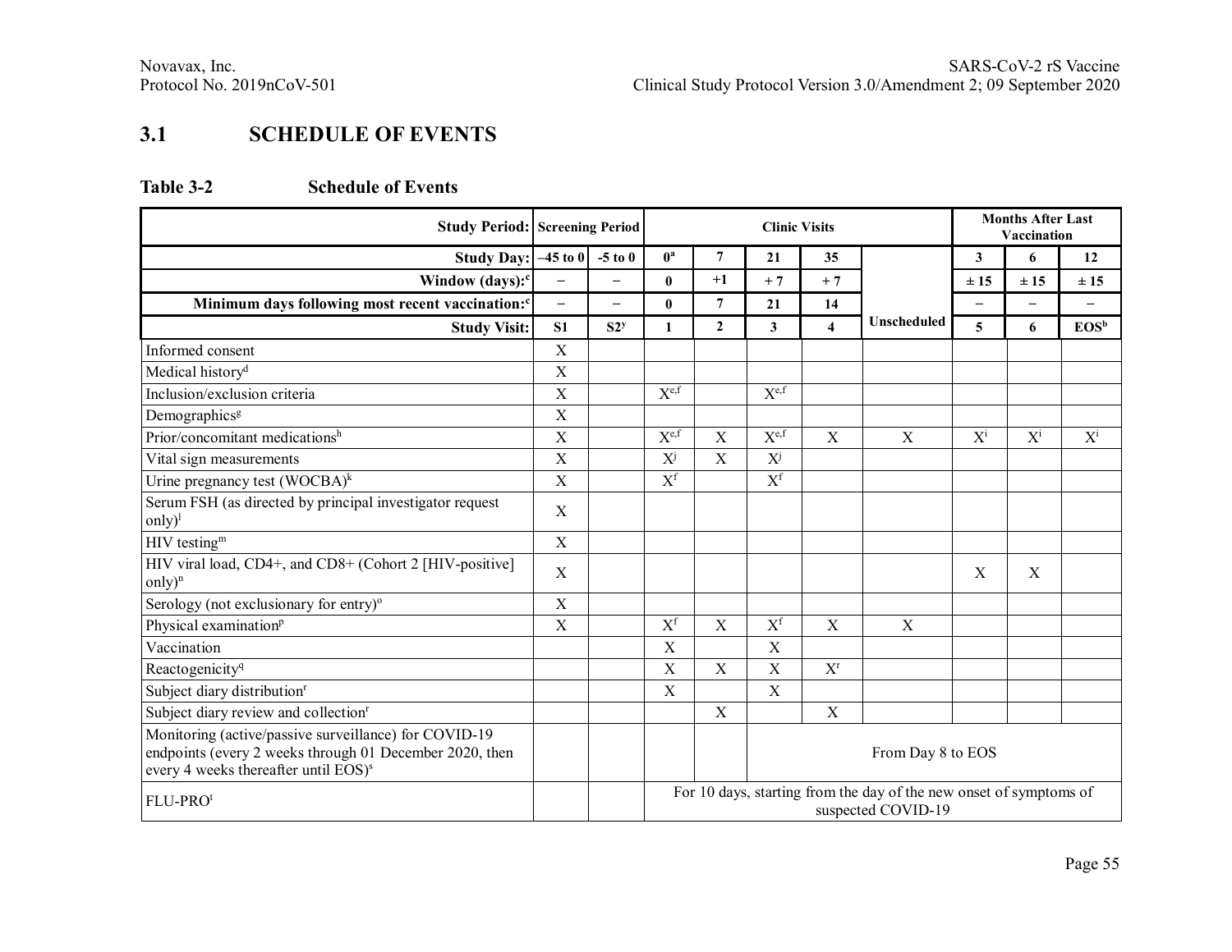## 3.1 SCHEDULE OF EVENTS

**Table 3-2 Schedule of Events**

| Study Period: | Screening Period | | Clinic Visits | | | | | Months After Last Vaccination | | |
|---|---|---|---|---|---|---|---|---|---|---|
| **Study Day:** | –45 to 0 | -5 to 0 | 0[a] | 7 | 21 | 35 | | 3 | 6 | 12 |
| **Window (days):**[c] | – | – | 0 | +1 | + 7 | + 7 | | ± 15 | ± 15 | ± 15 |
| **Minimum days following most recent vaccination:**[c] | – | – | 0 | 7 | 21 | 14 | | – | – | – |
| **Study Visit:** | S1 | S2[y] | 1 | 2 | 3 | 4 | Unscheduled | 5 | 6 | EOS[b] |
| Informed consent | X | | | | | | | | | |
| Medical history[d] | X | | | | | | | | | |
| Inclusion/exclusion criteria | X | | X[e,f] | | X[e,f] | | | | | |
| Demographics[g] | X | | | | | | | | | |
| Prior/concomitant medications[h] | X | | X[e,f] | X | X[e,f] | X | X | X[i] | X[i] | X[i] |
| Vital sign measurements | X | | X[j] | X | X[j] | | | | | |
| Urine pregnancy test (WOCBA)[k] | X | | X[f] | | X[f] | | | | | |
| Serum FSH (as directed by principal investigator request only)[l] | X | | | | | | | | | |
| HIV testing[m] | X | | | | | | | | | |
| HIV viral load, CD4+, and CD8+ (Cohort 2 [HIV-positive] only)[n] | X | | | | | | | X | X | |
| Serology (not exclusionary for entry)[o] | X | | | | | | | | | |
| Physical examination[p] | X | | X[f] | X | X[f] | X | X | | | |
| Vaccination | | | X | | X | | | | | |
| Reactogenicity[q] | | | X | X | X | X[r] | | | | |
| Subject diary distribution[r] | | | X | | X | | | | | |
| Subject diary review and collection[r] | | | | X | | X | | | | |
| Monitoring (active/passive surveillance) for COVID-19 endpoints (every 2 weeks through 01 December 2020, then every 4 weeks thereafter until EOS)[s] | | | | | From Day 8 to EOS | | | | | |
| FLU-PRO[t] | | | For 10 days, starting from the day of the new onset of symptoms of suspected COVID-19 | | | | | | | |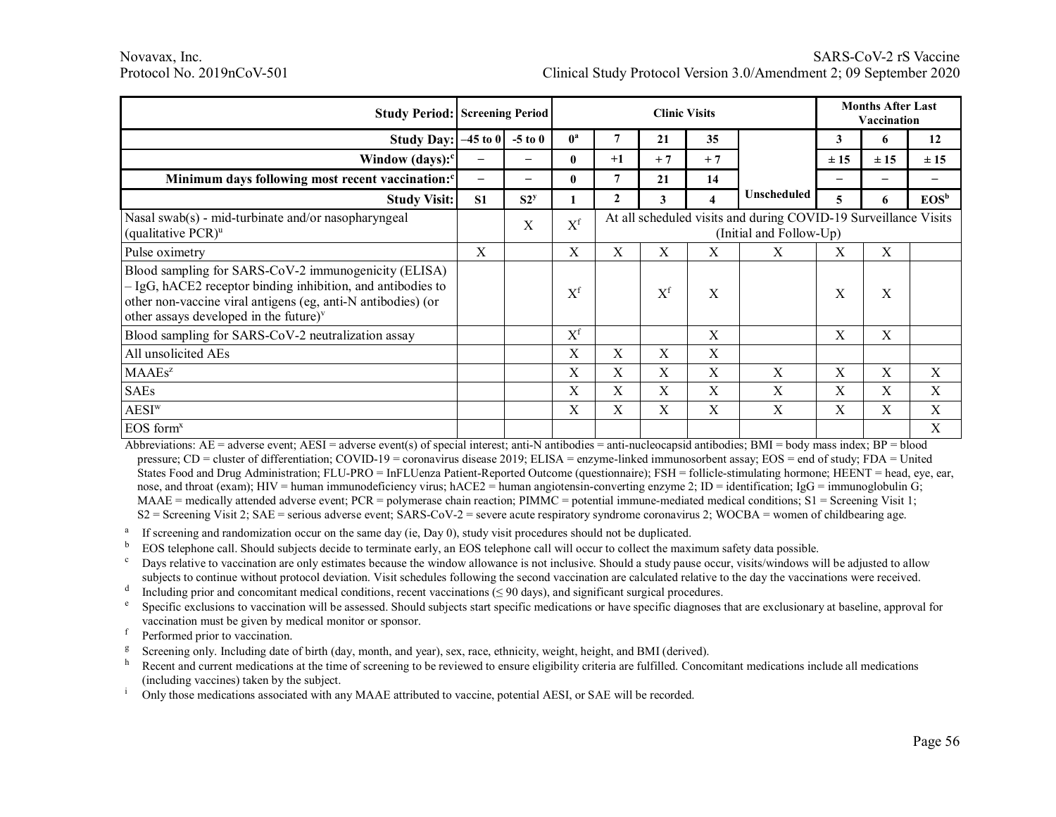| Study Period: | Screening Period | | Clinic Visits | | | | | Months After Last Vaccination | | |
|---|---|---|---|---|---|---|---|---|---|---|
| Study Day: | –45 to 0 | -5 to 0 | 0[a] | 7 | 21 | 35 | Unscheduled | 3 | 6 | 12 |
| Window (days):[c] | – | – | 0 | +1 | + 7 | + 7 | | ± 15 | ± 15 | ± 15 |
| Minimum days following most recent vaccination:[c] | – | – | 0 | 7 | 21 | 14 | | – | – | – |
| Study Visit: | S1 | S2[y] | 1 | 2 | 3 | 4 | | 5 | 6 | EOS[b] |
| Nasal swab(s) - mid-turbinate and/or nasopharyngeal (qualitative PCR)[u] | | X | X[f] | At all scheduled visits and during COVID-19 Surveillance Visits (Initial and Follow-Up) | | | | | | |
| Pulse oximetry | X | | X | X | X | X | X | X | X | |
| Blood sampling for SARS-CoV-2 immunogenicity (ELISA) – IgG, hACE2 receptor binding inhibition, and antibodies to other non-vaccine viral antigens (eg, anti-N antibodies) (or other assays developed in the future)[v] | | | X[f] | | X[f] | X | | X | X | |
| Blood sampling for SARS-CoV-2 neutralization assay | | | X[f] | | | X | | X | X | |
| All unsolicited AEs | | | X | X | X | X | | | | |
| MAAEs[z] | | | X | X | X | X | X | X | X | X |
| SAEs | | | X | X | X | X | X | X | X | X |
| AESI[w] | | | X | X | X | X | X | X | X | X |
| EOS form[x] | | | | | | | | | | X |

Abbreviations: AE = adverse event; AESI = adverse event(s) of special interest; anti-N antibodies = anti-nucleocapsid antibodies; BMI = body mass index; BP = blood pressure; CD = cluster of differentiation; COVID-19 = coronavirus disease 2019; ELISA = enzyme-linked immunosorbent assay; EOS = end of study; FDA = United States Food and Drug Administration; FLU-PRO = InFLUenza Patient-Reported Outcome (questionnaire); FSH = follicle-stimulating hormone; HEENT = head, eye, ear, nose, and throat (exam); HIV = human immunodeficiency virus; hACE2 = human angiotensin-converting enzyme 2; ID = identification; IgG = immunoglobulin G; MAAE = medically attended adverse event; PCR = polymerase chain reaction; PIMMC = potential immune-mediated medical conditions; S1 = Screening Visit 1; S2 = Screening Visit 2; SAE = serious adverse event; SARS-CoV-2 = severe acute respiratory syndrome coronavirus 2; WOCBA = women of childbearing age.

[a] If screening and randomization occur on the same day (ie, Day 0), study visit procedures should not be duplicated.

[b] EOS telephone call. Should subjects decide to terminate early, an EOS telephone call will occur to collect the maximum safety data possible.

[c] Days relative to vaccination are only estimates because the window allowance is not inclusive. Should a study pause occur, visits/windows will be adjusted to allow subjects to continue without protocol deviation. Visit schedules following the second vaccination are calculated relative to the day the vaccinations were received.

[d] Including prior and concomitant medical conditions, recent vaccinations (≤ 90 days), and significant surgical procedures.

[e] Specific exclusions to vaccination will be assessed. Should subjects start specific medications or have specific diagnoses that are exclusionary at baseline, approval for vaccination must be given by medical monitor or sponsor.

[f] Performed prior to vaccination.

[g] Screening only. Including date of birth (day, month, and year), sex, race, ethnicity, weight, height, and BMI (derived).

[h] Recent and current medications at the time of screening to be reviewed to ensure eligibility criteria are fulfilled. Concomitant medications include all medications (including vaccines) taken by the subject.

[i] Only those medications associated with any MAAE attributed to vaccine, potential AESI, or SAE will be recorded.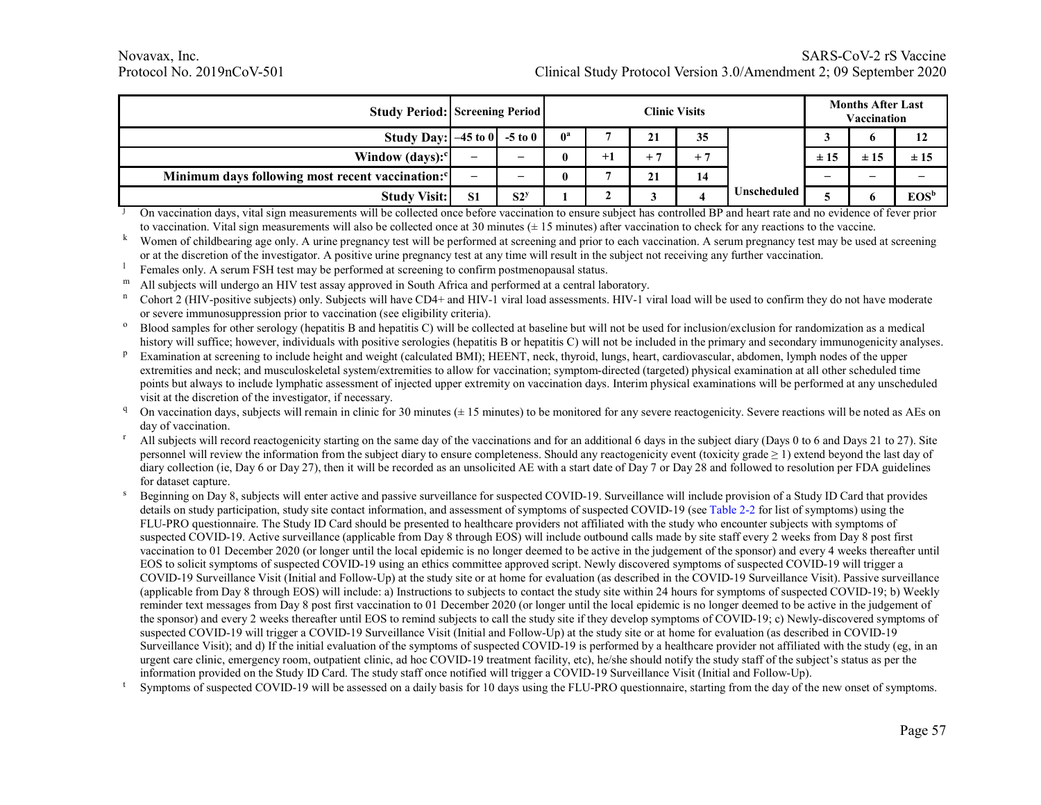| Study Period: | Screening Period | | Clinic Visits | | | | | Months After Last Vaccination | | |
|---|---|---|---|---|---|---|---|---|---|---|
| Study Day: | –45 to 0 | -5 to 0 | 0[a] | 7 | 21 | 35 | | 3 | 6 | 12 |
| Window (days):[c] | – | – | 0 | +1 | + 7 | + 7 | | ± 15 | ± 15 | ± 15 |
| Minimum days following most recent vaccination:[c] | – | – | 0 | 7 | 21 | 14 | | – | – | – |
| Study Visit: | S1 | S2[y] | 1 | 2 | 3 | 4 | Unscheduled | 5 | 6 | EOS[b] |

[j] On vaccination days, vital sign measurements will be collected once before vaccination to ensure subject has controlled BP and heart rate and no evidence of fever prior to vaccination. Vital sign measurements will also be collected once at 30 minutes (± 15 minutes) after vaccination to check for any reactions to the vaccine.

[k] Women of childbearing age only. A urine pregnancy test will be performed at screening and prior to each vaccination. A serum pregnancy test may be used at screening or at the discretion of the investigator. A positive urine pregnancy test at any time will result in the subject not receiving any further vaccination.

[l] Females only. A serum FSH test may be performed at screening to confirm postmenopausal status.

[m] All subjects will undergo an HIV test assay approved in South Africa and performed at a central laboratory.

[n] Cohort 2 (HIV-positive subjects) only. Subjects will have CD4+ and HIV-1 viral load assessments. HIV-1 viral load will be used to confirm they do not have moderate or severe immunosuppression prior to vaccination (see eligibility criteria).

[o] Blood samples for other serology (hepatitis B and hepatitis C) will be collected at baseline but will not be used for inclusion/exclusion for randomization as a medical history will suffice; however, individuals with positive serologies (hepatitis B or hepatitis C) will not be included in the primary and secondary immunogenicity analyses.

[p] Examination at screening to include height and weight (calculated BMI); HEENT, neck, thyroid, lungs, heart, cardiovascular, abdomen, lymph nodes of the upper extremities and neck; and musculoskeletal system/extremities to allow for vaccination; symptom-directed (targeted) physical examination at all other scheduled time points but always to include lymphatic assessment of injected upper extremity on vaccination days. Interim physical examinations will be performed at any unscheduled visit at the discretion of the investigator, if necessary.

[q] On vaccination days, subjects will remain in clinic for 30 minutes (± 15 minutes) to be monitored for any severe reactogenicity. Severe reactions will be noted as AEs on day of vaccination.

[r] All subjects will record reactogenicity starting on the same day of the vaccinations and for an additional 6 days in the subject diary (Days 0 to 6 and Days 21 to 27). Site personnel will review the information from the subject diary to ensure completeness. Should any reactogenicity event (toxicity grade ≥ 1) extend beyond the last day of diary collection (ie, Day 6 or Day 27), then it will be recorded as an unsolicited AE with a start date of Day 7 or Day 28 and followed to resolution per FDA guidelines for dataset capture.

[s] Beginning on Day 8, subjects will enter active and passive surveillance for suspected COVID-19. Surveillance will include provision of a Study ID Card that provides details on study participation, study site contact information, and assessment of symptoms of suspected COVID-19 (see Table 2-2 for list of symptoms) using the FLU-PRO questionnaire. The Study ID Card should be presented to healthcare providers not affiliated with the study who encounter subjects with symptoms of suspected COVID-19. Active surveillance (applicable from Day 8 through EOS) will include outbound calls made by site staff every 2 weeks from Day 8 post first vaccination to 01 December 2020 (or longer until the local epidemic is no longer deemed to be active in the judgement of the sponsor) and every 4 weeks thereafter until EOS to solicit symptoms of suspected COVID-19 using an ethics committee approved script. Newly discovered symptoms of suspected COVID-19 will trigger a COVID-19 Surveillance Visit (Initial and Follow-Up) at the study site or at home for evaluation (as described in the COVID-19 Surveillance Visit). Passive surveillance (applicable from Day 8 through EOS) will include: a) Instructions to subjects to contact the study site within 24 hours for symptoms of suspected COVID-19; b) Weekly reminder text messages from Day 8 post first vaccination to 01 December 2020 (or longer until the local epidemic is no longer deemed to be active in the judgement of the sponsor) and every 2 weeks thereafter until EOS to remind subjects to call the study site if they develop symptoms of COVID-19; c) Newly-discovered symptoms of suspected COVID-19 will trigger a COVID-19 Surveillance Visit (Initial and Follow-Up) at the study site or at home for evaluation (as described in COVID-19 Surveillance Visit); and d) If the initial evaluation of the symptoms of suspected COVID-19 is performed by a healthcare provider not affiliated with the study (eg, in an urgent care clinic, emergency room, outpatient clinic, ad hoc COVID-19 treatment facility, etc), he/she should notify the study staff of the subject's status as per the information provided on the Study ID Card. The study staff once notified will trigger a COVID-19 Surveillance Visit (Initial and Follow-Up).

[t] Symptoms of suspected COVID-19 will be assessed on a daily basis for 10 days using the FLU-PRO questionnaire, starting from the day of the new onset of symptoms.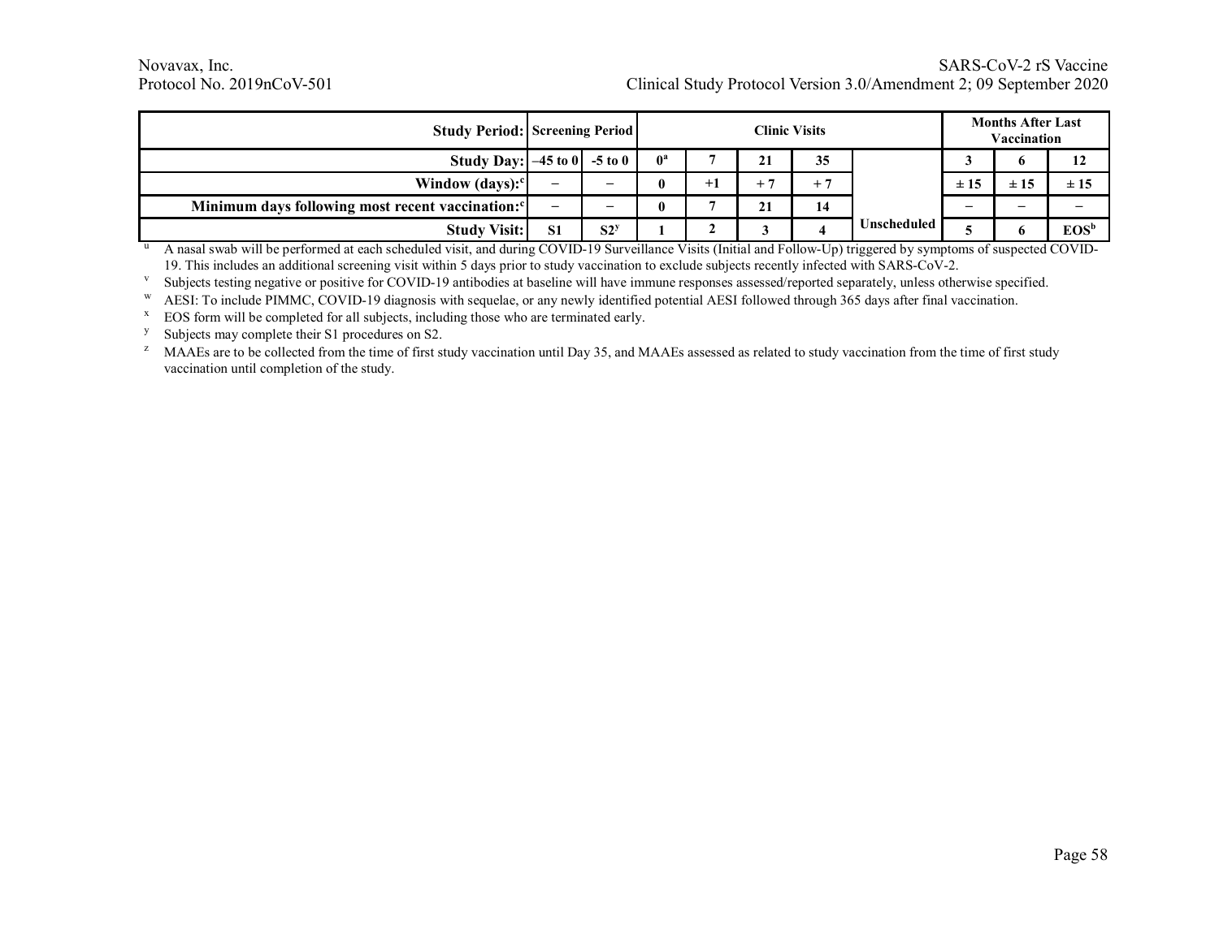| Study Period: | Screening Period | | Clinic Visits | | | | | Months After Last Vaccination | | |
|---|---|---|---|---|---|---|---|---|---|---|
| Study Day: | –45 to 0 | -5 to 0 | 0[a] | 7 | 21 | 35 | | 3 | 6 | 12 |
| Window (days):[c] | – | – | 0 | +1 | + 7 | + 7 | | ± 15 | ± 15 | ± 15 |
| Minimum days following most recent vaccination:[c] | – | – | 0 | 7 | 21 | 14 | | – | – | – |
| Study Visit: | S1 | S2[y] | 1 | 2 | 3 | 4 | Unscheduled | 5 | 6 | EOS[b] |

[u] A nasal swab will be performed at each scheduled visit, and during COVID-19 Surveillance Visits (Initial and Follow-Up) triggered by symptoms of suspected COVID-19. This includes an additional screening visit within 5 days prior to study vaccination to exclude subjects recently infected with SARS-CoV-2.

[v] Subjects testing negative or positive for COVID-19 antibodies at baseline will have immune responses assessed/reported separately, unless otherwise specified.

[w] AESI: To include PIMMC, COVID-19 diagnosis with sequelae, or any newly identified potential AESI followed through 365 days after final vaccination.

[x] EOS form will be completed for all subjects, including those who are terminated early.

[y] Subjects may complete their S1 procedures on S2.

[z] MAAEs are to be collected from the time of first study vaccination until Day 35, and MAAEs assessed as related to study vaccination from the time of first study vaccination until completion of the study.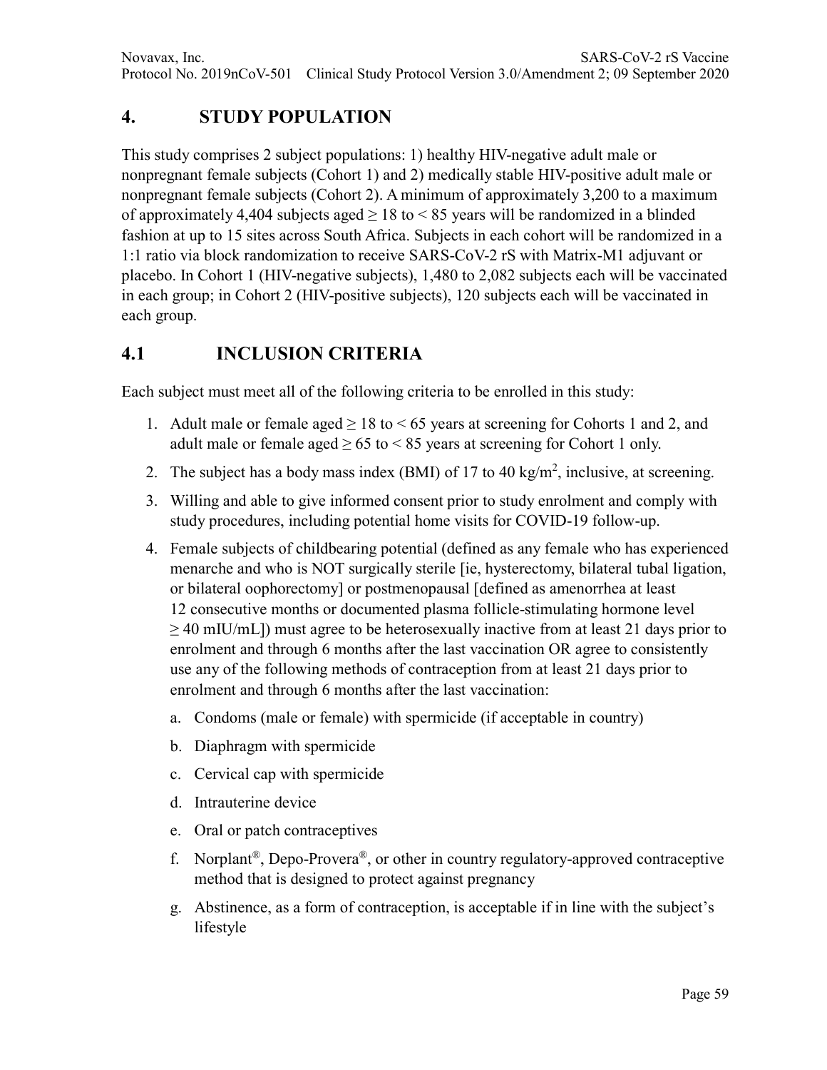# 4. STUDY POPULATION

This study comprises 2 subject populations: 1) healthy HIV-negative adult male or nonpregnant female subjects (Cohort 1) and 2) medically stable HIV-positive adult male or nonpregnant female subjects (Cohort 2). A minimum of approximately 3,200 to a maximum of approximately 4,404 subjects aged ≥ 18 to < 85 years will be randomized in a blinded fashion at up to 15 sites across South Africa. Subjects in each cohort will be randomized in a 1:1 ratio via block randomization to receive SARS-CoV-2 rS with Matrix-M1 adjuvant or placebo. In Cohort 1 (HIV-negative subjects), 1,480 to 2,082 subjects each will be vaccinated in each group; in Cohort 2 (HIV-positive subjects), 120 subjects each will be vaccinated in each group.

## 4.1 INCLUSION CRITERIA

Each subject must meet all of the following criteria to be enrolled in this study:

1. Adult male or female aged ≥ 18 to < 65 years at screening for Cohorts 1 and 2, and adult male or female aged ≥ 65 to < 85 years at screening for Cohort 1 only.
2. The subject has a body mass index (BMI) of 17 to 40 kg/m$^2$, inclusive, at screening.
3. Willing and able to give informed consent prior to study enrolment and comply with study procedures, including potential home visits for COVID-19 follow-up.
4. Female subjects of childbearing potential (defined as any female who has experienced menarche and who is NOT surgically sterile [ie, hysterectomy, bilateral tubal ligation, or bilateral oophorectomy] or postmenopausal [defined as amenorrhea at least 12 consecutive months or documented plasma follicle-stimulating hormone level ≥ 40 mIU/mL]) must agree to be heterosexually inactive from at least 21 days prior to enrolment and through 6 months after the last vaccination OR agree to consistently use any of the following methods of contraception from at least 21 days prior to enrolment and through 6 months after the last vaccination:
   a. Condoms (male or female) with spermicide (if acceptable in country)
   b. Diaphragm with spermicide
   c. Cervical cap with spermicide
   d. Intrauterine device
   e. Oral or patch contraceptives
   f. Norplant®, Depo-Provera®, or other in country regulatory-approved contraceptive method that is designed to protect against pregnancy
   g. Abstinence, as a form of contraception, is acceptable if in line with the subject's lifestyle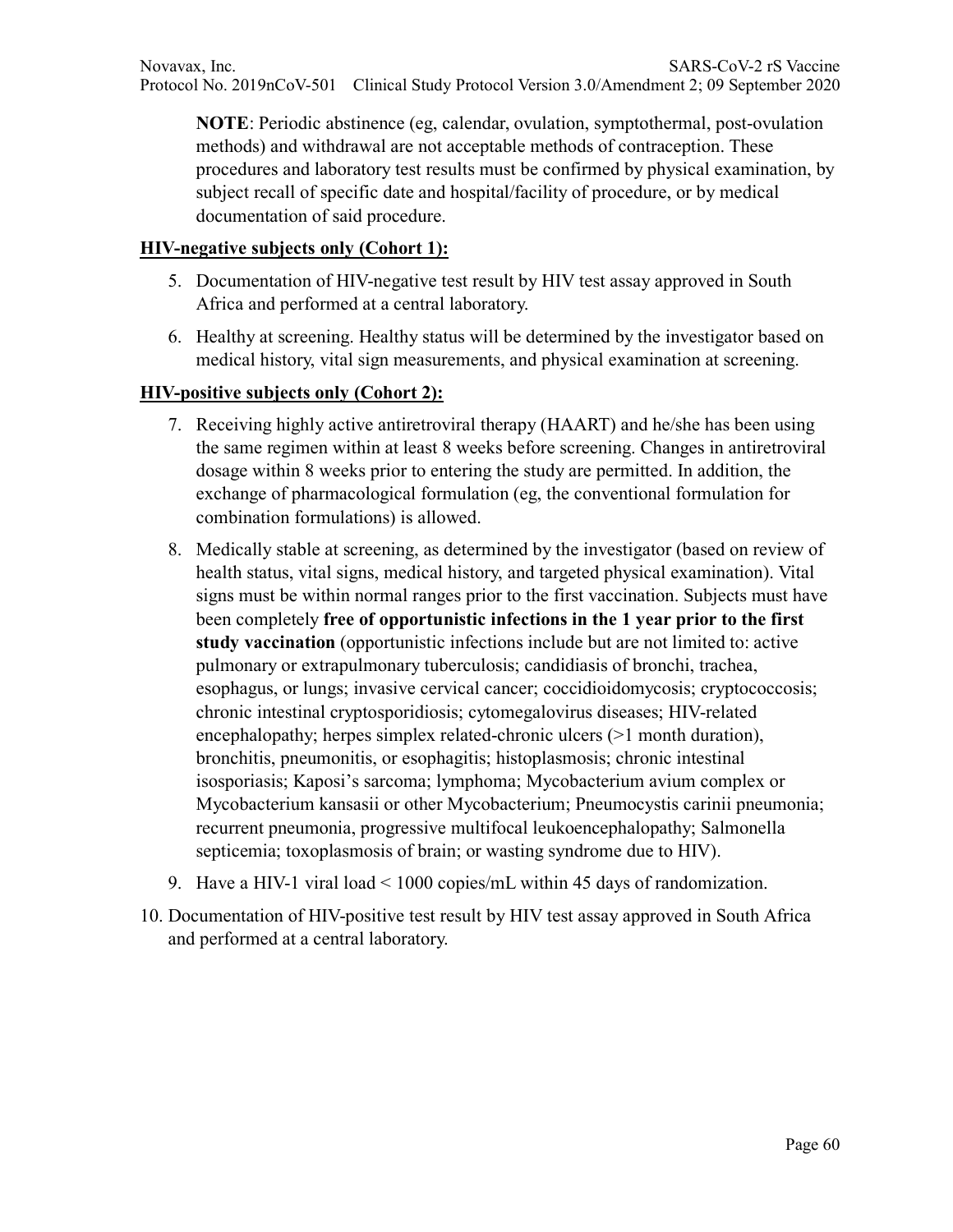**NOTE**: Periodic abstinence (eg, calendar, ovulation, symptothermal, post-ovulation methods) and withdrawal are not acceptable methods of contraception. These procedures and laboratory test results must be confirmed by physical examination, by subject recall of specific date and hospital/facility of procedure, or by medical documentation of said procedure.

**HIV-negative subjects only (Cohort 1):**

5. Documentation of HIV-negative test result by HIV test assay approved in South Africa and performed at a central laboratory.
6. Healthy at screening. Healthy status will be determined by the investigator based on medical history, vital sign measurements, and physical examination at screening.

**HIV-positive subjects only (Cohort 2):**

7. Receiving highly active antiretroviral therapy (HAART) and he/she has been using the same regimen within at least 8 weeks before screening. Changes in antiretroviral dosage within 8 weeks prior to entering the study are permitted. In addition, the exchange of pharmacological formulation (eg, the conventional formulation for combination formulations) is allowed.
8. Medically stable at screening, as determined by the investigator (based on review of health status, vital signs, medical history, and targeted physical examination). Vital signs must be within normal ranges prior to the first vaccination. Subjects must have been completely **free of opportunistic infections in the 1 year prior to the first study vaccination** (opportunistic infections include but are not limited to: active pulmonary or extrapulmonary tuberculosis; candidiasis of bronchi, trachea, esophagus, or lungs; invasive cervical cancer; coccidioidomycosis; cryptococcosis; chronic intestinal cryptosporidiosis; cytomegalovirus diseases; HIV-related encephalopathy; herpes simplex related-chronic ulcers (>1 month duration), bronchitis, pneumonitis, or esophagitis; histoplasmosis; chronic intestinal isosporiasis; Kaposi's sarcoma; lymphoma; Mycobacterium avium complex or Mycobacterium kansasii or other Mycobacterium; Pneumocystis carinii pneumonia; recurrent pneumonia, progressive multifocal leukoencephalopathy; Salmonella septicemia; toxoplasmosis of brain; or wasting syndrome due to HIV).
9. Have a HIV-1 viral load < 1000 copies/mL within 45 days of randomization.
10. Documentation of HIV-positive test result by HIV test assay approved in South Africa and performed at a central laboratory.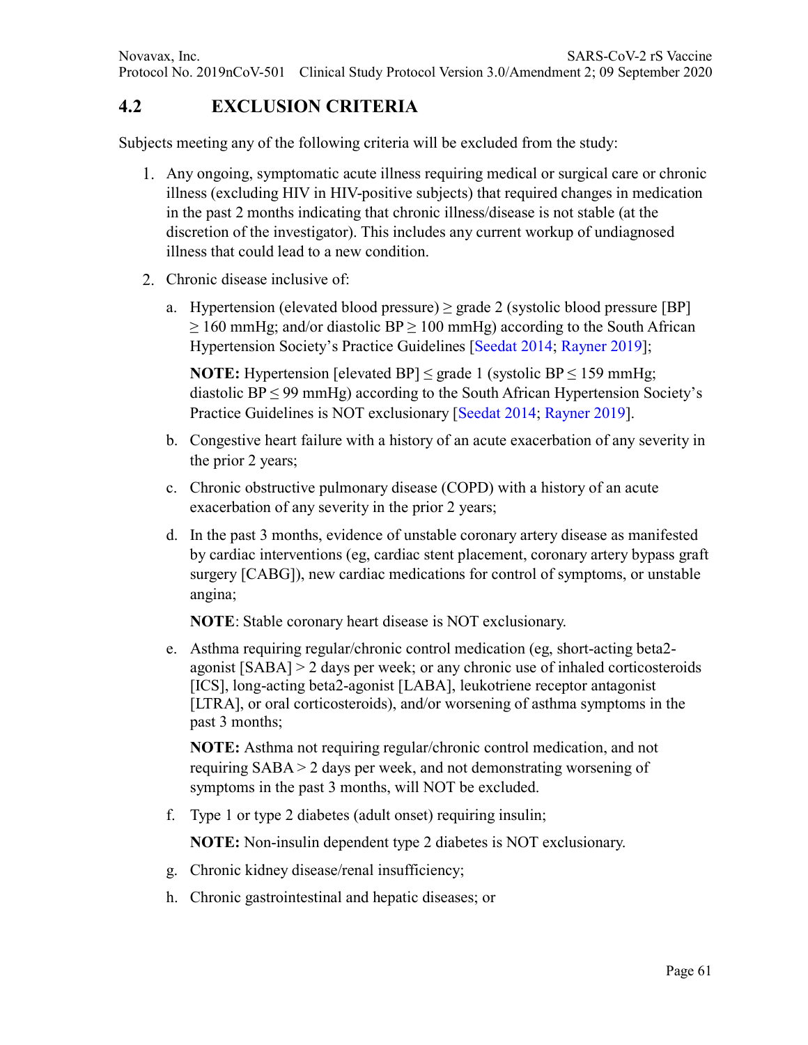## 4.2 EXCLUSION CRITERIA

Subjects meeting any of the following criteria will be excluded from the study:

1. Any ongoing, symptomatic acute illness requiring medical or surgical care or chronic illness (excluding HIV in HIV-positive subjects) that required changes in medication in the past 2 months indicating that chronic illness/disease is not stable (at the discretion of the investigator). This includes any current workup of undiagnosed illness that could lead to a new condition.
2. Chronic disease inclusive of:

   a. Hypertension (elevated blood pressure) ≥ grade 2 (systolic blood pressure [BP] ≥ 160 mmHg; and/or diastolic BP ≥ 100 mmHg) according to the South African Hypertension Society's Practice Guidelines [Seedat 2014; Rayner 2019];

      **NOTE:** Hypertension [elevated BP] ≤ grade 1 (systolic BP ≤ 159 mmHg; diastolic BP ≤ 99 mmHg) according to the South African Hypertension Society's Practice Guidelines is NOT exclusionary [Seedat 2014; Rayner 2019].

   b. Congestive heart failure with a history of an acute exacerbation of any severity in the prior 2 years;

   c. Chronic obstructive pulmonary disease (COPD) with a history of an acute exacerbation of any severity in the prior 2 years;

   d. In the past 3 months, evidence of unstable coronary artery disease as manifested by cardiac interventions (eg, cardiac stent placement, coronary artery bypass graft surgery [CABG]), new cardiac medications for control of symptoms, or unstable angina;

      **NOTE**: Stable coronary heart disease is NOT exclusionary.

   e. Asthma requiring regular/chronic control medication (eg, short-acting beta2-agonist [SABA] > 2 days per week; or any chronic use of inhaled corticosteroids [ICS], long-acting beta2-agonist [LABA], leukotriene receptor antagonist [LTRA], or oral corticosteroids), and/or worsening of asthma symptoms in the past 3 months;

      **NOTE:** Asthma not requiring regular/chronic control medication, and not requiring SABA > 2 days per week, and not demonstrating worsening of symptoms in the past 3 months, will NOT be excluded.

   f. Type 1 or type 2 diabetes (adult onset) requiring insulin;

      **NOTE:** Non-insulin dependent type 2 diabetes is NOT exclusionary.

   g. Chronic kidney disease/renal insufficiency;

   h. Chronic gastrointestinal and hepatic diseases; or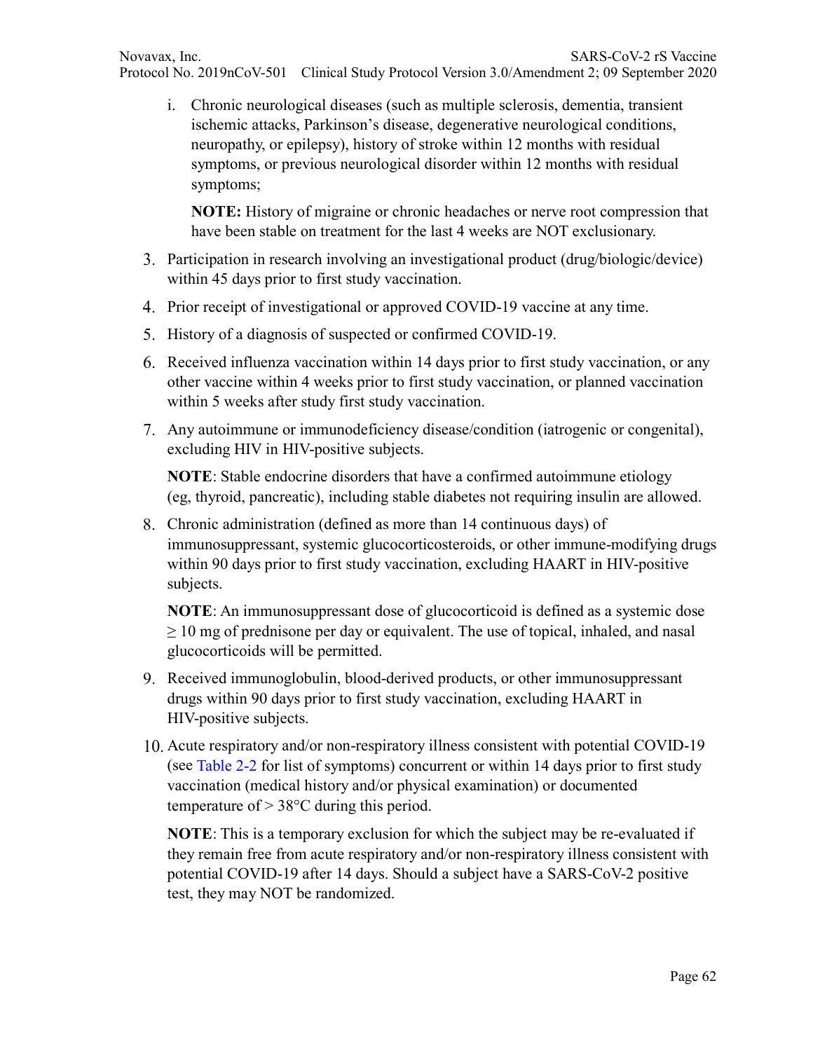i. Chronic neurological diseases (such as multiple sclerosis, dementia, transient ischemic attacks, Parkinson's disease, degenerative neurological conditions, neuropathy, or epilepsy), history of stroke within 12 months with residual symptoms, or previous neurological disorder within 12 months with residual symptoms;

   **NOTE:** History of migraine or chronic headaches or nerve root compression that have been stable on treatment for the last 4 weeks are NOT exclusionary.

3. Participation in research involving an investigational product (drug/biologic/device) within 45 days prior to first study vaccination.
4. Prior receipt of investigational or approved COVID-19 vaccine at any time.
5. History of a diagnosis of suspected or confirmed COVID-19.
6. Received influenza vaccination within 14 days prior to first study vaccination, or any other vaccine within 4 weeks prior to first study vaccination, or planned vaccination within 5 weeks after study first study vaccination.
7. Any autoimmune or immunodeficiency disease/condition (iatrogenic or congenital), excluding HIV in HIV-positive subjects.

   **NOTE**: Stable endocrine disorders that have a confirmed autoimmune etiology (eg, thyroid, pancreatic), including stable diabetes not requiring insulin are allowed.

8. Chronic administration (defined as more than 14 continuous days) of immunosuppressant, systemic glucocorticosteroids, or other immune-modifying drugs within 90 days prior to first study vaccination, excluding HAART in HIV-positive subjects.

   **NOTE**: An immunosuppressant dose of glucocorticoid is defined as a systemic dose $\geq$ 10 mg of prednisone per day or equivalent. The use of topical, inhaled, and nasal glucocorticoids will be permitted.

9. Received immunoglobulin, blood-derived products, or other immunosuppressant drugs within 90 days prior to first study vaccination, excluding HAART in HIV-positive subjects.
10. Acute respiratory and/or non-respiratory illness consistent with potential COVID-19 (see Table 2-2 for list of symptoms) concurrent or within 14 days prior to first study vaccination (medical history and/or physical examination) or documented temperature of > 38°C during this period.

    **NOTE**: This is a temporary exclusion for which the subject may be re-evaluated if they remain free from acute respiratory and/or non-respiratory illness consistent with potential COVID-19 after 14 days. Should a subject have a SARS-CoV-2 positive test, they may NOT be randomized.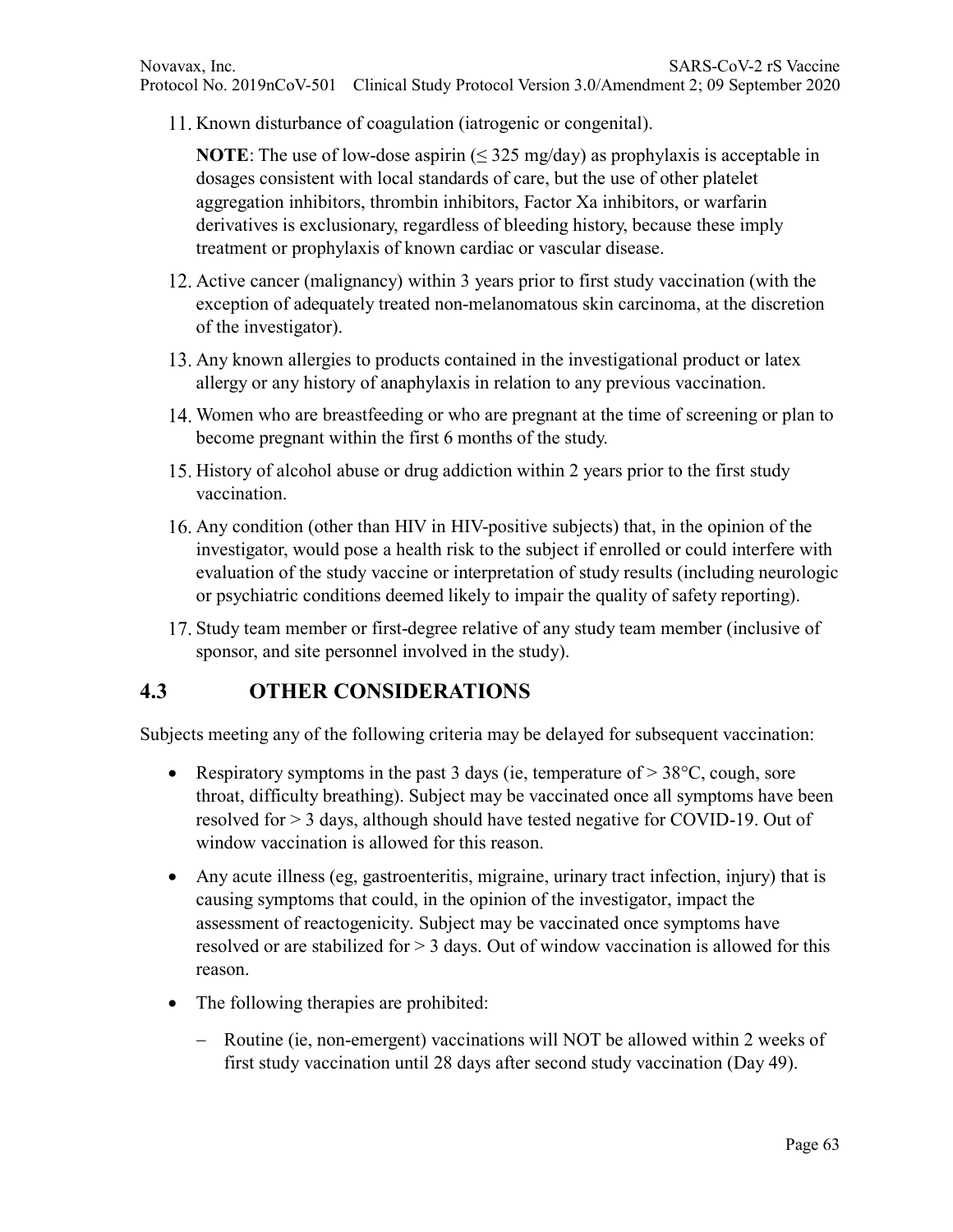11. Known disturbance of coagulation (iatrogenic or congenital).

    **NOTE**: The use of low-dose aspirin ($\leq$ 325 mg/day) as prophylaxis is acceptable in dosages consistent with local standards of care, but the use of other platelet aggregation inhibitors, thrombin inhibitors, Factor Xa inhibitors, or warfarin derivatives is exclusionary, regardless of bleeding history, because these imply treatment or prophylaxis of known cardiac or vascular disease.

12. Active cancer (malignancy) within 3 years prior to first study vaccination (with the exception of adequately treated non-melanomatous skin carcinoma, at the discretion of the investigator).
13. Any known allergies to products contained in the investigational product or latex allergy or any history of anaphylaxis in relation to any previous vaccination.
14. Women who are breastfeeding or who are pregnant at the time of screening or plan to become pregnant within the first 6 months of the study.
15. History of alcohol abuse or drug addiction within 2 years prior to the first study vaccination.
16. Any condition (other than HIV in HIV-positive subjects) that, in the opinion of the investigator, would pose a health risk to the subject if enrolled or could interfere with evaluation of the study vaccine or interpretation of study results (including neurologic or psychiatric conditions deemed likely to impair the quality of safety reporting).
17. Study team member or first-degree relative of any study team member (inclusive of sponsor, and site personnel involved in the study).

## 4.3 OTHER CONSIDERATIONS

Subjects meeting any of the following criteria may be delayed for subsequent vaccination:

- Respiratory symptoms in the past 3 days (ie, temperature of > 38°C, cough, sore throat, difficulty breathing). Subject may be vaccinated once all symptoms have been resolved for > 3 days, although should have tested negative for COVID-19. Out of window vaccination is allowed for this reason.
- Any acute illness (eg, gastroenteritis, migraine, urinary tract infection, injury) that is causing symptoms that could, in the opinion of the investigator, impact the assessment of reactogenicity. Subject may be vaccinated once symptoms have resolved or are stabilized for > 3 days. Out of window vaccination is allowed for this reason.
- The following therapies are prohibited:
  - Routine (ie, non-emergent) vaccinations will NOT be allowed within 2 weeks of first study vaccination until 28 days after second study vaccination (Day 49).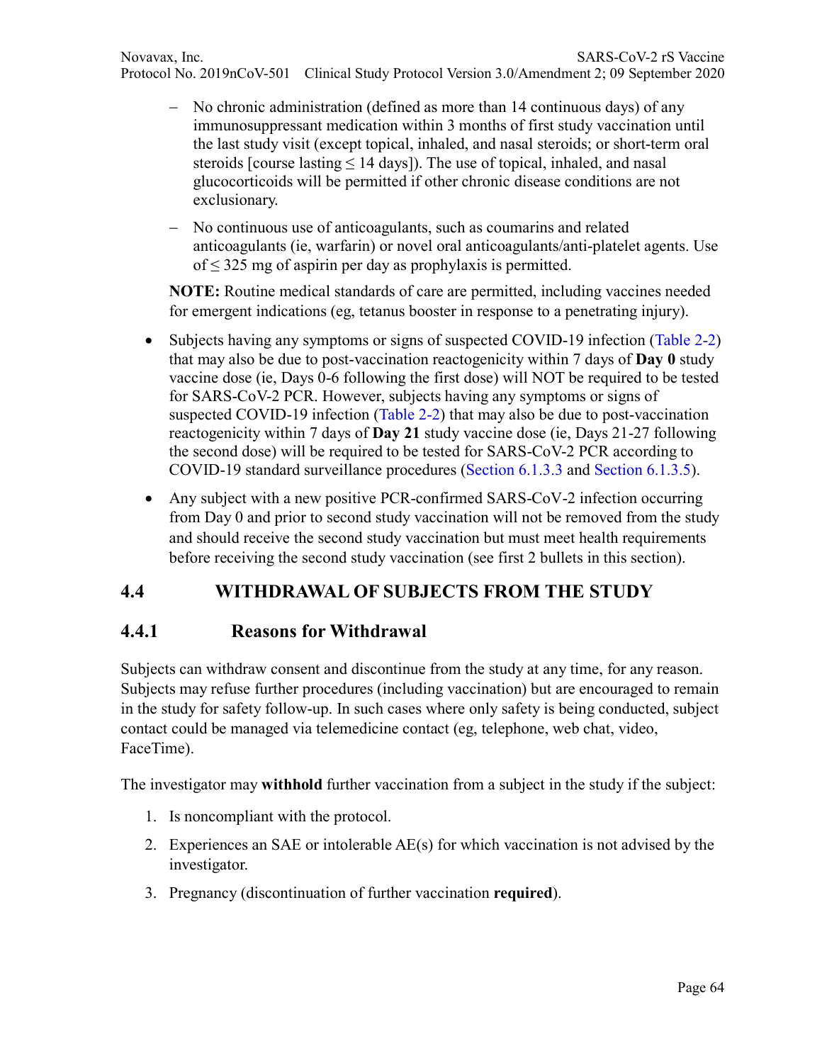- No chronic administration (defined as more than 14 continuous days) of any immunosuppressant medication within 3 months of first study vaccination until the last study visit (except topical, inhaled, and nasal steroids; or short-term oral steroids [course lasting ≤ 14 days]). The use of topical, inhaled, and nasal glucocorticoids will be permitted if other chronic disease conditions are not exclusionary.
- No continuous use of anticoagulants, such as coumarins and related anticoagulants (ie, warfarin) or novel oral anticoagulants/anti-platelet agents. Use of ≤ 325 mg of aspirin per day as prophylaxis is permitted.

**NOTE:** Routine medical standards of care are permitted, including vaccines needed for emergent indications (eg, tetanus booster in response to a penetrating injury).

- Subjects having any symptoms or signs of suspected COVID-19 infection (Table 2-2) that may also be due to post-vaccination reactogenicity within 7 days of **Day 0** study vaccine dose (ie, Days 0-6 following the first dose) will NOT be required to be tested for SARS-CoV-2 PCR. However, subjects having any symptoms or signs of suspected COVID-19 infection (Table 2-2) that may also be due to post-vaccination reactogenicity within 7 days of **Day 21** study vaccine dose (ie, Days 21-27 following the second dose) will be required to be tested for SARS-CoV-2 PCR according to COVID-19 standard surveillance procedures (Section 6.1.3.3 and Section 6.1.3.5).
- Any subject with a new positive PCR-confirmed SARS-CoV-2 infection occurring from Day 0 and prior to second study vaccination will not be removed from the study and should receive the second study vaccination but must meet health requirements before receiving the second study vaccination (see first 2 bullets in this section).

## 4.4 WITHDRAWAL OF SUBJECTS FROM THE STUDY

### 4.4.1 Reasons for Withdrawal

Subjects can withdraw consent and discontinue from the study at any time, for any reason. Subjects may refuse further procedures (including vaccination) but are encouraged to remain in the study for safety follow-up. In such cases where only safety is being conducted, subject contact could be managed via telemedicine contact (eg, telephone, web chat, video, FaceTime).

The investigator may **withhold** further vaccination from a subject in the study if the subject:

1. Is noncompliant with the protocol.
2. Experiences an SAE or intolerable AE(s) for which vaccination is not advised by the investigator.
3. Pregnancy (discontinuation of further vaccination **required**).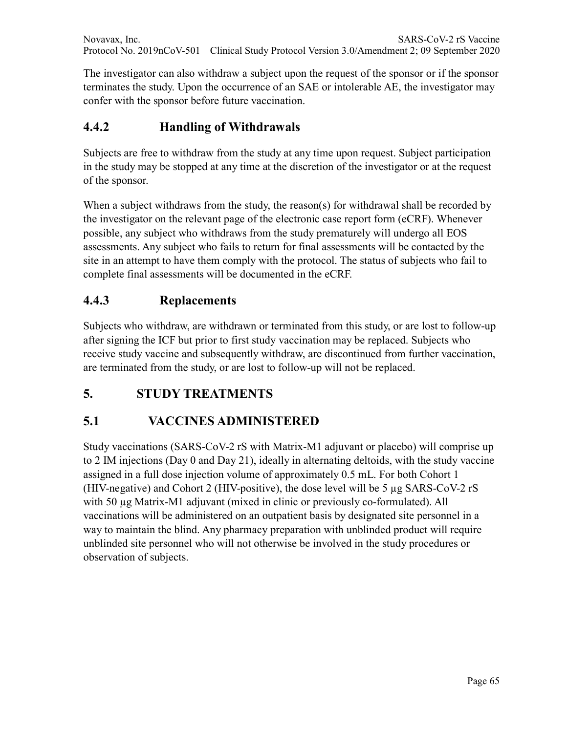The investigator can also withdraw a subject upon the request of the sponsor or if the sponsor terminates the study. Upon the occurrence of an SAE or intolerable AE, the investigator may confer with the sponsor before future vaccination.

### 4.4.2 Handling of Withdrawals

Subjects are free to withdraw from the study at any time upon request. Subject participation in the study may be stopped at any time at the discretion of the investigator or at the request of the sponsor.

When a subject withdraws from the study, the reason(s) for withdrawal shall be recorded by the investigator on the relevant page of the electronic case report form (eCRF). Whenever possible, any subject who withdraws from the study prematurely will undergo all EOS assessments. Any subject who fails to return for final assessments will be contacted by the site in an attempt to have them comply with the protocol. The status of subjects who fail to complete final assessments will be documented in the eCRF.

### 4.4.3 Replacements

Subjects who withdraw, are withdrawn or terminated from this study, or are lost to follow-up after signing the ICF but prior to first study vaccination may be replaced. Subjects who receive study vaccine and subsequently withdraw, are discontinued from further vaccination, are terminated from the study, or are lost to follow-up will not be replaced.

# 5. STUDY TREATMENTS

## 5.1 VACCINES ADMINISTERED

Study vaccinations (SARS-CoV-2 rS with Matrix-M1 adjuvant or placebo) will comprise up to 2 IM injections (Day 0 and Day 21), ideally in alternating deltoids, with the study vaccine assigned in a full dose injection volume of approximately 0.5 mL. For both Cohort 1 (HIV-negative) and Cohort 2 (HIV-positive), the dose level will be 5 µg SARS-CoV-2 rS with 50 µg Matrix-M1 adjuvant (mixed in clinic or previously co-formulated). All vaccinations will be administered on an outpatient basis by designated site personnel in a way to maintain the blind. Any pharmacy preparation with unblinded product will require unblinded site personnel who will not otherwise be involved in the study procedures or observation of subjects.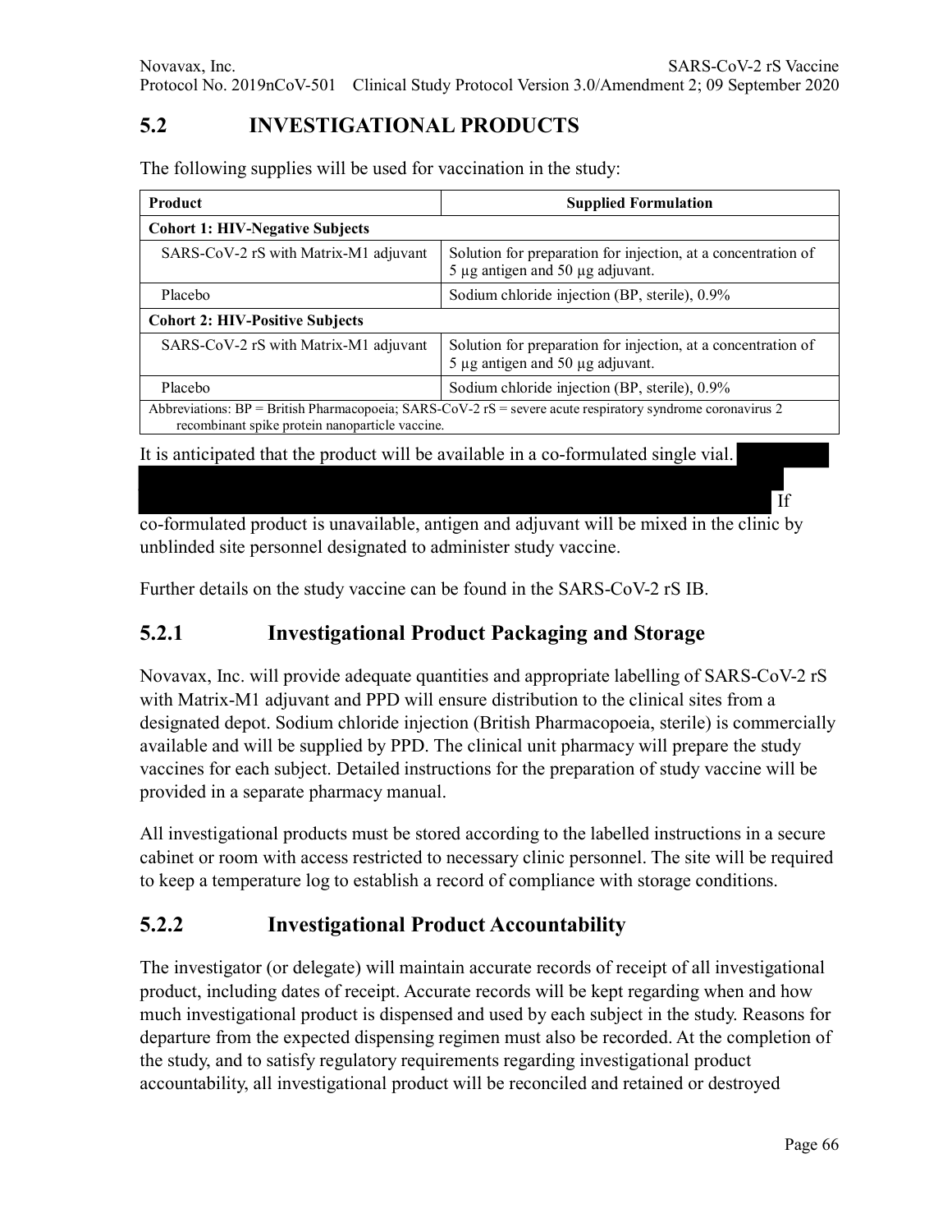## 5.2 INVESTIGATIONAL PRODUCTS

The following supplies will be used for vaccination in the study:

| Product | Supplied Formulation |
|---|---|
| **Cohort 1: HIV-Negative Subjects** | |
| SARS-CoV-2 rS with Matrix-M1 adjuvant | Solution for preparation for injection, at a concentration of 5 µg antigen and 50 µg adjuvant. |
| Placebo | Sodium chloride injection (BP, sterile), 0.9% |
| **Cohort 2: HIV-Positive Subjects** | |
| SARS-CoV-2 rS with Matrix-M1 adjuvant | Solution for preparation for injection, at a concentration of 5 µg antigen and 50 µg adjuvant. |
| Placebo | Sodium chloride injection (BP, sterile), 0.9% |

Abbreviations: BP = British Pharmacopoeia; SARS-CoV-2 rS = severe acute respiratory syndrome coronavirus 2 recombinant spike protein nanoparticle vaccine.

It is anticipated that the product will be available in a co-formulated single vial. [redacted] If co-formulated product is unavailable, antigen and adjuvant will be mixed in the clinic by unblinded site personnel designated to administer study vaccine.

Further details on the study vaccine can be found in the SARS-CoV-2 rS IB.

### 5.2.1 Investigational Product Packaging and Storage

Novavax, Inc. will provide adequate quantities and appropriate labelling of SARS-CoV-2 rS with Matrix-M1 adjuvant and PPD will ensure distribution to the clinical sites from a designated depot. Sodium chloride injection (British Pharmacopoeia, sterile) is commercially available and will be supplied by PPD. The clinical unit pharmacy will prepare the study vaccines for each subject. Detailed instructions for the preparation of study vaccine will be provided in a separate pharmacy manual.

All investigational products must be stored according to the labelled instructions in a secure cabinet or room with access restricted to necessary clinic personnel. The site will be required to keep a temperature log to establish a record of compliance with storage conditions.

### 5.2.2 Investigational Product Accountability

The investigator (or delegate) will maintain accurate records of receipt of all investigational product, including dates of receipt. Accurate records will be kept regarding when and how much investigational product is dispensed and used by each subject in the study. Reasons for departure from the expected dispensing regimen must also be recorded. At the completion of the study, and to satisfy regulatory requirements regarding investigational product accountability, all investigational product will be reconciled and retained or destroyed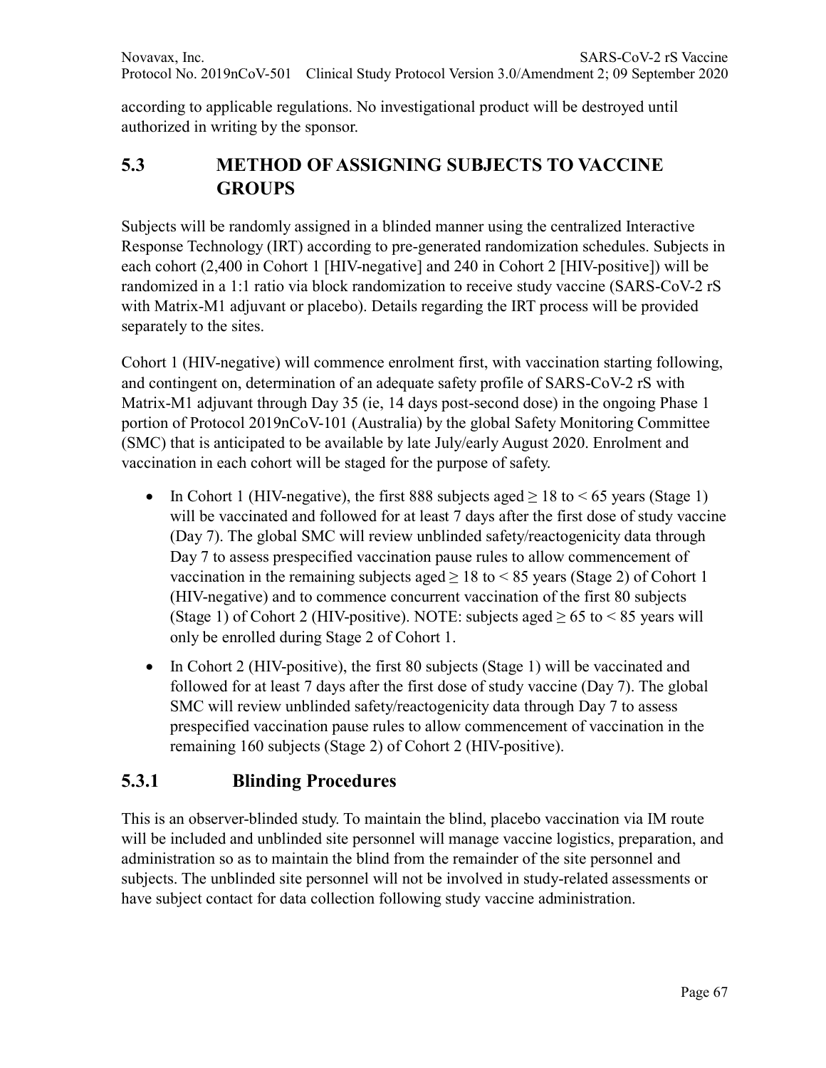according to applicable regulations. No investigational product will be destroyed until authorized in writing by the sponsor.

## 5.3 METHOD OF ASSIGNING SUBJECTS TO VACCINE GROUPS

Subjects will be randomly assigned in a blinded manner using the centralized Interactive Response Technology (IRT) according to pre-generated randomization schedules. Subjects in each cohort (2,400 in Cohort 1 [HIV-negative] and 240 in Cohort 2 [HIV-positive]) will be randomized in a 1:1 ratio via block randomization to receive study vaccine (SARS-CoV-2 rS with Matrix-M1 adjuvant or placebo). Details regarding the IRT process will be provided separately to the sites.

Cohort 1 (HIV-negative) will commence enrolment first, with vaccination starting following, and contingent on, determination of an adequate safety profile of SARS-CoV-2 rS with Matrix-M1 adjuvant through Day 35 (ie, 14 days post-second dose) in the ongoing Phase 1 portion of Protocol 2019nCoV-101 (Australia) by the global Safety Monitoring Committee (SMC) that is anticipated to be available by late July/early August 2020. Enrolment and vaccination in each cohort will be staged for the purpose of safety.

- In Cohort 1 (HIV-negative), the first 888 subjects aged ≥ 18 to < 65 years (Stage 1) will be vaccinated and followed for at least 7 days after the first dose of study vaccine (Day 7). The global SMC will review unblinded safety/reactogenicity data through Day 7 to assess prespecified vaccination pause rules to allow commencement of vaccination in the remaining subjects aged ≥ 18 to < 85 years (Stage 2) of Cohort 1 (HIV-negative) and to commence concurrent vaccination of the first 80 subjects (Stage 1) of Cohort 2 (HIV-positive). NOTE: subjects aged ≥ 65 to < 85 years will only be enrolled during Stage 2 of Cohort 1.
- In Cohort 2 (HIV-positive), the first 80 subjects (Stage 1) will be vaccinated and followed for at least 7 days after the first dose of study vaccine (Day 7). The global SMC will review unblinded safety/reactogenicity data through Day 7 to assess prespecified vaccination pause rules to allow commencement of vaccination in the remaining 160 subjects (Stage 2) of Cohort 2 (HIV-positive).

### 5.3.1 Blinding Procedures

This is an observer-blinded study. To maintain the blind, placebo vaccination via IM route will be included and unblinded site personnel will manage vaccine logistics, preparation, and administration so as to maintain the blind from the remainder of the site personnel and subjects. The unblinded site personnel will not be involved in study-related assessments or have subject contact for data collection following study vaccine administration.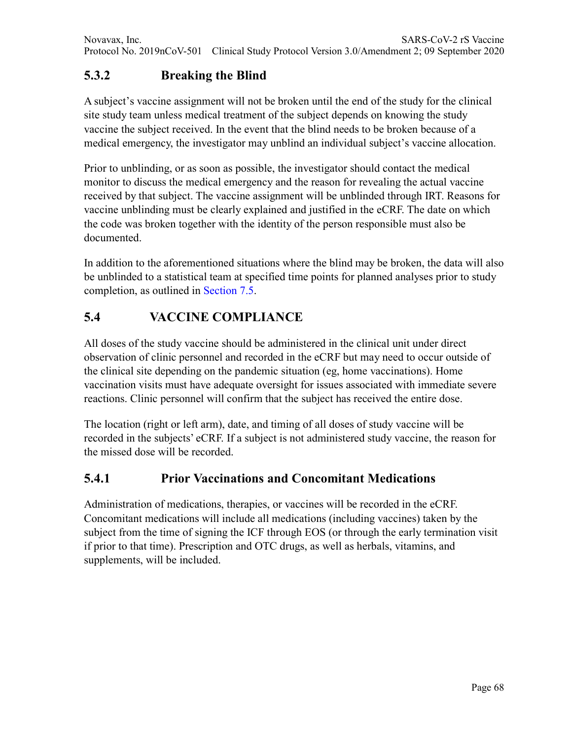### 5.3.2 Breaking the Blind

A subject's vaccine assignment will not be broken until the end of the study for the clinical site study team unless medical treatment of the subject depends on knowing the study vaccine the subject received. In the event that the blind needs to be broken because of a medical emergency, the investigator may unblind an individual subject's vaccine allocation.

Prior to unblinding, or as soon as possible, the investigator should contact the medical monitor to discuss the medical emergency and the reason for revealing the actual vaccine received by that subject. The vaccine assignment will be unblinded through IRT. Reasons for vaccine unblinding must be clearly explained and justified in the eCRF. The date on which the code was broken together with the identity of the person responsible must also be documented.

In addition to the aforementioned situations where the blind may be broken, the data will also be unblinded to a statistical team at specified time points for planned analyses prior to study completion, as outlined in Section 7.5.

## 5.4 VACCINE COMPLIANCE

All doses of the study vaccine should be administered in the clinical unit under direct observation of clinic personnel and recorded in the eCRF but may need to occur outside of the clinical site depending on the pandemic situation (eg, home vaccinations). Home vaccination visits must have adequate oversight for issues associated with immediate severe reactions. Clinic personnel will confirm that the subject has received the entire dose.

The location (right or left arm), date, and timing of all doses of study vaccine will be recorded in the subjects' eCRF. If a subject is not administered study vaccine, the reason for the missed dose will be recorded.

### 5.4.1 Prior Vaccinations and Concomitant Medications

Administration of medications, therapies, or vaccines will be recorded in the eCRF. Concomitant medications will include all medications (including vaccines) taken by the subject from the time of signing the ICF through EOS (or through the early termination visit if prior to that time). Prescription and OTC drugs, as well as herbals, vitamins, and supplements, will be included.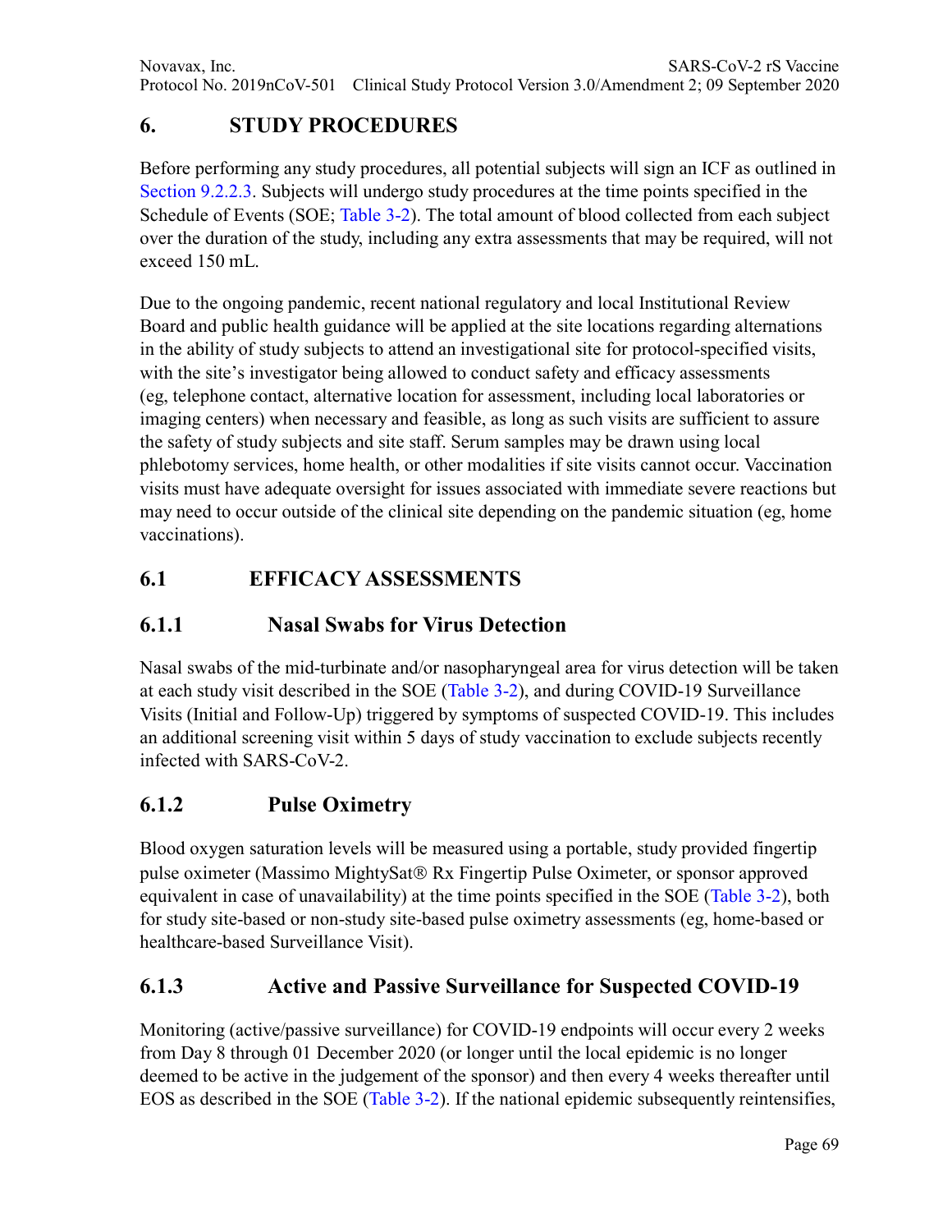# 6. STUDY PROCEDURES

Before performing any study procedures, all potential subjects will sign an ICF as outlined in Section 9.2.2.3. Subjects will undergo study procedures at the time points specified in the Schedule of Events (SOE; Table 3-2). The total amount of blood collected from each subject over the duration of the study, including any extra assessments that may be required, will not exceed 150 mL.

Due to the ongoing pandemic, recent national regulatory and local Institutional Review Board and public health guidance will be applied at the site locations regarding alternations in the ability of study subjects to attend an investigational site for protocol-specified visits, with the site's investigator being allowed to conduct safety and efficacy assessments (eg, telephone contact, alternative location for assessment, including local laboratories or imaging centers) when necessary and feasible, as long as such visits are sufficient to assure the safety of study subjects and site staff. Serum samples may be drawn using local phlebotomy services, home health, or other modalities if site visits cannot occur. Vaccination visits must have adequate oversight for issues associated with immediate severe reactions but may need to occur outside of the clinical site depending on the pandemic situation (eg, home vaccinations).

## 6.1 EFFICACY ASSESSMENTS

### 6.1.1 Nasal Swabs for Virus Detection

Nasal swabs of the mid-turbinate and/or nasopharyngeal area for virus detection will be taken at each study visit described in the SOE (Table 3-2), and during COVID-19 Surveillance Visits (Initial and Follow-Up) triggered by symptoms of suspected COVID-19. This includes an additional screening visit within 5 days of study vaccination to exclude subjects recently infected with SARS-CoV-2.

### 6.1.2 Pulse Oximetry

Blood oxygen saturation levels will be measured using a portable, study provided fingertip pulse oximeter (Massimo MightySat® Rx Fingertip Pulse Oximeter, or sponsor approved equivalent in case of unavailability) at the time points specified in the SOE (Table 3-2), both for study site-based or non-study site-based pulse oximetry assessments (eg, home-based or healthcare-based Surveillance Visit).

### 6.1.3 Active and Passive Surveillance for Suspected COVID-19

Monitoring (active/passive surveillance) for COVID-19 endpoints will occur every 2 weeks from Day 8 through 01 December 2020 (or longer until the local epidemic is no longer deemed to be active in the judgement of the sponsor) and then every 4 weeks thereafter until EOS as described in the SOE (Table 3-2). If the national epidemic subsequently reintensifies,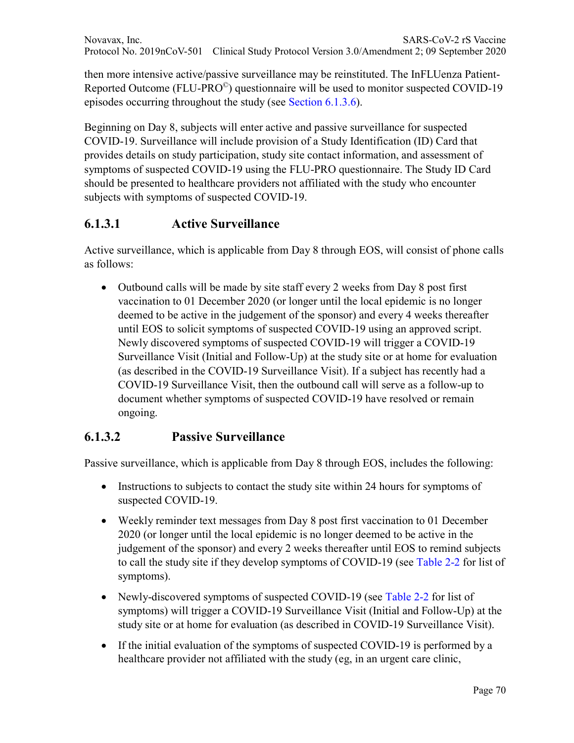then more intensive active/passive surveillance may be reinstituted. The InFLUenza Patient-Reported Outcome (FLU-PRO©) questionnaire will be used to monitor suspected COVID-19 episodes occurring throughout the study (see Section 6.1.3.6).

Beginning on Day 8, subjects will enter active and passive surveillance for suspected COVID-19. Surveillance will include provision of a Study Identification (ID) Card that provides details on study participation, study site contact information, and assessment of symptoms of suspected COVID-19 using the FLU-PRO questionnaire. The Study ID Card should be presented to healthcare providers not affiliated with the study who encounter subjects with symptoms of suspected COVID-19.

### 6.1.3.1 Active Surveillance

Active surveillance, which is applicable from Day 8 through EOS, will consist of phone calls as follows:

- Outbound calls will be made by site staff every 2 weeks from Day 8 post first vaccination to 01 December 2020 (or longer until the local epidemic is no longer deemed to be active in the judgement of the sponsor) and every 4 weeks thereafter until EOS to solicit symptoms of suspected COVID-19 using an approved script. Newly discovered symptoms of suspected COVID-19 will trigger a COVID-19 Surveillance Visit (Initial and Follow-Up) at the study site or at home for evaluation (as described in the COVID-19 Surveillance Visit). If a subject has recently had a COVID-19 Surveillance Visit, then the outbound call will serve as a follow-up to document whether symptoms of suspected COVID-19 have resolved or remain ongoing.

### 6.1.3.2 Passive Surveillance

Passive surveillance, which is applicable from Day 8 through EOS, includes the following:

- Instructions to subjects to contact the study site within 24 hours for symptoms of suspected COVID-19.
- Weekly reminder text messages from Day 8 post first vaccination to 01 December 2020 (or longer until the local epidemic is no longer deemed to be active in the judgement of the sponsor) and every 2 weeks thereafter until EOS to remind subjects to call the study site if they develop symptoms of COVID-19 (see Table 2-2 for list of symptoms).
- Newly-discovered symptoms of suspected COVID-19 (see Table 2-2 for list of symptoms) will trigger a COVID-19 Surveillance Visit (Initial and Follow-Up) at the study site or at home for evaluation (as described in COVID-19 Surveillance Visit).
- If the initial evaluation of the symptoms of suspected COVID-19 is performed by a healthcare provider not affiliated with the study (eg, in an urgent care clinic,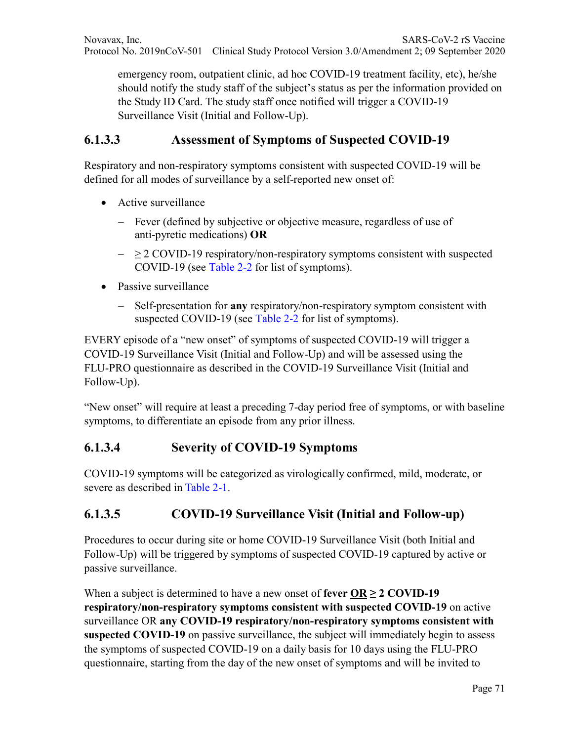emergency room, outpatient clinic, ad hoc COVID-19 treatment facility, etc), he/she should notify the study staff of the subject's status as per the information provided on the Study ID Card. The study staff once notified will trigger a COVID-19 Surveillance Visit (Initial and Follow-Up).

### 6.1.3.3 Assessment of Symptoms of Suspected COVID-19

Respiratory and non-respiratory symptoms consistent with suspected COVID-19 will be defined for all modes of surveillance by a self-reported new onset of:

- Active surveillance
  - Fever (defined by subjective or objective measure, regardless of use of anti-pyretic medications) **OR**
  - ≥ 2 COVID-19 respiratory/non-respiratory symptoms consistent with suspected COVID-19 (see Table 2-2 for list of symptoms).
- Passive surveillance
  - Self-presentation for **any** respiratory/non-respiratory symptom consistent with suspected COVID-19 (see Table 2-2 for list of symptoms).

EVERY episode of a "new onset" of symptoms of suspected COVID-19 will trigger a COVID-19 Surveillance Visit (Initial and Follow-Up) and will be assessed using the FLU-PRO questionnaire as described in the COVID-19 Surveillance Visit (Initial and Follow-Up).

"New onset" will require at least a preceding 7-day period free of symptoms, or with baseline symptoms, to differentiate an episode from any prior illness.

### 6.1.3.4 Severity of COVID-19 Symptoms

COVID-19 symptoms will be categorized as virologically confirmed, mild, moderate, or severe as described in Table 2-1.

### 6.1.3.5 COVID-19 Surveillance Visit (Initial and Follow-up)

Procedures to occur during site or home COVID-19 Surveillance Visit (both Initial and Follow-Up) will be triggered by symptoms of suspected COVID-19 captured by active or passive surveillance.

When a subject is determined to have a new onset of **fever <u>OR</u> ≥ 2 COVID-19 respiratory/non-respiratory symptoms consistent with suspected COVID-19** on active surveillance OR **any COVID-19 respiratory/non-respiratory symptoms consistent with suspected COVID-19** on passive surveillance, the subject will immediately begin to assess the symptoms of suspected COVID-19 on a daily basis for 10 days using the FLU-PRO questionnaire, starting from the day of the new onset of symptoms and will be invited to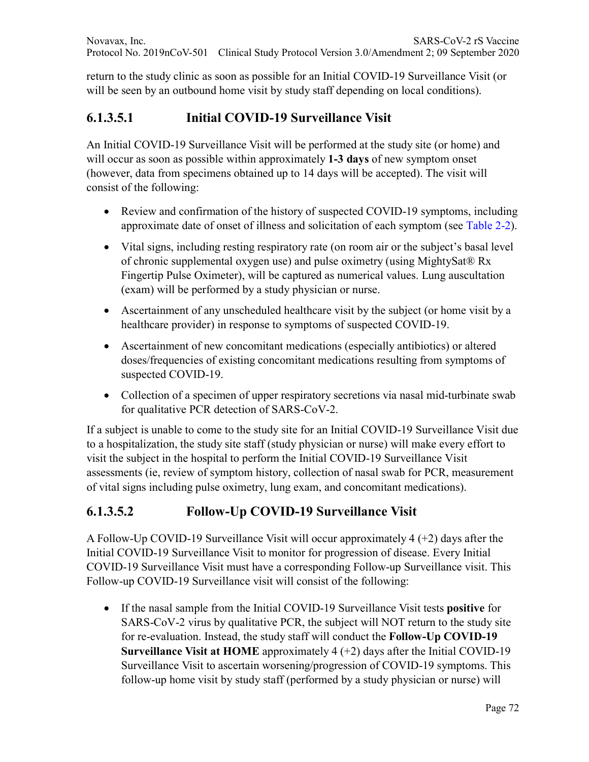return to the study clinic as soon as possible for an Initial COVID-19 Surveillance Visit (or will be seen by an outbound home visit by study staff depending on local conditions).

#### 6.1.3.5.1 Initial COVID-19 Surveillance Visit

An Initial COVID-19 Surveillance Visit will be performed at the study site (or home) and will occur as soon as possible within approximately **1-3 days** of new symptom onset (however, data from specimens obtained up to 14 days will be accepted). The visit will consist of the following:

- Review and confirmation of the history of suspected COVID-19 symptoms, including approximate date of onset of illness and solicitation of each symptom (see Table 2-2).
- Vital signs, including resting respiratory rate (on room air or the subject's basal level of chronic supplemental oxygen use) and pulse oximetry (using MightySat® Rx Fingertip Pulse Oximeter), will be captured as numerical values. Lung auscultation (exam) will be performed by a study physician or nurse.
- Ascertainment of any unscheduled healthcare visit by the subject (or home visit by a healthcare provider) in response to symptoms of suspected COVID-19.
- Ascertainment of new concomitant medications (especially antibiotics) or altered doses/frequencies of existing concomitant medications resulting from symptoms of suspected COVID-19.
- Collection of a specimen of upper respiratory secretions via nasal mid-turbinate swab for qualitative PCR detection of SARS-CoV-2.

If a subject is unable to come to the study site for an Initial COVID-19 Surveillance Visit due to a hospitalization, the study site staff (study physician or nurse) will make every effort to visit the subject in the hospital to perform the Initial COVID-19 Surveillance Visit assessments (ie, review of symptom history, collection of nasal swab for PCR, measurement of vital signs including pulse oximetry, lung exam, and concomitant medications).

#### 6.1.3.5.2 Follow-Up COVID-19 Surveillance Visit

A Follow-Up COVID-19 Surveillance Visit will occur approximately 4 (+2) days after the Initial COVID-19 Surveillance Visit to monitor for progression of disease. Every Initial COVID-19 Surveillance Visit must have a corresponding Follow-up Surveillance visit. This Follow-up COVID-19 Surveillance visit will consist of the following:

- If the nasal sample from the Initial COVID-19 Surveillance Visit tests **positive** for SARS-CoV-2 virus by qualitative PCR, the subject will NOT return to the study site for re-evaluation. Instead, the study staff will conduct the **Follow-Up COVID-19 Surveillance Visit at HOME** approximately 4 (+2) days after the Initial COVID-19 Surveillance Visit to ascertain worsening/progression of COVID-19 symptoms. This follow-up home visit by study staff (performed by a study physician or nurse) will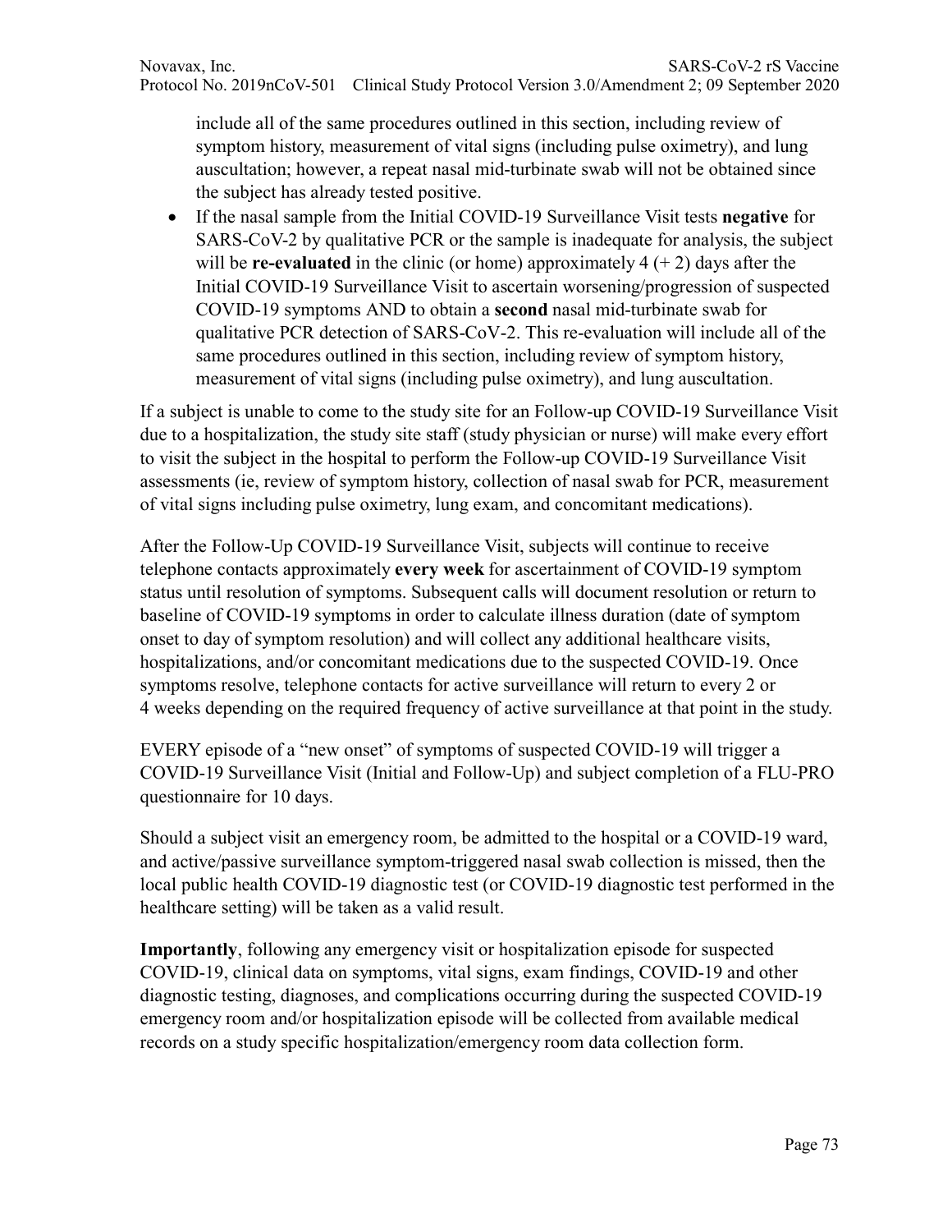include all of the same procedures outlined in this section, including review of symptom history, measurement of vital signs (including pulse oximetry), and lung auscultation; however, a repeat nasal mid-turbinate swab will not be obtained since the subject has already tested positive.

- If the nasal sample from the Initial COVID-19 Surveillance Visit tests **negative** for SARS-CoV-2 by qualitative PCR or the sample is inadequate for analysis, the subject will be **re-evaluated** in the clinic (or home) approximately 4 (+ 2) days after the Initial COVID-19 Surveillance Visit to ascertain worsening/progression of suspected COVID-19 symptoms AND to obtain a **second** nasal mid-turbinate swab for qualitative PCR detection of SARS-CoV-2. This re-evaluation will include all of the same procedures outlined in this section, including review of symptom history, measurement of vital signs (including pulse oximetry), and lung auscultation.

If a subject is unable to come to the study site for an Follow-up COVID-19 Surveillance Visit due to a hospitalization, the study site staff (study physician or nurse) will make every effort to visit the subject in the hospital to perform the Follow-up COVID-19 Surveillance Visit assessments (ie, review of symptom history, collection of nasal swab for PCR, measurement of vital signs including pulse oximetry, lung exam, and concomitant medications).

After the Follow-Up COVID-19 Surveillance Visit, subjects will continue to receive telephone contacts approximately **every week** for ascertainment of COVID-19 symptom status until resolution of symptoms. Subsequent calls will document resolution or return to baseline of COVID-19 symptoms in order to calculate illness duration (date of symptom onset to day of symptom resolution) and will collect any additional healthcare visits, hospitalizations, and/or concomitant medications due to the suspected COVID-19. Once symptoms resolve, telephone contacts for active surveillance will return to every 2 or 4 weeks depending on the required frequency of active surveillance at that point in the study.

EVERY episode of a "new onset" of symptoms of suspected COVID-19 will trigger a COVID-19 Surveillance Visit (Initial and Follow-Up) and subject completion of a FLU-PRO questionnaire for 10 days.

Should a subject visit an emergency room, be admitted to the hospital or a COVID-19 ward, and active/passive surveillance symptom-triggered nasal swab collection is missed, then the local public health COVID-19 diagnostic test (or COVID-19 diagnostic test performed in the healthcare setting) will be taken as a valid result.

**Importantly**, following any emergency visit or hospitalization episode for suspected COVID-19, clinical data on symptoms, vital signs, exam findings, COVID-19 and other diagnostic testing, diagnoses, and complications occurring during the suspected COVID-19 emergency room and/or hospitalization episode will be collected from available medical records on a study specific hospitalization/emergency room data collection form.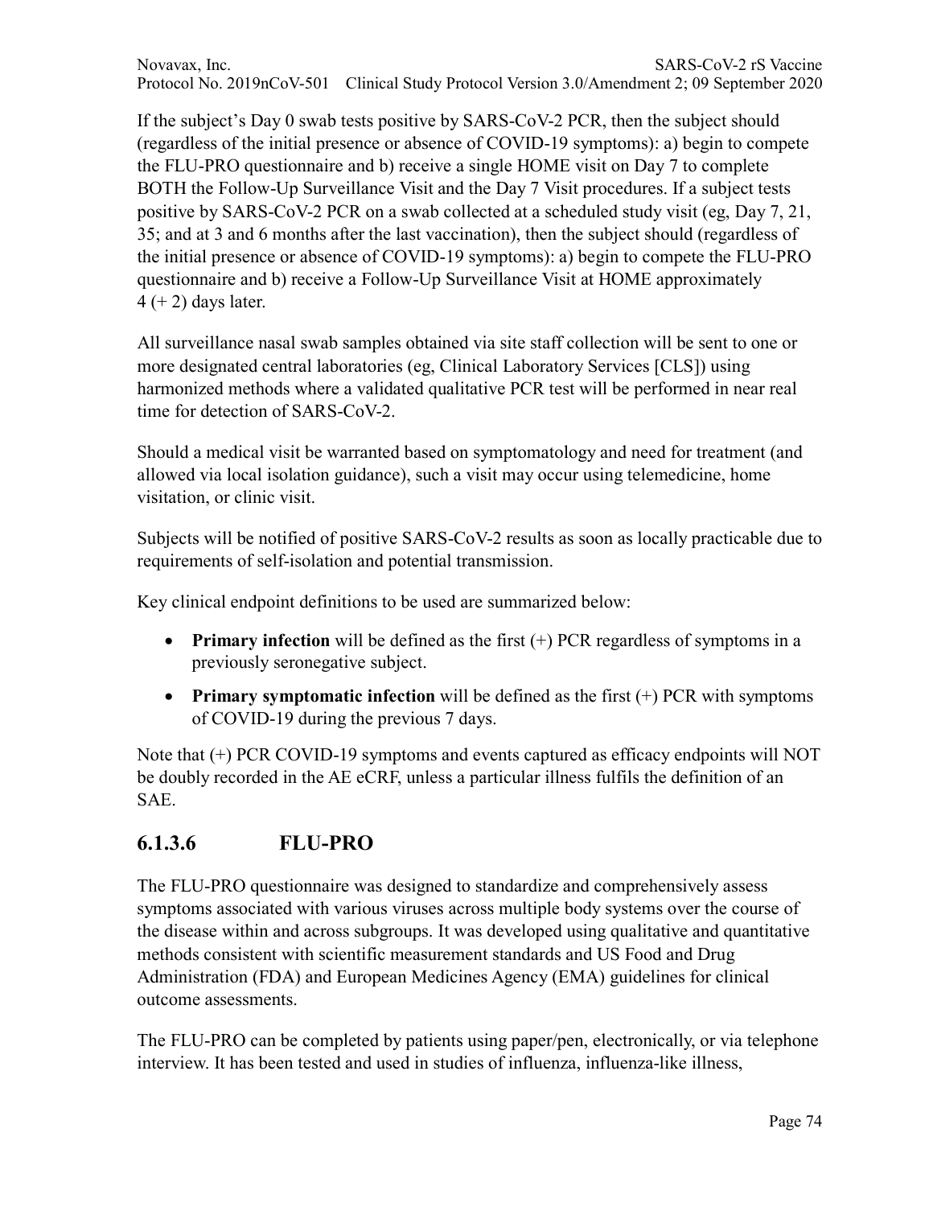If the subject's Day 0 swab tests positive by SARS-CoV-2 PCR, then the subject should (regardless of the initial presence or absence of COVID-19 symptoms): a) begin to compete the FLU-PRO questionnaire and b) receive a single HOME visit on Day 7 to complete BOTH the Follow-Up Surveillance Visit and the Day 7 Visit procedures. If a subject tests positive by SARS-CoV-2 PCR on a swab collected at a scheduled study visit (eg, Day 7, 21, 35; and at 3 and 6 months after the last vaccination), then the subject should (regardless of the initial presence or absence of COVID-19 symptoms): a) begin to compete the FLU-PRO questionnaire and b) receive a Follow-Up Surveillance Visit at HOME approximately 4 (+ 2) days later.

All surveillance nasal swab samples obtained via site staff collection will be sent to one or more designated central laboratories (eg, Clinical Laboratory Services [CLS]) using harmonized methods where a validated qualitative PCR test will be performed in near real time for detection of SARS-CoV-2.

Should a medical visit be warranted based on symptomatology and need for treatment (and allowed via local isolation guidance), such a visit may occur using telemedicine, home visitation, or clinic visit.

Subjects will be notified of positive SARS-CoV-2 results as soon as locally practicable due to requirements of self-isolation and potential transmission.

Key clinical endpoint definitions to be used are summarized below:

- **Primary infection** will be defined as the first (+) PCR regardless of symptoms in a previously seronegative subject.
- **Primary symptomatic infection** will be defined as the first (+) PCR with symptoms of COVID-19 during the previous 7 days.

Note that (+) PCR COVID-19 symptoms and events captured as efficacy endpoints will NOT be doubly recorded in the AE eCRF, unless a particular illness fulfils the definition of an SAE.

#### 6.1.3.6 FLU-PRO

The FLU-PRO questionnaire was designed to standardize and comprehensively assess symptoms associated with various viruses across multiple body systems over the course of the disease within and across subgroups. It was developed using qualitative and quantitative methods consistent with scientific measurement standards and US Food and Drug Administration (FDA) and European Medicines Agency (EMA) guidelines for clinical outcome assessments.

The FLU-PRO can be completed by patients using paper/pen, electronically, or via telephone interview. It has been tested and used in studies of influenza, influenza-like illness,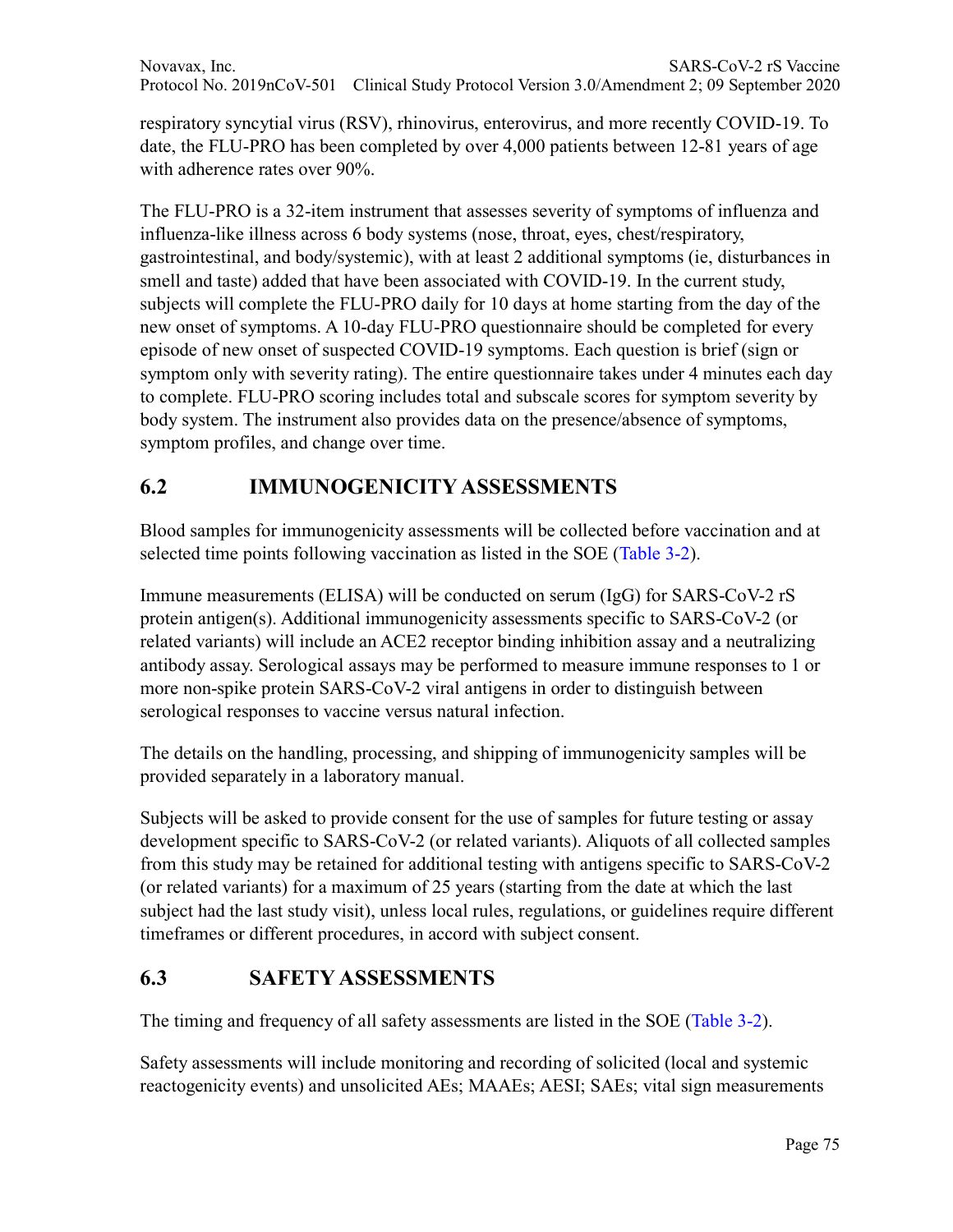respiratory syncytial virus (RSV), rhinovirus, enterovirus, and more recently COVID-19. To date, the FLU-PRO has been completed by over 4,000 patients between 12-81 years of age with adherence rates over 90%.

The FLU-PRO is a 32-item instrument that assesses severity of symptoms of influenza and influenza-like illness across 6 body systems (nose, throat, eyes, chest/respiratory, gastrointestinal, and body/systemic), with at least 2 additional symptoms (ie, disturbances in smell and taste) added that have been associated with COVID-19. In the current study, subjects will complete the FLU-PRO daily for 10 days at home starting from the day of the new onset of symptoms. A 10-day FLU-PRO questionnaire should be completed for every episode of new onset of suspected COVID-19 symptoms. Each question is brief (sign or symptom only with severity rating). The entire questionnaire takes under 4 minutes each day to complete. FLU-PRO scoring includes total and subscale scores for symptom severity by body system. The instrument also provides data on the presence/absence of symptoms, symptom profiles, and change over time.

## 6.2 IMMUNOGENICITY ASSESSMENTS

Blood samples for immunogenicity assessments will be collected before vaccination and at selected time points following vaccination as listed in the SOE (Table 3-2).

Immune measurements (ELISA) will be conducted on serum (IgG) for SARS-CoV-2 rS protein antigen(s). Additional immunogenicity assessments specific to SARS-CoV-2 (or related variants) will include an ACE2 receptor binding inhibition assay and a neutralizing antibody assay. Serological assays may be performed to measure immune responses to 1 or more non-spike protein SARS-CoV-2 viral antigens in order to distinguish between serological responses to vaccine versus natural infection.

The details on the handling, processing, and shipping of immunogenicity samples will be provided separately in a laboratory manual.

Subjects will be asked to provide consent for the use of samples for future testing or assay development specific to SARS-CoV-2 (or related variants). Aliquots of all collected samples from this study may be retained for additional testing with antigens specific to SARS-CoV-2 (or related variants) for a maximum of 25 years (starting from the date at which the last subject had the last study visit), unless local rules, regulations, or guidelines require different timeframes or different procedures, in accord with subject consent.

## 6.3 SAFETY ASSESSMENTS

The timing and frequency of all safety assessments are listed in the SOE (Table 3-2).

Safety assessments will include monitoring and recording of solicited (local and systemic reactogenicity events) and unsolicited AEs; MAAEs; AESI; SAEs; vital sign measurements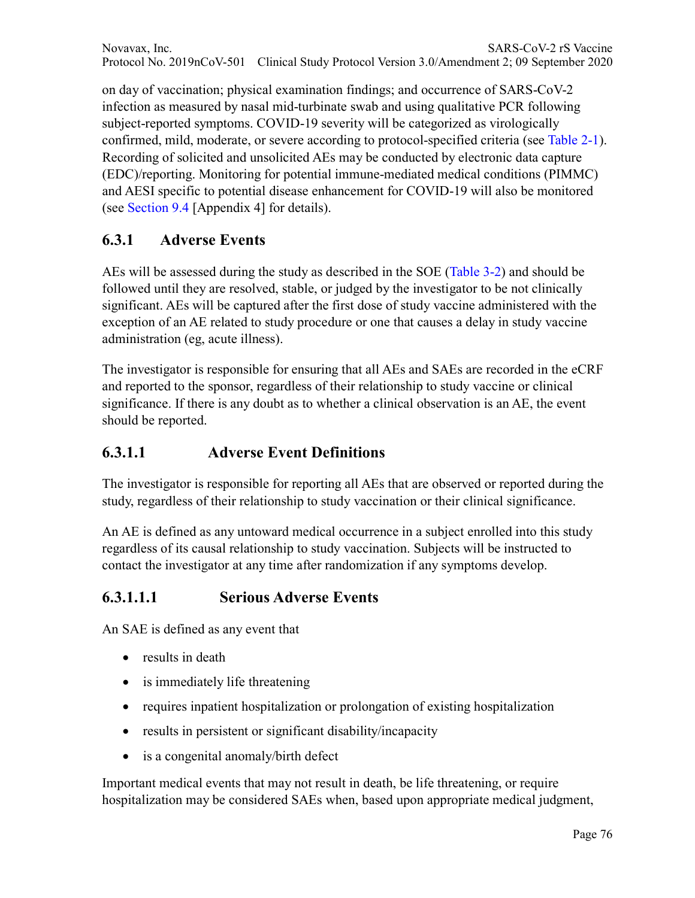on day of vaccination; physical examination findings; and occurrence of SARS-CoV-2 infection as measured by nasal mid-turbinate swab and using qualitative PCR following subject-reported symptoms. COVID-19 severity will be categorized as virologically confirmed, mild, moderate, or severe according to protocol-specified criteria (see Table 2-1). Recording of solicited and unsolicited AEs may be conducted by electronic data capture (EDC)/reporting. Monitoring for potential immune-mediated medical conditions (PIMMC) and AESI specific to potential disease enhancement for COVID-19 will also be monitored (see Section 9.4 [Appendix 4] for details).

### 6.3.1 Adverse Events

AEs will be assessed during the study as described in the SOE (Table 3-2) and should be followed until they are resolved, stable, or judged by the investigator to be not clinically significant. AEs will be captured after the first dose of study vaccine administered with the exception of an AE related to study procedure or one that causes a delay in study vaccine administration (eg, acute illness).

The investigator is responsible for ensuring that all AEs and SAEs are recorded in the eCRF and reported to the sponsor, regardless of their relationship to study vaccine or clinical significance. If there is any doubt as to whether a clinical observation is an AE, the event should be reported.

#### 6.3.1.1 Adverse Event Definitions

The investigator is responsible for reporting all AEs that are observed or reported during the study, regardless of their relationship to study vaccination or their clinical significance.

An AE is defined as any untoward medical occurrence in a subject enrolled into this study regardless of its causal relationship to study vaccination. Subjects will be instructed to contact the investigator at any time after randomization if any symptoms develop.

##### 6.3.1.1.1 Serious Adverse Events

An SAE is defined as any event that

- results in death
- is immediately life threatening
- requires inpatient hospitalization or prolongation of existing hospitalization
- results in persistent or significant disability/incapacity
- is a congenital anomaly/birth defect

Important medical events that may not result in death, be life threatening, or require hospitalization may be considered SAEs when, based upon appropriate medical judgment,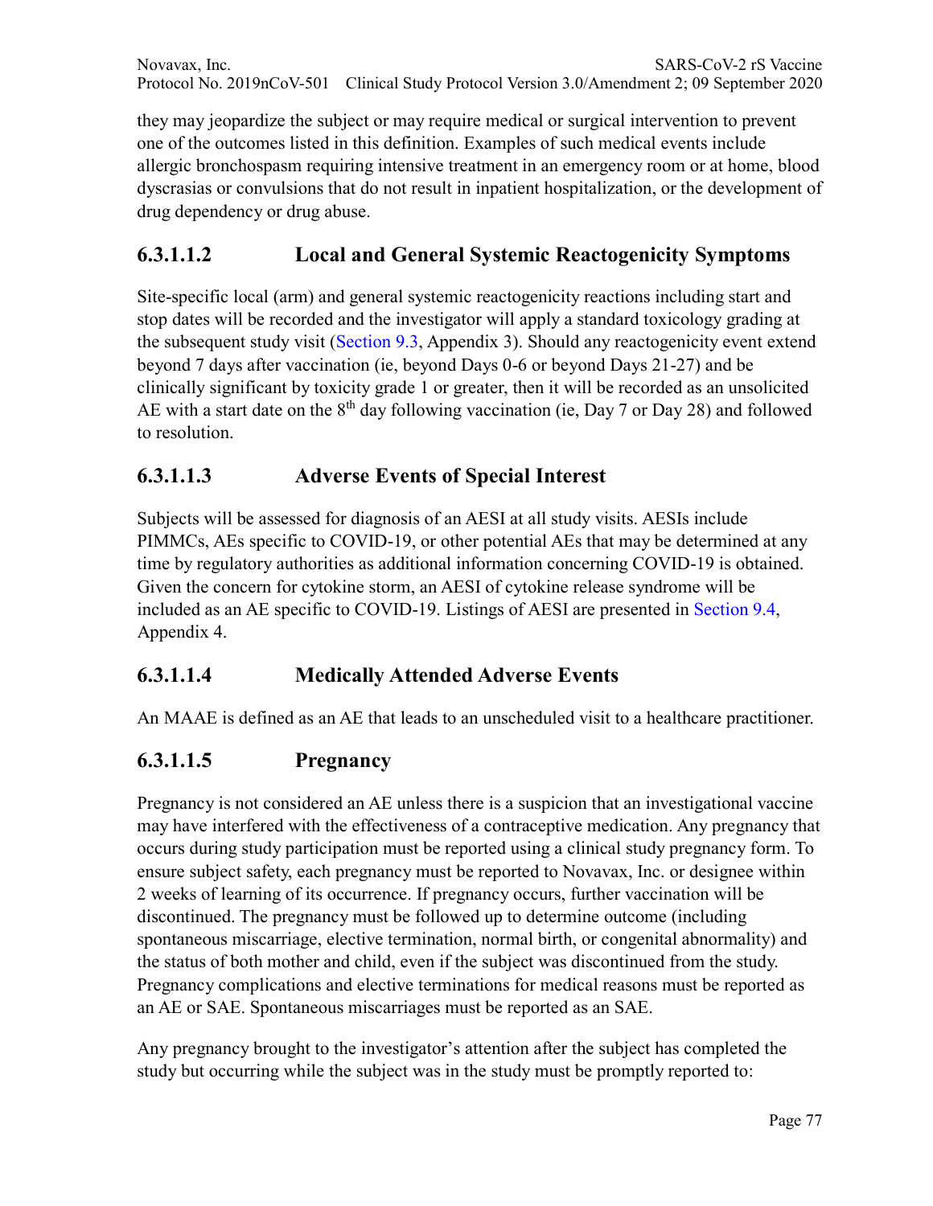they may jeopardize the subject or may require medical or surgical intervention to prevent one of the outcomes listed in this definition. Examples of such medical events include allergic bronchospasm requiring intensive treatment in an emergency room or at home, blood dyscrasias or convulsions that do not result in inpatient hospitalization, or the development of drug dependency or drug abuse.

#### 6.3.1.1.2 Local and General Systemic Reactogenicity Symptoms

Site-specific local (arm) and general systemic reactogenicity reactions including start and stop dates will be recorded and the investigator will apply a standard toxicology grading at the subsequent study visit (Section 9.3, Appendix 3). Should any reactogenicity event extend beyond 7 days after vaccination (ie, beyond Days 0-6 or beyond Days 21-27) and be clinically significant by toxicity grade 1 or greater, then it will be recorded as an unsolicited AE with a start date on the 8th day following vaccination (ie, Day 7 or Day 28) and followed to resolution.

#### 6.3.1.1.3 Adverse Events of Special Interest

Subjects will be assessed for diagnosis of an AESI at all study visits. AESIs include PIMMCs, AEs specific to COVID-19, or other potential AEs that may be determined at any time by regulatory authorities as additional information concerning COVID-19 is obtained. Given the concern for cytokine storm, an AESI of cytokine release syndrome will be included as an AE specific to COVID-19. Listings of AESI are presented in Section 9.4, Appendix 4.

#### 6.3.1.1.4 Medically Attended Adverse Events

An MAAE is defined as an AE that leads to an unscheduled visit to a healthcare practitioner.

#### 6.3.1.1.5 Pregnancy

Pregnancy is not considered an AE unless there is a suspicion that an investigational vaccine may have interfered with the effectiveness of a contraceptive medication. Any pregnancy that occurs during study participation must be reported using a clinical study pregnancy form. To ensure subject safety, each pregnancy must be reported to Novavax, Inc. or designee within 2 weeks of learning of its occurrence. If pregnancy occurs, further vaccination will be discontinued. The pregnancy must be followed up to determine outcome (including spontaneous miscarriage, elective termination, normal birth, or congenital abnormality) and the status of both mother and child, even if the subject was discontinued from the study. Pregnancy complications and elective terminations for medical reasons must be reported as an AE or SAE. Spontaneous miscarriages must be reported as an SAE.

Any pregnancy brought to the investigator's attention after the subject has completed the study but occurring while the subject was in the study must be promptly reported to: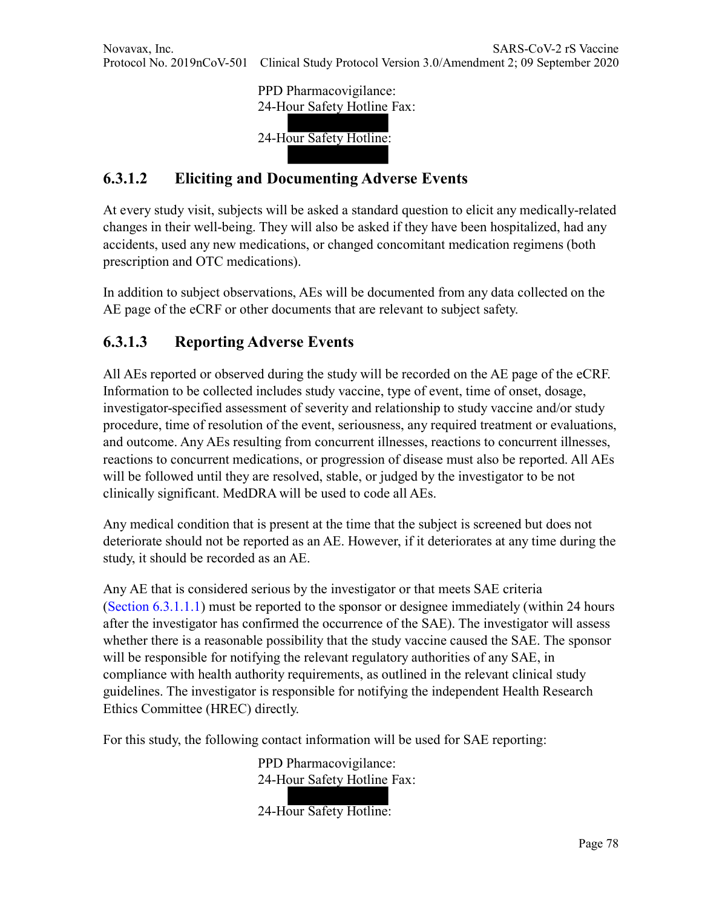PPD Pharmacovigilance:
24-Hour Safety Hotline Fax:

24-Hour Safety Hotline:

#### 6.3.1.2 Eliciting and Documenting Adverse Events

At every study visit, subjects will be asked a standard question to elicit any medically-related changes in their well-being. They will also be asked if they have been hospitalized, had any accidents, used any new medications, or changed concomitant medication regimens (both prescription and OTC medications).

In addition to subject observations, AEs will be documented from any data collected on the AE page of the eCRF or other documents that are relevant to subject safety.

#### 6.3.1.3 Reporting Adverse Events

All AEs reported or observed during the study will be recorded on the AE page of the eCRF. Information to be collected includes study vaccine, type of event, time of onset, dosage, investigator-specified assessment of severity and relationship to study vaccine and/or study procedure, time of resolution of the event, seriousness, any required treatment or evaluations, and outcome. Any AEs resulting from concurrent illnesses, reactions to concurrent illnesses, reactions to concurrent medications, or progression of disease must also be reported. All AEs will be followed until they are resolved, stable, or judged by the investigator to be not clinically significant. MedDRA will be used to code all AEs.

Any medical condition that is present at the time that the subject is screened but does not deteriorate should not be reported as an AE. However, if it deteriorates at any time during the study, it should be recorded as an AE.

Any AE that is considered serious by the investigator or that meets SAE criteria (Section 6.3.1.1.1) must be reported to the sponsor or designee immediately (within 24 hours after the investigator has confirmed the occurrence of the SAE). The investigator will assess whether there is a reasonable possibility that the study vaccine caused the SAE. The sponsor will be responsible for notifying the relevant regulatory authorities of any SAE, in compliance with health authority requirements, as outlined in the relevant clinical study guidelines. The investigator is responsible for notifying the independent Health Research Ethics Committee (HREC) directly.

For this study, the following contact information will be used for SAE reporting:

PPD Pharmacovigilance:
24-Hour Safety Hotline Fax:

24-Hour Safety Hotline: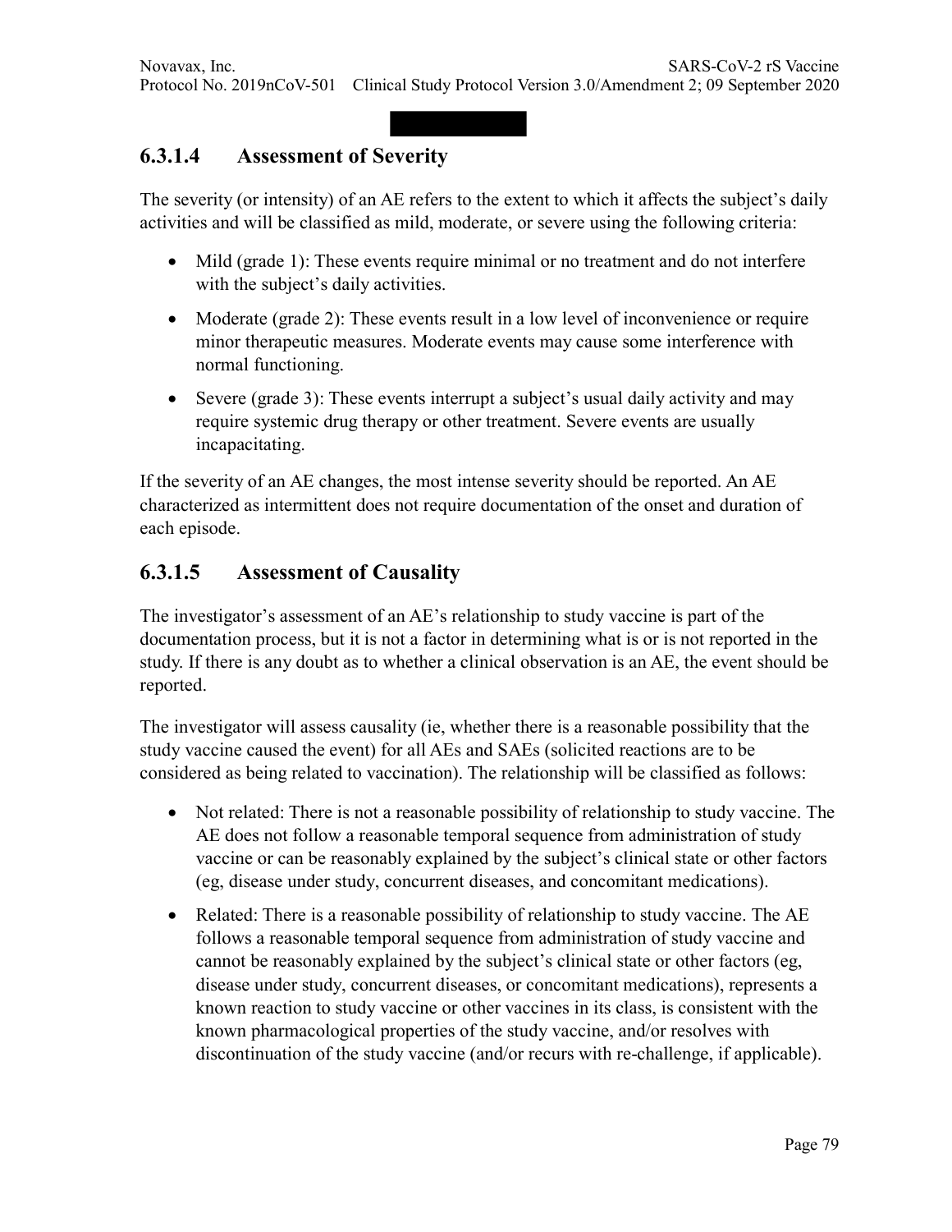### 6.3.1.4 Assessment of Severity

The severity (or intensity) of an AE refers to the extent to which it affects the subject's daily activities and will be classified as mild, moderate, or severe using the following criteria:

- Mild (grade 1): These events require minimal or no treatment and do not interfere with the subject's daily activities.
- Moderate (grade 2): These events result in a low level of inconvenience or require minor therapeutic measures. Moderate events may cause some interference with normal functioning.
- Severe (grade 3): These events interrupt a subject's usual daily activity and may require systemic drug therapy or other treatment. Severe events are usually incapacitating.

If the severity of an AE changes, the most intense severity should be reported. An AE characterized as intermittent does not require documentation of the onset and duration of each episode.

### 6.3.1.5 Assessment of Causality

The investigator's assessment of an AE's relationship to study vaccine is part of the documentation process, but it is not a factor in determining what is or is not reported in the study. If there is any doubt as to whether a clinical observation is an AE, the event should be reported.

The investigator will assess causality (ie, whether there is a reasonable possibility that the study vaccine caused the event) for all AEs and SAEs (solicited reactions are to be considered as being related to vaccination). The relationship will be classified as follows:

- Not related: There is not a reasonable possibility of relationship to study vaccine. The AE does not follow a reasonable temporal sequence from administration of study vaccine or can be reasonably explained by the subject's clinical state or other factors (eg, disease under study, concurrent diseases, and concomitant medications).
- Related: There is a reasonable possibility of relationship to study vaccine. The AE follows a reasonable temporal sequence from administration of study vaccine and cannot be reasonably explained by the subject's clinical state or other factors (eg, disease under study, concurrent diseases, or concomitant medications), represents a known reaction to study vaccine or other vaccines in its class, is consistent with the known pharmacological properties of the study vaccine, and/or resolves with discontinuation of the study vaccine (and/or recurs with re-challenge, if applicable).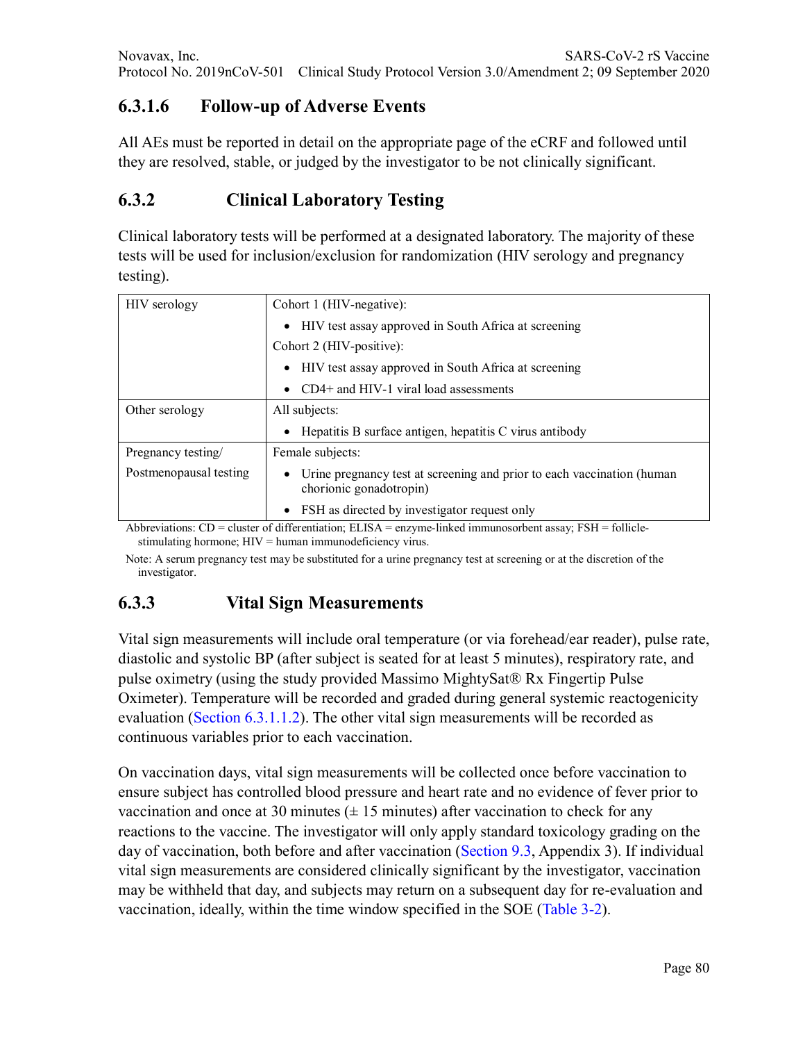### 6.3.1.6 Follow-up of Adverse Events

All AEs must be reported in detail on the appropriate page of the eCRF and followed until they are resolved, stable, or judged by the investigator to be not clinically significant.

## 6.3.2 Clinical Laboratory Testing

Clinical laboratory tests will be performed at a designated laboratory. The majority of these tests will be used for inclusion/exclusion for randomization (HIV serology and pregnancy testing).

| | |
|---|---|
| HIV serology | Cohort 1 (HIV-negative):<br>• HIV test assay approved in South Africa at screening<br>Cohort 2 (HIV-positive):<br>• HIV test assay approved in South Africa at screening<br>• CD4+ and HIV-1 viral load assessments |
| Other serology | All subjects:<br>• Hepatitis B surface antigen, hepatitis C virus antibody |
| Pregnancy testing/<br>Postmenopausal testing | Female subjects:<br>• Urine pregnancy test at screening and prior to each vaccination (human chorionic gonadotropin)<br>• FSH as directed by investigator request only |

Abbreviations: CD = cluster of differentiation; ELISA = enzyme-linked immunosorbent assay; FSH = follicle-stimulating hormone; HIV = human immunodeficiency virus.

Note: A serum pregnancy test may be substituted for a urine pregnancy test at screening or at the discretion of the investigator.

## 6.3.3 Vital Sign Measurements

Vital sign measurements will include oral temperature (or via forehead/ear reader), pulse rate, diastolic and systolic BP (after subject is seated for at least 5 minutes), respiratory rate, and pulse oximetry (using the study provided Massimo MightySat® Rx Fingertip Pulse Oximeter). Temperature will be recorded and graded during general systemic reactogenicity evaluation (Section 6.3.1.1.2). The other vital sign measurements will be recorded as continuous variables prior to each vaccination.

On vaccination days, vital sign measurements will be collected once before vaccination to ensure subject has controlled blood pressure and heart rate and no evidence of fever prior to vaccination and once at 30 minutes (± 15 minutes) after vaccination to check for any reactions to the vaccine. The investigator will only apply standard toxicology grading on the day of vaccination, both before and after vaccination (Section 9.3, Appendix 3). If individual vital sign measurements are considered clinically significant by the investigator, vaccination may be withheld that day, and subjects may return on a subsequent day for re-evaluation and vaccination, ideally, within the time window specified in the SOE (Table 3-2).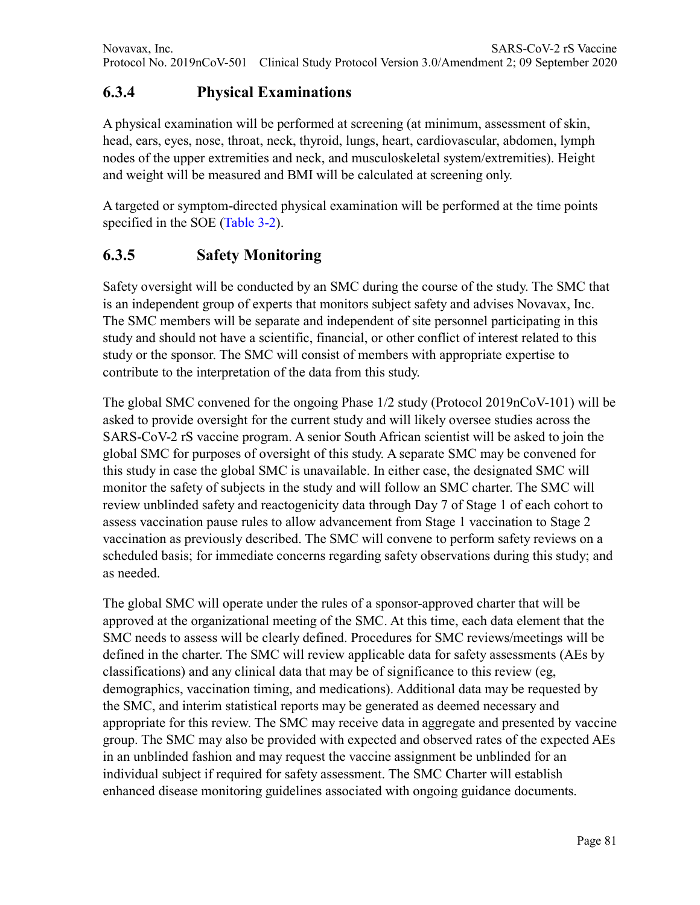### 6.3.4 Physical Examinations

A physical examination will be performed at screening (at minimum, assessment of skin, head, ears, eyes, nose, throat, neck, thyroid, lungs, heart, cardiovascular, abdomen, lymph nodes of the upper extremities and neck, and musculoskeletal system/extremities). Height and weight will be measured and BMI will be calculated at screening only.

A targeted or symptom-directed physical examination will be performed at the time points specified in the SOE (Table 3-2).

### 6.3.5 Safety Monitoring

Safety oversight will be conducted by an SMC during the course of the study. The SMC that is an independent group of experts that monitors subject safety and advises Novavax, Inc. The SMC members will be separate and independent of site personnel participating in this study and should not have a scientific, financial, or other conflict of interest related to this study or the sponsor. The SMC will consist of members with appropriate expertise to contribute to the interpretation of the data from this study.

The global SMC convened for the ongoing Phase 1/2 study (Protocol 2019nCoV-101) will be asked to provide oversight for the current study and will likely oversee studies across the SARS-CoV-2 rS vaccine program. A senior South African scientist will be asked to join the global SMC for purposes of oversight of this study. A separate SMC may be convened for this study in case the global SMC is unavailable. In either case, the designated SMC will monitor the safety of subjects in the study and will follow an SMC charter. The SMC will review unblinded safety and reactogenicity data through Day 7 of Stage 1 of each cohort to assess vaccination pause rules to allow advancement from Stage 1 vaccination to Stage 2 vaccination as previously described. The SMC will convene to perform safety reviews on a scheduled basis; for immediate concerns regarding safety observations during this study; and as needed.

The global SMC will operate under the rules of a sponsor-approved charter that will be approved at the organizational meeting of the SMC. At this time, each data element that the SMC needs to assess will be clearly defined. Procedures for SMC reviews/meetings will be defined in the charter. The SMC will review applicable data for safety assessments (AEs by classifications) and any clinical data that may be of significance to this review (eg, demographics, vaccination timing, and medications). Additional data may be requested by the SMC, and interim statistical reports may be generated as deemed necessary and appropriate for this review. The SMC may receive data in aggregate and presented by vaccine group. The SMC may also be provided with expected and observed rates of the expected AEs in an unblinded fashion and may request the vaccine assignment be unblinded for an individual subject if required for safety assessment. The SMC Charter will establish enhanced disease monitoring guidelines associated with ongoing guidance documents.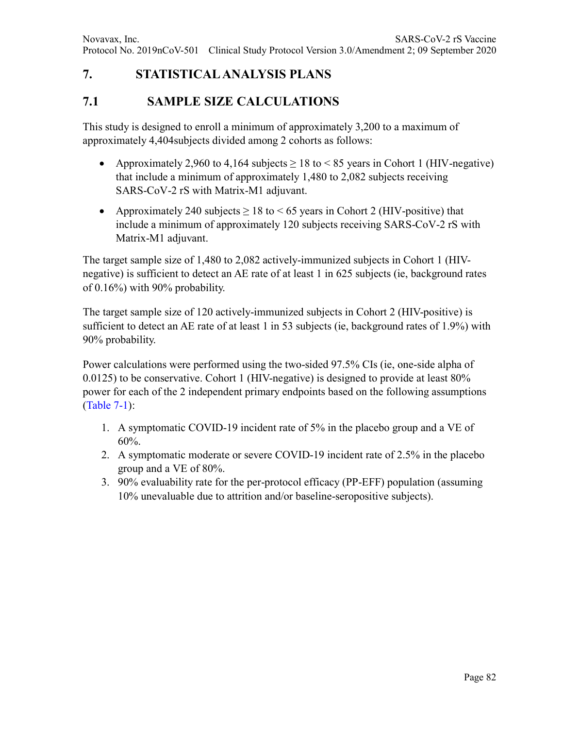# 7. STATISTICAL ANALYSIS PLANS

## 7.1 SAMPLE SIZE CALCULATIONS

This study is designed to enroll a minimum of approximately 3,200 to a maximum of approximately 4,404subjects divided among 2 cohorts as follows:

- Approximately 2,960 to 4,164 subjects ≥ 18 to < 85 years in Cohort 1 (HIV-negative) that include a minimum of approximately 1,480 to 2,082 subjects receiving SARS-CoV-2 rS with Matrix-M1 adjuvant.
- Approximately 240 subjects ≥ 18 to < 65 years in Cohort 2 (HIV-positive) that include a minimum of approximately 120 subjects receiving SARS-CoV-2 rS with Matrix-M1 adjuvant.

The target sample size of 1,480 to 2,082 actively-immunized subjects in Cohort 1 (HIV-negative) is sufficient to detect an AE rate of at least 1 in 625 subjects (ie, background rates of 0.16%) with 90% probability.

The target sample size of 120 actively-immunized subjects in Cohort 2 (HIV-positive) is sufficient to detect an AE rate of at least 1 in 53 subjects (ie, background rates of 1.9%) with 90% probability.

Power calculations were performed using the two-sided 97.5% CIs (ie, one-side alpha of 0.0125) to be conservative. Cohort 1 (HIV-negative) is designed to provide at least 80% power for each of the 2 independent primary endpoints based on the following assumptions (Table 7-1):

1. A symptomatic COVID-19 incident rate of 5% in the placebo group and a VE of 60%.
2. A symptomatic moderate or severe COVID-19 incident rate of 2.5% in the placebo group and a VE of 80%.
3. 90% evaluability rate for the per-protocol efficacy (PP-EFF) population (assuming 10% unevaluable due to attrition and/or baseline-seropositive subjects).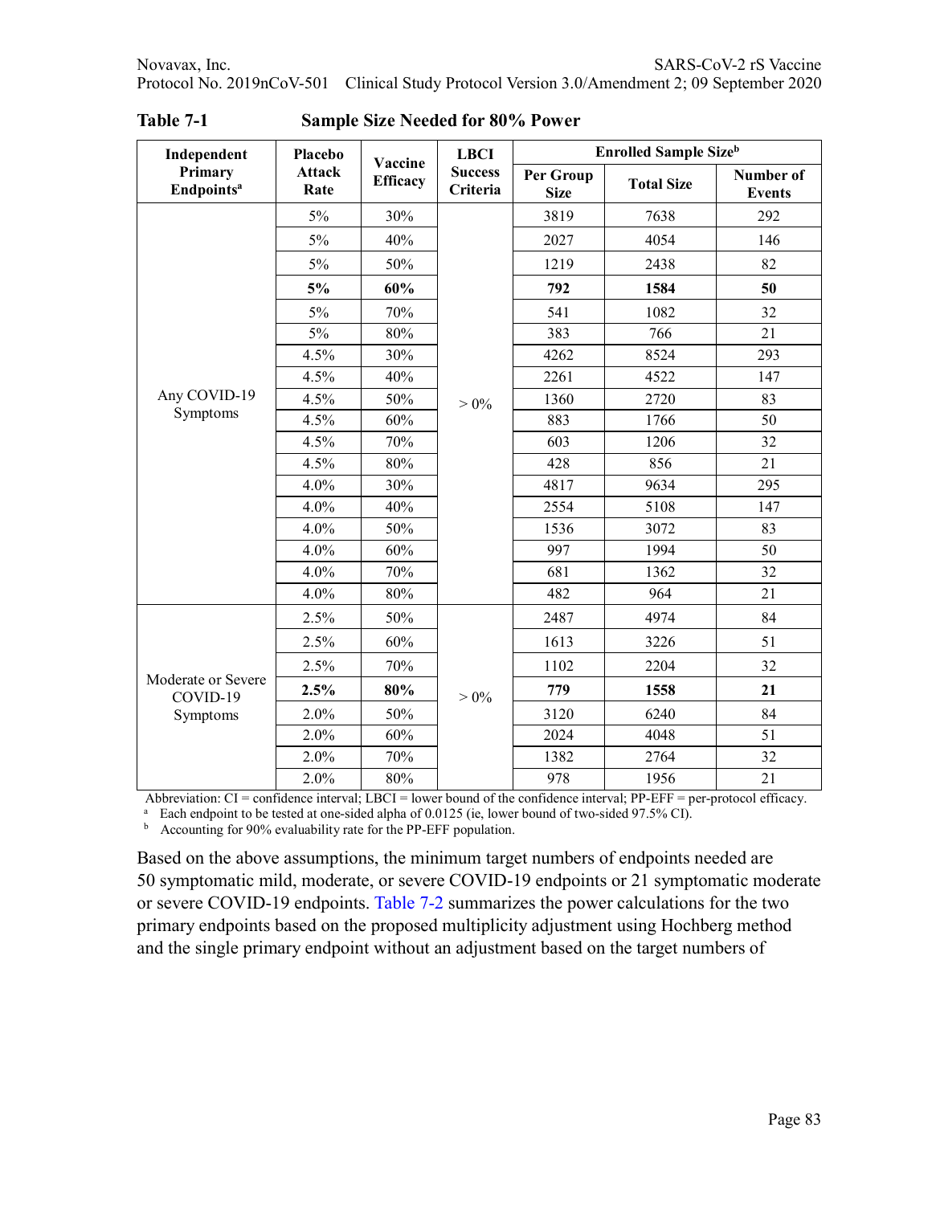**Table 7-1 Sample Size Needed for 80% Power**

| Independent Primary Endpoints[a] | Placebo Attack Rate | Vaccine Efficacy | LBCI Success Criteria | Enrolled Sample Size[b] | | |
|---|---|---|---|---|---|---|
| | | | | Per Group Size | Total Size | Number of Events |
| Any COVID-19 Symptoms | 5% | 30% | > 0% | 3819 | 7638 | 292 |
| | 5% | 40% | | 2027 | 4054 | 146 |
| | 5% | 50% | | 1219 | 2438 | 82 |
| | **5%** | **60%** | | **792** | **1584** | **50** |
| | 5% | 70% | | 541 | 1082 | 32 |
| | 5% | 80% | | 383 | 766 | 21 |
| | 4.5% | 30% | | 4262 | 8524 | 293 |
| | 4.5% | 40% | | 2261 | 4522 | 147 |
| | 4.5% | 50% | | 1360 | 2720 | 83 |
| | 4.5% | 60% | | 883 | 1766 | 50 |
| | 4.5% | 70% | | 603 | 1206 | 32 |
| | 4.5% | 80% | | 428 | 856 | 21 |
| | 4.0% | 30% | | 4817 | 9634 | 295 |
| | 4.0% | 40% | | 2554 | 5108 | 147 |
| | 4.0% | 50% | | 1536 | 3072 | 83 |
| | 4.0% | 60% | | 997 | 1994 | 50 |
| | 4.0% | 70% | | 681 | 1362 | 32 |
| | 4.0% | 80% | | 482 | 964 | 21 |
| Moderate or Severe COVID-19 Symptoms | 2.5% | 50% | > 0% | 2487 | 4974 | 84 |
| | 2.5% | 60% | | 1613 | 3226 | 51 |
| | 2.5% | 70% | | 1102 | 2204 | 32 |
| | **2.5%** | **80%** | | **779** | **1558** | **21** |
| | 2.0% | 50% | | 3120 | 6240 | 84 |
| | 2.0% | 60% | | 2024 | 4048 | 51 |
| | 2.0% | 70% | | 1382 | 2764 | 32 |
| | 2.0% | 80% | | 978 | 1956 | 21 |

Abbreviation: CI = confidence interval; LBCI = lower bound of the confidence interval; PP-EFF = per-protocol efficacy.
[a] Each endpoint to be tested at one-sided alpha of 0.0125 (ie, lower bound of two-sided 97.5% CI).
[b] Accounting for 90% evaluability rate for the PP-EFF population.

Based on the above assumptions, the minimum target numbers of endpoints needed are 50 symptomatic mild, moderate, or severe COVID-19 endpoints or 21 symptomatic moderate or severe COVID-19 endpoints. Table 7-2 summarizes the power calculations for the two primary endpoints based on the proposed multiplicity adjustment using Hochberg method and the single primary endpoint without an adjustment based on the target numbers of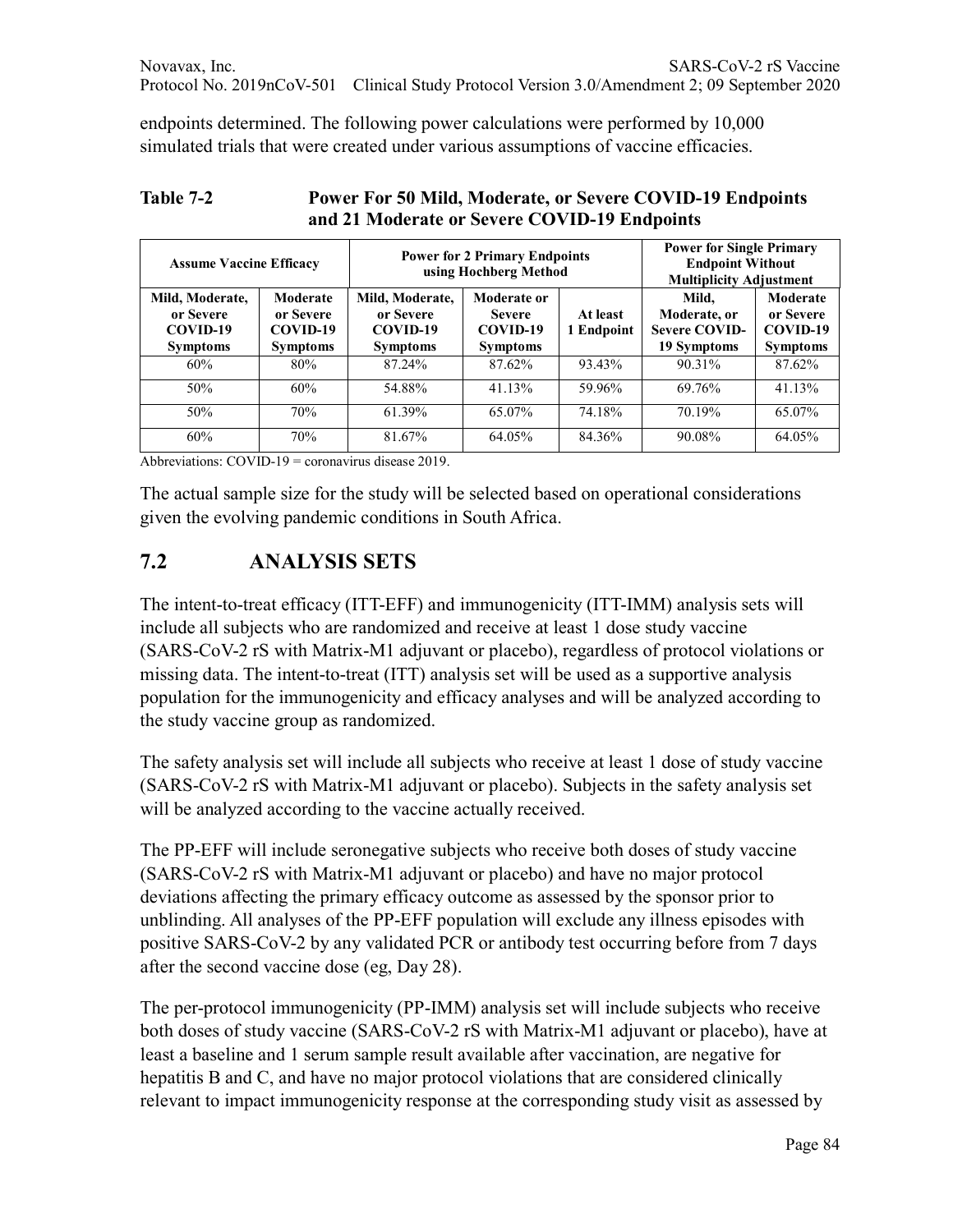endpoints determined. The following power calculations were performed by 10,000 simulated trials that were created under various assumptions of vaccine efficacies.

**Table 7-2 Power For 50 Mild, Moderate, or Severe COVID-19 Endpoints and 21 Moderate or Severe COVID-19 Endpoints**

| Assume Vaccine Efficacy | | Power for 2 Primary Endpoints using Hochberg Method | | | Power for Single Primary Endpoint Without Multiplicity Adjustment | |
|---|---|---|---|---|---|---|
| Mild, Moderate, or Severe COVID-19 Symptoms | Moderate or Severe COVID-19 Symptoms | Mild, Moderate, or Severe COVID-19 Symptoms | Moderate or Severe COVID-19 Symptoms | At least 1 Endpoint | Mild, Moderate, or Severe COVID-19 Symptoms | Moderate or Severe COVID-19 Symptoms |
| 60% | 80% | 87.24% | 87.62% | 93.43% | 90.31% | 87.62% |
| 50% | 60% | 54.88% | 41.13% | 59.96% | 69.76% | 41.13% |
| 50% | 70% | 61.39% | 65.07% | 74.18% | 70.19% | 65.07% |
| 60% | 70% | 81.67% | 64.05% | 84.36% | 90.08% | 64.05% |

Abbreviations: COVID-19 = coronavirus disease 2019.

The actual sample size for the study will be selected based on operational considerations given the evolving pandemic conditions in South Africa.

## 7.2 ANALYSIS SETS

The intent-to-treat efficacy (ITT-EFF) and immunogenicity (ITT-IMM) analysis sets will include all subjects who are randomized and receive at least 1 dose study vaccine (SARS-CoV-2 rS with Matrix-M1 adjuvant or placebo), regardless of protocol violations or missing data. The intent-to-treat (ITT) analysis set will be used as a supportive analysis population for the immunogenicity and efficacy analyses and will be analyzed according to the study vaccine group as randomized.

The safety analysis set will include all subjects who receive at least 1 dose of study vaccine (SARS-CoV-2 rS with Matrix-M1 adjuvant or placebo). Subjects in the safety analysis set will be analyzed according to the vaccine actually received.

The PP-EFF will include seronegative subjects who receive both doses of study vaccine (SARS-CoV-2 rS with Matrix-M1 adjuvant or placebo) and have no major protocol deviations affecting the primary efficacy outcome as assessed by the sponsor prior to unblinding. All analyses of the PP-EFF population will exclude any illness episodes with positive SARS-CoV-2 by any validated PCR or antibody test occurring before from 7 days after the second vaccine dose (eg, Day 28).

The per-protocol immunogenicity (PP-IMM) analysis set will include subjects who receive both doses of study vaccine (SARS-CoV-2 rS with Matrix-M1 adjuvant or placebo), have at least a baseline and 1 serum sample result available after vaccination, are negative for hepatitis B and C, and have no major protocol violations that are considered clinically relevant to impact immunogenicity response at the corresponding study visit as assessed by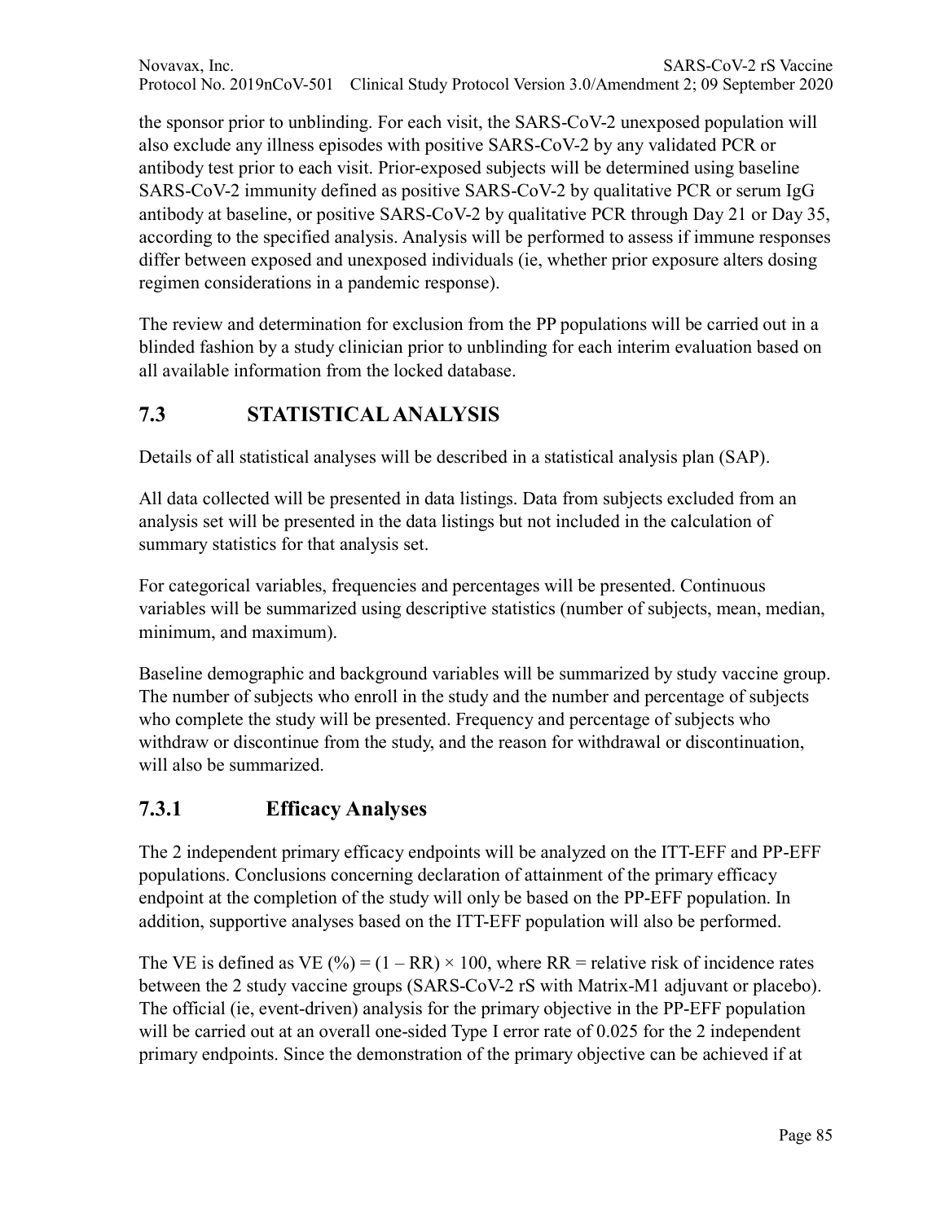the sponsor prior to unblinding. For each visit, the SARS-CoV-2 unexposed population will also exclude any illness episodes with positive SARS-CoV-2 by any validated PCR or antibody test prior to each visit. Prior-exposed subjects will be determined using baseline SARS-CoV-2 immunity defined as positive SARS-CoV-2 by qualitative PCR or serum IgG antibody at baseline, or positive SARS-CoV-2 by qualitative PCR through Day 21 or Day 35, according to the specified analysis. Analysis will be performed to assess if immune responses differ between exposed and unexposed individuals (ie, whether prior exposure alters dosing regimen considerations in a pandemic response).

The review and determination for exclusion from the PP populations will be carried out in a blinded fashion by a study clinician prior to unblinding for each interim evaluation based on all available information from the locked database.

## 7.3 STATISTICAL ANALYSIS

Details of all statistical analyses will be described in a statistical analysis plan (SAP).

All data collected will be presented in data listings. Data from subjects excluded from an analysis set will be presented in the data listings but not included in the calculation of summary statistics for that analysis set.

For categorical variables, frequencies and percentages will be presented. Continuous variables will be summarized using descriptive statistics (number of subjects, mean, median, minimum, and maximum).

Baseline demographic and background variables will be summarized by study vaccine group. The number of subjects who enroll in the study and the number and percentage of subjects who complete the study will be presented. Frequency and percentage of subjects who withdraw or discontinue from the study, and the reason for withdrawal or discontinuation, will also be summarized.

### 7.3.1 Efficacy Analyses

The 2 independent primary efficacy endpoints will be analyzed on the ITT-EFF and PP-EFF populations. Conclusions concerning declaration of attainment of the primary efficacy endpoint at the completion of the study will only be based on the PP-EFF population. In addition, supportive analyses based on the ITT-EFF population will also be performed.

The VE is defined as VE (%) = $(1 - \text{RR}) \times 100$, where RR = relative risk of incidence rates between the 2 study vaccine groups (SARS-CoV-2 rS with Matrix-M1 adjuvant or placebo). The official (ie, event-driven) analysis for the primary objective in the PP-EFF population will be carried out at an overall one-sided Type I error rate of 0.025 for the 2 independent primary endpoints. Since the demonstration of the primary objective can be achieved if at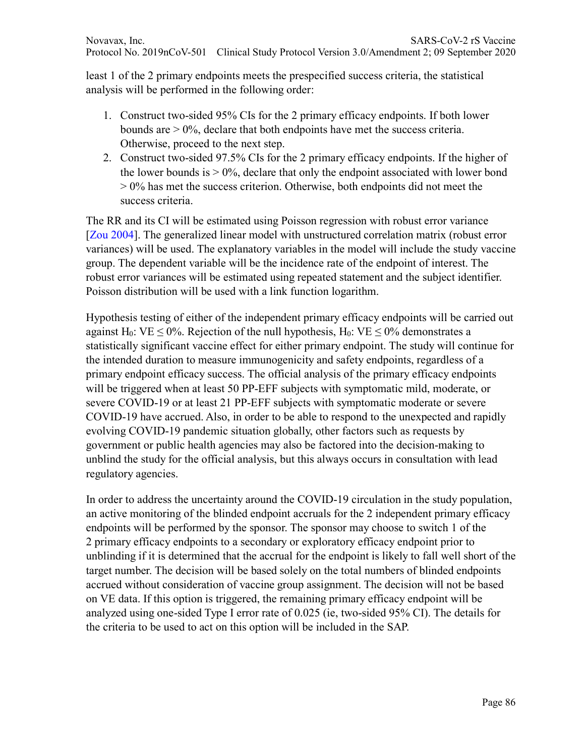least 1 of the 2 primary endpoints meets the prespecified success criteria, the statistical analysis will be performed in the following order:

1. Construct two-sided 95% CIs for the 2 primary efficacy endpoints. If both lower bounds are > 0%, declare that both endpoints have met the success criteria. Otherwise, proceed to the next step.
2. Construct two-sided 97.5% CIs for the 2 primary efficacy endpoints. If the higher of the lower bounds is > 0%, declare that only the endpoint associated with lower bond > 0% has met the success criterion. Otherwise, both endpoints did not meet the success criteria.

The RR and its CI will be estimated using Poisson regression with robust error variance [Zou 2004]. The generalized linear model with unstructured correlation matrix (robust error variances) will be used. The explanatory variables in the model will include the study vaccine group. The dependent variable will be the incidence rate of the endpoint of interest. The robust error variances will be estimated using repeated statement and the subject identifier. Poisson distribution will be used with a link function logarithm.

Hypothesis testing of either of the independent primary efficacy endpoints will be carried out against $H_0$: VE ≤ 0%. Rejection of the null hypothesis, $H_0$: VE ≤ 0% demonstrates a statistically significant vaccine effect for either primary endpoint. The study will continue for the intended duration to measure immunogenicity and safety endpoints, regardless of a primary endpoint efficacy success. The official analysis of the primary efficacy endpoints will be triggered when at least 50 PP-EFF subjects with symptomatic mild, moderate, or severe COVID-19 or at least 21 PP-EFF subjects with symptomatic moderate or severe COVID-19 have accrued. Also, in order to be able to respond to the unexpected and rapidly evolving COVID-19 pandemic situation globally, other factors such as requests by government or public health agencies may also be factored into the decision-making to unblind the study for the official analysis, but this always occurs in consultation with lead regulatory agencies.

In order to address the uncertainty around the COVID-19 circulation in the study population, an active monitoring of the blinded endpoint accruals for the 2 independent primary efficacy endpoints will be performed by the sponsor. The sponsor may choose to switch 1 of the 2 primary efficacy endpoints to a secondary or exploratory efficacy endpoint prior to unblinding if it is determined that the accrual for the endpoint is likely to fall well short of the target number. The decision will be based solely on the total numbers of blinded endpoints accrued without consideration of vaccine group assignment. The decision will not be based on VE data. If this option is triggered, the remaining primary efficacy endpoint will be analyzed using one-sided Type I error rate of 0.025 (ie, two-sided 95% CI). The details for the criteria to be used to act on this option will be included in the SAP.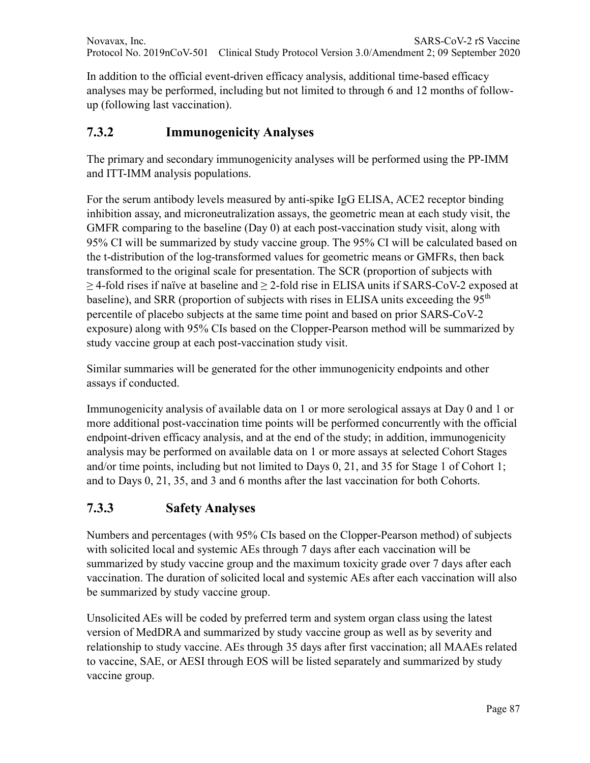In addition to the official event-driven efficacy analysis, additional time-based efficacy analyses may be performed, including but not limited to through 6 and 12 months of follow-up (following last vaccination).

### 7.3.2 Immunogenicity Analyses

The primary and secondary immunogenicity analyses will be performed using the PP-IMM and ITT-IMM analysis populations.

For the serum antibody levels measured by anti-spike IgG ELISA, ACE2 receptor binding inhibition assay, and microneutralization assays, the geometric mean at each study visit, the GMFR comparing to the baseline (Day 0) at each post-vaccination study visit, along with 95% CI will be summarized by study vaccine group. The 95% CI will be calculated based on the t-distribution of the log-transformed values for geometric means or GMFRs, then back transformed to the original scale for presentation. The SCR (proportion of subjects with $\geq$ 4-fold rises if naïve at baseline and $\geq$ 2-fold rise in ELISA units if SARS-CoV-2 exposed at baseline), and SRR (proportion of subjects with rises in ELISA units exceeding the 95$^{th}$ percentile of placebo subjects at the same time point and based on prior SARS-CoV-2 exposure) along with 95% CIs based on the Clopper-Pearson method will be summarized by study vaccine group at each post-vaccination study visit.

Similar summaries will be generated for the other immunogenicity endpoints and other assays if conducted.

Immunogenicity analysis of available data on 1 or more serological assays at Day 0 and 1 or more additional post-vaccination time points will be performed concurrently with the official endpoint-driven efficacy analysis, and at the end of the study; in addition, immunogenicity analysis may be performed on available data on 1 or more assays at selected Cohort Stages and/or time points, including but not limited to Days 0, 21, and 35 for Stage 1 of Cohort 1; and to Days 0, 21, 35, and 3 and 6 months after the last vaccination for both Cohorts.

### 7.3.3 Safety Analyses

Numbers and percentages (with 95% CIs based on the Clopper-Pearson method) of subjects with solicited local and systemic AEs through 7 days after each vaccination will be summarized by study vaccine group and the maximum toxicity grade over 7 days after each vaccination. The duration of solicited local and systemic AEs after each vaccination will also be summarized by study vaccine group.

Unsolicited AEs will be coded by preferred term and system organ class using the latest version of MedDRA and summarized by study vaccine group as well as by severity and relationship to study vaccine. AEs through 35 days after first vaccination; all MAAEs related to vaccine, SAE, or AESI through EOS will be listed separately and summarized by study vaccine group.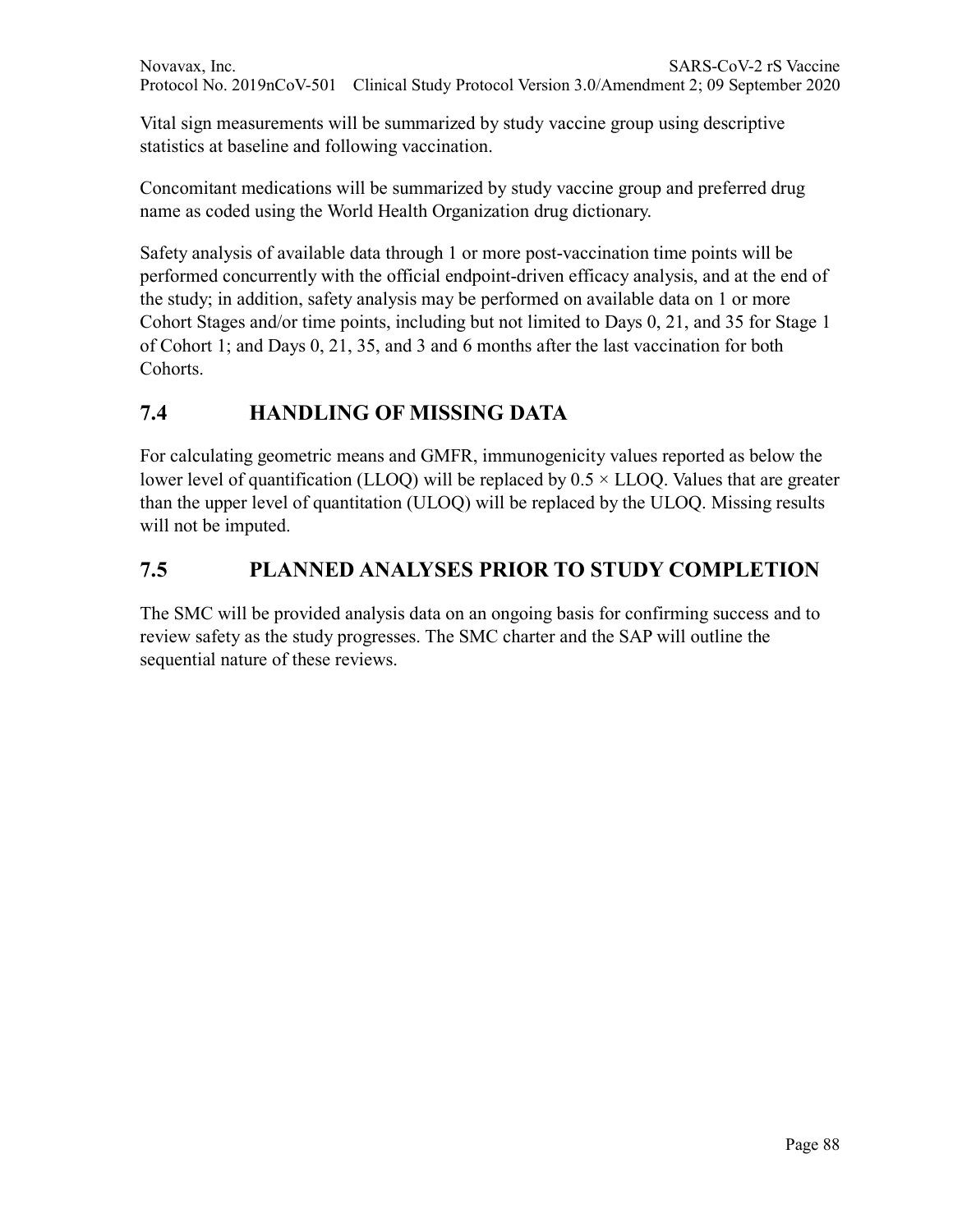Vital sign measurements will be summarized by study vaccine group using descriptive statistics at baseline and following vaccination.

Concomitant medications will be summarized by study vaccine group and preferred drug name as coded using the World Health Organization drug dictionary.

Safety analysis of available data through 1 or more post-vaccination time points will be performed concurrently with the official endpoint-driven efficacy analysis, and at the end of the study; in addition, safety analysis may be performed on available data on 1 or more Cohort Stages and/or time points, including but not limited to Days 0, 21, and 35 for Stage 1 of Cohort 1; and Days 0, 21, 35, and 3 and 6 months after the last vaccination for both Cohorts.

## 7.4 HANDLING OF MISSING DATA

For calculating geometric means and GMFR, immunogenicity values reported as below the lower level of quantification (LLOQ) will be replaced by $0.5 \times$ LLOQ. Values that are greater than the upper level of quantitation (ULOQ) will be replaced by the ULOQ. Missing results will not be imputed.

## 7.5 PLANNED ANALYSES PRIOR TO STUDY COMPLETION

The SMC will be provided analysis data on an ongoing basis for confirming success and to review safety as the study progresses. The SMC charter and the SAP will outline the sequential nature of these reviews.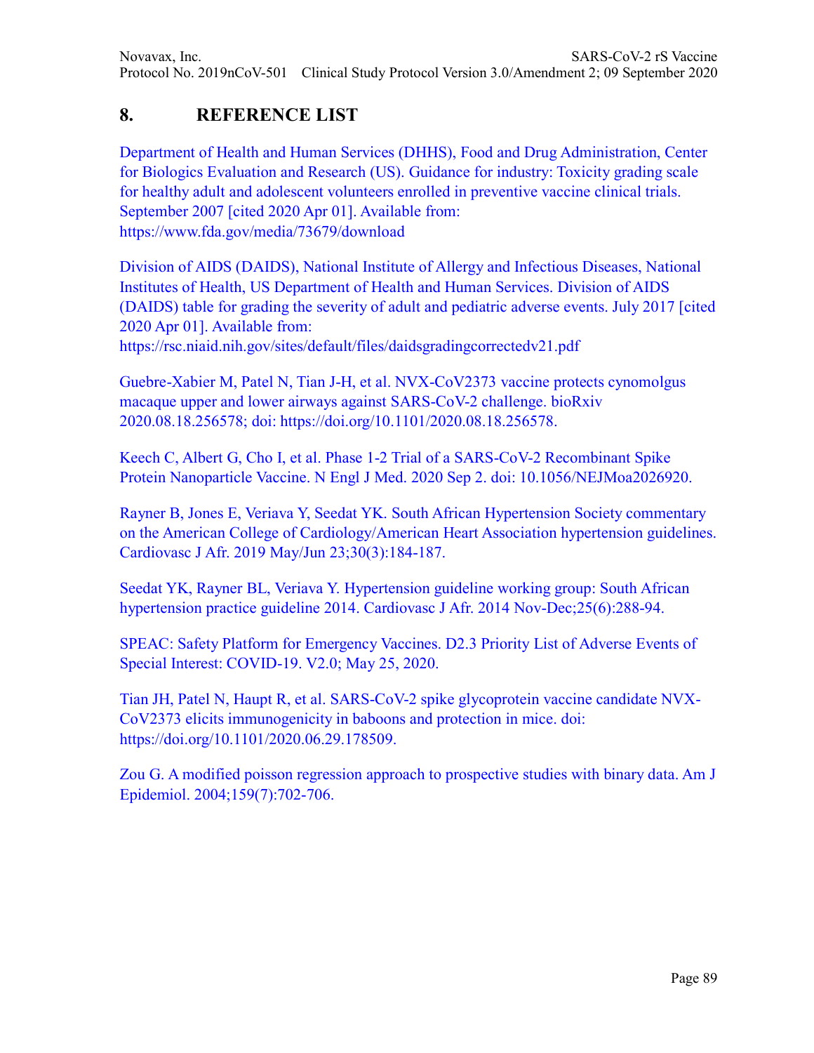# 8. REFERENCE LIST

Department of Health and Human Services (DHHS), Food and Drug Administration, Center for Biologics Evaluation and Research (US). Guidance for industry: Toxicity grading scale for healthy adult and adolescent volunteers enrolled in preventive vaccine clinical trials. September 2007 [cited 2020 Apr 01]. Available from: https://www.fda.gov/media/73679/download

Division of AIDS (DAIDS), National Institute of Allergy and Infectious Diseases, National Institutes of Health, US Department of Health and Human Services. Division of AIDS (DAIDS) table for grading the severity of adult and pediatric adverse events. July 2017 [cited 2020 Apr 01]. Available from: https://rsc.niaid.nih.gov/sites/default/files/daidsgradingcorrectedv21.pdf

Guebre-Xabier M, Patel N, Tian J-H, et al. NVX-CoV2373 vaccine protects cynomolgus macaque upper and lower airways against SARS-CoV-2 challenge. bioRxiv 2020.08.18.256578; doi: https://doi.org/10.1101/2020.08.18.256578.

Keech C, Albert G, Cho I, et al. Phase 1-2 Trial of a SARS-CoV-2 Recombinant Spike Protein Nanoparticle Vaccine. N Engl J Med. 2020 Sep 2. doi: 10.1056/NEJMoa2026920.

Rayner B, Jones E, Veriava Y, Seedat YK. South African Hypertension Society commentary on the American College of Cardiology/American Heart Association hypertension guidelines. Cardiovasc J Afr. 2019 May/Jun 23;30(3):184-187.

Seedat YK, Rayner BL, Veriava Y. Hypertension guideline working group: South African hypertension practice guideline 2014. Cardiovasc J Afr. 2014 Nov-Dec;25(6):288-94.

SPEAC: Safety Platform for Emergency Vaccines. D2.3 Priority List of Adverse Events of Special Interest: COVID-19. V2.0; May 25, 2020.

Tian JH, Patel N, Haupt R, et al. SARS-CoV-2 spike glycoprotein vaccine candidate NVX-CoV2373 elicits immunogenicity in baboons and protection in mice. doi: https://doi.org/10.1101/2020.06.29.178509.

Zou G. A modified poisson regression approach to prospective studies with binary data. Am J Epidemiol. 2004;159(7):702-706.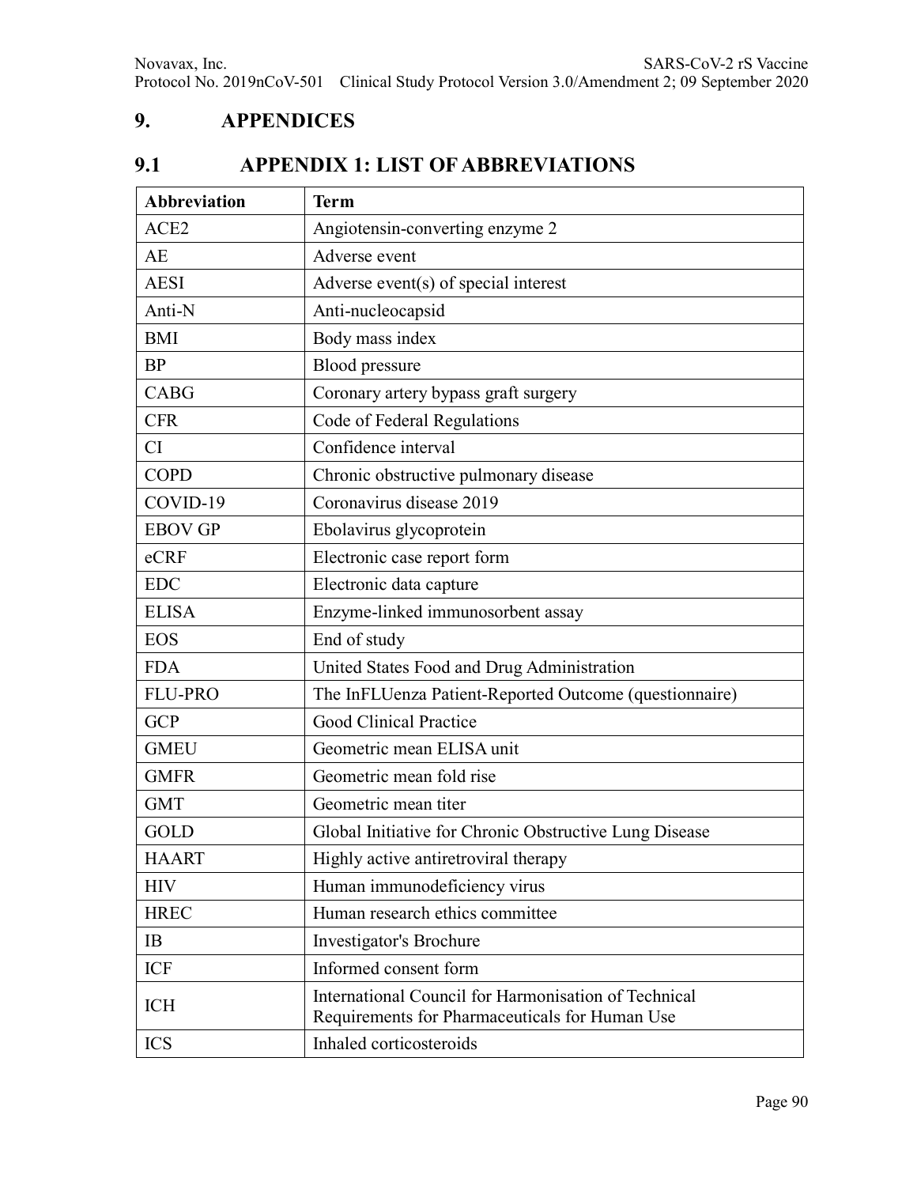# 9. APPENDICES

## 9.1 APPENDIX 1: LIST OF ABBREVIATIONS

| Abbreviation | Term |
|---|---|
| ACE2 | Angiotensin-converting enzyme 2 |
| AE | Adverse event |
| AESI | Adverse event(s) of special interest |
| Anti-N | Anti-nucleocapsid |
| BMI | Body mass index |
| BP | Blood pressure |
| CABG | Coronary artery bypass graft surgery |
| CFR | Code of Federal Regulations |
| CI | Confidence interval |
| COPD | Chronic obstructive pulmonary disease |
| COVID-19 | Coronavirus disease 2019 |
| EBOV GP | Ebolavirus glycoprotein |
| eCRF | Electronic case report form |
| EDC | Electronic data capture |
| ELISA | Enzyme-linked immunosorbent assay |
| EOS | End of study |
| FDA | United States Food and Drug Administration |
| FLU-PRO | The InFLUenza Patient-Reported Outcome (questionnaire) |
| GCP | Good Clinical Practice |
| GMEU | Geometric mean ELISA unit |
| GMFR | Geometric mean fold rise |
| GMT | Geometric mean titer |
| GOLD | Global Initiative for Chronic Obstructive Lung Disease |
| HAART | Highly active antiretroviral therapy |
| HIV | Human immunodeficiency virus |
| HREC | Human research ethics committee |
| IB | Investigator's Brochure |
| ICF | Informed consent form |
| ICH | International Council for Harmonisation of Technical Requirements for Pharmaceuticals for Human Use |
| ICS | Inhaled corticosteroids |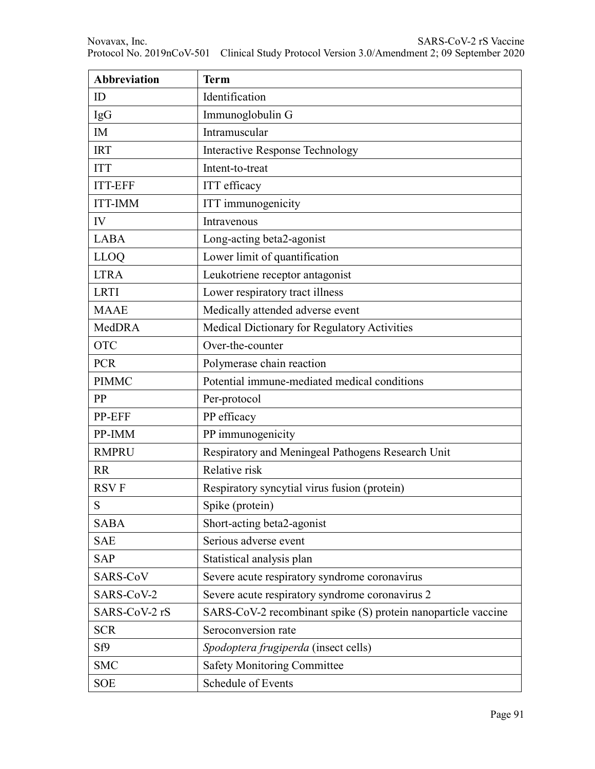| Abbreviation | Term |
|---|---|
| ID | Identification |
| IgG | Immunoglobulin G |
| IM | Intramuscular |
| IRT | Interactive Response Technology |
| ITT | Intent-to-treat |
| ITT-EFF | ITT efficacy |
| ITT-IMM | ITT immunogenicity |
| IV | Intravenous |
| LABA | Long-acting beta2-agonist |
| LLOQ | Lower limit of quantification |
| LTRA | Leukotriene receptor antagonist |
| LRTI | Lower respiratory tract illness |
| MAAE | Medically attended adverse event |
| MedDRA | Medical Dictionary for Regulatory Activities |
| OTC | Over-the-counter |
| PCR | Polymerase chain reaction |
| PIMMC | Potential immune-mediated medical conditions |
| PP | Per-protocol |
| PP-EFF | PP efficacy |
| PP-IMM | PP immunogenicity |
| RMPRU | Respiratory and Meningeal Pathogens Research Unit |
| RR | Relative risk |
| RSV F | Respiratory syncytial virus fusion (protein) |
| S | Spike (protein) |
| SABA | Short-acting beta2-agonist |
| SAE | Serious adverse event |
| SAP | Statistical analysis plan |
| SARS-CoV | Severe acute respiratory syndrome coronavirus |
| SARS-CoV-2 | Severe acute respiratory syndrome coronavirus 2 |
| SARS-CoV-2 rS | SARS-CoV-2 recombinant spike (S) protein nanoparticle vaccine |
| SCR | Seroconversion rate |
| Sf9 | *Spodoptera frugiperda* (insect cells) |
| SMC | Safety Monitoring Committee |
| SOE | Schedule of Events |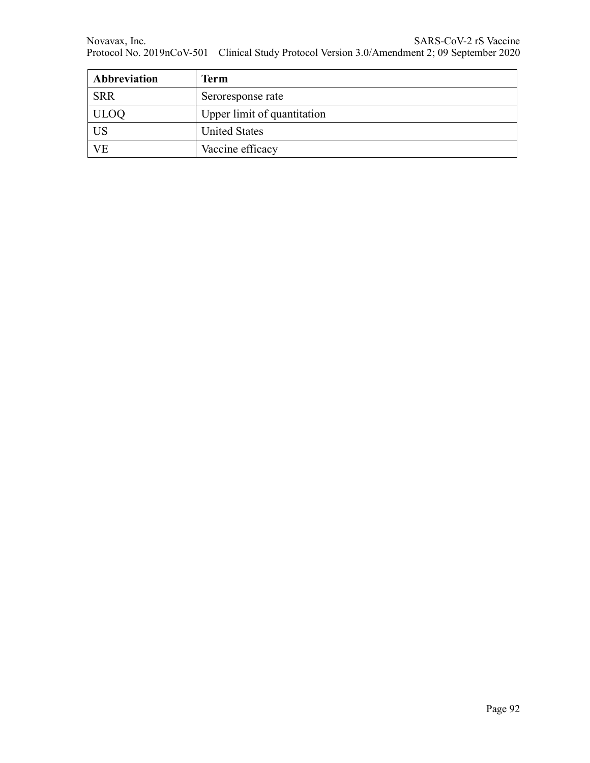| Abbreviation | Term |
| --- | --- |
| SRR | Seroresponse rate |
| ULOQ | Upper limit of quantitation |
| US | United States |
| VE | Vaccine efficacy |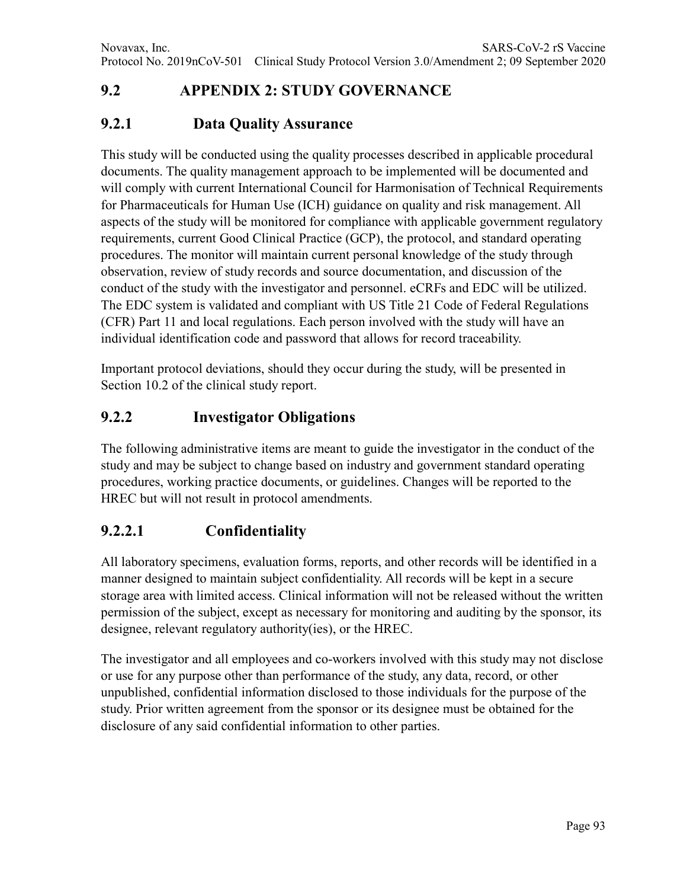## 9.2 APPENDIX 2: STUDY GOVERNANCE

### 9.2.1 Data Quality Assurance

This study will be conducted using the quality processes described in applicable procedural documents. The quality management approach to be implemented will be documented and will comply with current International Council for Harmonisation of Technical Requirements for Pharmaceuticals for Human Use (ICH) guidance on quality and risk management. All aspects of the study will be monitored for compliance with applicable government regulatory requirements, current Good Clinical Practice (GCP), the protocol, and standard operating procedures. The monitor will maintain current personal knowledge of the study through observation, review of study records and source documentation, and discussion of the conduct of the study with the investigator and personnel. eCRFs and EDC will be utilized. The EDC system is validated and compliant with US Title 21 Code of Federal Regulations (CFR) Part 11 and local regulations. Each person involved with the study will have an individual identification code and password that allows for record traceability.

Important protocol deviations, should they occur during the study, will be presented in Section 10.2 of the clinical study report.

### 9.2.2 Investigator Obligations

The following administrative items are meant to guide the investigator in the conduct of the study and may be subject to change based on industry and government standard operating procedures, working practice documents, or guidelines. Changes will be reported to the HREC but will not result in protocol amendments.

#### 9.2.2.1 Confidentiality

All laboratory specimens, evaluation forms, reports, and other records will be identified in a manner designed to maintain subject confidentiality. All records will be kept in a secure storage area with limited access. Clinical information will not be released without the written permission of the subject, except as necessary for monitoring and auditing by the sponsor, its designee, relevant regulatory authority(ies), or the HREC.

The investigator and all employees and co-workers involved with this study may not disclose or use for any purpose other than performance of the study, any data, record, or other unpublished, confidential information disclosed to those individuals for the purpose of the study. Prior written agreement from the sponsor or its designee must be obtained for the disclosure of any said confidential information to other parties.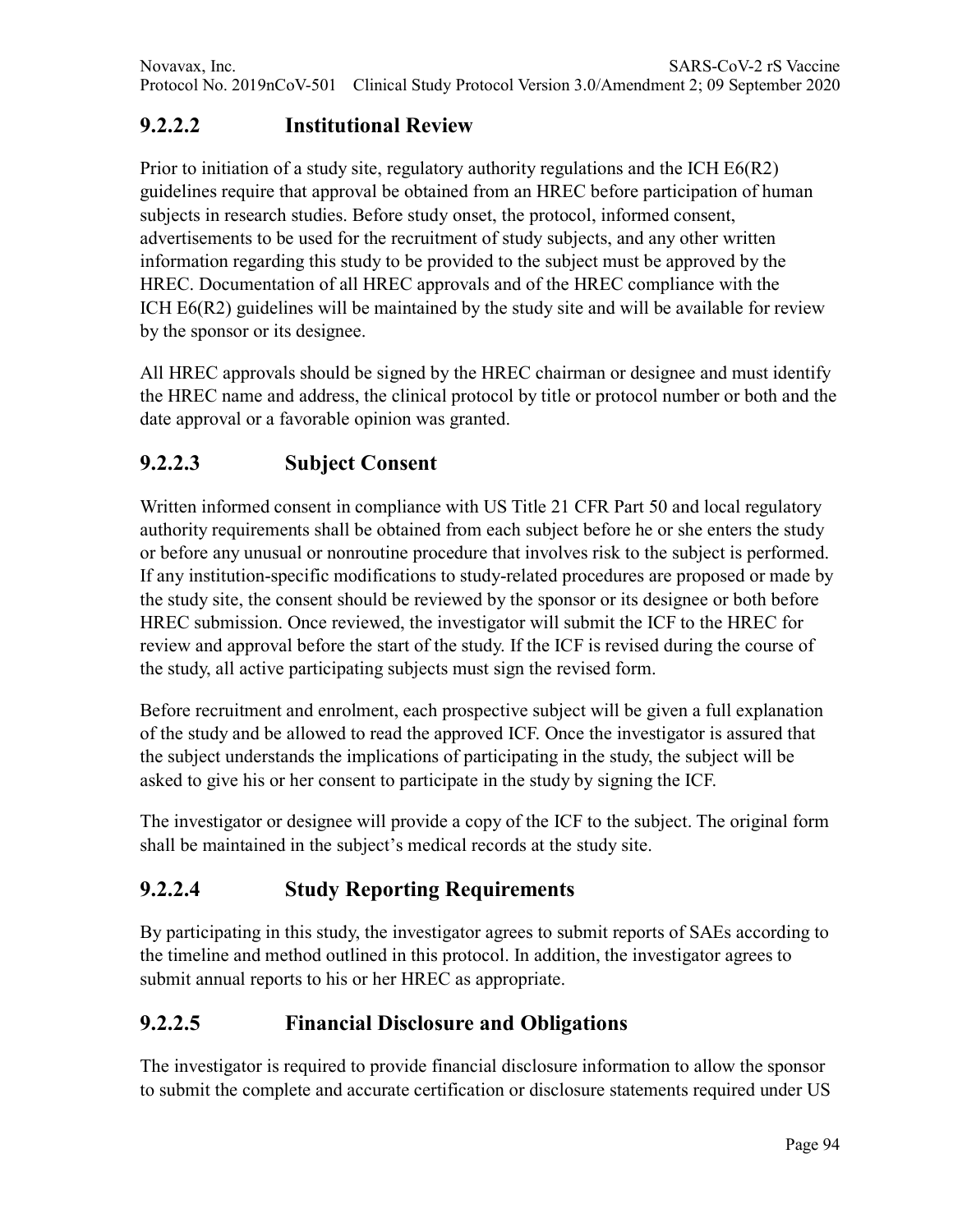### 9.2.2.2 Institutional Review

Prior to initiation of a study site, regulatory authority regulations and the ICH E6(R2) guidelines require that approval be obtained from an HREC before participation of human subjects in research studies. Before study onset, the protocol, informed consent, advertisements to be used for the recruitment of study subjects, and any other written information regarding this study to be provided to the subject must be approved by the HREC. Documentation of all HREC approvals and of the HREC compliance with the ICH E6(R2) guidelines will be maintained by the study site and will be available for review by the sponsor or its designee.

All HREC approvals should be signed by the HREC chairman or designee and must identify the HREC name and address, the clinical protocol by title or protocol number or both and the date approval or a favorable opinion was granted.

### 9.2.2.3 Subject Consent

Written informed consent in compliance with US Title 21 CFR Part 50 and local regulatory authority requirements shall be obtained from each subject before he or she enters the study or before any unusual or nonroutine procedure that involves risk to the subject is performed. If any institution-specific modifications to study-related procedures are proposed or made by the study site, the consent should be reviewed by the sponsor or its designee or both before HREC submission. Once reviewed, the investigator will submit the ICF to the HREC for review and approval before the start of the study. If the ICF is revised during the course of the study, all active participating subjects must sign the revised form.

Before recruitment and enrolment, each prospective subject will be given a full explanation of the study and be allowed to read the approved ICF. Once the investigator is assured that the subject understands the implications of participating in the study, the subject will be asked to give his or her consent to participate in the study by signing the ICF.

The investigator or designee will provide a copy of the ICF to the subject. The original form shall be maintained in the subject's medical records at the study site.

### 9.2.2.4 Study Reporting Requirements

By participating in this study, the investigator agrees to submit reports of SAEs according to the timeline and method outlined in this protocol. In addition, the investigator agrees to submit annual reports to his or her HREC as appropriate.

### 9.2.2.5 Financial Disclosure and Obligations

The investigator is required to provide financial disclosure information to allow the sponsor to submit the complete and accurate certification or disclosure statements required under US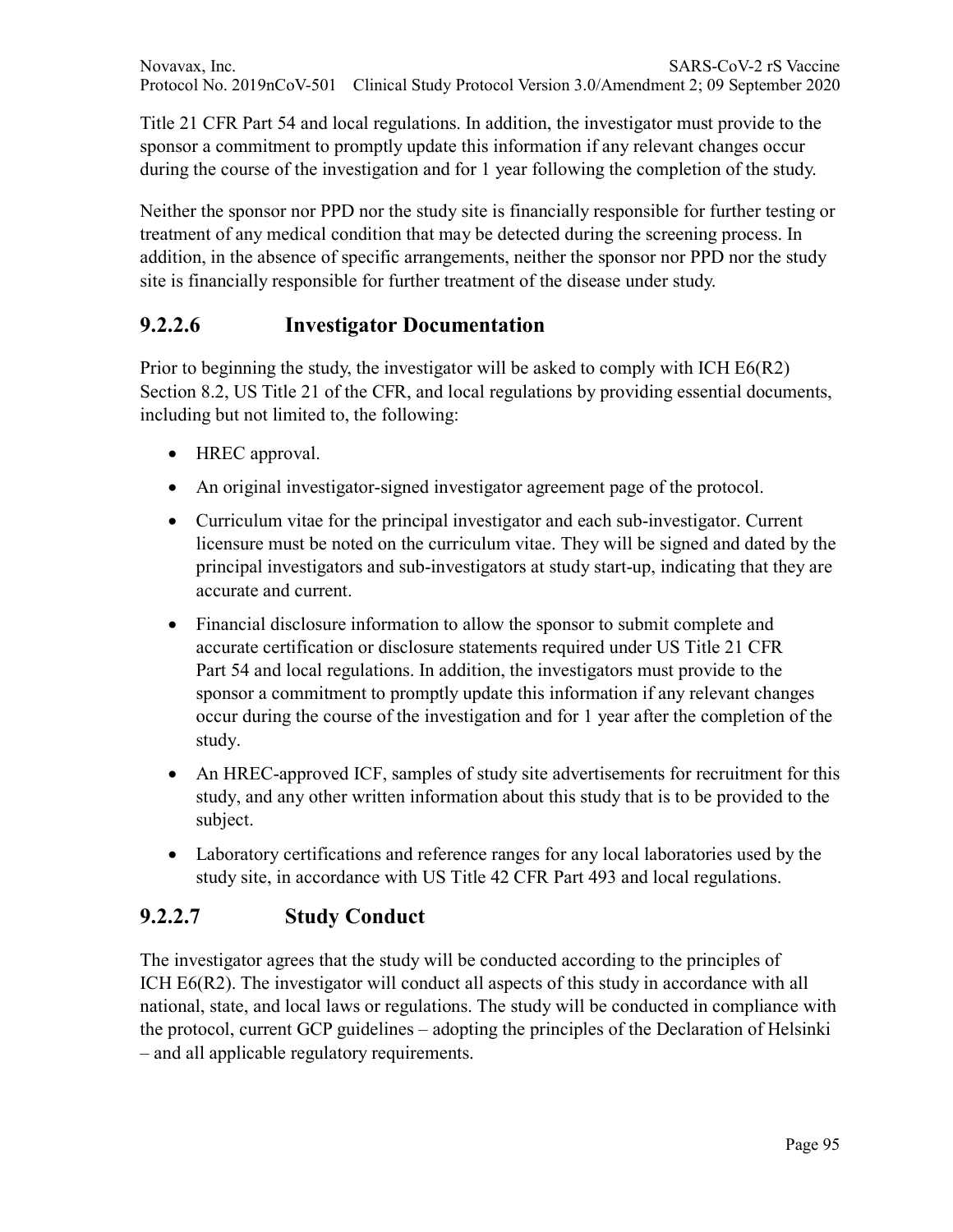Title 21 CFR Part 54 and local regulations. In addition, the investigator must provide to the sponsor a commitment to promptly update this information if any relevant changes occur during the course of the investigation and for 1 year following the completion of the study.

Neither the sponsor nor PPD nor the study site is financially responsible for further testing or treatment of any medical condition that may be detected during the screening process. In addition, in the absence of specific arrangements, neither the sponsor nor PPD nor the study site is financially responsible for further treatment of the disease under study.

### 9.2.2.6 Investigator Documentation

Prior to beginning the study, the investigator will be asked to comply with ICH E6(R2) Section 8.2, US Title 21 of the CFR, and local regulations by providing essential documents, including but not limited to, the following:

- HREC approval.
- An original investigator-signed investigator agreement page of the protocol.
- Curriculum vitae for the principal investigator and each sub-investigator. Current licensure must be noted on the curriculum vitae. They will be signed and dated by the principal investigators and sub-investigators at study start-up, indicating that they are accurate and current.
- Financial disclosure information to allow the sponsor to submit complete and accurate certification or disclosure statements required under US Title 21 CFR Part 54 and local regulations. In addition, the investigators must provide to the sponsor a commitment to promptly update this information if any relevant changes occur during the course of the investigation and for 1 year after the completion of the study.
- An HREC-approved ICF, samples of study site advertisements for recruitment for this study, and any other written information about this study that is to be provided to the subject.
- Laboratory certifications and reference ranges for any local laboratories used by the study site, in accordance with US Title 42 CFR Part 493 and local regulations.

### 9.2.2.7 Study Conduct

The investigator agrees that the study will be conducted according to the principles of ICH E6(R2). The investigator will conduct all aspects of this study in accordance with all national, state, and local laws or regulations. The study will be conducted in compliance with the protocol, current GCP guidelines – adopting the principles of the Declaration of Helsinki – and all applicable regulatory requirements.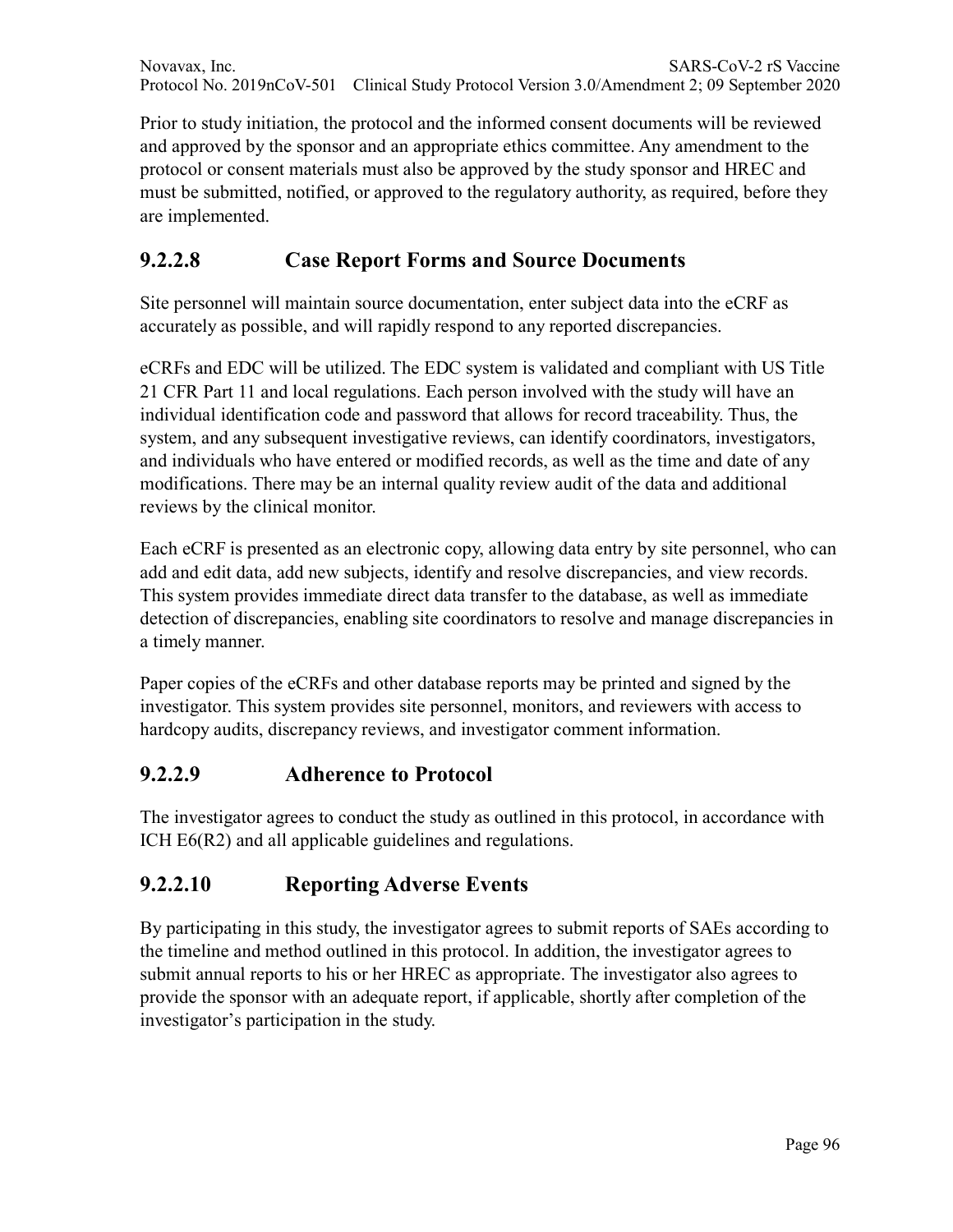Prior to study initiation, the protocol and the informed consent documents will be reviewed and approved by the sponsor and an appropriate ethics committee. Any amendment to the protocol or consent materials must also be approved by the study sponsor and HREC and must be submitted, notified, or approved to the regulatory authority, as required, before they are implemented.

### 9.2.2.8 Case Report Forms and Source Documents

Site personnel will maintain source documentation, enter subject data into the eCRF as accurately as possible, and will rapidly respond to any reported discrepancies.

eCRFs and EDC will be utilized. The EDC system is validated and compliant with US Title 21 CFR Part 11 and local regulations. Each person involved with the study will have an individual identification code and password that allows for record traceability. Thus, the system, and any subsequent investigative reviews, can identify coordinators, investigators, and individuals who have entered or modified records, as well as the time and date of any modifications. There may be an internal quality review audit of the data and additional reviews by the clinical monitor.

Each eCRF is presented as an electronic copy, allowing data entry by site personnel, who can add and edit data, add new subjects, identify and resolve discrepancies, and view records. This system provides immediate direct data transfer to the database, as well as immediate detection of discrepancies, enabling site coordinators to resolve and manage discrepancies in a timely manner.

Paper copies of the eCRFs and other database reports may be printed and signed by the investigator. This system provides site personnel, monitors, and reviewers with access to hardcopy audits, discrepancy reviews, and investigator comment information.

### 9.2.2.9 Adherence to Protocol

The investigator agrees to conduct the study as outlined in this protocol, in accordance with ICH E6(R2) and all applicable guidelines and regulations.

### 9.2.2.10 Reporting Adverse Events

By participating in this study, the investigator agrees to submit reports of SAEs according to the timeline and method outlined in this protocol. In addition, the investigator agrees to submit annual reports to his or her HREC as appropriate. The investigator also agrees to provide the sponsor with an adequate report, if applicable, shortly after completion of the investigator's participation in the study.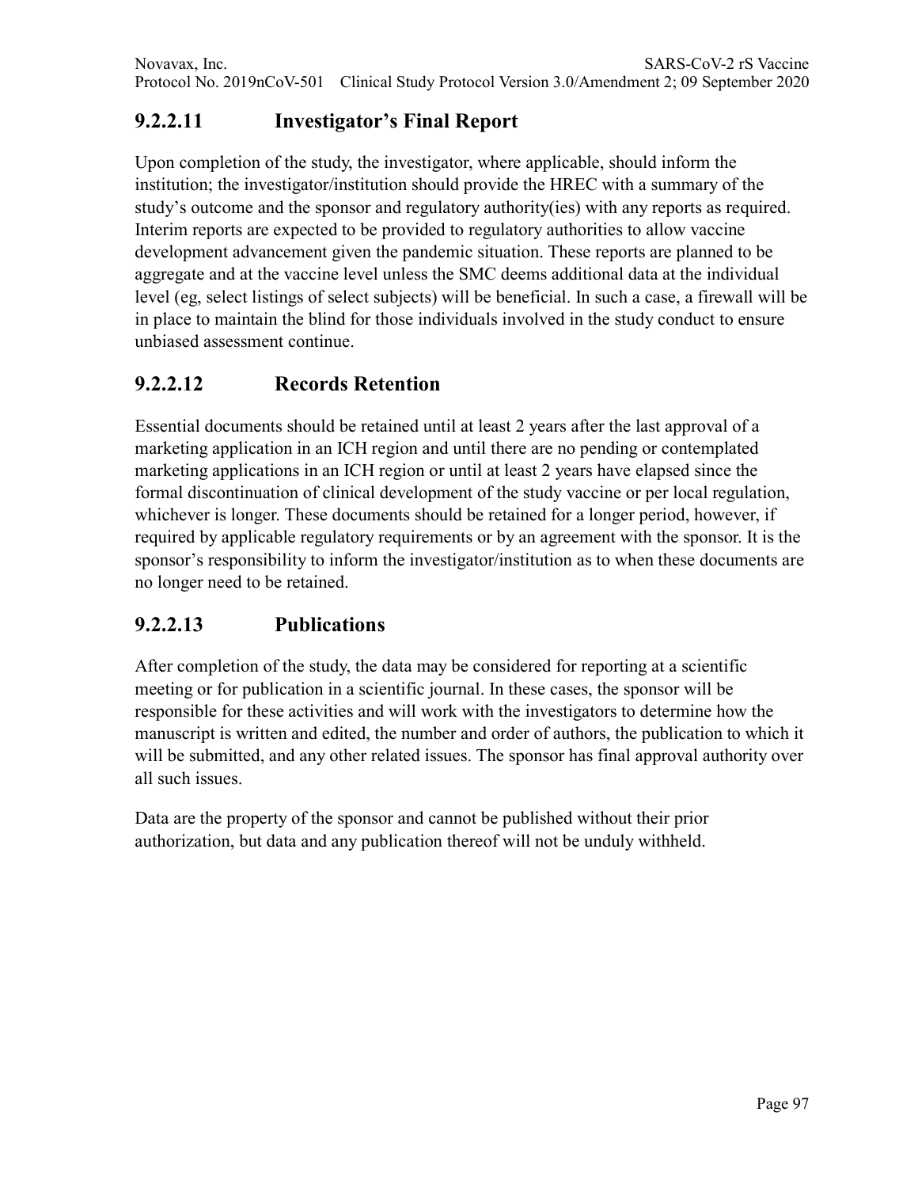### 9.2.2.11 Investigator's Final Report

Upon completion of the study, the investigator, where applicable, should inform the institution; the investigator/institution should provide the HREC with a summary of the study's outcome and the sponsor and regulatory authority(ies) with any reports as required. Interim reports are expected to be provided to regulatory authorities to allow vaccine development advancement given the pandemic situation. These reports are planned to be aggregate and at the vaccine level unless the SMC deems additional data at the individual level (eg, select listings of select subjects) will be beneficial. In such a case, a firewall will be in place to maintain the blind for those individuals involved in the study conduct to ensure unbiased assessment continue.

### 9.2.2.12 Records Retention

Essential documents should be retained until at least 2 years after the last approval of a marketing application in an ICH region and until there are no pending or contemplated marketing applications in an ICH region or until at least 2 years have elapsed since the formal discontinuation of clinical development of the study vaccine or per local regulation, whichever is longer. These documents should be retained for a longer period, however, if required by applicable regulatory requirements or by an agreement with the sponsor. It is the sponsor's responsibility to inform the investigator/institution as to when these documents are no longer need to be retained.

### 9.2.2.13 Publications

After completion of the study, the data may be considered for reporting at a scientific meeting or for publication in a scientific journal. In these cases, the sponsor will be responsible for these activities and will work with the investigators to determine how the manuscript is written and edited, the number and order of authors, the publication to which it will be submitted, and any other related issues. The sponsor has final approval authority over all such issues.

Data are the property of the sponsor and cannot be published without their prior authorization, but data and any publication thereof will not be unduly withheld.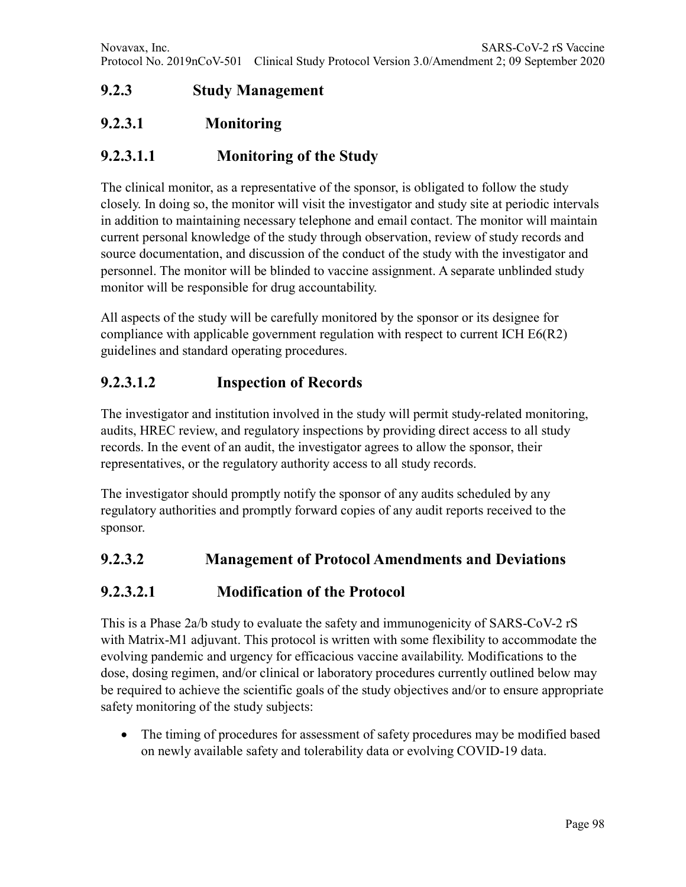### 9.2.3 Study Management

#### 9.2.3.1 Monitoring

##### 9.2.3.1.1 Monitoring of the Study

The clinical monitor, as a representative of the sponsor, is obligated to follow the study closely. In doing so, the monitor will visit the investigator and study site at periodic intervals in addition to maintaining necessary telephone and email contact. The monitor will maintain current personal knowledge of the study through observation, review of study records and source documentation, and discussion of the conduct of the study with the investigator and personnel. The monitor will be blinded to vaccine assignment. A separate unblinded study monitor will be responsible for drug accountability.

All aspects of the study will be carefully monitored by the sponsor or its designee for compliance with applicable government regulation with respect to current ICH E6(R2) guidelines and standard operating procedures.

##### 9.2.3.1.2 Inspection of Records

The investigator and institution involved in the study will permit study-related monitoring, audits, HREC review, and regulatory inspections by providing direct access to all study records. In the event of an audit, the investigator agrees to allow the sponsor, their representatives, or the regulatory authority access to all study records.

The investigator should promptly notify the sponsor of any audits scheduled by any regulatory authorities and promptly forward copies of any audit reports received to the sponsor.

#### 9.2.3.2 Management of Protocol Amendments and Deviations

##### 9.2.3.2.1 Modification of the Protocol

This is a Phase 2a/b study to evaluate the safety and immunogenicity of SARS-CoV-2 rS with Matrix-M1 adjuvant. This protocol is written with some flexibility to accommodate the evolving pandemic and urgency for efficacious vaccine availability. Modifications to the dose, dosing regimen, and/or clinical or laboratory procedures currently outlined below may be required to achieve the scientific goals of the study objectives and/or to ensure appropriate safety monitoring of the study subjects:

- The timing of procedures for assessment of safety procedures may be modified based on newly available safety and tolerability data or evolving COVID-19 data.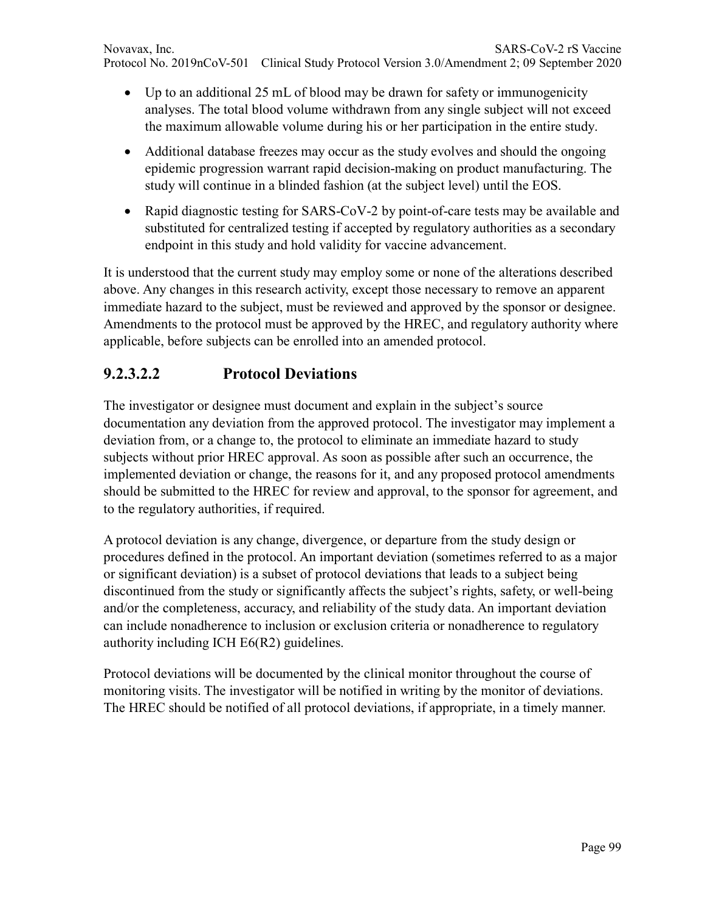- Up to an additional 25 mL of blood may be drawn for safety or immunogenicity analyses. The total blood volume withdrawn from any single subject will not exceed the maximum allowable volume during his or her participation in the entire study.
- Additional database freezes may occur as the study evolves and should the ongoing epidemic progression warrant rapid decision-making on product manufacturing. The study will continue in a blinded fashion (at the subject level) until the EOS.
- Rapid diagnostic testing for SARS-CoV-2 by point-of-care tests may be available and substituted for centralized testing if accepted by regulatory authorities as a secondary endpoint in this study and hold validity for vaccine advancement.

It is understood that the current study may employ some or none of the alterations described above. Any changes in this research activity, except those necessary to remove an apparent immediate hazard to the subject, must be reviewed and approved by the sponsor or designee. Amendments to the protocol must be approved by the HREC, and regulatory authority where applicable, before subjects can be enrolled into an amended protocol.

## 9.2.3.2.2 Protocol Deviations

The investigator or designee must document and explain in the subject's source documentation any deviation from the approved protocol. The investigator may implement a deviation from, or a change to, the protocol to eliminate an immediate hazard to study subjects without prior HREC approval. As soon as possible after such an occurrence, the implemented deviation or change, the reasons for it, and any proposed protocol amendments should be submitted to the HREC for review and approval, to the sponsor for agreement, and to the regulatory authorities, if required.

A protocol deviation is any change, divergence, or departure from the study design or procedures defined in the protocol. An important deviation (sometimes referred to as a major or significant deviation) is a subset of protocol deviations that leads to a subject being discontinued from the study or significantly affects the subject's rights, safety, or well-being and/or the completeness, accuracy, and reliability of the study data. An important deviation can include nonadherence to inclusion or exclusion criteria or nonadherence to regulatory authority including ICH E6(R2) guidelines.

Protocol deviations will be documented by the clinical monitor throughout the course of monitoring visits. The investigator will be notified in writing by the monitor of deviations. The HREC should be notified of all protocol deviations, if appropriate, in a timely manner.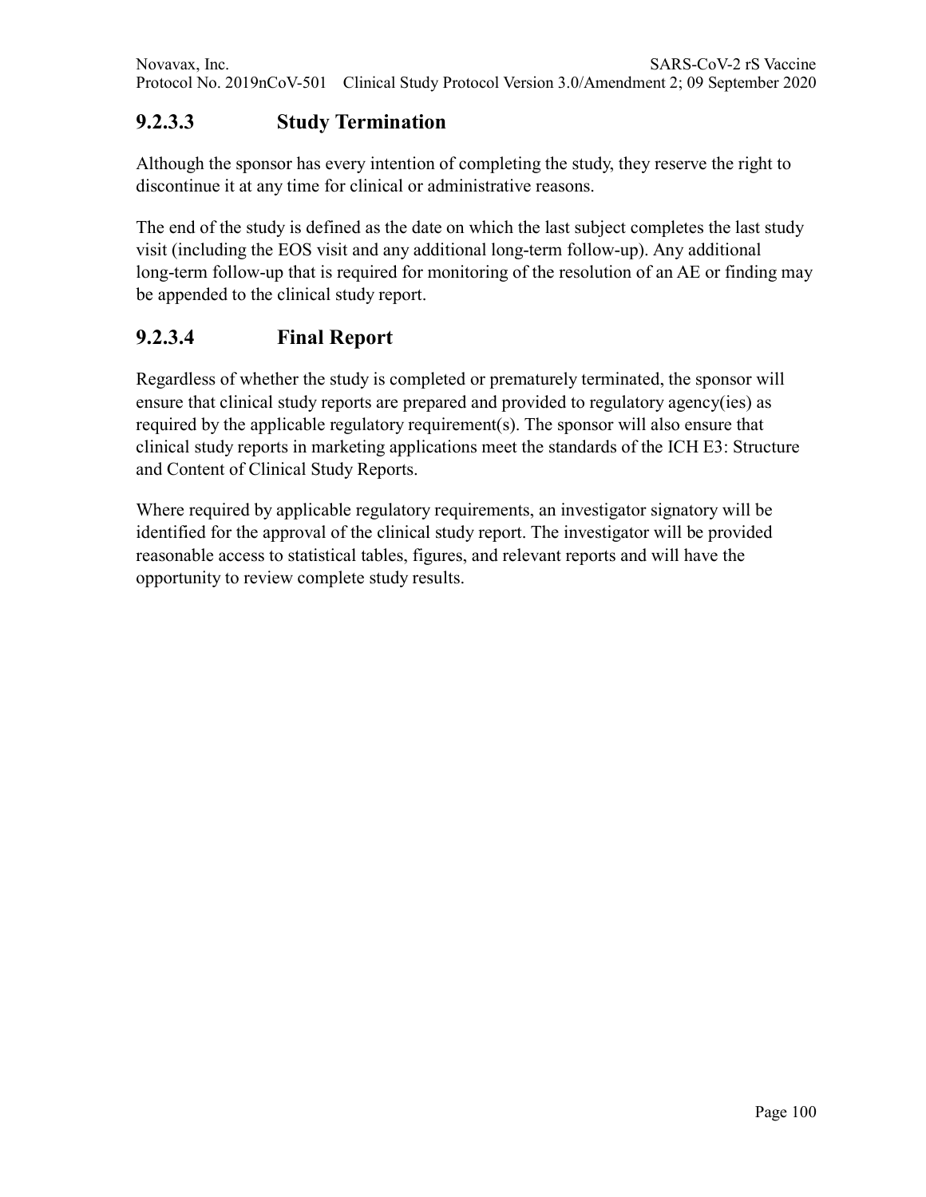### 9.2.3.3 Study Termination

Although the sponsor has every intention of completing the study, they reserve the right to discontinue it at any time for clinical or administrative reasons.

The end of the study is defined as the date on which the last subject completes the last study visit (including the EOS visit and any additional long-term follow-up). Any additional long-term follow-up that is required for monitoring of the resolution of an AE or finding may be appended to the clinical study report.

### 9.2.3.4 Final Report

Regardless of whether the study is completed or prematurely terminated, the sponsor will ensure that clinical study reports are prepared and provided to regulatory agency(ies) as required by the applicable regulatory requirement(s). The sponsor will also ensure that clinical study reports in marketing applications meet the standards of the ICH E3: Structure and Content of Clinical Study Reports.

Where required by applicable regulatory requirements, an investigator signatory will be identified for the approval of the clinical study report. The investigator will be provided reasonable access to statistical tables, figures, and relevant reports and will have the opportunity to review complete study results.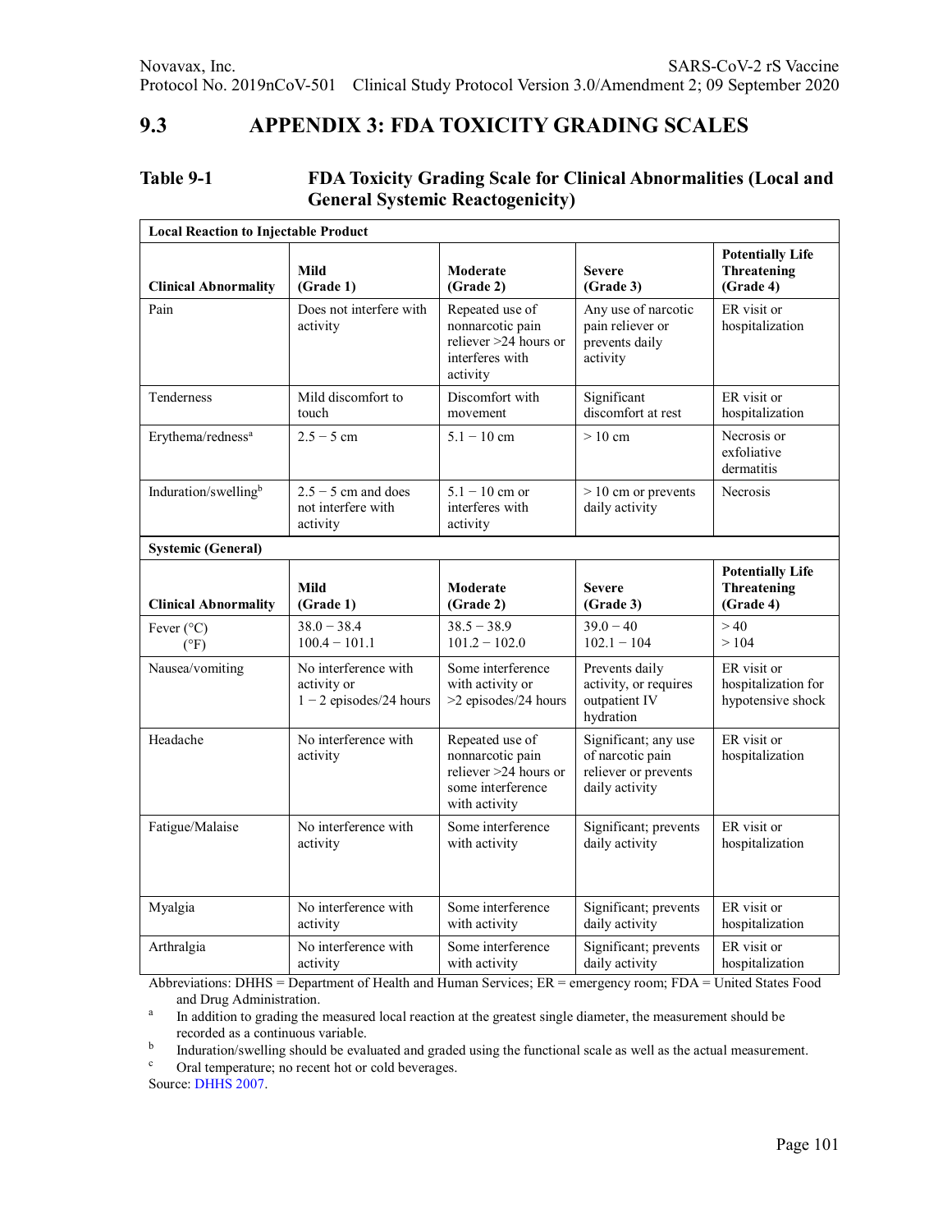## 9.3 APPENDIX 3: FDA TOXICITY GRADING SCALES

**Table 9-1 FDA Toxicity Grading Scale for Clinical Abnormalities (Local and General Systemic Reactogenicity)**

| **Local Reaction to Injectable Product** | | | | |
|---|---|---|---|---|
| **Clinical Abnormality** | **Mild (Grade 1)** | **Moderate (Grade 2)** | **Severe (Grade 3)** | **Potentially Life Threatening (Grade 4)** |
| Pain | Does not interfere with activity | Repeated use of nonnarcotic pain reliever >24 hours or interferes with activity | Any use of narcotic pain reliever or prevents daily activity | ER visit or hospitalization |
| Tenderness | Mild discomfort to touch | Discomfort with movement | Significant discomfort at rest | ER visit or hospitalization |
| Erythema/redness[a] | 2.5 − 5 cm | 5.1 − 10 cm | > 10 cm | Necrosis or exfoliative dermatitis |
| Induration/swelling[b] | 2.5 − 5 cm and does not interfere with activity | 5.1 − 10 cm or interferes with activity | > 10 cm or prevents daily activity | Necrosis |
| **Systemic (General)** | | | | |
| **Clinical Abnormality** | **Mild (Grade 1)** | **Moderate (Grade 2)** | **Severe (Grade 3)** | **Potentially Life Threatening (Grade 4)** |
| Fever (°C) (°F) | 38.0 − 38.4 100.4 − 101.1 | 38.5 − 38.9 101.2 − 102.0 | 39.0 − 40 102.1 − 104 | > 40 > 104 |
| Nausea/vomiting | No interference with activity or 1 − 2 episodes/24 hours | Some interference with activity or >2 episodes/24 hours | Prevents daily activity, or requires outpatient IV hydration | ER visit or hospitalization for hypotensive shock |
| Headache | No interference with activity | Repeated use of nonnarcotic pain reliever >24 hours or some interference with activity | Significant; any use of narcotic pain reliever or prevents daily activity | ER visit or hospitalization |
| Fatigue/Malaise | No interference with activity | Some interference with activity | Significant; prevents daily activity | ER visit or hospitalization |
| Myalgia | No interference with activity | Some interference with activity | Significant; prevents daily activity | ER visit or hospitalization |
| Arthralgia | No interference with activity | Some interference with activity | Significant; prevents daily activity | ER visit or hospitalization |

Abbreviations: DHHS = Department of Health and Human Services; ER = emergency room; FDA = United States Food and Drug Administration.

[a] In addition to grading the measured local reaction at the greatest single diameter, the measurement should be recorded as a continuous variable.

[b] Induration/swelling should be evaluated and graded using the functional scale as well as the actual measurement.

[c] Oral temperature; no recent hot or cold beverages.

Source: DHHS 2007.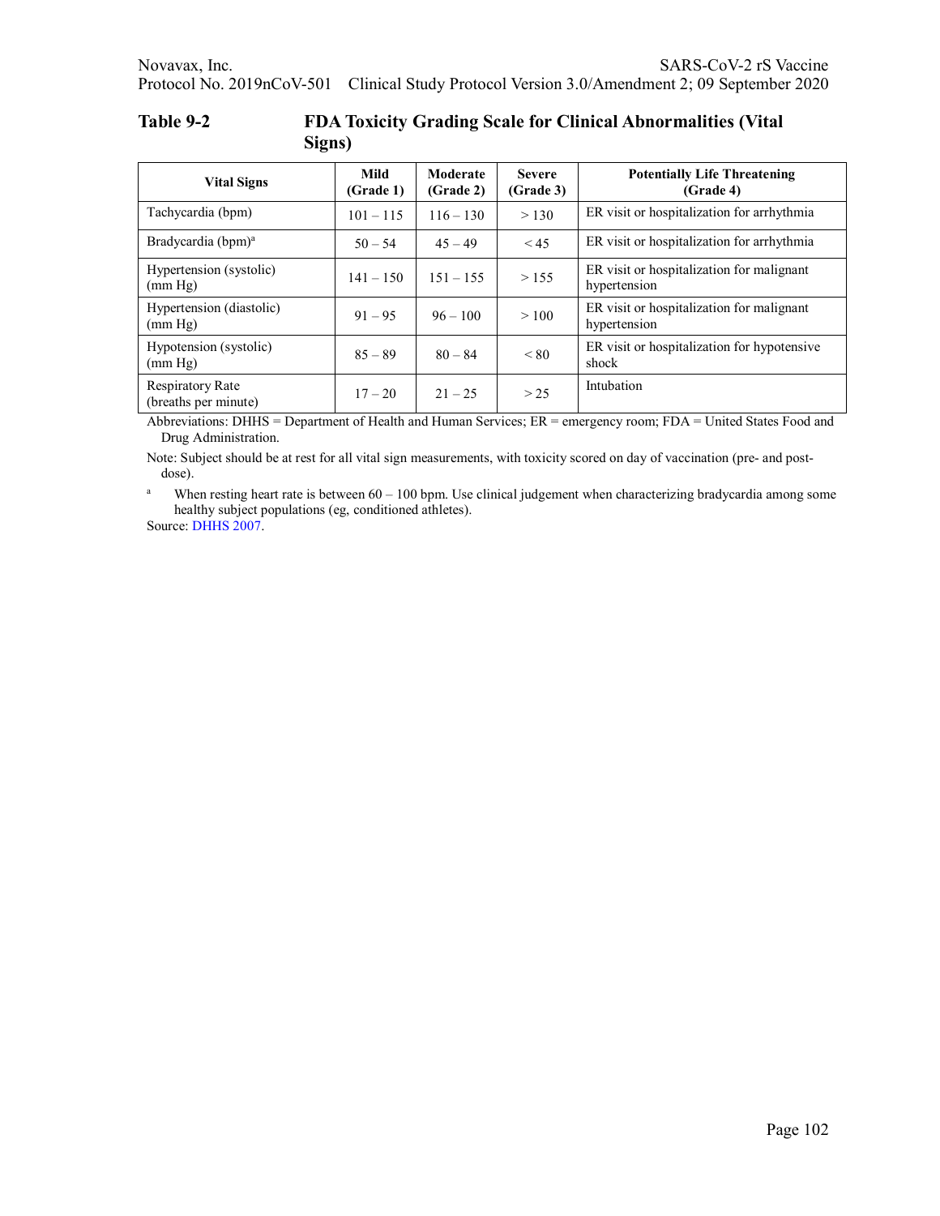**Table 9-2 FDA Toxicity Grading Scale for Clinical Abnormalities (Vital Signs)**

| Vital Signs | Mild (Grade 1) | Moderate (Grade 2) | Severe (Grade 3) | Potentially Life Threatening (Grade 4) |
|---|---|---|---|---|
| Tachycardia (bpm) | 101 – 115 | 116 – 130 | > 130 | ER visit or hospitalization for arrhythmia |
| Bradycardia (bpm)[a] | 50 – 54 | 45 – 49 | < 45 | ER visit or hospitalization for arrhythmia |
| Hypertension (systolic) (mm Hg) | 141 – 150 | 151 – 155 | > 155 | ER visit or hospitalization for malignant hypertension |
| Hypertension (diastolic) (mm Hg) | 91 – 95 | 96 – 100 | > 100 | ER visit or hospitalization for malignant hypertension |
| Hypotension (systolic) (mm Hg) | 85 – 89 | 80 – 84 | < 80 | ER visit or hospitalization for hypotensive shock |
| Respiratory Rate (breaths per minute) | 17 – 20 | 21 – 25 | > 25 | Intubation |

Abbreviations: DHHS = Department of Health and Human Services; ER = emergency room; FDA = United States Food and Drug Administration.

Note: Subject should be at rest for all vital sign measurements, with toxicity scored on day of vaccination (pre- and post-dose).

[a] When resting heart rate is between 60 – 100 bpm. Use clinical judgement when characterizing bradycardia among some healthy subject populations (eg, conditioned athletes).

Source: DHHS 2007.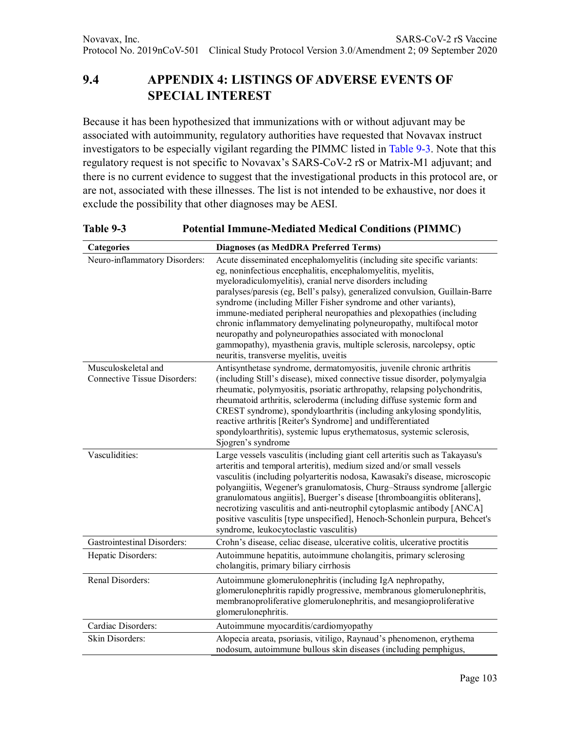## 9.4 APPENDIX 4: LISTINGS OF ADVERSE EVENTS OF SPECIAL INTEREST

Because it has been hypothesized that immunizations with or without adjuvant may be associated with autoimmunity, regulatory authorities have requested that Novavax instruct investigators to be especially vigilant regarding the PIMMC listed in Table 9-3. Note that this regulatory request is not specific to Novavax's SARS-CoV-2 rS or Matrix-M1 adjuvant; and there is no current evidence to suggest that the investigational products in this protocol are, or are not, associated with these illnesses. The list is not intended to be exhaustive, nor does it exclude the possibility that other diagnoses may be AESI.

**Table 9-3 Potential Immune-Mediated Medical Conditions (PIMMC)**

| Categories | Diagnoses (as MedDRA Preferred Terms) |
|---|---|
| Neuro-inflammatory Disorders: | Acute disseminated encephalomyelitis (including site specific variants: eg, noninfectious encephalitis, encephalomyelitis, myelitis, myeloradiculomyelitis), cranial nerve disorders including paralyses/paresis (eg, Bell's palsy), generalized convulsion, Guillain-Barre syndrome (including Miller Fisher syndrome and other variants), immune-mediated peripheral neuropathies and plexopathies (including chronic inflammatory demyelinating polyneuropathy, multifocal motor neuropathy and polyneuropathies associated with monoclonal gammopathy), myasthenia gravis, multiple sclerosis, narcolepsy, optic neuritis, transverse myelitis, uveitis |
| Musculoskeletal and Connective Tissue Disorders: | Antisynthetase syndrome, dermatomyositis, juvenile chronic arthritis (including Still's disease), mixed connective tissue disorder, polymyalgia rheumatic, polymyositis, psoriatic arthropathy, relapsing polychondritis, rheumatoid arthritis, scleroderma (including diffuse systemic form and CREST syndrome), spondyloarthritis (including ankylosing spondylitis, reactive arthritis [Reiter's Syndrome] and undifferentiated spondyloarthritis), systemic lupus erythematosus, systemic sclerosis, Sjogren's syndrome |
| Vasculidities: | Large vessels vasculitis (including giant cell arteritis such as Takayasu's arteritis and temporal arteritis), medium sized and/or small vessels vasculitis (including polyarteritis nodosa, Kawasaki's disease, microscopic polyangiitis, Wegener's granulomatosis, Churg–Strauss syndrome [allergic granulomatous angiitis], Buerger's disease [thromboangiitis obliterans], necrotizing vasculitis and anti-neutrophil cytoplasmic antibody [ANCA] positive vasculitis [type unspecified], Henoch-Schonlein purpura, Behcet's syndrome, leukocytoclastic vasculitis) |
| Gastrointestinal Disorders: | Crohn's disease, celiac disease, ulcerative colitis, ulcerative proctitis |
| Hepatic Disorders: | Autoimmune hepatitis, autoimmune cholangitis, primary sclerosing cholangitis, primary biliary cirrhosis |
| Renal Disorders: | Autoimmune glomerulonephritis (including IgA nephropathy, glomerulonephritis rapidly progressive, membranous glomerulonephritis, membranoproliferative glomerulonephritis, and mesangioproliferative glomerulonephritis. |
| Cardiac Disorders: | Autoimmune myocarditis/cardiomyopathy |
| Skin Disorders: | Alopecia areata, psoriasis, vitiligo, Raynaud's phenomenon, erythema nodosum, autoimmune bullous skin diseases (including pemphigus, |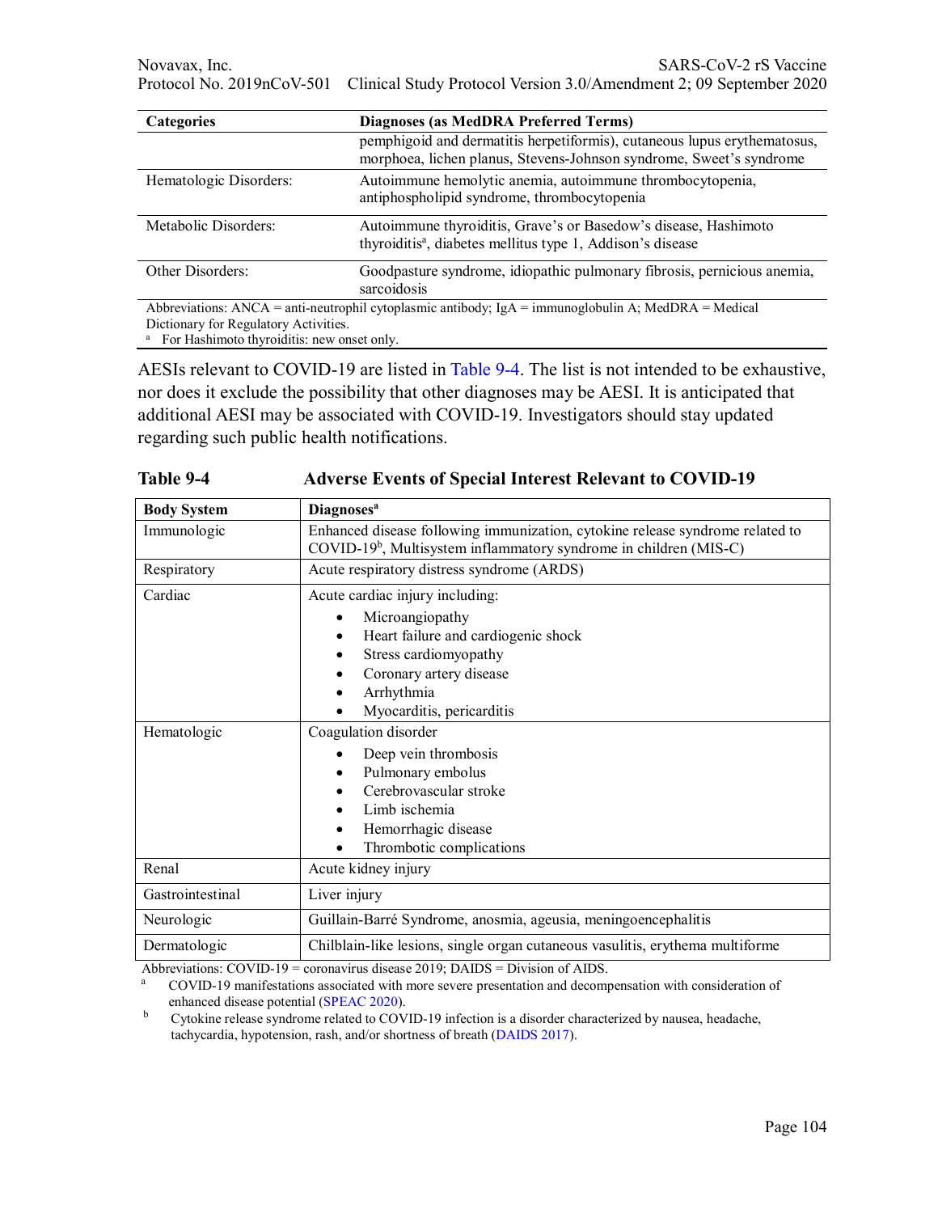| Categories | Diagnoses (as MedDRA Preferred Terms) |
|---|---|
| | pemphigoid and dermatitis herpetiformis), cutaneous lupus erythematosus, morphoea, lichen planus, Stevens-Johnson syndrome, Sweet's syndrome |
| Hematologic Disorders: | Autoimmune hemolytic anemia, autoimmune thrombocytopenia, antiphospholipid syndrome, thrombocytopenia |
| Metabolic Disorders: | Autoimmune thyroiditis, Grave's or Basedow's disease, Hashimoto thyroiditis[a], diabetes mellitus type 1, Addison's disease |
| Other Disorders: | Goodpasture syndrome, idiopathic pulmonary fibrosis, pernicious anemia, sarcoidosis |

Abbreviations: ANCA = anti-neutrophil cytoplasmic antibody; IgA = immunoglobulin A; MedDRA = Medical Dictionary for Regulatory Activities.

[a] For Hashimoto thyroiditis: new onset only.

AESIs relevant to COVID-19 are listed in Table 9-4. The list is not intended to be exhaustive, nor does it exclude the possibility that other diagnoses may be AESI. It is anticipated that additional AESI may be associated with COVID-19. Investigators should stay updated regarding such public health notifications.

**Table 9-4 Adverse Events of Special Interest Relevant to COVID-19**

| Body System | Diagnoses[a] |
|---|---|
| Immunologic | Enhanced disease following immunization, cytokine release syndrome related to COVID-19[b], Multisystem inflammatory syndrome in children (MIS-C) |
| Respiratory | Acute respiratory distress syndrome (ARDS) |
| Cardiac | Acute cardiac injury including: • Microangiopathy • Heart failure and cardiogenic shock • Stress cardiomyopathy • Coronary artery disease • Arrhythmia • Myocarditis, pericarditis |
| Hematologic | Coagulation disorder • Deep vein thrombosis • Pulmonary embolus • Cerebrovascular stroke • Limb ischemia • Hemorrhagic disease • Thrombotic complications |
| Renal | Acute kidney injury |
| Gastrointestinal | Liver injury |
| Neurologic | Guillain-Barré Syndrome, anosmia, ageusia, meningoencephalitis |
| Dermatologic | Chilblain-like lesions, single organ cutaneous vasulitis, erythema multiforme |

Abbreviations: COVID-19 = coronavirus disease 2019; DAIDS = Division of AIDS.

[a] COVID-19 manifestations associated with more severe presentation and decompensation with consideration of enhanced disease potential (SPEAC 2020).

[b] Cytokine release syndrome related to COVID-19 infection is a disorder characterized by nausea, headache, tachycardia, hypotension, rash, and/or shortness of breath (DAIDS 2017).